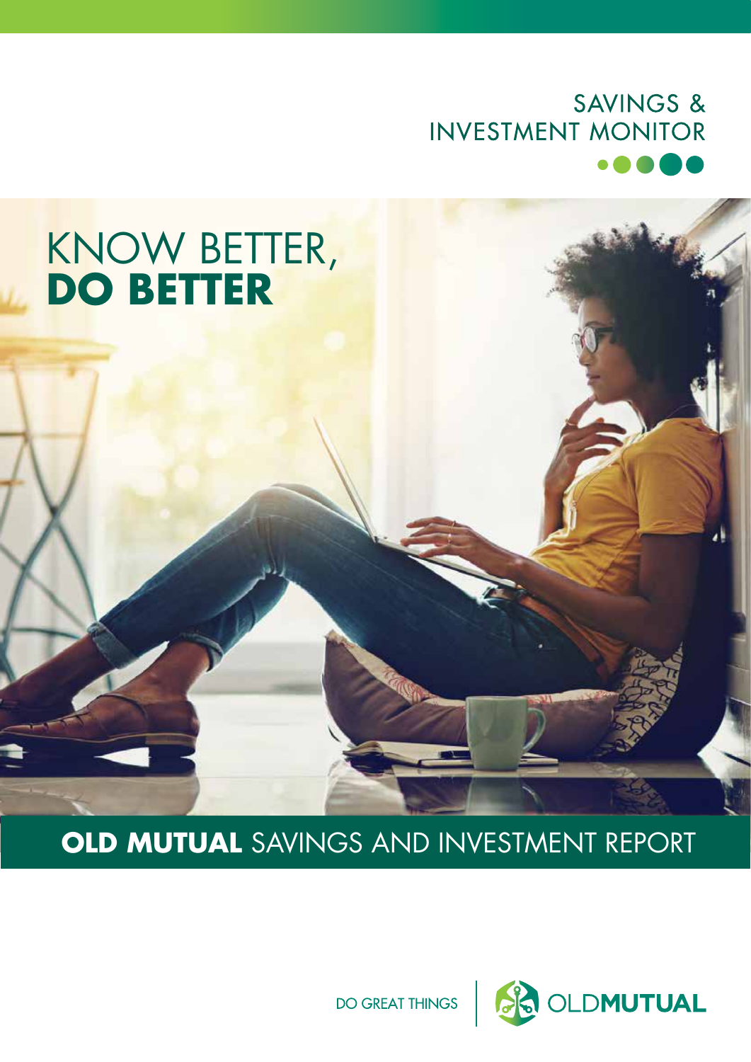SAVINGS & INVESTMENT MONITOR

# KNOW BETTER, **DO BETTER**

## **OLD MUTUAL** SAVINGS AND INVESTMENT REPORT

DO GREAT THINGS | OLD**MUTUAL**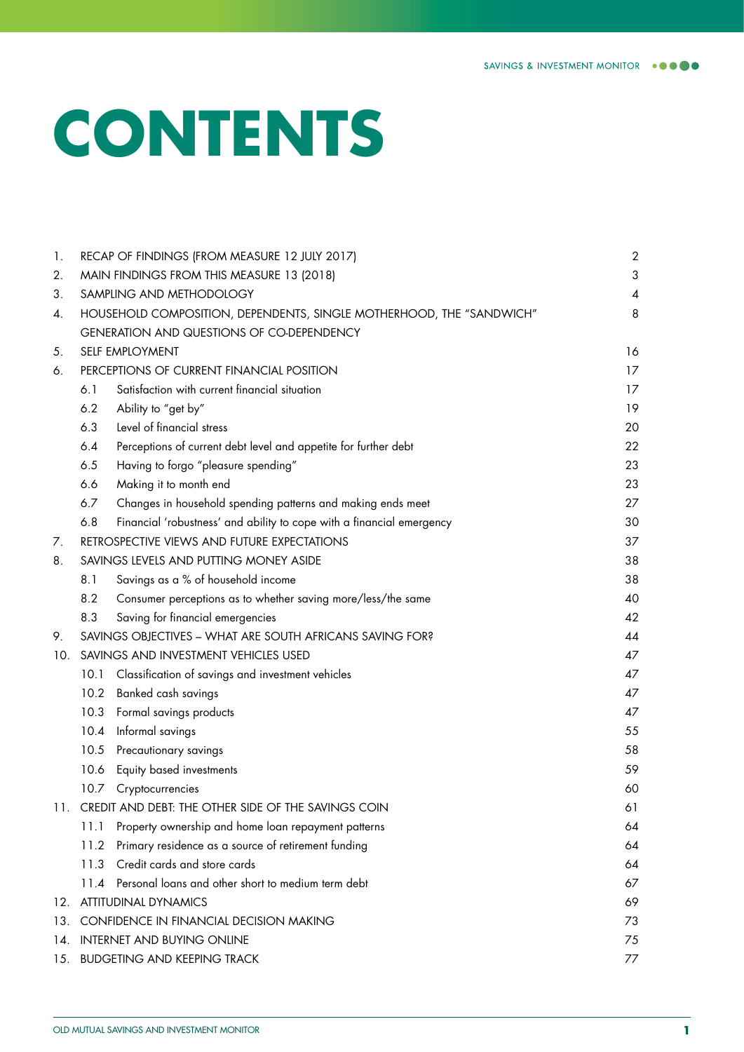# CONTENTS

| | | | |
|---|---|---|---|
| 1. | RECAP OF FINDINGS (FROM MEASURE 12 JULY 2017) | | 2 |
| 2. | MAIN FINDINGS FROM THIS MEASURE 13 (2018) | | 3 |
| 3. | SAMPLING AND METHODOLOGY | | 4 |
| 4. | HOUSEHOLD COMPOSITION, DEPENDENTS, SINGLE MOTHERHOOD, THE "SANDWICH" GENERATION AND QUESTIONS OF CO-DEPENDENCY | | 8 |
| 5. | SELF EMPLOYMENT | | 16 |
| 6. | PERCEPTIONS OF CURRENT FINANCIAL POSITION | | 17 |
| | 6.1 | Satisfaction with current financial situation | 17 |
| | 6.2 | Ability to "get by" | 19 |
| | 6.3 | Level of financial stress | 20 |
| | 6.4 | Perceptions of current debt level and appetite for further debt | 22 |
| | 6.5 | Having to forgo "pleasure spending" | 23 |
| | 6.6 | Making it to month end | 23 |
| | 6.7 | Changes in household spending patterns and making ends meet | 27 |
| | 6.8 | Financial 'robustness' and ability to cope with a financial emergency | 30 |
| 7. | RETROSPECTIVE VIEWS AND FUTURE EXPECTATIONS | | 37 |
| 8. | SAVINGS LEVELS AND PUTTING MONEY ASIDE | | 38 |
| | 8.1 | Savings as a % of household income | 38 |
| | 8.2 | Consumer perceptions as to whether saving more/less/the same | 40 |
| | 8.3 | Saving for financial emergencies | 42 |
| 9. | SAVINGS OBJECTIVES – WHAT ARE SOUTH AFRICANS SAVING FOR? | | 44 |
| 10. | SAVINGS AND INVESTMENT VEHICLES USED | | 47 |
| | 10.1 | Classification of savings and investment vehicles | 47 |
| | 10.2 | Banked cash savings | 47 |
| | 10.3 | Formal savings products | 47 |
| | 10.4 | Informal savings | 55 |
| | 10.5 | Precautionary savings | 58 |
| | 10.6 | Equity based investments | 59 |
| | 10.7 | Cryptocurrencies | 60 |
| 11. | CREDIT AND DEBT: THE OTHER SIDE OF THE SAVINGS COIN | | 61 |
| | 11.1 | Property ownership and home loan repayment patterns | 64 |
| | 11.2 | Primary residence as a source of retirement funding | 64 |
| | 11.3 | Credit cards and store cards | 64 |
| | 11.4 | Personal loans and other short to medium term debt | 67 |
| 12. | ATTITUDINAL DYNAMICS | | 69 |
| 13. | CONFIDENCE IN FINANCIAL DECISION MAKING | | 73 |
| 14. | INTERNET AND BUYING ONLINE | | 75 |
| 15. | BUDGETING AND KEEPING TRACK | | 77 |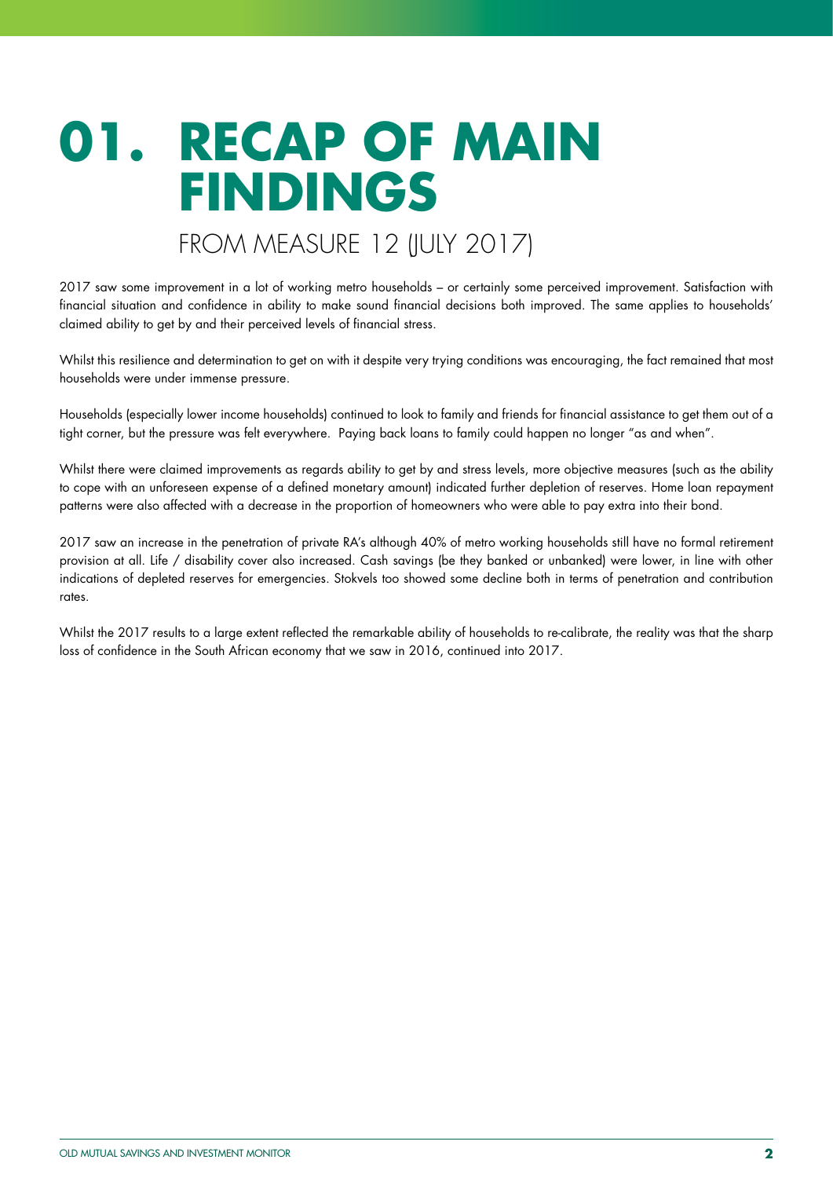# 01. RECAP OF MAIN FINDINGS

## FROM MEASURE 12 (JULY 2017)

2017 saw some improvement in a lot of working metro households – or certainly some perceived improvement. Satisfaction with financial situation and confidence in ability to make sound financial decisions both improved. The same applies to households' claimed ability to get by and their perceived levels of financial stress.

Whilst this resilience and determination to get on with it despite very trying conditions was encouraging, the fact remained that most households were under immense pressure.

Households (especially lower income households) continued to look to family and friends for financial assistance to get them out of a tight corner, but the pressure was felt everywhere. Paying back loans to family could happen no longer "as and when".

Whilst there were claimed improvements as regards ability to get by and stress levels, more objective measures (such as the ability to cope with an unforeseen expense of a defined monetary amount) indicated further depletion of reserves. Home loan repayment patterns were also affected with a decrease in the proportion of homeowners who were able to pay extra into their bond.

2017 saw an increase in the penetration of private RA's although 40% of metro working households still have no formal retirement provision at all. Life / disability cover also increased. Cash savings (be they banked or unbanked) were lower, in line with other indications of depleted reserves for emergencies. Stokvels too showed some decline both in terms of penetration and contribution rates.

Whilst the 2017 results to a large extent reflected the remarkable ability of households to re-calibrate, the reality was that the sharp loss of confidence in the South African economy that we saw in 2016, continued into 2017.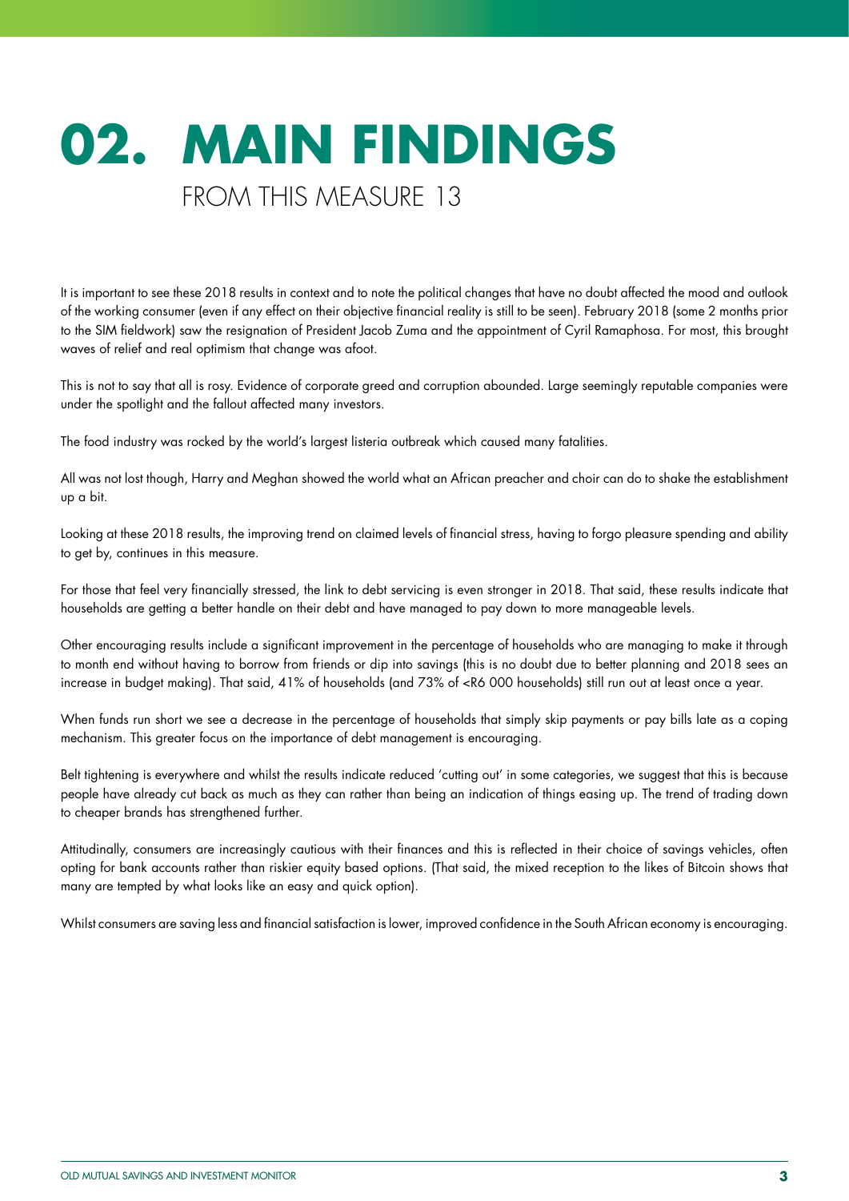# 02. MAIN FINDINGS

## FROM THIS MEASURE 13

It is important to see these 2018 results in context and to note the political changes that have no doubt affected the mood and outlook of the working consumer (even if any effect on their objective financial reality is still to be seen). February 2018 (some 2 months prior to the SIM fieldwork) saw the resignation of President Jacob Zuma and the appointment of Cyril Ramaphosa. For most, this brought waves of relief and real optimism that change was afoot.

This is not to say that all is rosy. Evidence of corporate greed and corruption abounded. Large seemingly reputable companies were under the spotlight and the fallout affected many investors.

The food industry was rocked by the world's largest listeria outbreak which caused many fatalities.

All was not lost though, Harry and Meghan showed the world what an African preacher and choir can do to shake the establishment up a bit.

Looking at these 2018 results, the improving trend on claimed levels of financial stress, having to forgo pleasure spending and ability to get by, continues in this measure.

For those that feel very financially stressed, the link to debt servicing is even stronger in 2018. That said, these results indicate that households are getting a better handle on their debt and have managed to pay down to more manageable levels.

Other encouraging results include a significant improvement in the percentage of households who are managing to make it through to month end without having to borrow from friends or dip into savings (this is no doubt due to better planning and 2018 sees an increase in budget making). That said, 41% of households (and 73% of <R6 000 households) still run out at least once a year.

When funds run short we see a decrease in the percentage of households that simply skip payments or pay bills late as a coping mechanism. This greater focus on the importance of debt management is encouraging.

Belt tightening is everywhere and whilst the results indicate reduced 'cutting out' in some categories, we suggest that this is because people have already cut back as much as they can rather than being an indication of things easing up. The trend of trading down to cheaper brands has strengthened further.

Attitudinally, consumers are increasingly cautious with their finances and this is reflected in their choice of savings vehicles, often opting for bank accounts rather than riskier equity based options. (That said, the mixed reception to the likes of Bitcoin shows that many are tempted by what looks like an easy and quick option).

Whilst consumers are saving less and financial satisfaction is lower, improved confidence in the South African economy is encouraging.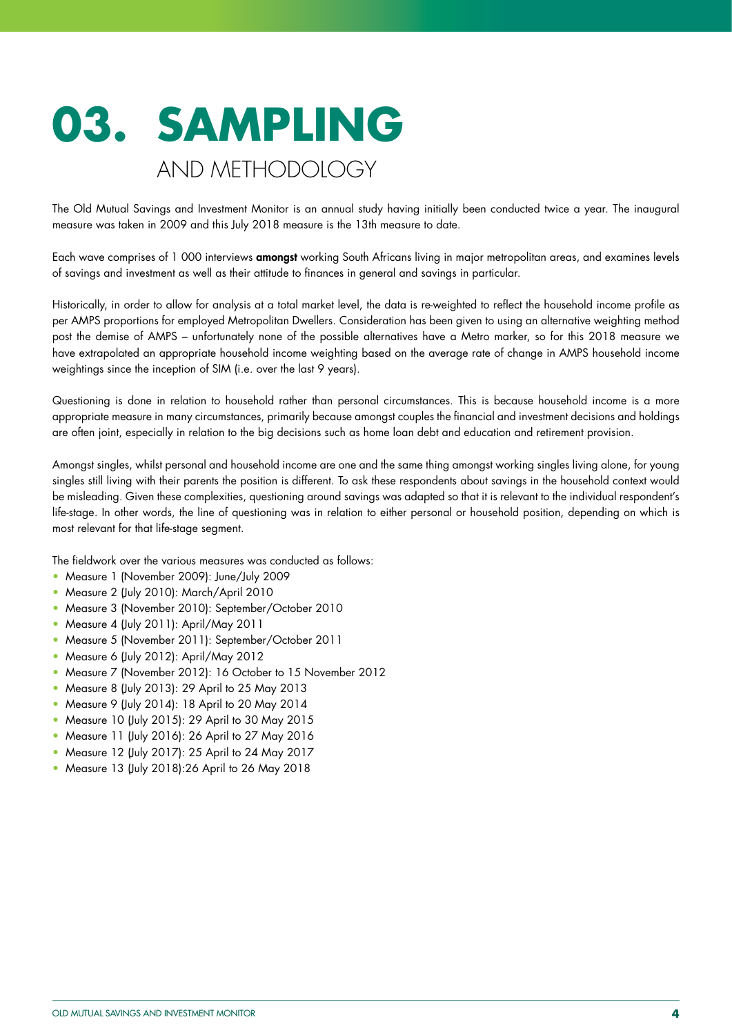# 03. SAMPLING AND METHODOLOGY

The Old Mutual Savings and Investment Monitor is an annual study having initially been conducted twice a year. The inaugural measure was taken in 2009 and this July 2018 measure is the 13th measure to date.

Each wave comprises of 1 000 interviews **amongst** working South Africans living in major metropolitan areas, and examines levels of savings and investment as well as their attitude to finances in general and savings in particular.

Historically, in order to allow for analysis at a total market level, the data is re-weighted to reflect the household income profile as per AMPS proportions for employed Metropolitan Dwellers. Consideration has been given to using an alternative weighting method post the demise of AMPS – unfortunately none of the possible alternatives have a Metro marker, so for this 2018 measure we have extrapolated an appropriate household income weighting based on the average rate of change in AMPS household income weightings since the inception of SIM (i.e. over the last 9 years).

Questioning is done in relation to household rather than personal circumstances. This is because household income is a more appropriate measure in many circumstances, primarily because amongst couples the financial and investment decisions and holdings are often joint, especially in relation to the big decisions such as home loan debt and education and retirement provision.

Amongst singles, whilst personal and household income are one and the same thing amongst working singles living alone, for young singles still living with their parents the position is different. To ask these respondents about savings in the household context would be misleading. Given these complexities, questioning around savings was adapted so that it is relevant to the individual respondent's life-stage. In other words, the line of questioning was in relation to either personal or household position, depending on which is most relevant for that life-stage segment.

The fieldwork over the various measures was conducted as follows:

- Measure 1 (November 2009): June/July 2009
- Measure 2 (July 2010): March/April 2010
- Measure 3 (November 2010): September/October 2010
- Measure 4 (July 2011): April/May 2011
- Measure 5 (November 2011): September/October 2011
- Measure 6 (July 2012): April/May 2012
- Measure 7 (November 2012): 16 October to 15 November 2012
- Measure 8 (July 2013): 29 April to 25 May 2013
- Measure 9 (July 2014): 18 April to 20 May 2014
- Measure 10 (July 2015): 29 April to 30 May 2015
- Measure 11 (July 2016): 26 April to 27 May 2016
- Measure 12 (July 2017): 25 April to 24 May 2017
- Measure 13 (July 2018):26 April to 26 May 2018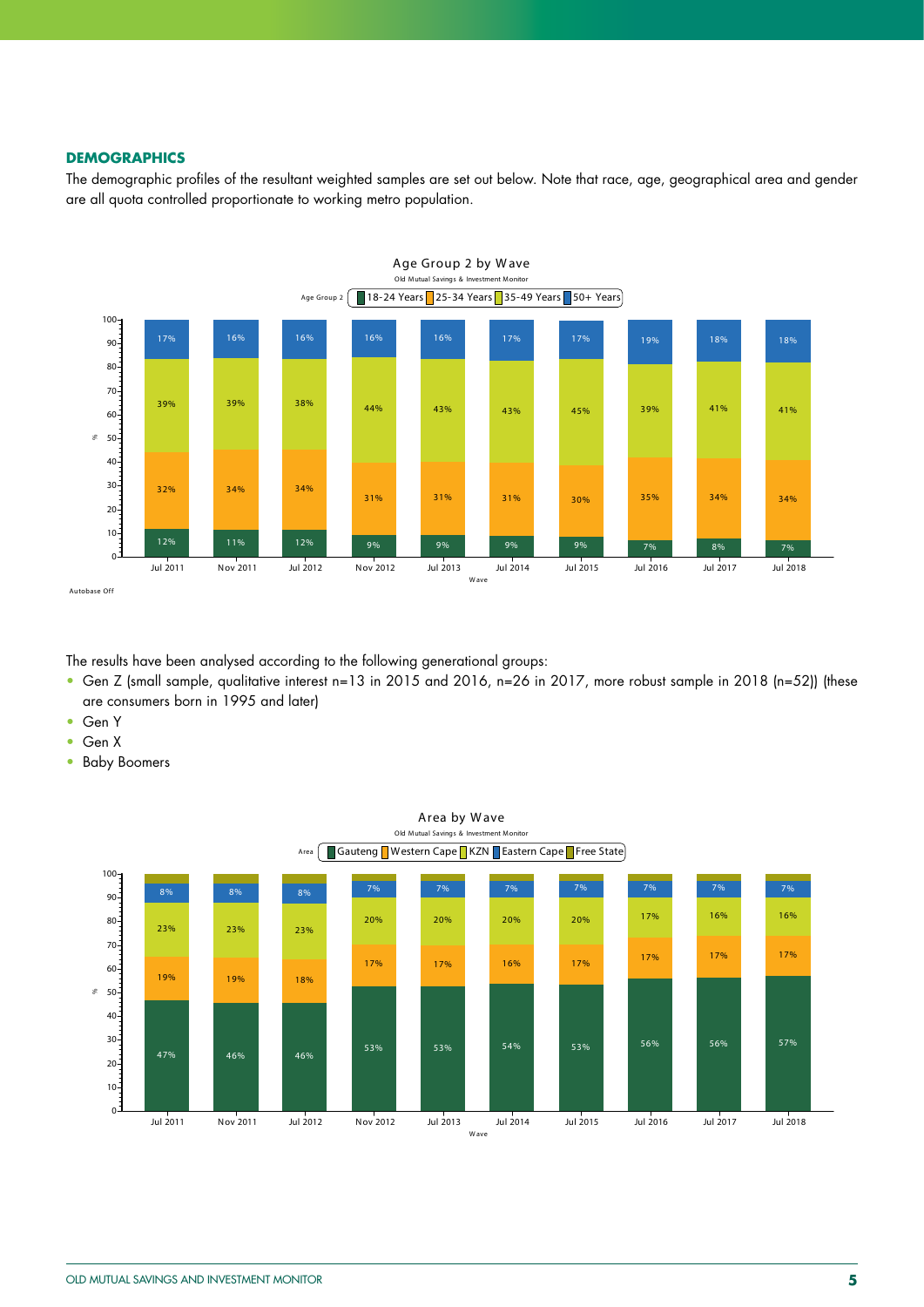### DEMOGRAPHICS

The demographic profiles of the resultant weighted samples are set out below. Note that race, age, geographical area and gender are all quota controlled proportionate to working metro population.

**Age Group 2 by Wave**

Old Mutual Savings & Investment Monitor

| Wave | 18-24 Years | 25-34 Years | 35-49 Years | 50+ Years |
|---|---|---|---|---|
| Jul 2011 | 12% | 32% | 39% | 17% |
| Nov 2011 | 11% | 34% | 39% | 16% |
| Jul 2012 | 12% | 34% | 38% | 16% |
| Nov 2012 | 9% | 31% | 44% | 16% |
| Jul 2013 | 9% | 31% | 43% | 16% |
| Jul 2014 | 9% | 31% | 43% | 17% |
| Jul 2015 | 9% | 30% | 45% | 17% |
| Jul 2016 | 7% | 35% | 39% | 19% |
| Jul 2017 | 8% | 34% | 41% | 18% |
| Jul 2018 | 7% | 34% | 41% | 18% |

Autobase Off

The results have been analysed according to the following generational groups:

- Gen Z (small sample, qualitative interest n=13 in 2015 and 2016, n=26 in 2017, more robust sample in 2018 (n=52)) (these are consumers born in 1995 and later)
- Gen Y
- Gen X
- Baby Boomers

**Area by Wave**

Old Mutual Savings & Investment Monitor

| Wave | Gauteng | Western Cape | KZN | Eastern Cape | Free State |
|---|---|---|---|---|---|
| Jul 2011 | 47% | 19% | 23% | 8% | |
| Nov 2011 | 46% | 19% | 23% | 8% | |
| Jul 2012 | 46% | 18% | 23% | 8% | |
| Nov 2012 | 53% | 17% | 20% | 7% | |
| Jul 2013 | 53% | 17% | 20% | 7% | |
| Jul 2014 | 54% | 16% | 20% | 7% | |
| Jul 2015 | 53% | 17% | 20% | 7% | |
| Jul 2016 | 56% | 17% | 17% | 7% | |
| Jul 2017 | 56% | 17% | 16% | 7% | |
| Jul 2018 | 57% | 17% | 16% | 7% | |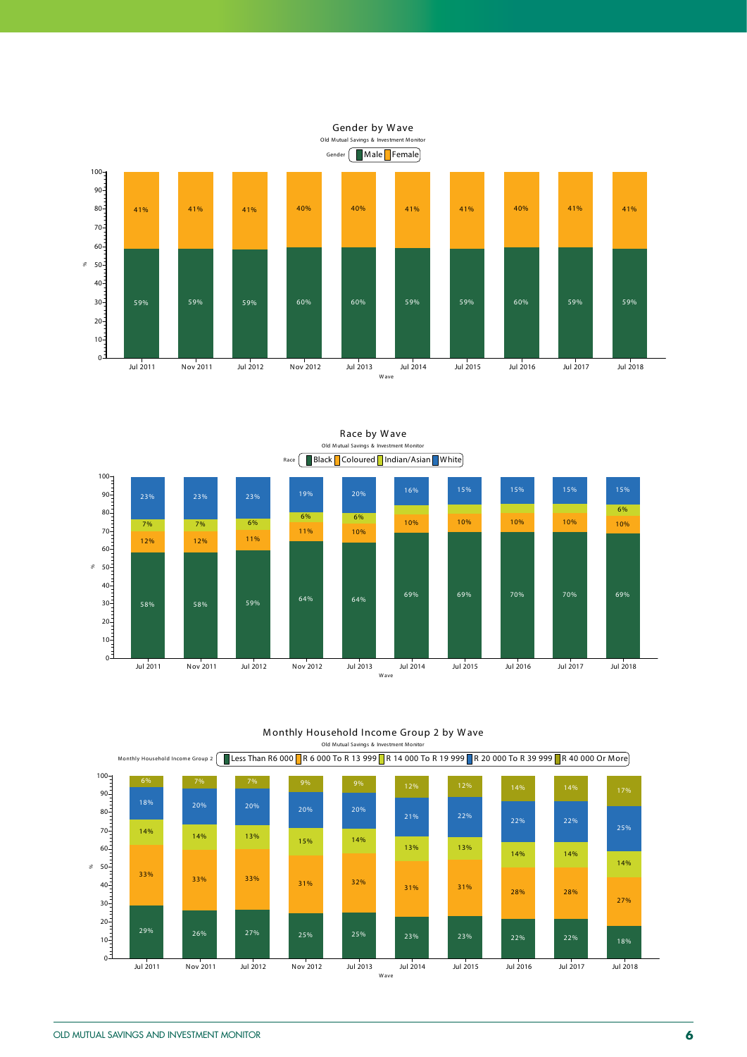## Gender by Wave

Old Mutual Savings & Investment Monitor

| Wave | Male | Female |
|---|---|---|
| Jul 2011 | 59% | 41% |
| Nov 2011 | 59% | 41% |
| Jul 2012 | 59% | 41% |
| Nov 2012 | 60% | 40% |
| Jul 2013 | 60% | 40% |
| Jul 2014 | 59% | 41% |
| Jul 2015 | 59% | 41% |
| Jul 2016 | 60% | 40% |
| Jul 2017 | 59% | 41% |
| Jul 2018 | 59% | 41% |

## Race by Wave

Old Mutual Savings & Investment Monitor

| Wave | Black | Coloured | Indian/Asian | White |
|---|---|---|---|---|
| Jul 2011 | 58% | 12% | 7% | 23% |
| Nov 2011 | 58% | 12% | 7% | 23% |
| Jul 2012 | 59% | 11% | 6% | 23% |
| Nov 2012 | 64% | 11% | 6% | 19% |
| Jul 2013 | 64% | 10% | 6% | 20% |
| Jul 2014 | 69% | 10% | | 16% |
| Jul 2015 | 69% | 10% | | 15% |
| Jul 2016 | 70% | 10% | | 15% |
| Jul 2017 | 70% | 10% | | 15% |
| Jul 2018 | 69% | 10% | 6% | 15% |

## Monthly Household Income Group 2 by Wave

Old Mutual Savings & Investment Monitor

| Wave | Less Than R6 000 | R 6 000 To R 13 999 | R 14 000 To R 19 999 | R 20 000 To R 39 999 | R 40 000 Or More |
|---|---|---|---|---|---|
| Jul 2011 | 29% | 33% | 14% | 18% | 6% |
| Nov 2011 | 26% | 33% | 14% | 20% | 7% |
| Jul 2012 | 27% | 33% | 13% | 20% | 7% |
| Nov 2012 | 25% | 31% | 15% | 20% | 9% |
| Jul 2013 | 25% | 32% | 14% | 20% | 9% |
| Jul 2014 | 23% | 31% | 13% | 21% | 12% |
| Jul 2015 | 23% | 31% | 13% | 22% | 12% |
| Jul 2016 | 22% | 28% | 14% | 22% | 14% |
| Jul 2017 | 22% | 28% | 14% | 22% | 14% |
| Jul 2018 | 18% | 27% | 14% | 25% | 17% |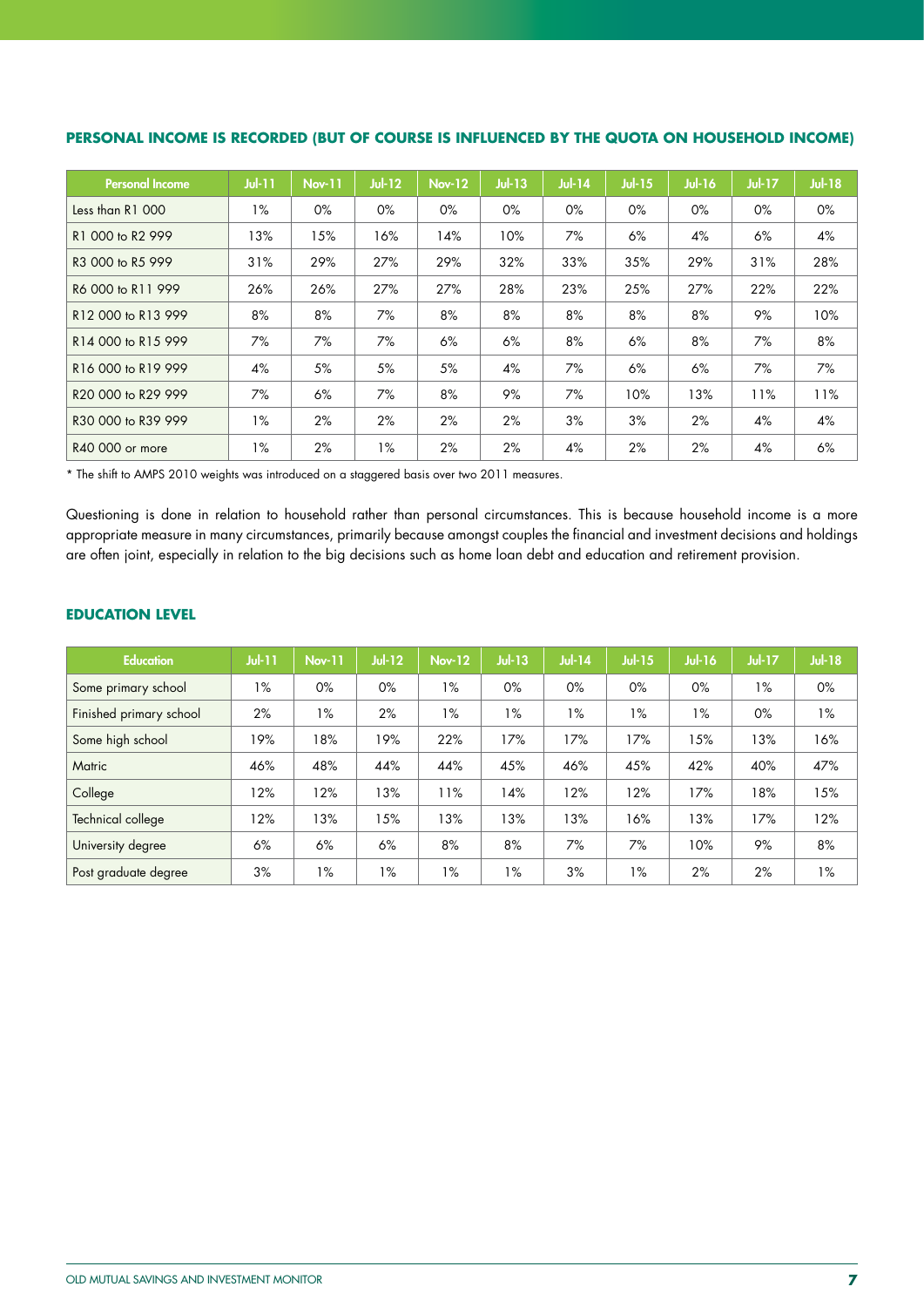### PERSONAL INCOME IS RECORDED (BUT OF COURSE IS INFLUENCED BY THE QUOTA ON HOUSEHOLD INCOME)

| Personal Income | Jul-11 | Nov-11 | Jul-12 | Nov-12 | Jul-13 | Jul-14 | Jul-15 | Jul-16 | Jul-17 | Jul-18 |
|---|---|---|---|---|---|---|---|---|---|---|
| Less than R1 000 | 1% | 0% | 0% | 0% | 0% | 0% | 0% | 0% | 0% | 0% |
| R1 000 to R2 999 | 13% | 15% | 16% | 14% | 10% | 7% | 6% | 4% | 6% | 4% |
| R3 000 to R5 999 | 31% | 29% | 27% | 29% | 32% | 33% | 35% | 29% | 31% | 28% |
| R6 000 to R11 999 | 26% | 26% | 27% | 27% | 28% | 23% | 25% | 27% | 22% | 22% |
| R12 000 to R13 999 | 8% | 8% | 7% | 8% | 8% | 8% | 8% | 8% | 9% | 10% |
| R14 000 to R15 999 | 7% | 7% | 7% | 6% | 6% | 8% | 6% | 8% | 7% | 8% |
| R16 000 to R19 999 | 4% | 5% | 5% | 5% | 4% | 7% | 6% | 6% | 7% | 7% |
| R20 000 to R29 999 | 7% | 6% | 7% | 8% | 9% | 7% | 10% | 13% | 11% | 11% |
| R30 000 to R39 999 | 1% | 2% | 2% | 2% | 2% | 3% | 3% | 2% | 4% | 4% |
| R40 000 or more | 1% | 2% | 1% | 2% | 2% | 4% | 2% | 2% | 4% | 6% |

* The shift to AMPS 2010 weights was introduced on a staggered basis over two 2011 measures.

Questioning is done in relation to household rather than personal circumstances. This is because household income is a more appropriate measure in many circumstances, primarily because amongst couples the financial and investment decisions and holdings are often joint, especially in relation to the big decisions such as home loan debt and education and retirement provision.

### EDUCATION LEVEL

| Education | Jul-11 | Nov-11 | Jul-12 | Nov-12 | Jul-13 | Jul-14 | Jul-15 | Jul-16 | Jul-17 | Jul-18 |
|---|---|---|---|---|---|---|---|---|---|---|
| Some primary school | 1% | 0% | 0% | 1% | 0% | 0% | 0% | 0% | 1% | 0% |
| Finished primary school | 2% | 1% | 2% | 1% | 1% | 1% | 1% | 1% | 0% | 1% |
| Some high school | 19% | 18% | 19% | 22% | 17% | 17% | 17% | 15% | 13% | 16% |
| Matric | 46% | 48% | 44% | 44% | 45% | 46% | 45% | 42% | 40% | 47% |
| College | 12% | 12% | 13% | 11% | 14% | 12% | 12% | 17% | 18% | 15% |
| Technical college | 12% | 13% | 15% | 13% | 13% | 13% | 16% | 13% | 17% | 12% |
| University degree | 6% | 6% | 6% | 8% | 8% | 7% | 7% | 10% | 9% | 8% |
| Post graduate degree | 3% | 1% | 1% | 1% | 1% | 3% | 1% | 2% | 2% | 1% |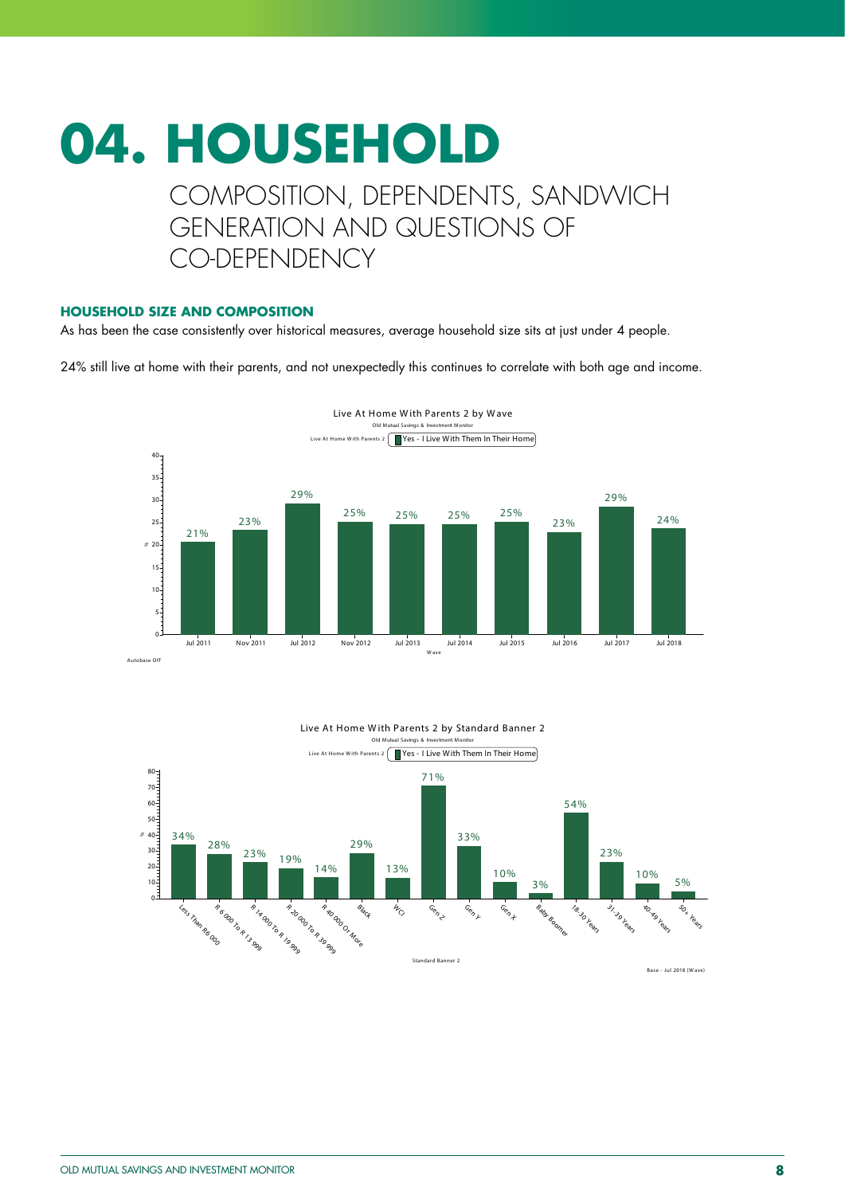# 04. HOUSEHOLD

## COMPOSITION, DEPENDENTS, SANDWICH GENERATION AND QUESTIONS OF CO-DEPENDENCY

### HOUSEHOLD SIZE AND COMPOSITION

As has been the case consistently over historical measures, average household size sits at just under 4 people.

24% still live at home with their parents, and not unexpectedly this continues to correlate with both age and income.

**Live At Home With Parents 2 by Wave**

Old Mutual Savings & Investment Monitor

Live At Home With Parents 2: Yes - I Live With Them In Their Home

| Wave | % |
|---|---|
| Jul 2011 | 21% |
| Nov 2011 | 23% |
| Jul 2012 | 29% |
| Nov 2012 | 25% |
| Jul 2013 | 25% |
| Jul 2014 | 25% |
| Jul 2015 | 25% |
| Jul 2016 | 23% |
| Jul 2017 | 29% |
| Jul 2018 | 24% |

Autobase Off

**Live At Home With Parents 2 by Standard Banner 2**

Old Mutual Savings & Investment Monitor

Live At Home With Parents 2: Yes - I Live With Them In Their Home

| Standard Banner 2 | % |
|---|---|
| Less Than R6 000 | 34% |
| R 6 000 To R 13 999 | 28% |
| R 14 000 To R 19 999 | 23% |
| R 20 000 To R 39 999 | 19% |
| R 40 000 Or More | 14% |
| Black | 29% |
| WCI | 13% |
| Gen Z | 71% |
| Gen Y | 33% |
| Gen X | 10% |
| Baby Boomer | 3% |
| 18-30 Years | 54% |
| 31-39 Years | 23% |
| 40-49 Years | 10% |
| 50+ Years | 5% |

Base - Jul 2018 (Wave)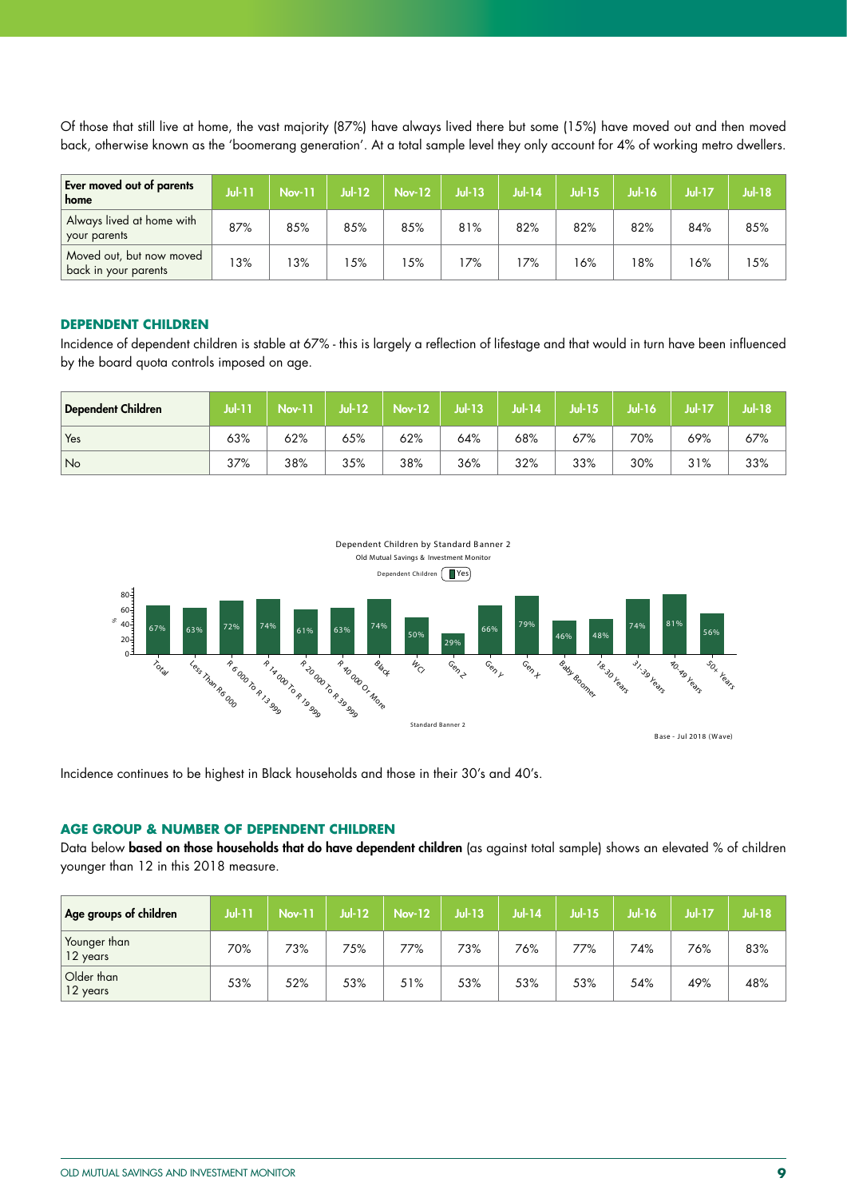Of those that still live at home, the vast majority (87%) have always lived there but some (15%) have moved out and then moved back, otherwise known as the 'boomerang generation'. At a total sample level they only account for 4% of working metro dwellers.

| Ever moved out of parents home | Jul-11 | Nov-11 | Jul-12 | Nov-12 | Jul-13 | Jul-14 | Jul-15 | Jul-16 | Jul-17 | Jul-18 |
|---|---|---|---|---|---|---|---|---|---|---|
| Always lived at home with your parents | 87% | 85% | 85% | 85% | 81% | 82% | 82% | 82% | 84% | 85% |
| Moved out, but now moved back in your parents | 13% | 13% | 15% | 15% | 17% | 17% | 16% | 18% | 16% | 15% |

## DEPENDENT CHILDREN

Incidence of dependent children is stable at 67% - this is largely a reflection of lifestage and that would in turn have been influenced by the board quota controls imposed on age.

| Dependent Children | Jul-11 | Nov-11 | Jul-12 | Nov-12 | Jul-13 | Jul-14 | Jul-15 | Jul-16 | Jul-17 | Jul-18 |
|---|---|---|---|---|---|---|---|---|---|---|
| Yes | 63% | 62% | 65% | 62% | 64% | 68% | 67% | 70% | 69% | 67% |
| No | 37% | 38% | 35% | 38% | 36% | 32% | 33% | 30% | 31% | 33% |

Dependent Children by Standard Banner 2
Old Mutual Savings & Investment Monitor
Dependent Children: Yes

| Standard Banner 2 | Yes |
|---|---|
| Total | 67% |
| Less Than R6 000 | 63% |
| R 6 000 To R 13 999 | 72% |
| R 14 000 To R 19 999 | 74% |
| R 20 000 To R 39 999 | 61% |
| R 40 000 Or More | 63% |
| Black | 74% |
| WCI | 50% |
| Gen Z | 29% |
| Gen Y | 66% |
| Gen X | 79% |
| Baby Boomer | 46% |
| 18-30 Years | 48% |
| 31-39 Years | 74% |
| 40-49 Years | 81% |
| 50+ Years | 56% |

Base - Jul 2018 (Wave)

Incidence continues to be highest in Black households and those in their 30's and 40's.

## AGE GROUP & NUMBER OF DEPENDENT CHILDREN

Data below **based on those households that do have dependent children** (as against total sample) shows an elevated % of children younger than 12 in this 2018 measure.

| Age groups of children | Jul-11 | Nov-11 | Jul-12 | Nov-12 | Jul-13 | Jul-14 | Jul-15 | Jul-16 | Jul-17 | Jul-18 |
|---|---|---|---|---|---|---|---|---|---|---|
| Younger than 12 years | 70% | 73% | 75% | 77% | 73% | 76% | 77% | 74% | 76% | 83% |
| Older than 12 years | 53% | 52% | 53% | 51% | 53% | 53% | 53% | 54% | 49% | 48% |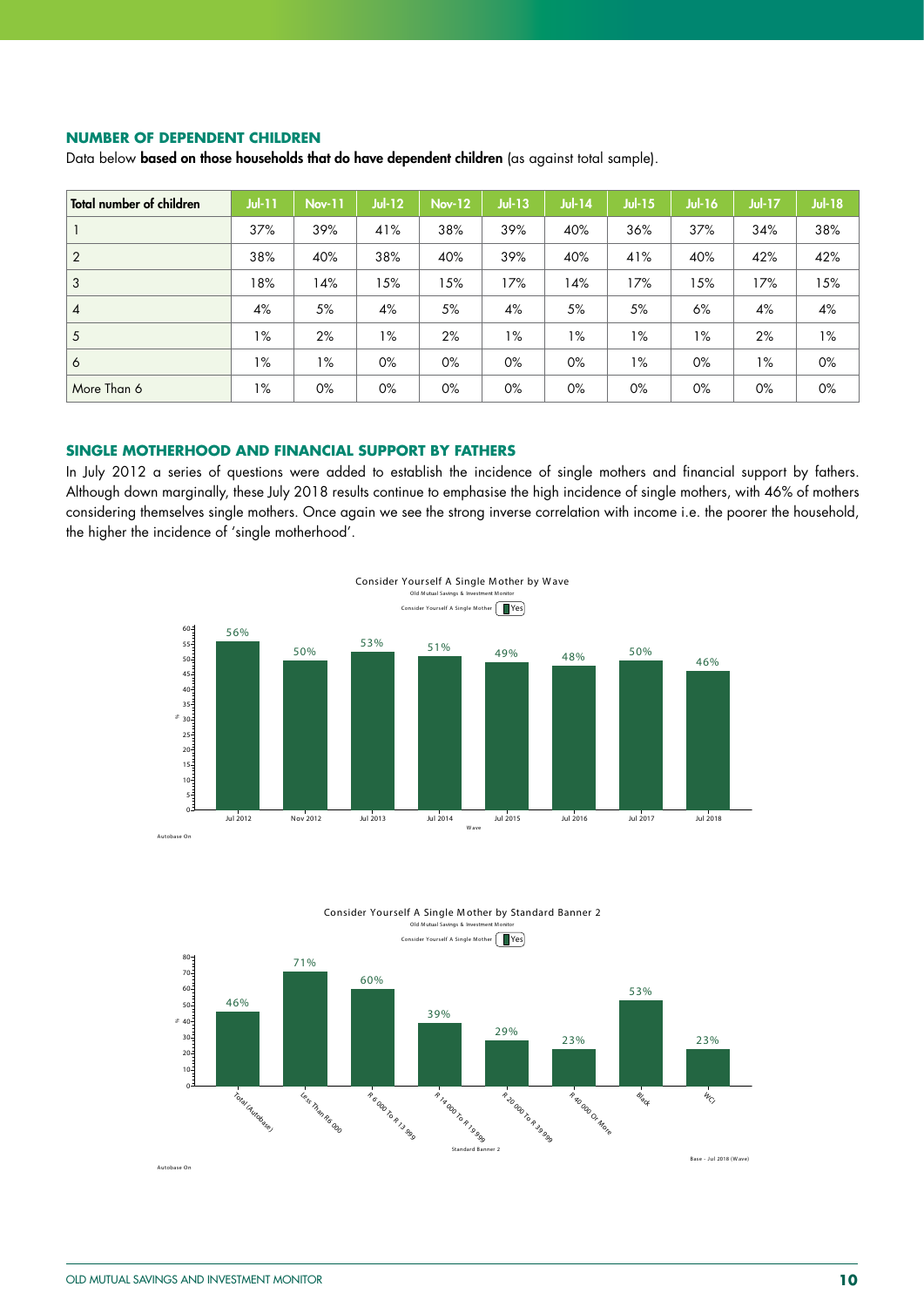## NUMBER OF DEPENDENT CHILDREN

Data below **based on those households that do have dependent children** (as against total sample).

| Total number of children | Jul-11 | Nov-11 | Jul-12 | Nov-12 | Jul-13 | Jul-14 | Jul-15 | Jul-16 | Jul-17 | Jul-18 |
|---|---|---|---|---|---|---|---|---|---|---|
| 1 | 37% | 39% | 41% | 38% | 39% | 40% | 36% | 37% | 34% | 38% |
| 2 | 38% | 40% | 38% | 40% | 39% | 40% | 41% | 40% | 42% | 42% |
| 3 | 18% | 14% | 15% | 15% | 17% | 14% | 17% | 15% | 17% | 15% |
| 4 | 4% | 5% | 4% | 5% | 4% | 5% | 5% | 6% | 4% | 4% |
| 5 | 1% | 2% | 1% | 2% | 1% | 1% | 1% | 1% | 2% | 1% |
| 6 | 1% | 1% | 0% | 0% | 0% | 0% | 1% | 0% | 1% | 0% |
| More Than 6 | 1% | 0% | 0% | 0% | 0% | 0% | 0% | 0% | 0% | 0% |

## SINGLE MOTHERHOOD AND FINANCIAL SUPPORT BY FATHERS

In July 2012 a series of questions were added to establish the incidence of single mothers and financial support by fathers. Although down marginally, these July 2018 results continue to emphasise the high incidence of single mothers, with 46% of mothers considering themselves single mothers. Once again we see the strong inverse correlation with income i.e. the poorer the household, the higher the incidence of 'single motherhood'.

Consider Yourself A Single Mother by Wave
Old Mutual Savings & Investment Monitor
Consider Yourself A Single Mother: Yes

| Wave | Jul 2012 | Nov 2012 | Jul 2013 | Jul 2014 | Jul 2015 | Jul 2016 | Jul 2017 | Jul 2018 |
|---|---|---|---|---|---|---|---|---|
| Yes (%) | 56% | 50% | 53% | 51% | 49% | 48% | 50% | 46% |

Autobase On

Consider Yourself A Single Mother by Standard Banner 2
Old Mutual Savings & Investment Monitor
Consider Yourself A Single Mother: Yes

| Standard Banner 2 | Total (Autobase) | Less Than R6 000 | R 6 000 To R 13 999 | R 14 000 To R 19 999 | R 20 000 To R 39 999 | R 40 000 Or More | Black | WCI |
|---|---|---|---|---|---|---|---|---|
| Yes (%) | 46% | 71% | 60% | 39% | 29% | 23% | 53% | 23% |

Autobase On

Base - Jul 2018 (Wave)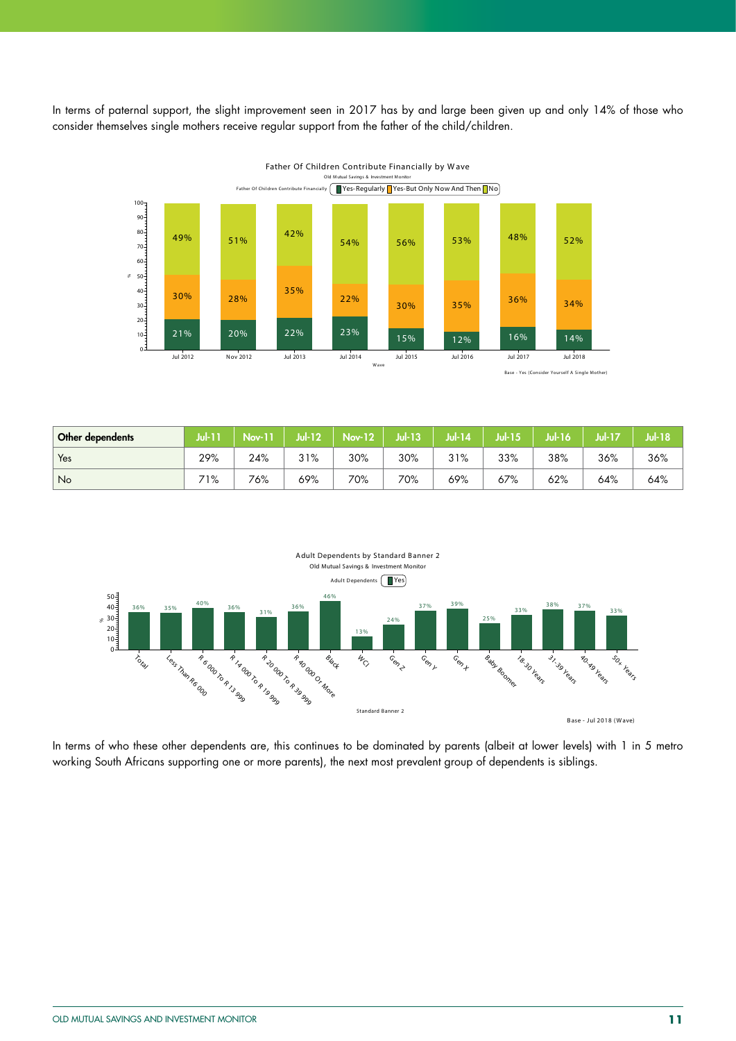In terms of paternal support, the slight improvement seen in 2017 has by and large been given up and only 14% of those who consider themselves single mothers receive regular support from the father of the child/children.

**Father Of Children Contribute Financially by Wave**

Old Mutual Savings & Investment Monitor

| Father Of Children Contribute Financially | Jul 2012 | Nov 2012 | Jul 2013 | Jul 2014 | Jul 2015 | Jul 2016 | Jul 2017 | Jul 2018 |
|---|---|---|---|---|---|---|---|---|
| Yes-Regularly | 21% | 20% | 22% | 23% | 15% | 12% | 16% | 14% |
| Yes-But Only Now And Then | 30% | 28% | 35% | 22% | 30% | 35% | 36% | 34% |
| No | 49% | 51% | 42% | 54% | 56% | 53% | 48% | 52% |

Base - Yes (Consider Yourself A Single Mother)

| Other dependents | Jul-11 | Nov-11 | Jul-12 | Nov-12 | Jul-13 | Jul-14 | Jul-15 | Jul-16 | Jul-17 | Jul-18 |
|---|---|---|---|---|---|---|---|---|---|---|
| Yes | 29% | 24% | 31% | 30% | 30% | 31% | 33% | 38% | 36% | 36% |
| No | 71% | 76% | 69% | 70% | 70% | 69% | 67% | 62% | 64% | 64% |

**Adult Dependents by Standard Banner 2**

Old Mutual Savings & Investment Monitor

| Adult Dependents | Total | Less Than R6 000 | R 6 000 To R 13 999 | R 14 000 To R 19 999 | R 20 000 To R 39 999 | R 40 000 Or More | Black | WCI | Gen Z | Gen Y | Gen X | Baby Boomer | 18-30 Years | 31-39 Years | 40-49 Years | 50+ Years |
|---|---|---|---|---|---|---|---|---|---|---|---|---|---|---|---|---|
| Yes | 36% | 35% | 40% | 36% | 31% | 36% | 46% | 13% | 24% | 37% | 39% | 25% | 33% | 38% | 37% | 33% |

Base - Jul 2018 (Wave)

In terms of who these other dependents are, this continues to be dominated by parents (albeit at lower levels) with 1 in 5 metro working South Africans supporting one or more parents), the next most prevalent group of dependents is siblings.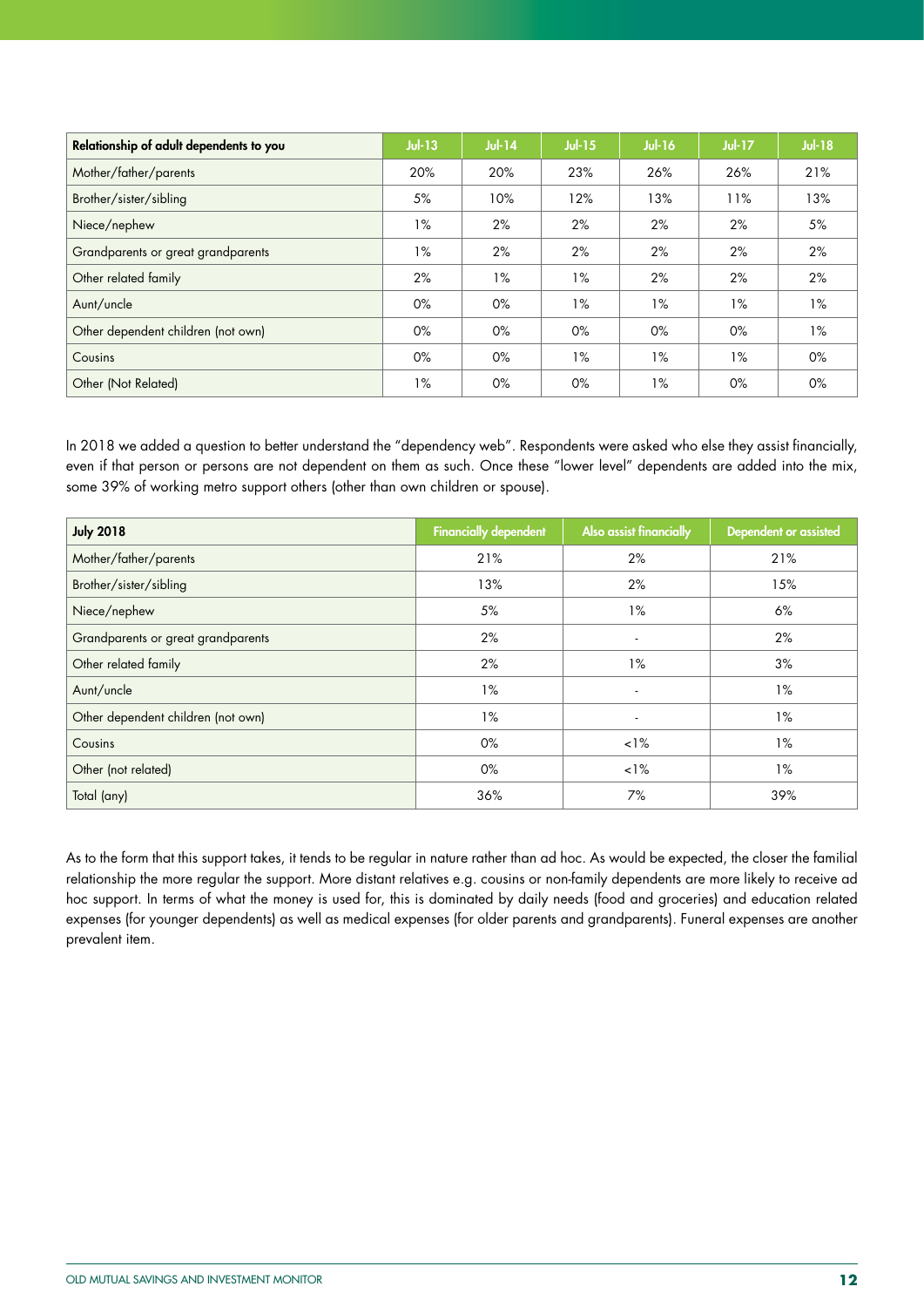| Relationship of adult dependents to you | Jul-13 | Jul-14 | Jul-15 | Jul-16 | Jul-17 | Jul-18 |
|---|---|---|---|---|---|---|
| Mother/father/parents | 20% | 20% | 23% | 26% | 26% | 21% |
| Brother/sister/sibling | 5% | 10% | 12% | 13% | 11% | 13% |
| Niece/nephew | 1% | 2% | 2% | 2% | 2% | 5% |
| Grandparents or great grandparents | 1% | 2% | 2% | 2% | 2% | 2% |
| Other related family | 2% | 1% | 1% | 2% | 2% | 2% |
| Aunt/uncle | 0% | 0% | 1% | 1% | 1% | 1% |
| Other dependent children (not own) | 0% | 0% | 0% | 0% | 0% | 1% |
| Cousins | 0% | 0% | 1% | 1% | 1% | 0% |
| Other (Not Related) | 1% | 0% | 0% | 1% | 0% | 0% |

In 2018 we added a question to better understand the "dependency web". Respondents were asked who else they assist financially, even if that person or persons are not dependent on them as such. Once these "lower level" dependents are added into the mix, some 39% of working metro support others (other than own children or spouse).

| July 2018 | Financially dependent | Also assist financially | Dependent or assisted |
|---|---|---|---|
| Mother/father/parents | 21% | 2% | 21% |
| Brother/sister/sibling | 13% | 2% | 15% |
| Niece/nephew | 5% | 1% | 6% |
| Grandparents or great grandparents | 2% | - | 2% |
| Other related family | 2% | 1% | 3% |
| Aunt/uncle | 1% | - | 1% |
| Other dependent children (not own) | 1% | - | 1% |
| Cousins | 0% | <1% | 1% |
| Other (not related) | 0% | <1% | 1% |
| Total (any) | 36% | 7% | 39% |

As to the form that this support takes, it tends to be regular in nature rather than ad hoc. As would be expected, the closer the familial relationship the more regular the support. More distant relatives e.g. cousins or non-family dependents are more likely to receive ad hoc support. In terms of what the money is used for, this is dominated by daily needs (food and groceries) and education related expenses (for younger dependents) as well as medical expenses (for older parents and grandparents). Funeral expenses are another prevalent item.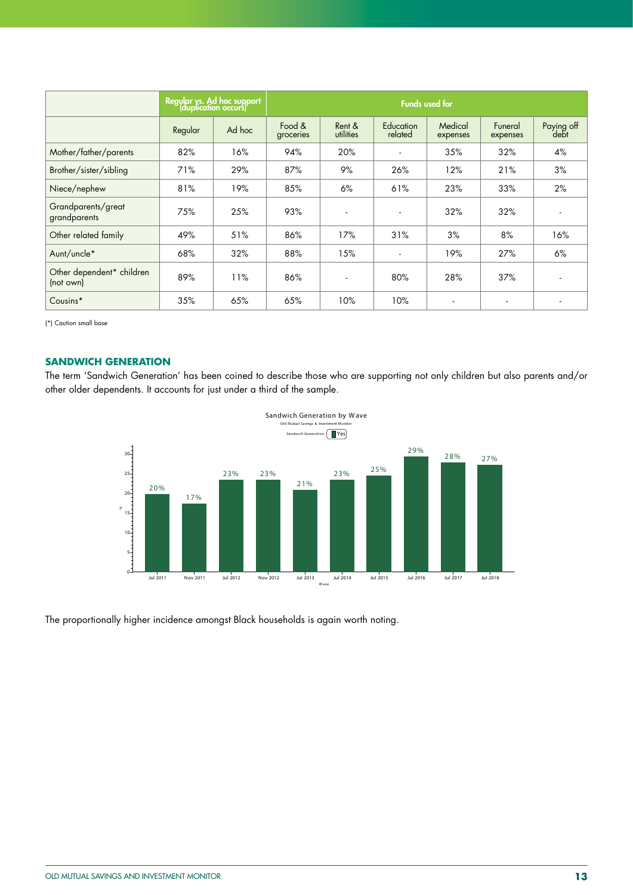| | Regular vs. Ad hoc support (duplication occurs) | | Funds used for | | | | | |
|---|---|---|---|---|---|---|---|---|
| | Regular | Ad hoc | Food & groceries | Rent & utilities | Education related | Medical expenses | Funeral expenses | Paying off debt |
| Mother/father/parents | 82% | 16% | 94% | 20% | - | 35% | 32% | 4% |
| Brother/sister/sibling | 71% | 29% | 87% | 9% | 26% | 12% | 21% | 3% |
| Niece/nephew | 81% | 19% | 85% | 6% | 61% | 23% | 33% | 2% |
| Grandparents/great grandparents | 75% | 25% | 93% | - | - | 32% | 32% | - |
| Other related family | 49% | 51% | 86% | 17% | 31% | 3% | 8% | 16% |
| Aunt/uncle* | 68% | 32% | 88% | 15% | - | 19% | 27% | 6% |
| Other dependent* children (not own) | 89% | 11% | 86% | - | 80% | 28% | 37% | - |
| Cousins* | 35% | 65% | 65% | 10% | 10% | - | - | - |

(*) Caution small base

## SANDWICH GENERATION

The term 'Sandwich Generation' has been coined to describe those who are supporting not only children but also parents and/or other older dependents. It accounts for just under a third of the sample.

Sandwich Generation by Wave
Old Mutual Savings & Investment Monitor
Sandwich Generation: Yes

| Wave | % |
|---|---|
| Jul 2011 | 20% |
| Nov 2011 | 17% |
| Jul 2012 | 23% |
| Nov 2012 | 23% |
| Jul 2013 | 21% |
| Jul 2014 | 23% |
| Jul 2015 | 25% |
| Jul 2016 | 29% |
| Jul 2017 | 28% |
| Jul 2018 | 27% |

The proportionally higher incidence amongst Black households is again worth noting.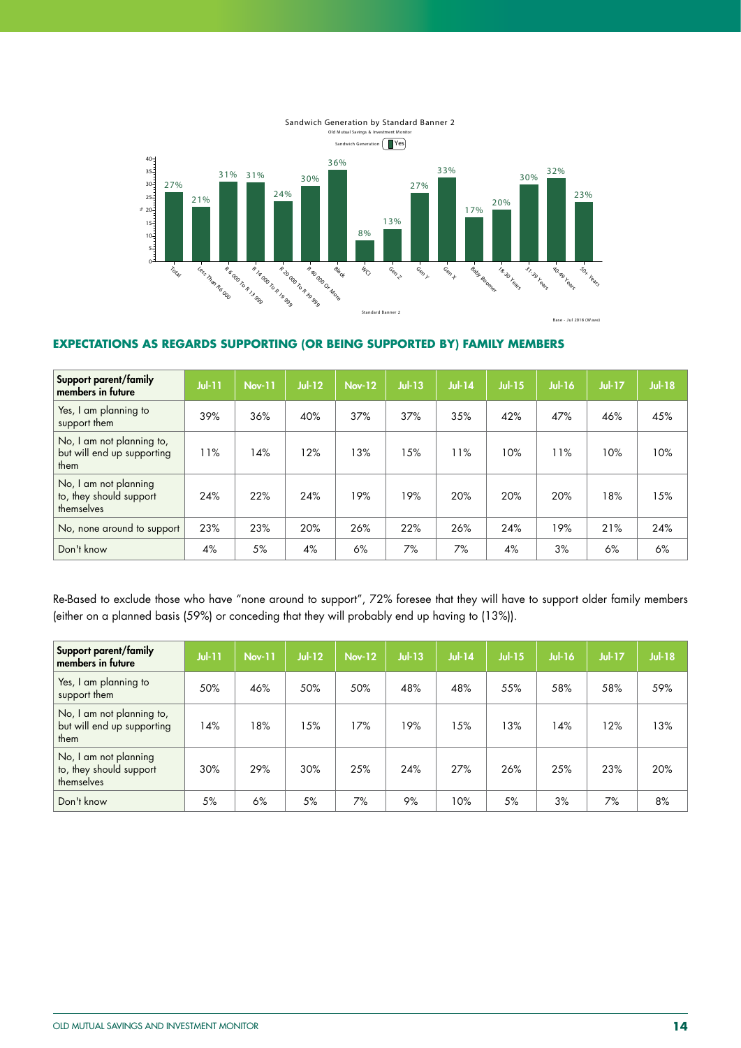Sandwich Generation by Standard Banner 2

Old Mutual Savings & Investment Monitor

Sandwich Generation: Yes

| Standard Banner 2 | % |
|---|---|
| Total | 27% |
| Less Than R6 000 | 21% |
| R 6 000 To R 13 999 | 31% |
| R 14 000 To R 19 999 | 31% |
| R 20 000 To R 39 999 | 24% |
| R 40 000 Or More | 30% |
| Black | 36% |
| WCI | 8% |
| Gen Z | 13% |
| Gen Y | 27% |
| Gen X | 33% |
| Baby Boomer | 17% |
| 18-30 Years | 20% |
| 31-39 Years | 30% |
| 40-49 Years | 32% |
| 50+ Years | 23% |

Base - Jul 2018 (Wave)

## EXPECTATIONS AS REGARDS SUPPORTING (OR BEING SUPPORTED BY) FAMILY MEMBERS

| Support parent/family members in future | Jul-11 | Nov-11 | Jul-12 | Nov-12 | Jul-13 | Jul-14 | Jul-15 | Jul-16 | Jul-17 | Jul-18 |
|---|---|---|---|---|---|---|---|---|---|---|
| Yes, I am planning to support them | 39% | 36% | 40% | 37% | 37% | 35% | 42% | 47% | 46% | 45% |
| No, I am not planning to, but will end up supporting them | 11% | 14% | 12% | 13% | 15% | 11% | 10% | 11% | 10% | 10% |
| No, I am not planning to, they should support themselves | 24% | 22% | 24% | 19% | 19% | 20% | 20% | 20% | 18% | 15% |
| No, none around to support | 23% | 23% | 20% | 26% | 22% | 26% | 24% | 19% | 21% | 24% |
| Don't know | 4% | 5% | 4% | 6% | 7% | 7% | 4% | 3% | 6% | 6% |

Re-Based to exclude those who have "none around to support", 72% foresee that they will have to support older family members (either on a planned basis (59%) or conceding that they will probably end up having to (13%)).

| Support parent/family members in future | Jul-11 | Nov-11 | Jul-12 | Nov-12 | Jul-13 | Jul-14 | Jul-15 | Jul-16 | Jul-17 | Jul-18 |
|---|---|---|---|---|---|---|---|---|---|---|
| Yes, I am planning to support them | 50% | 46% | 50% | 50% | 48% | 48% | 55% | 58% | 58% | 59% |
| No, I am not planning to, but will end up supporting them | 14% | 18% | 15% | 17% | 19% | 15% | 13% | 14% | 12% | 13% |
| No, I am not planning to, they should support themselves | 30% | 29% | 30% | 25% | 24% | 27% | 26% | 25% | 23% | 20% |
| Don't know | 5% | 6% | 5% | 7% | 9% | 10% | 5% | 3% | 7% | 8% |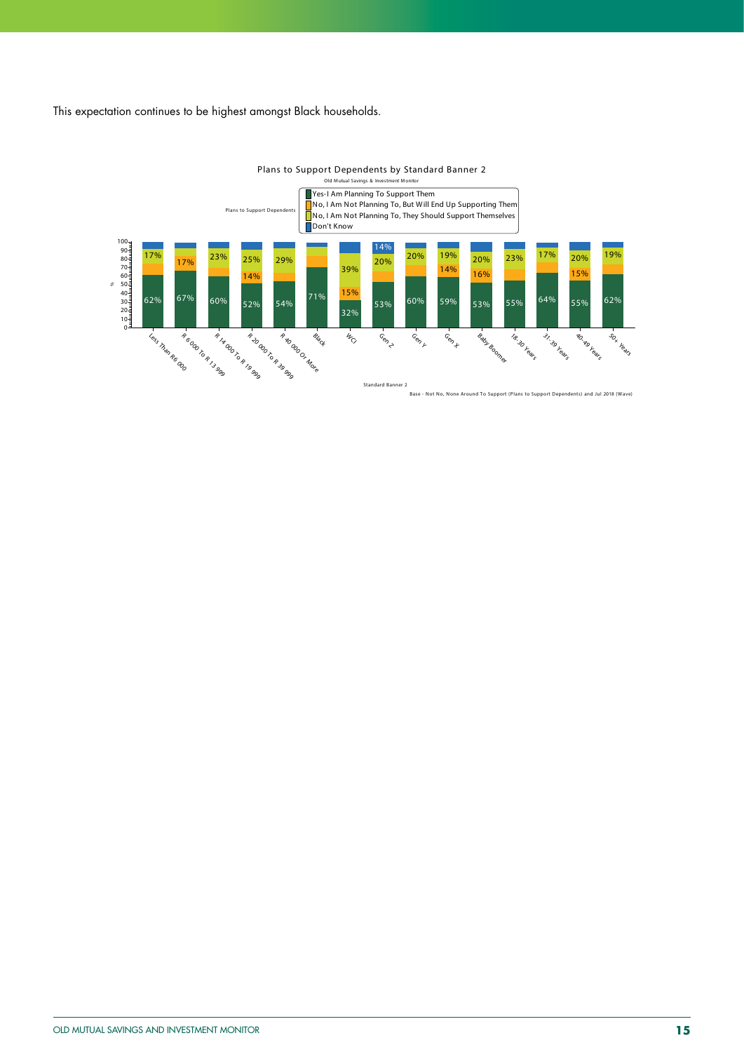This expectation continues to be highest amongst Black households.

**Plans to Support Dependents by Standard Banner 2**

Old Mutual Savings & Investment Monitor

Plans to Support Dependents:
- Yes-I Am Planning To Support Them
- No, I Am Not Planning To, But Will End Up Supporting Them
- No, I Am Not Planning To, They Should Support Themselves
- Don't Know

| Standard Banner 2 | Yes-I Am Planning To Support Them | No, I Am Not Planning To, But Will End Up Supporting Them | No, I Am Not Planning To, They Should Support Themselves | Don't Know |
|---|---|---|---|---|
| Less Than R6 000 | 62% | | 17% | |
| R 6 000 To R 13 999 | 67% | | 17% | |
| R 14 000 To R 19 999 | 60% | | 23% | |
| R 20 000 To R 39 999 | 52% | 14% | 25% | |
| R 40 000 Or More | 54% | | 29% | |
| Black | 71% | | | |
| WCI | 32% | 15% | 39% | |
| Gen Z | 53% | | 20% | 14% |
| Gen Y | 60% | | 20% | |
| Gen X | 59% | 14% | 19% | |
| Baby Boomer | 53% | 16% | 20% | |
| 18-30 Years | 55% | | 23% | |
| 31-39 Years | 64% | | 17% | |
| 40-49 Years | 55% | 15% | 20% | |
| 50+ Years | 62% | | 19% | |

Base - Not No, None Around To Support (Plans to Support Dependents) and Jul 2018 (Wave)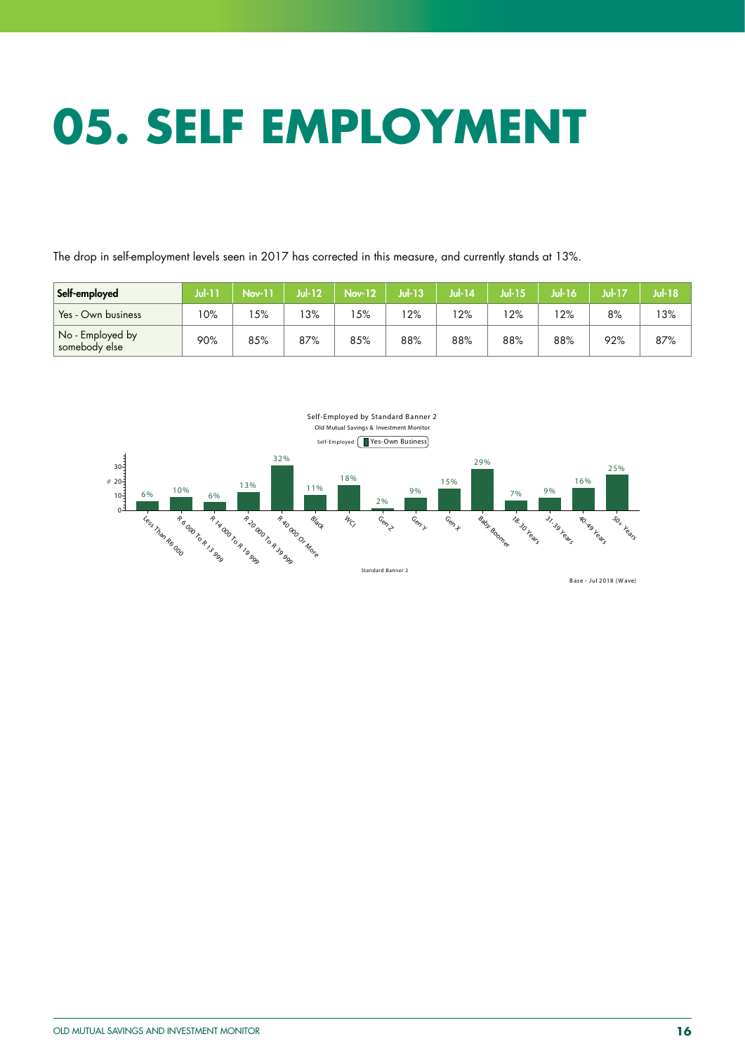# 05. SELF EMPLOYMENT

The drop in self-employment levels seen in 2017 has corrected in this measure, and currently stands at 13%.

| Self-employed | Jul-11 | Nov-11 | Jul-12 | Nov-12 | Jul-13 | Jul-14 | Jul-15 | Jul-16 | Jul-17 | Jul-18 |
|---|---|---|---|---|---|---|---|---|---|---|
| Yes - Own business | 10% | 15% | 13% | 15% | 12% | 12% | 12% | 12% | 8% | 13% |
| No - Employed by somebody else | 90% | 85% | 87% | 85% | 88% | 88% | 88% | 88% | 92% | 87% |

Self-Employed by Standard Banner 2
Old Mutual Savings & Investment Monitor
Self-Employed: Yes-Own Business

| Standard Banner 2 | Yes-Own Business (%) |
|---|---|
| Less Than R6 000 | 6% |
| R 6 000 To R 13 999 | 10% |
| R 14 000 To R 19 999 | 6% |
| R 20 000 To R 39 999 | 13% |
| R 40 000 Or More | 32% |
| Black | 11% |
| WCI | 18% |
| Gen Z | 2% |
| Gen Y | 9% |
| Gen X | 15% |
| Baby Boomer | 29% |
| 18-30 Years | 7% |
| 31-39 Years | 9% |
| 40-49 Years | 16% |
| 50+ Years | 25% |

Base - Jul 2018 (Wave)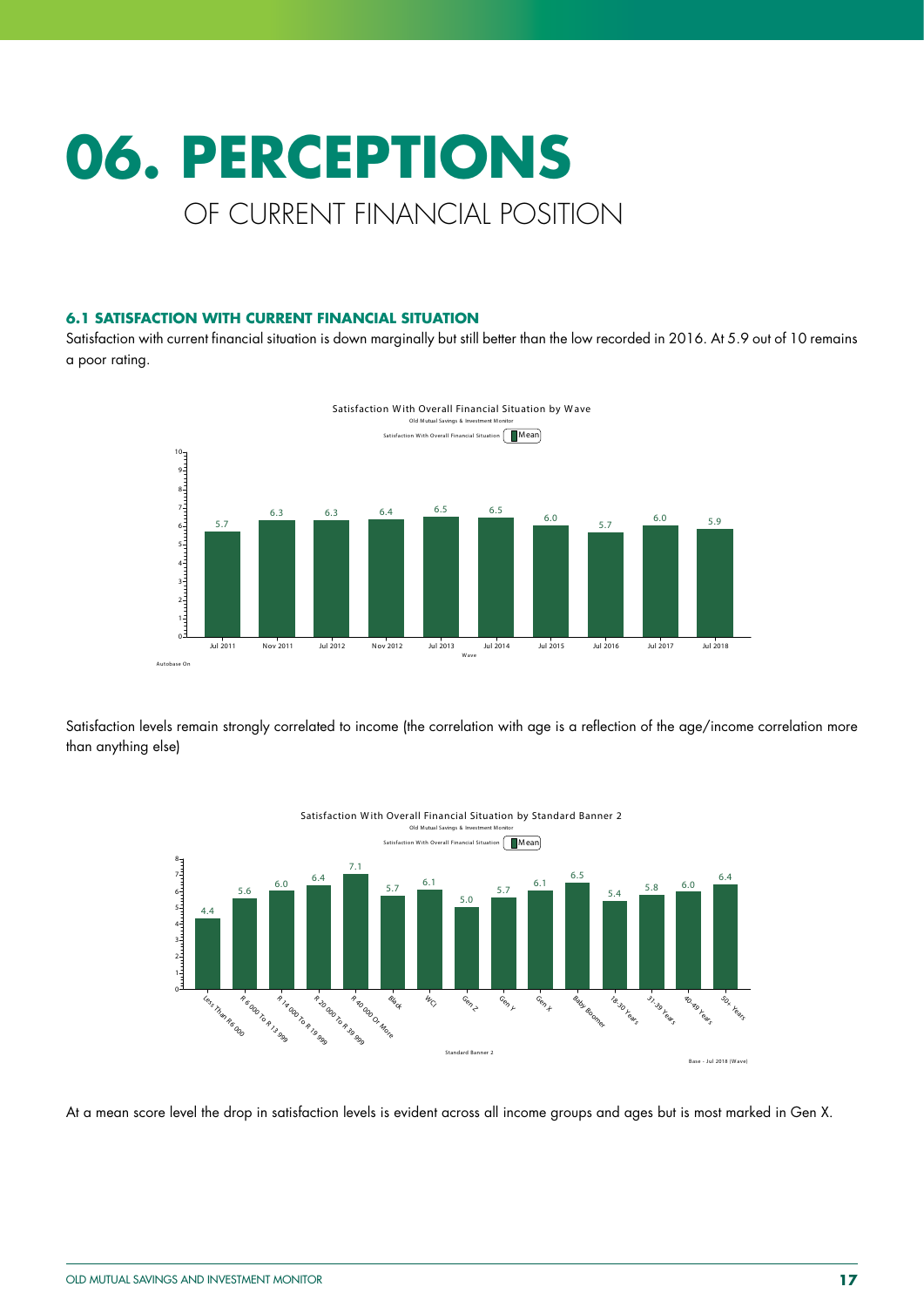# 06. PERCEPTIONS

## OF CURRENT FINANCIAL POSITION

### 6.1 SATISFACTION WITH CURRENT FINANCIAL SITUATION

Satisfaction with current financial situation is down marginally but still better than the low recorded in 2016. At 5.9 out of 10 remains a poor rating.

Satisfaction With Overall Financial Situation by Wave

Old Mutual Savings & Investment Monitor

| Wave | Mean |
|---|---|
| Jul 2011 | 5.7 |
| Nov 2011 | 6.3 |
| Jul 2012 | 6.3 |
| Nov 2012 | 6.4 |
| Jul 2013 | 6.5 |
| Jul 2014 | 6.5 |
| Jul 2015 | 6.0 |
| Jul 2016 | 5.7 |
| Jul 2017 | 6.0 |
| Jul 2018 | 5.9 |

Satisfaction levels remain strongly correlated to income (the correlation with age is a reflection of the age/income correlation more than anything else)

Satisfaction With Overall Financial Situation by Standard Banner 2

Old Mutual Savings & Investment Monitor

| Standard Banner 2 | Mean |
|---|---|
| Less Than R6 000 | 4.4 |
| R 6 000 To R 13 999 | 5.6 |
| R 14 000 To R 19 999 | 6.0 |
| R 20 000 To R 39 999 | 6.4 |
| R 40 000 Or More | 7.1 |
| Black | 5.7 |
| WCI | 6.1 |
| Gen Z | 5.0 |
| Gen Y | 5.7 |
| Gen X | 6.1 |
| Baby Boomer | 6.5 |
| 18-30 Years | 5.4 |
| 31-39 Years | 5.8 |
| 40-49 Years | 6.0 |
| 50+ Years | 6.4 |

Base - Jul 2018 (Wave)

At a mean score level the drop in satisfaction levels is evident across all income groups and ages but is most marked in Gen X.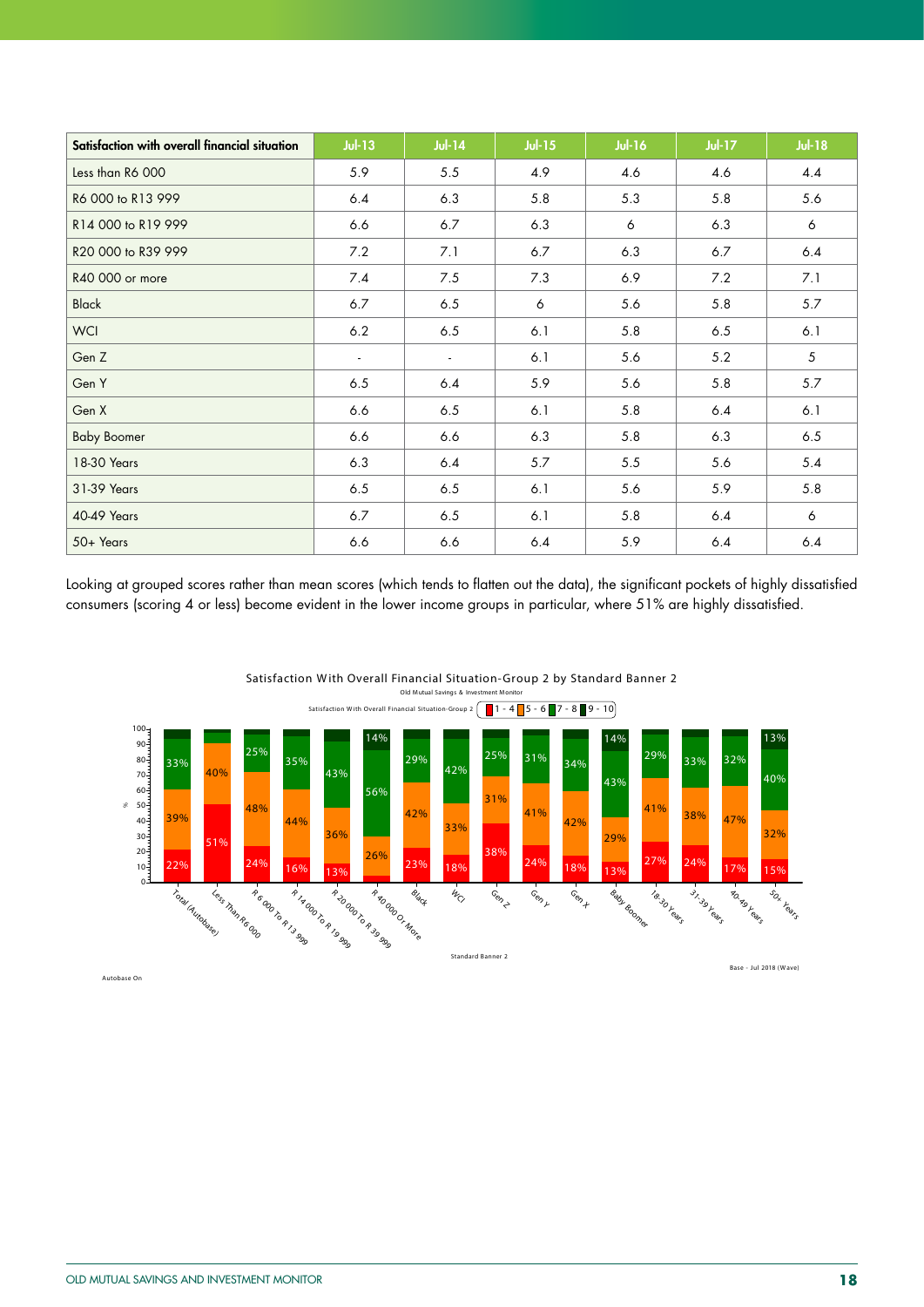| Satisfaction with overall financial situation | Jul-13 | Jul-14 | Jul-15 | Jul-16 | Jul-17 | Jul-18 |
|---|---|---|---|---|---|---|
| Less than R6 000 | 5.9 | 5.5 | 4.9 | 4.6 | 4.6 | 4.4 |
| R6 000 to R13 999 | 6.4 | 6.3 | 5.8 | 5.3 | 5.8 | 5.6 |
| R14 000 to R19 999 | 6.6 | 6.7 | 6.3 | 6 | 6.3 | 6 |
| R20 000 to R39 999 | 7.2 | 7.1 | 6.7 | 6.3 | 6.7 | 6.4 |
| R40 000 or more | 7.4 | 7.5 | 7.3 | 6.9 | 7.2 | 7.1 |
| Black | 6.7 | 6.5 | 6 | 5.6 | 5.8 | 5.7 |
| WCI | 6.2 | 6.5 | 6.1 | 5.8 | 6.5 | 6.1 |
| Gen Z | - | - | 6.1 | 5.6 | 5.2 | 5 |
| Gen Y | 6.5 | 6.4 | 5.9 | 5.6 | 5.8 | 5.7 |
| Gen X | 6.6 | 6.5 | 6.1 | 5.8 | 6.4 | 6.1 |
| Baby Boomer | 6.6 | 6.6 | 6.3 | 5.8 | 6.3 | 6.5 |
| 18-30 Years | 6.3 | 6.4 | 5.7 | 5.5 | 5.6 | 5.4 |
| 31-39 Years | 6.5 | 6.5 | 6.1 | 5.6 | 5.9 | 5.8 |
| 40-49 Years | 6.7 | 6.5 | 6.1 | 5.8 | 6.4 | 6 |
| 50+ Years | 6.6 | 6.6 | 6.4 | 5.9 | 6.4 | 6.4 |

Looking at grouped scores rather than mean scores (which tends to flatten out the data), the significant pockets of highly dissatisfied consumers (scoring 4 or less) become evident in the lower income groups in particular, where 51% are highly dissatisfied.

**Satisfaction With Overall Financial Situation-Group 2 by Standard Banner 2**

Old Mutual Savings & Investment Monitor

Satisfaction With Overall Financial Situation-Group 2: 1 - 4 | 5 - 6 | 7 - 8 | 9 - 10

| Standard Banner 2 | 1 - 4 | 5 - 6 | 7 - 8 | 9 - 10 |
|---|---|---|---|---|
| Total (Autobase) | 22% | 39% | 33% | |
| Less Than R6 000 | 51% | 40% | | |
| R 6 000 To R 13 999 | 24% | 48% | 25% | |
| R 14 000 To R 19 999 | 16% | 44% | 35% | |
| R 20 000 To R 39 999 | 13% | 36% | 43% | |
| R 40 000 Or More | | 26% | 56% | 14% |
| Black | 23% | 42% | 29% | |
| WCI | 18% | 33% | 42% | |
| Gen Z | 38% | 31% | 25% | |
| Gen Y | 24% | 41% | 31% | |
| Gen X | 18% | 42% | 34% | |
| Baby Boomer | 13% | 29% | 43% | 14% |
| 18-30 Years | 27% | 41% | 29% | |
| 31-39 Years | 24% | 38% | 33% | |
| 40-49 Years | 17% | 47% | 32% | |
| 50+ Years | 15% | 32% | 40% | 13% |

Base - Jul 2018 (Wave)

Autobase On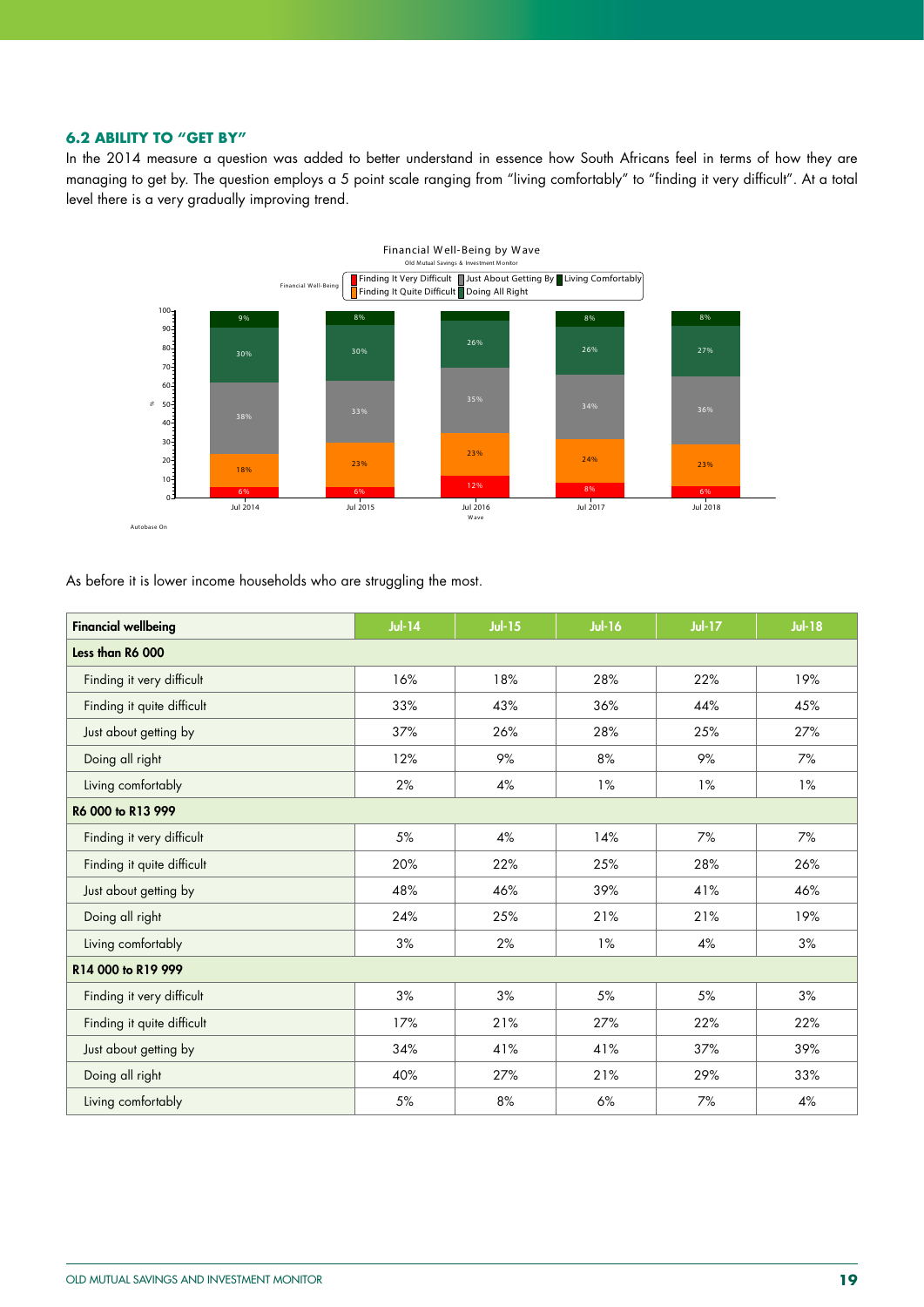### 6.2 ABILITY TO "GET BY"

In the 2014 measure a question was added to better understand in essence how South Africans feel in terms of how they are managing to get by. The question employs a 5 point scale ranging from "living comfortably" to "finding it very difficult". At a total level there is a very gradually improving trend.

Financial Well-Being by Wave
Old Mutual Savings & Investment Monitor

| Financial Well-Being | Jul 2014 | Jul 2015 | Jul 2016 | Jul 2017 | Jul 2018 |
|---|---|---|---|---|---|
| Finding It Very Difficult | 6% | 6% | 12% | 8% | 6% |
| Finding It Quite Difficult | 18% | 23% | 23% | 24% | 23% |
| Just About Getting By | 38% | 33% | 35% | 34% | 36% |
| Doing All Right | 30% | 30% | 26% | 26% | 27% |
| Living Comfortably | 9% | 8% | | 8% | 8% |

Autobase On

As before it is lower income households who are struggling the most.

| Financial wellbeing | Jul-14 | Jul-15 | Jul-16 | Jul-17 | Jul-18 |
|---|---|---|---|---|---|
| **Less than R6 000** | | | | | |
| Finding it very difficult | 16% | 18% | 28% | 22% | 19% |
| Finding it quite difficult | 33% | 43% | 36% | 44% | 45% |
| Just about getting by | 37% | 26% | 28% | 25% | 27% |
| Doing all right | 12% | 9% | 8% | 9% | 7% |
| Living comfortably | 2% | 4% | 1% | 1% | 1% |
| **R6 000 to R13 999** | | | | | |
| Finding it very difficult | 5% | 4% | 14% | 7% | 7% |
| Finding it quite difficult | 20% | 22% | 25% | 28% | 26% |
| Just about getting by | 48% | 46% | 39% | 41% | 46% |
| Doing all right | 24% | 25% | 21% | 21% | 19% |
| Living comfortably | 3% | 2% | 1% | 4% | 3% |
| **R14 000 to R19 999** | | | | | |
| Finding it very difficult | 3% | 3% | 5% | 5% | 3% |
| Finding it quite difficult | 17% | 21% | 27% | 22% | 22% |
| Just about getting by | 34% | 41% | 41% | 37% | 39% |
| Doing all right | 40% | 27% | 21% | 29% | 33% |
| Living comfortably | 5% | 8% | 6% | 7% | 4% |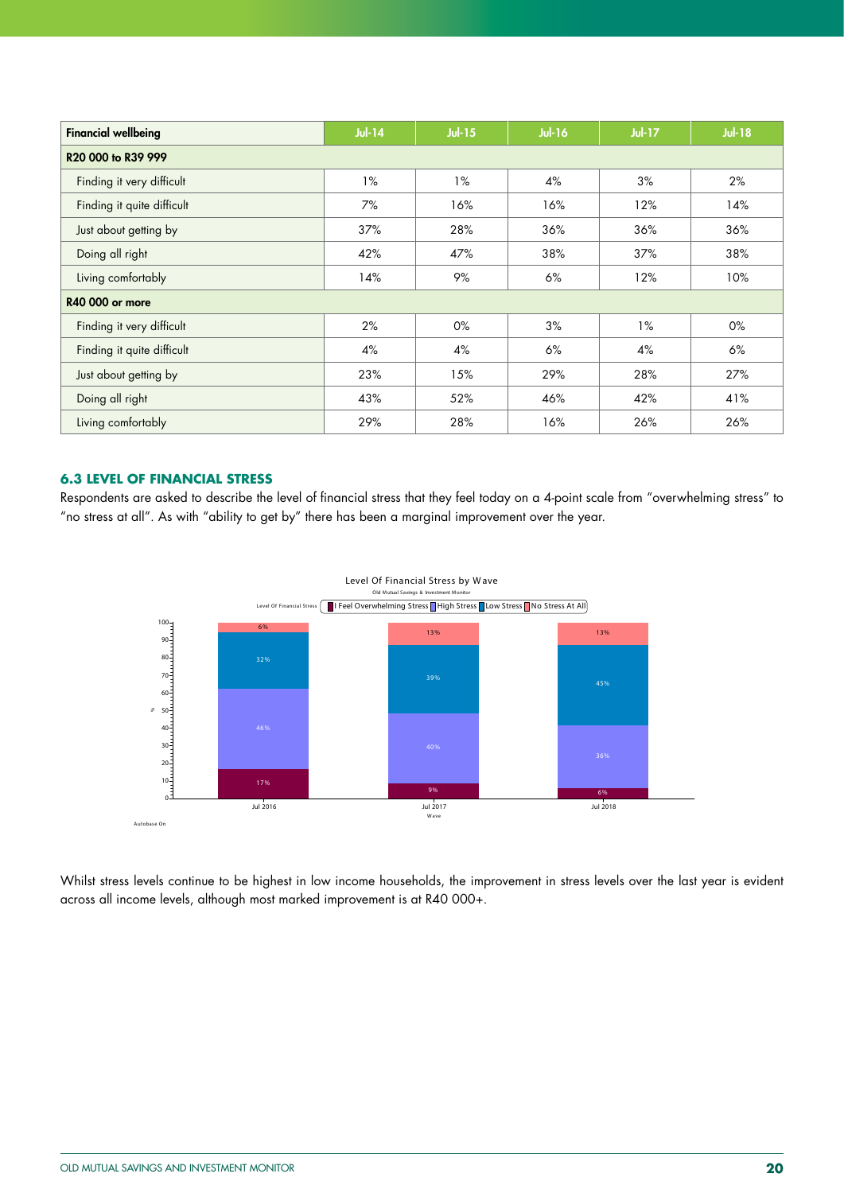| Financial wellbeing | Jul-14 | Jul-15 | Jul-16 | Jul-17 | Jul-18 |
|---|---|---|---|---|---|
| **R20 000 to R39 999** | | | | | |
| Finding it very difficult | 1% | 1% | 4% | 3% | 2% |
| Finding it quite difficult | 7% | 16% | 16% | 12% | 14% |
| Just about getting by | 37% | 28% | 36% | 36% | 36% |
| Doing all right | 42% | 47% | 38% | 37% | 38% |
| Living comfortably | 14% | 9% | 6% | 12% | 10% |
| **R40 000 or more** | | | | | |
| Finding it very difficult | 2% | 0% | 3% | 1% | 0% |
| Finding it quite difficult | 4% | 4% | 6% | 4% | 6% |
| Just about getting by | 23% | 15% | 29% | 28% | 27% |
| Doing all right | 43% | 52% | 46% | 42% | 41% |
| Living comfortably | 29% | 28% | 16% | 26% | 26% |

### 6.3 LEVEL OF FINANCIAL STRESS

Respondents are asked to describe the level of financial stress that they feel today on a 4-point scale from "overwhelming stress" to "no stress at all". As with "ability to get by" there has been a marginal improvement over the year.

Whilst stress levels continue to be highest in low income households, the improvement in stress levels over the last year is evident across all income levels, although most marked improvement is at R40 000+.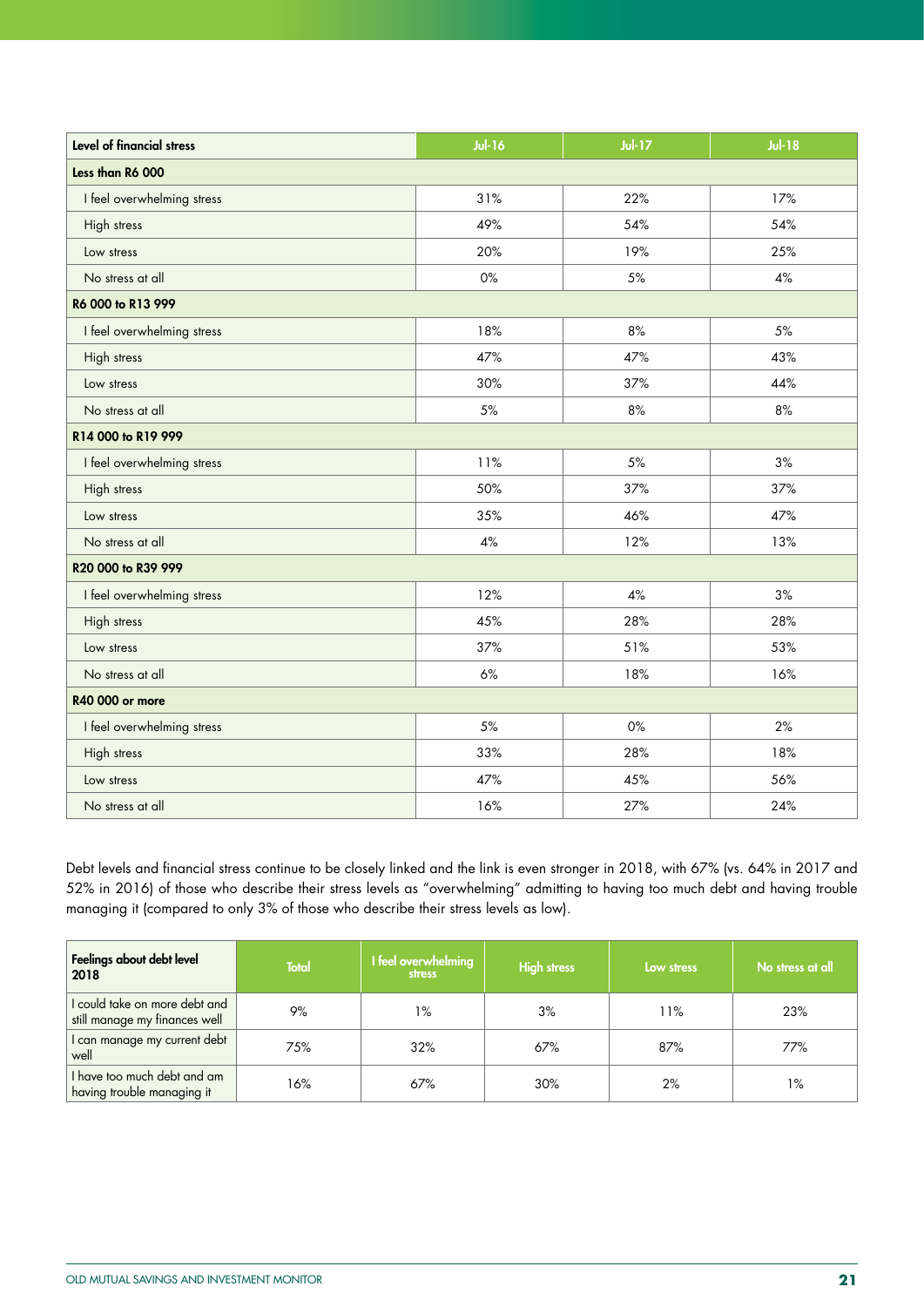| Level of financial stress | Jul-16 | Jul-17 | Jul-18 |
|---|---|---|---|
| **Less than R6 000** | | | |
| I feel overwhelming stress | 31% | 22% | 17% |
| High stress | 49% | 54% | 54% |
| Low stress | 20% | 19% | 25% |
| No stress at all | 0% | 5% | 4% |
| **R6 000 to R13 999** | | | |
| I feel overwhelming stress | 18% | 8% | 5% |
| High stress | 47% | 47% | 43% |
| Low stress | 30% | 37% | 44% |
| No stress at all | 5% | 8% | 8% |
| **R14 000 to R19 999** | | | |
| I feel overwhelming stress | 11% | 5% | 3% |
| High stress | 50% | 37% | 37% |
| Low stress | 35% | 46% | 47% |
| No stress at all | 4% | 12% | 13% |
| **R20 000 to R39 999** | | | |
| I feel overwhelming stress | 12% | 4% | 3% |
| High stress | 45% | 28% | 28% |
| Low stress | 37% | 51% | 53% |
| No stress at all | 6% | 18% | 16% |
| **R40 000 or more** | | | |
| I feel overwhelming stress | 5% | 0% | 2% |
| High stress | 33% | 28% | 18% |
| Low stress | 47% | 45% | 56% |
| No stress at all | 16% | 27% | 24% |

Debt levels and financial stress continue to be closely linked and the link is even stronger in 2018, with 67% (vs. 64% in 2017 and 52% in 2016) of those who describe their stress levels as "overwhelming" admitting to having too much debt and having trouble managing it (compared to only 3% of those who describe their stress levels as low).

| Feelings about debt level 2018 | Total | I feel overwhelming stress | High stress | Low stress | No stress at all |
|---|---|---|---|---|---|
| I could take on more debt and still manage my finances well | 9% | 1% | 3% | 11% | 23% |
| I can manage my current debt well | 75% | 32% | 67% | 87% | 77% |
| I have too much debt and am having trouble managing it | 16% | 67% | 30% | 2% | 1% |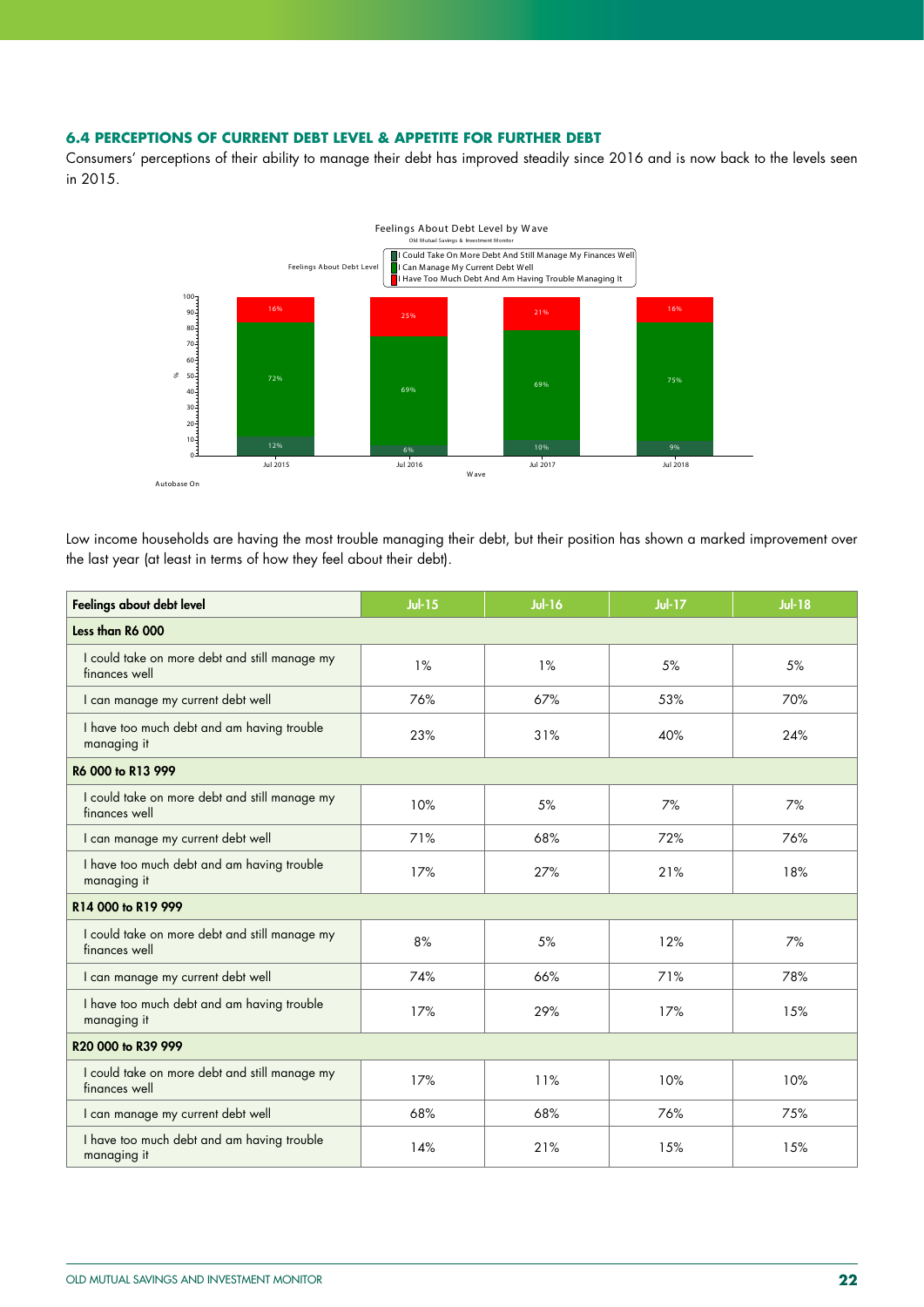### 6.4 PERCEPTIONS OF CURRENT DEBT LEVEL & APPETITE FOR FURTHER DEBT

Consumers' perceptions of their ability to manage their debt has improved steadily since 2016 and is now back to the levels seen in 2015.

Feelings About Debt Level by Wave

Old Mutual Savings & Investment Monitor

Feelings About Debt Level: I Could Take On More Debt And Still Manage My Finances Well; I Can Manage My Current Debt Well; I Have Too Much Debt And Am Having Trouble Managing It

| Wave | I Could Take On More Debt And Still Manage My Finances Well | I Can Manage My Current Debt Well | I Have Too Much Debt And Am Having Trouble Managing It |
|---|---|---|---|
| Jul 2015 | 12% | 72% | 16% |
| Jul 2016 | 6% | 69% | 25% |
| Jul 2017 | 10% | 69% | 21% |
| Jul 2018 | 9% | 75% | 16% |

Autobase On

Low income households are having the most trouble managing their debt, but their position has shown a marked improvement over the last year (at least in terms of how they feel about their debt).

| Feelings about debt level | Jul-15 | Jul-16 | Jul-17 | Jul-18 |
|---|---|---|---|---|
| **Less than R6 000** | | | | |
| I could take on more debt and still manage my finances well | 1% | 1% | 5% | 5% |
| I can manage my current debt well | 76% | 67% | 53% | 70% |
| I have too much debt and am having trouble managing it | 23% | 31% | 40% | 24% |
| **R6 000 to R13 999** | | | | |
| I could take on more debt and still manage my finances well | 10% | 5% | 7% | 7% |
| I can manage my current debt well | 71% | 68% | 72% | 76% |
| I have too much debt and am having trouble managing it | 17% | 27% | 21% | 18% |
| **R14 000 to R19 999** | | | | |
| I could take on more debt and still manage my finances well | 8% | 5% | 12% | 7% |
| I can manage my current debt well | 74% | 66% | 71% | 78% |
| I have too much debt and am having trouble managing it | 17% | 29% | 17% | 15% |
| **R20 000 to R39 999** | | | | |
| I could take on more debt and still manage my finances well | 17% | 11% | 10% | 10% |
| I can manage my current debt well | 68% | 68% | 76% | 75% |
| I have too much debt and am having trouble managing it | 14% | 21% | 15% | 15% |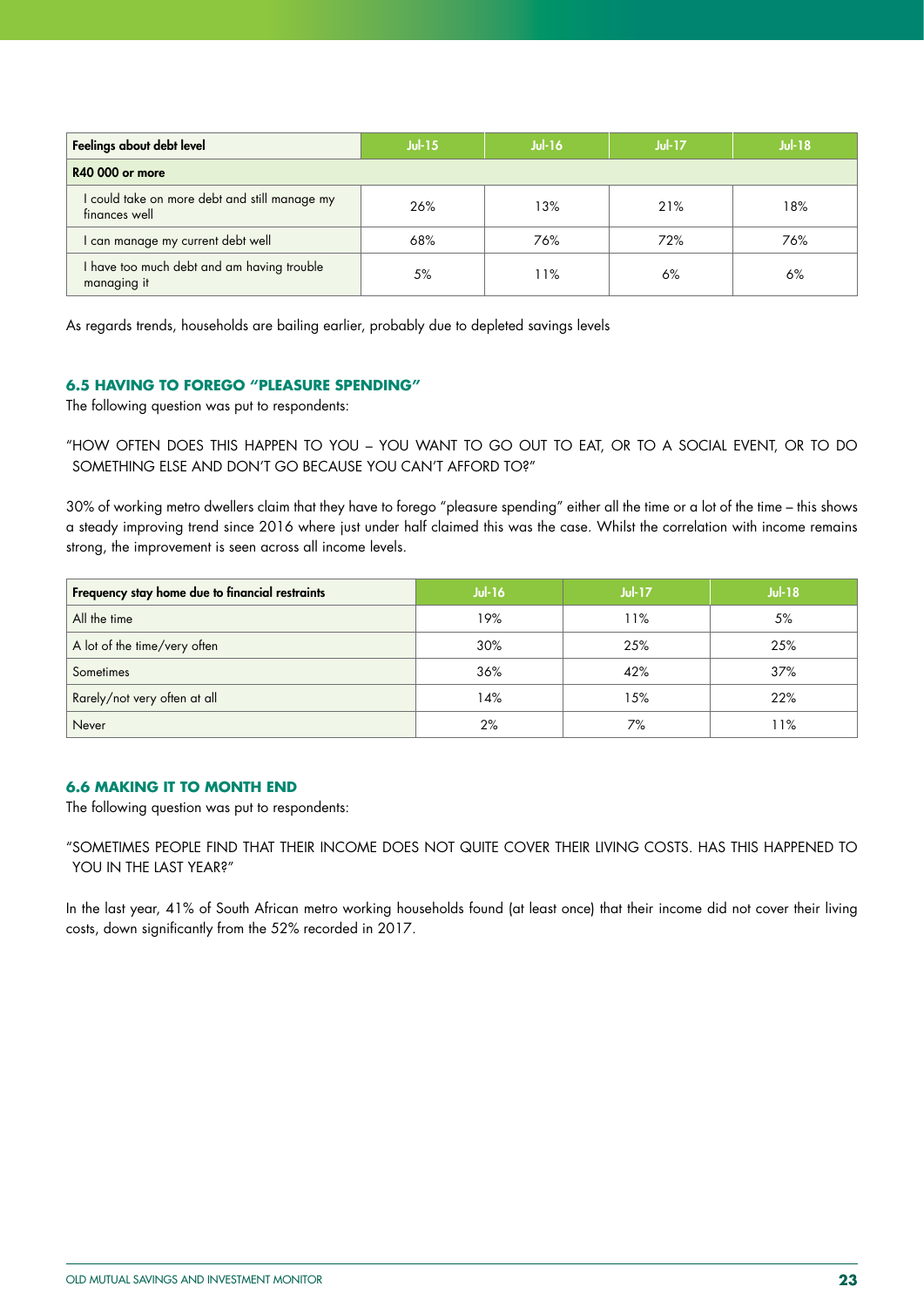| Feelings about debt level | Jul-15 | Jul-16 | Jul-17 | Jul-18 |
|---|---|---|---|---|
| **R40 000 or more** | | | | |
| I could take on more debt and still manage my finances well | 26% | 13% | 21% | 18% |
| I can manage my current debt well | 68% | 76% | 72% | 76% |
| I have too much debt and am having trouble managing it | 5% | 11% | 6% | 6% |

As regards trends, households are bailing earlier, probably due to depleted savings levels

### 6.5 HAVING TO FOREGO "PLEASURE SPENDING"

The following question was put to respondents:

"HOW OFTEN DOES THIS HAPPEN TO YOU – YOU WANT TO GO OUT TO EAT, OR TO A SOCIAL EVENT, OR TO DO SOMETHING ELSE AND DON'T GO BECAUSE YOU CAN'T AFFORD TO?"

30% of working metro dwellers claim that they have to forego "pleasure spending" either all the time or a lot of the time – this shows a steady improving trend since 2016 where just under half claimed this was the case. Whilst the correlation with income remains strong, the improvement is seen across all income levels.

| Frequency stay home due to financial restraints | Jul-16 | Jul-17 | Jul-18 |
|---|---|---|---|
| All the time | 19% | 11% | 5% |
| A lot of the time/very often | 30% | 25% | 25% |
| Sometimes | 36% | 42% | 37% |
| Rarely/not very often at all | 14% | 15% | 22% |
| Never | 2% | 7% | 11% |

### 6.6 MAKING IT TO MONTH END

The following question was put to respondents:

"SOMETIMES PEOPLE FIND THAT THEIR INCOME DOES NOT QUITE COVER THEIR LIVING COSTS. HAS THIS HAPPENED TO YOU IN THE LAST YEAR?"

In the last year, 41% of South African metro working households found (at least once) that their income did not cover their living costs, down significantly from the 52% recorded in 2017.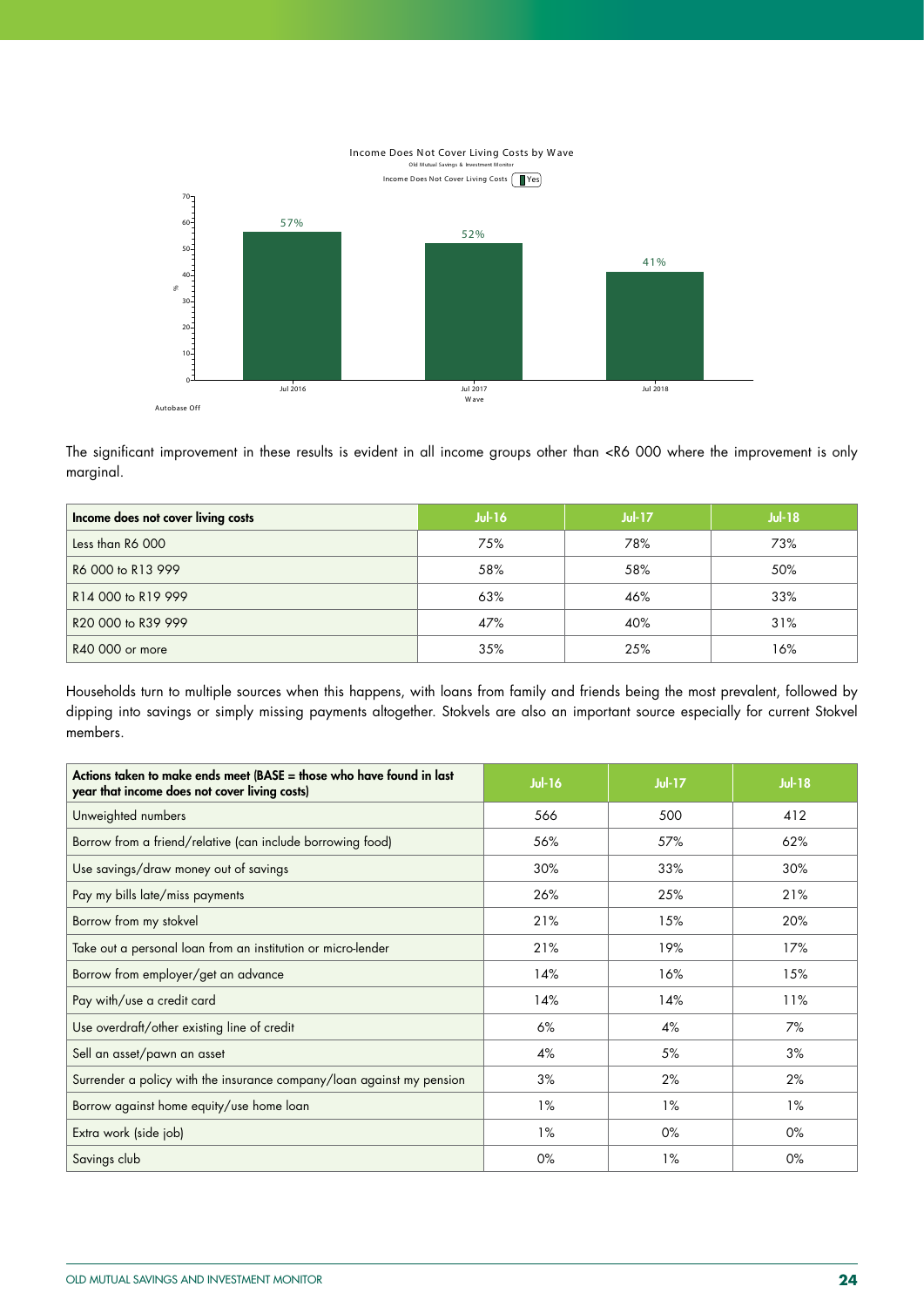Income Does Not Cover Living Costs by Wave

Old Mutual Savings & Investment Monitor

Income Does Not Cover Living Costs: Yes

| Wave | % |
|---|---|
| Jul 2016 | 57% |
| Jul 2017 | 52% |
| Jul 2018 | 41% |

Autobase Off

The significant improvement in these results is evident in all income groups other than <R6 000 where the improvement is only marginal.

| Income does not cover living costs | Jul-16 | Jul-17 | Jul-18 |
|---|---|---|---|
| Less than R6 000 | 75% | 78% | 73% |
| R6 000 to R13 999 | 58% | 58% | 50% |
| R14 000 to R19 999 | 63% | 46% | 33% |
| R20 000 to R39 999 | 47% | 40% | 31% |
| R40 000 or more | 35% | 25% | 16% |

Households turn to multiple sources when this happens, with loans from family and friends being the most prevalent, followed by dipping into savings or simply missing payments altogether. Stokvels are also an important source especially for current Stokvel members.

| Actions taken to make ends meet (BASE = those who have found in last year that income does not cover living costs) | Jul-16 | Jul-17 | Jul-18 |
|---|---|---|---|
| Unweighted numbers | 566 | 500 | 412 |
| Borrow from a friend/relative (can include borrowing food) | 56% | 57% | 62% |
| Use savings/draw money out of savings | 30% | 33% | 30% |
| Pay my bills late/miss payments | 26% | 25% | 21% |
| Borrow from my stokvel | 21% | 15% | 20% |
| Take out a personal loan from an institution or micro-lender | 21% | 19% | 17% |
| Borrow from employer/get an advance | 14% | 16% | 15% |
| Pay with/use a credit card | 14% | 14% | 11% |
| Use overdraft/other existing line of credit | 6% | 4% | 7% |
| Sell an asset/pawn an asset | 4% | 5% | 3% |
| Surrender a policy with the insurance company/loan against my pension | 3% | 2% | 2% |
| Borrow against home equity/use home loan | 1% | 1% | 1% |
| Extra work (side job) | 1% | 0% | 0% |
| Savings club | 0% | 1% | 0% |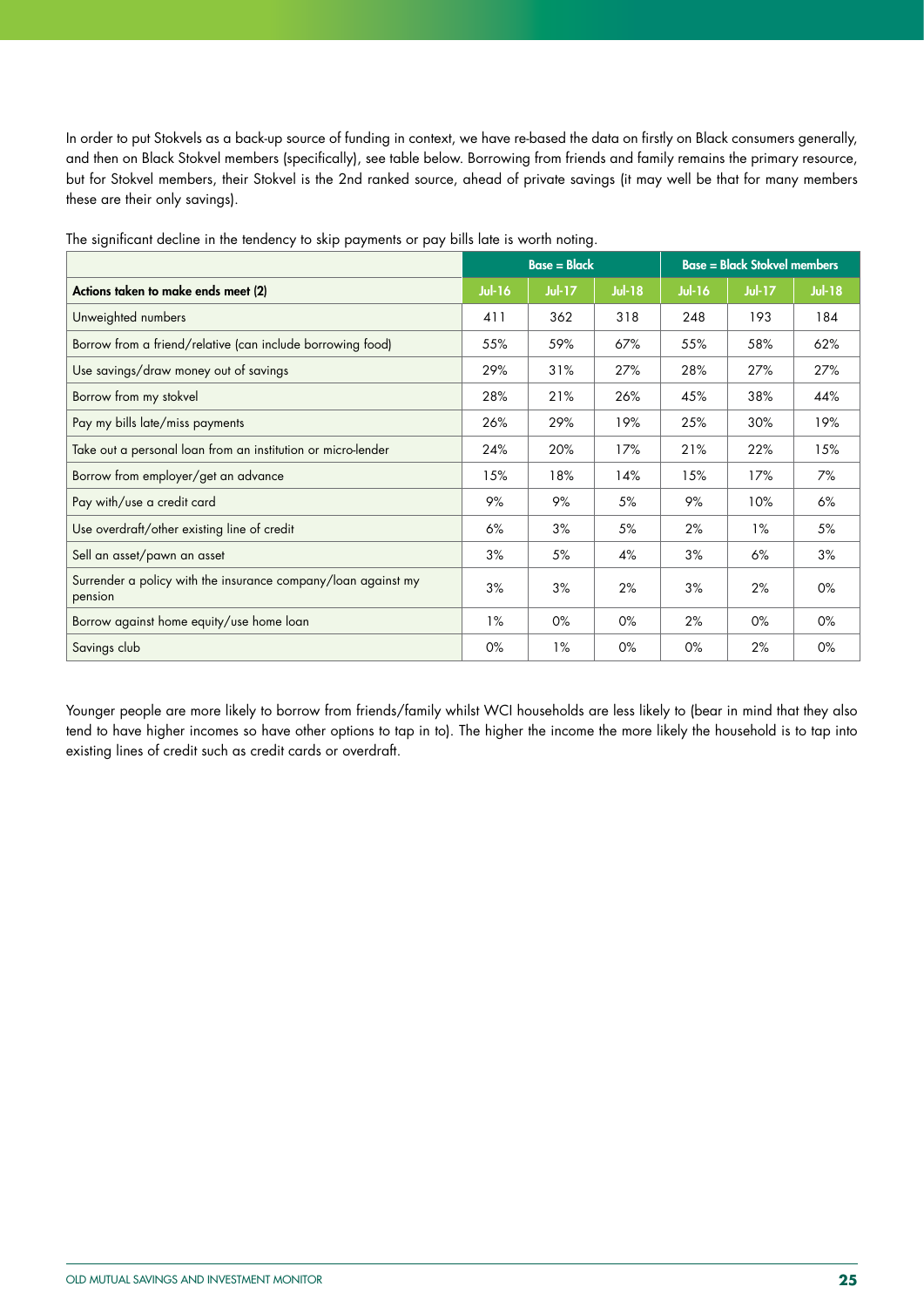In order to put Stokvels as a back-up source of funding in context, we have re-based the data on firstly on Black consumers generally, and then on Black Stokvel members (specifically), see table below. Borrowing from friends and family remains the primary resource, but for Stokvel members, their Stokvel is the 2nd ranked source, ahead of private savings (it may well be that for many members these are their only savings).

The significant decline in the tendency to skip payments or pay bills late is worth noting.

| | Base = Black | | | Base = Black Stokvel members | | |
|---|---|---|---|---|---|---|
| **Actions taken to make ends meet (2)** | **Jul-16** | **Jul-17** | **Jul-18** | **Jul-16** | **Jul-17** | **Jul-18** |
| Unweighted numbers | 411 | 362 | 318 | 248 | 193 | 184 |
| Borrow from a friend/relative (can include borrowing food) | 55% | 59% | 67% | 55% | 58% | 62% |
| Use savings/draw money out of savings | 29% | 31% | 27% | 28% | 27% | 27% |
| Borrow from my stokvel | 28% | 21% | 26% | 45% | 38% | 44% |
| Pay my bills late/miss payments | 26% | 29% | 19% | 25% | 30% | 19% |
| Take out a personal loan from an institution or micro-lender | 24% | 20% | 17% | 21% | 22% | 15% |
| Borrow from employer/get an advance | 15% | 18% | 14% | 15% | 17% | 7% |
| Pay with/use a credit card | 9% | 9% | 5% | 9% | 10% | 6% |
| Use overdraft/other existing line of credit | 6% | 3% | 5% | 2% | 1% | 5% |
| Sell an asset/pawn an asset | 3% | 5% | 4% | 3% | 6% | 3% |
| Surrender a policy with the insurance company/loan against my pension | 3% | 3% | 2% | 3% | 2% | 0% |
| Borrow against home equity/use home loan | 1% | 0% | 0% | 2% | 0% | 0% |
| Savings club | 0% | 1% | 0% | 0% | 2% | 0% |

Younger people are more likely to borrow from friends/family whilst WCI households are less likely to (bear in mind that they also tend to have higher incomes so have other options to tap in to). The higher the income the more likely the household is to tap into existing lines of credit such as credit cards or overdraft.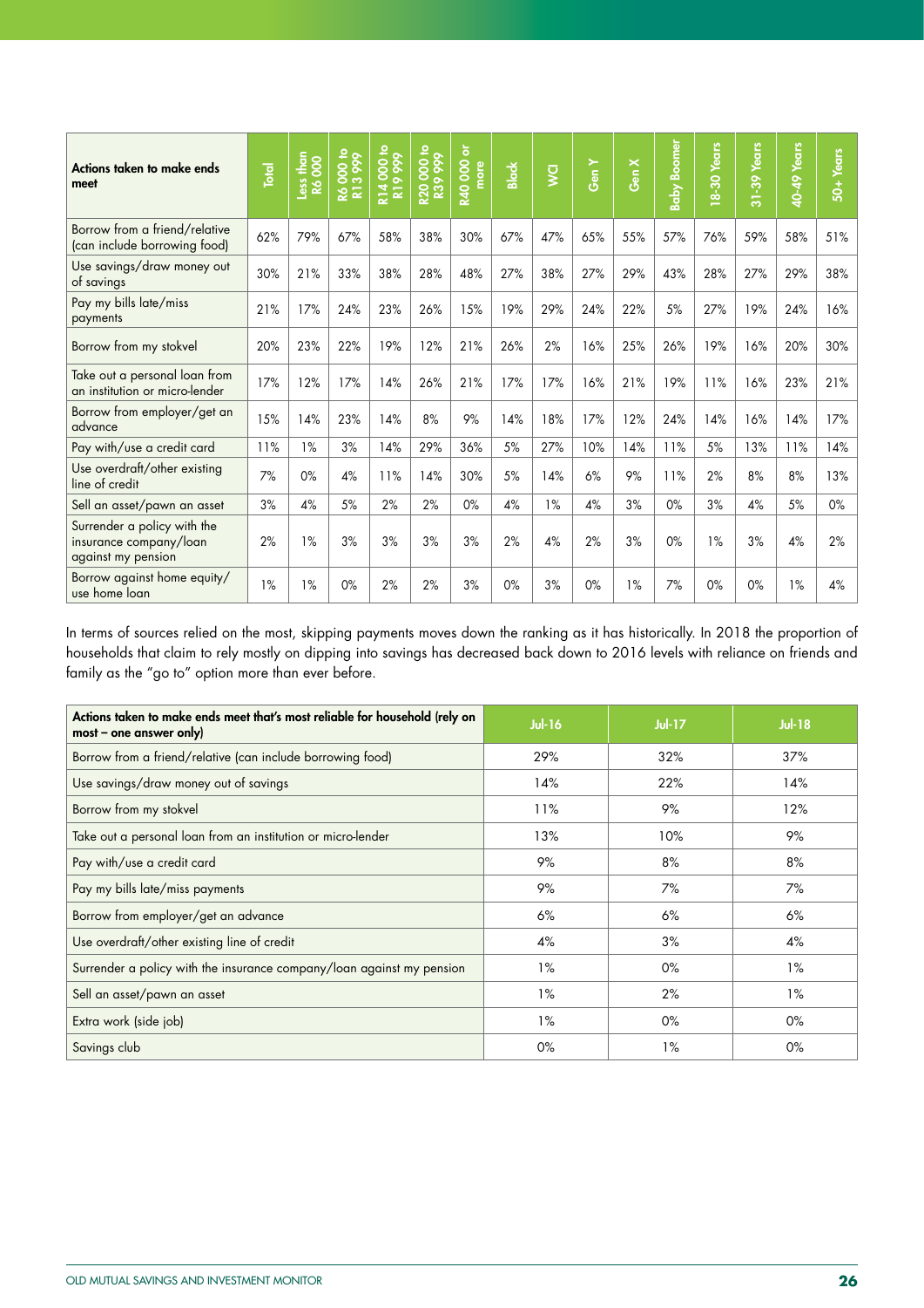| Actions taken to make ends meet | Total | Less than R6 000 | R6 000 to R13 999 | R14 000 to R19 999 | R20 000 to R39 999 | R40 000 or more | Black | WCI | Gen Y | Gen X | Baby Boomer | 18-30 Years | 31-39 Years | 40-49 Years | 50+ Years |
|---|---|---|---|---|---|---|---|---|---|---|---|---|---|---|---|
| Borrow from a friend/relative (can include borrowing food) | 62% | 79% | 67% | 58% | 38% | 30% | 67% | 47% | 65% | 55% | 57% | 76% | 59% | 58% | 51% |
| Use savings/draw money out of savings | 30% | 21% | 33% | 38% | 28% | 48% | 27% | 38% | 27% | 29% | 43% | 28% | 27% | 29% | 38% |
| Pay my bills late/miss payments | 21% | 17% | 24% | 23% | 26% | 15% | 19% | 29% | 24% | 22% | 5% | 27% | 19% | 24% | 16% |
| Borrow from my stokvel | 20% | 23% | 22% | 19% | 12% | 21% | 26% | 2% | 16% | 25% | 26% | 19% | 16% | 20% | 30% |
| Take out a personal loan from an institution or micro-lender | 17% | 12% | 17% | 14% | 26% | 21% | 17% | 17% | 16% | 21% | 19% | 11% | 16% | 23% | 21% |
| Borrow from employer/get an advance | 15% | 14% | 23% | 14% | 8% | 9% | 14% | 18% | 17% | 12% | 24% | 14% | 16% | 14% | 17% |
| Pay with/use a credit card | 11% | 1% | 3% | 14% | 29% | 36% | 5% | 27% | 10% | 14% | 11% | 5% | 13% | 11% | 14% |
| Use overdraft/other existing line of credit | 7% | 0% | 4% | 11% | 14% | 30% | 5% | 14% | 6% | 9% | 11% | 2% | 8% | 8% | 13% |
| Sell an asset/pawn an asset | 3% | 4% | 5% | 2% | 2% | 0% | 4% | 1% | 4% | 3% | 0% | 3% | 4% | 5% | 0% |
| Surrender a policy with the insurance company/loan against my pension | 2% | 1% | 3% | 3% | 3% | 3% | 2% | 4% | 2% | 3% | 0% | 1% | 3% | 4% | 2% |
| Borrow against home equity/ use home loan | 1% | 1% | 0% | 2% | 2% | 3% | 0% | 3% | 0% | 1% | 7% | 0% | 0% | 1% | 4% |

In terms of sources relied on the most, skipping payments moves down the ranking as it has historically. In 2018 the proportion of households that claim to rely mostly on dipping into savings has decreased back down to 2016 levels with reliance on friends and family as the "go to" option more than ever before.

| Actions taken to make ends meet that's most reliable for household (rely on most – one answer only) | Jul-16 | Jul-17 | Jul-18 |
|---|---|---|---|
| Borrow from a friend/relative (can include borrowing food) | 29% | 32% | 37% |
| Use savings/draw money out of savings | 14% | 22% | 14% |
| Borrow from my stokvel | 11% | 9% | 12% |
| Take out a personal loan from an institution or micro-lender | 13% | 10% | 9% |
| Pay with/use a credit card | 9% | 8% | 8% |
| Pay my bills late/miss payments | 9% | 7% | 7% |
| Borrow from employer/get an advance | 6% | 6% | 6% |
| Use overdraft/other existing line of credit | 4% | 3% | 4% |
| Surrender a policy with the insurance company/loan against my pension | 1% | 0% | 1% |
| Sell an asset/pawn an asset | 1% | 2% | 1% |
| Extra work (side job) | 1% | 0% | 0% |
| Savings club | 0% | 1% | 0% |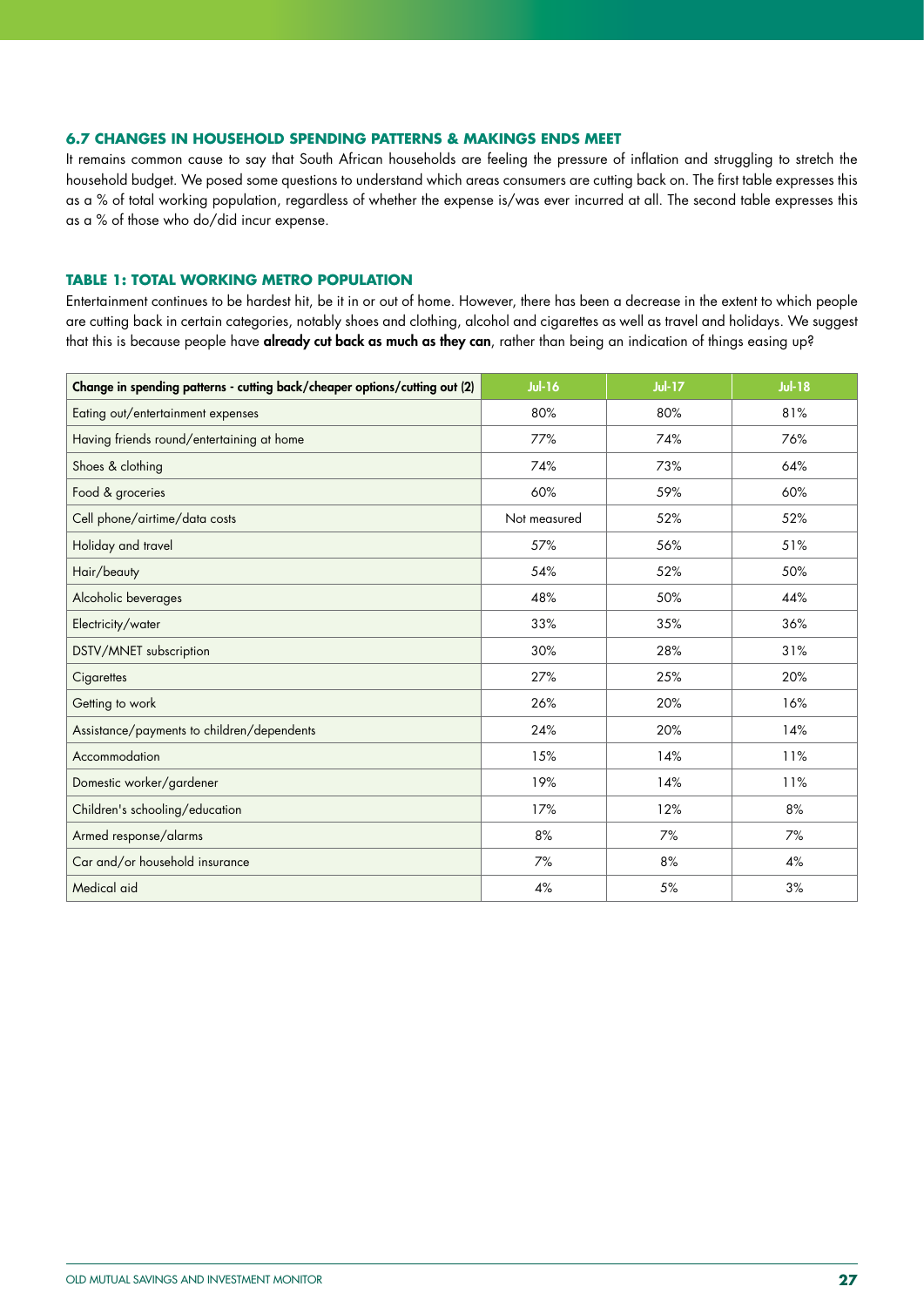### 6.7 CHANGES IN HOUSEHOLD SPENDING PATTERNS & MAKINGS ENDS MEET

It remains common cause to say that South African households are feeling the pressure of inflation and struggling to stretch the household budget. We posed some questions to understand which areas consumers are cutting back on. The first table expresses this as a % of total working population, regardless of whether the expense is/was ever incurred at all. The second table expresses this as a % of those who do/did incur expense.

### TABLE 1: TOTAL WORKING METRO POPULATION

Entertainment continues to be hardest hit, be it in or out of home. However, there has been a decrease in the extent to which people are cutting back in certain categories, notably shoes and clothing, alcohol and cigarettes as well as travel and holidays. We suggest that this is because people have **already cut back as much as they can**, rather than being an indication of things easing up?

| Change in spending patterns - cutting back/cheaper options/cutting out (2) | Jul-16 | Jul-17 | Jul-18 |
|---|---|---|---|
| Eating out/entertainment expenses | 80% | 80% | 81% |
| Having friends round/entertaining at home | 77% | 74% | 76% |
| Shoes & clothing | 74% | 73% | 64% |
| Food & groceries | 60% | 59% | 60% |
| Cell phone/airtime/data costs | Not measured | 52% | 52% |
| Holiday and travel | 57% | 56% | 51% |
| Hair/beauty | 54% | 52% | 50% |
| Alcoholic beverages | 48% | 50% | 44% |
| Electricity/water | 33% | 35% | 36% |
| DSTV/MNET subscription | 30% | 28% | 31% |
| Cigarettes | 27% | 25% | 20% |
| Getting to work | 26% | 20% | 16% |
| Assistance/payments to children/dependents | 24% | 20% | 14% |
| Accommodation | 15% | 14% | 11% |
| Domestic worker/gardener | 19% | 14% | 11% |
| Children's schooling/education | 17% | 12% | 8% |
| Armed response/alarms | 8% | 7% | 7% |
| Car and/or household insurance | 7% | 8% | 4% |
| Medical aid | 4% | 5% | 3% |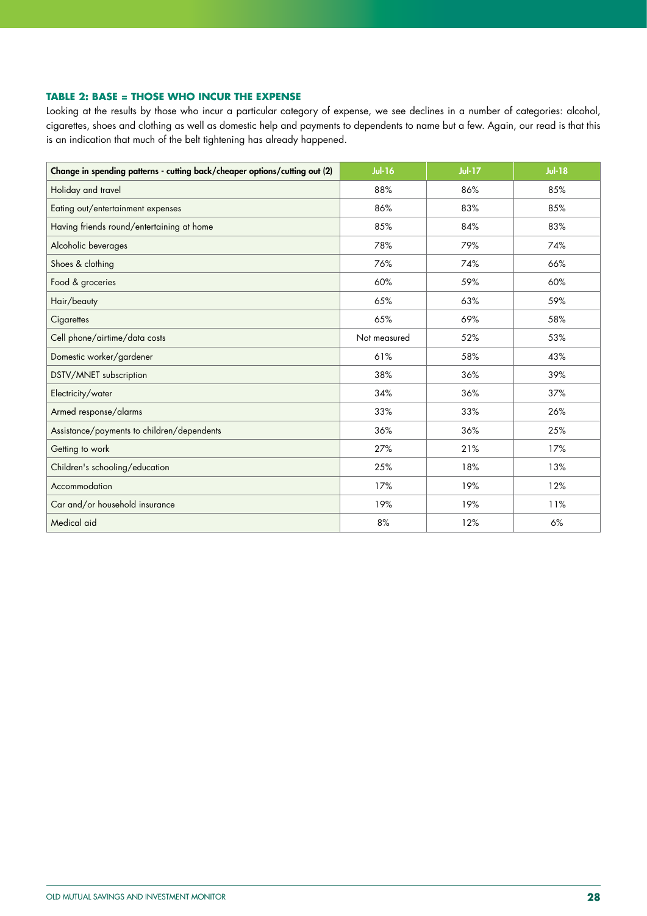### TABLE 2: BASE = THOSE WHO INCUR THE EXPENSE

Looking at the results by those who incur a particular category of expense, we see declines in a number of categories: alcohol, cigarettes, shoes and clothing as well as domestic help and payments to dependents to name but a few. Again, our read is that this is an indication that much of the belt tightening has already happened.

| Change in spending patterns - cutting back/cheaper options/cutting out (2) | Jul-16 | Jul-17 | Jul-18 |
|---|---|---|---|
| Holiday and travel | 88% | 86% | 85% |
| Eating out/entertainment expenses | 86% | 83% | 85% |
| Having friends round/entertaining at home | 85% | 84% | 83% |
| Alcoholic beverages | 78% | 79% | 74% |
| Shoes & clothing | 76% | 74% | 66% |
| Food & groceries | 60% | 59% | 60% |
| Hair/beauty | 65% | 63% | 59% |
| Cigarettes | 65% | 69% | 58% |
| Cell phone/airtime/data costs | Not measured | 52% | 53% |
| Domestic worker/gardener | 61% | 58% | 43% |
| DSTV/MNET subscription | 38% | 36% | 39% |
| Electricity/water | 34% | 36% | 37% |
| Armed response/alarms | 33% | 33% | 26% |
| Assistance/payments to children/dependents | 36% | 36% | 25% |
| Getting to work | 27% | 21% | 17% |
| Children's schooling/education | 25% | 18% | 13% |
| Accommodation | 17% | 19% | 12% |
| Car and/or household insurance | 19% | 19% | 11% |
| Medical aid | 8% | 12% | 6% |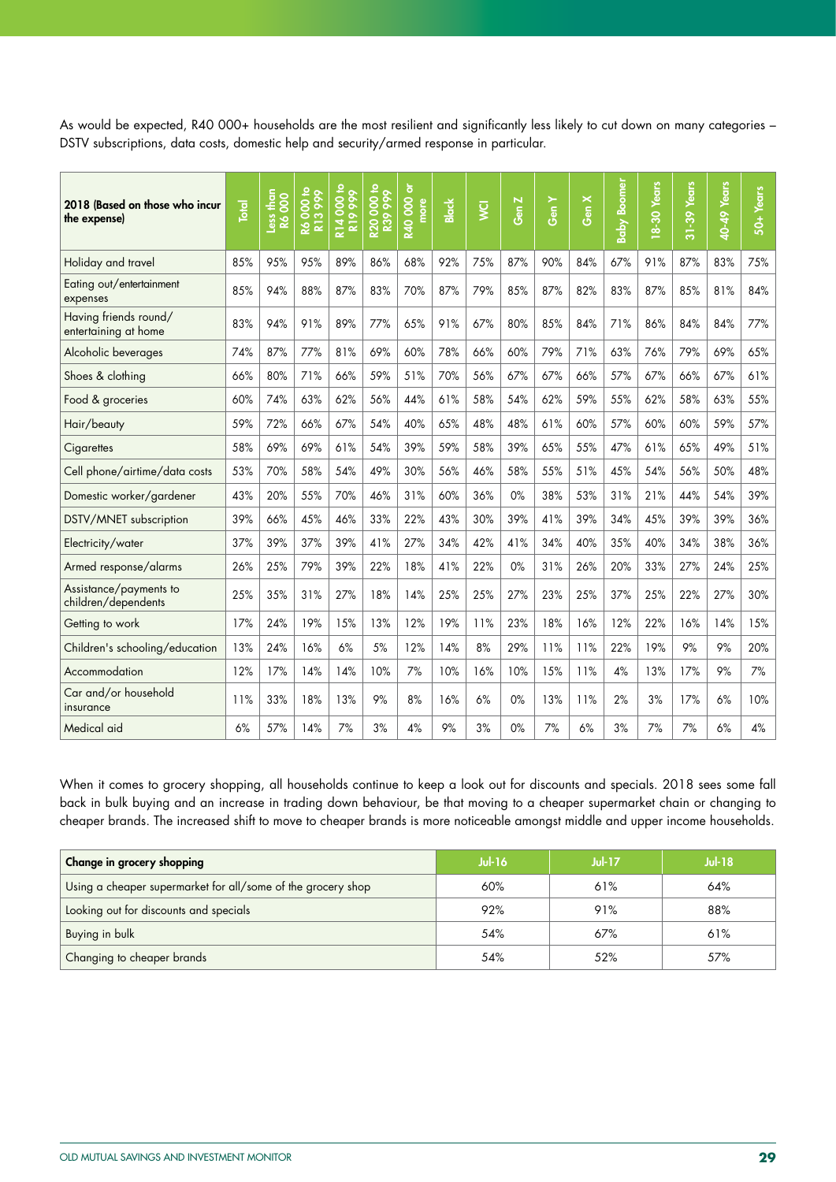As would be expected, R40 000+ households are the most resilient and significantly less likely to cut down on many categories – DSTV subscriptions, data costs, domestic help and security/armed response in particular.

| 2018 (Based on those who incur the expense) | Total | Less than R6 000 | R6 000 to R13 999 | R14 000 to R19 999 | R20 000 to R39 999 | R40 000 or more | Black | WCI | Gen Z | Gen Y | Gen X | Baby Boomer | 18-30 Years | 31-39 Years | 40-49 Years | 50+ Years |
|---|---|---|---|---|---|---|---|---|---|---|---|---|---|---|---|---|
| Holiday and travel | 85% | 95% | 95% | 89% | 86% | 68% | 92% | 75% | 87% | 90% | 84% | 67% | 91% | 87% | 83% | 75% |
| Eating out/entertainment expenses | 85% | 94% | 88% | 87% | 83% | 70% | 87% | 79% | 85% | 87% | 82% | 83% | 87% | 85% | 81% | 84% |
| Having friends round/ entertaining at home | 83% | 94% | 91% | 89% | 77% | 65% | 91% | 67% | 80% | 85% | 84% | 71% | 86% | 84% | 84% | 77% |
| Alcoholic beverages | 74% | 87% | 77% | 81% | 69% | 60% | 78% | 66% | 60% | 79% | 71% | 63% | 76% | 79% | 69% | 65% |
| Shoes & clothing | 66% | 80% | 71% | 66% | 59% | 51% | 70% | 56% | 67% | 67% | 66% | 57% | 67% | 66% | 67% | 61% |
| Food & groceries | 60% | 74% | 63% | 62% | 56% | 44% | 61% | 58% | 54% | 62% | 59% | 55% | 62% | 58% | 63% | 55% |
| Hair/beauty | 59% | 72% | 66% | 67% | 54% | 40% | 65% | 48% | 48% | 61% | 60% | 57% | 60% | 60% | 59% | 57% |
| Cigarettes | 58% | 69% | 69% | 61% | 54% | 39% | 59% | 58% | 39% | 65% | 55% | 47% | 61% | 65% | 49% | 51% |
| Cell phone/airtime/data costs | 53% | 70% | 58% | 54% | 49% | 30% | 56% | 46% | 58% | 55% | 51% | 45% | 54% | 56% | 50% | 48% |
| Domestic worker/gardener | 43% | 20% | 55% | 70% | 46% | 31% | 60% | 36% | 0% | 38% | 53% | 31% | 21% | 44% | 54% | 39% |
| DSTV/MNET subscription | 39% | 66% | 45% | 46% | 33% | 22% | 43% | 30% | 39% | 41% | 39% | 34% | 45% | 39% | 39% | 36% |
| Electricity/water | 37% | 39% | 37% | 39% | 41% | 27% | 34% | 42% | 41% | 34% | 40% | 35% | 40% | 34% | 38% | 36% |
| Armed response/alarms | 26% | 25% | 79% | 39% | 22% | 18% | 41% | 22% | 0% | 31% | 26% | 20% | 33% | 27% | 24% | 25% |
| Assistance/payments to children/dependents | 25% | 35% | 31% | 27% | 18% | 14% | 25% | 25% | 27% | 23% | 25% | 37% | 25% | 22% | 27% | 30% |
| Getting to work | 17% | 24% | 19% | 15% | 13% | 12% | 19% | 11% | 23% | 18% | 16% | 12% | 22% | 16% | 14% | 15% |
| Children's schooling/education | 13% | 24% | 16% | 6% | 5% | 12% | 14% | 8% | 29% | 11% | 11% | 22% | 19% | 9% | 9% | 20% |
| Accommodation | 12% | 17% | 14% | 14% | 10% | 7% | 10% | 16% | 10% | 15% | 11% | 4% | 13% | 17% | 9% | 7% |
| Car and/or household insurance | 11% | 33% | 18% | 13% | 9% | 8% | 16% | 6% | 0% | 13% | 11% | 2% | 3% | 17% | 6% | 10% |
| Medical aid | 6% | 57% | 14% | 7% | 3% | 4% | 9% | 3% | 0% | 7% | 6% | 3% | 7% | 7% | 6% | 4% |

When it comes to grocery shopping, all households continue to keep a look out for discounts and specials. 2018 sees some fall back in bulk buying and an increase in trading down behaviour, be that moving to a cheaper supermarket chain or changing to cheaper brands. The increased shift to move to cheaper brands is more noticeable amongst middle and upper income households.

| Change in grocery shopping | Jul-16 | Jul-17 | Jul-18 |
|---|---|---|---|
| Using a cheaper supermarket for all/some of the grocery shop | 60% | 61% | 64% |
| Looking out for discounts and specials | 92% | 91% | 88% |
| Buying in bulk | 54% | 67% | 61% |
| Changing to cheaper brands | 54% | 52% | 57% |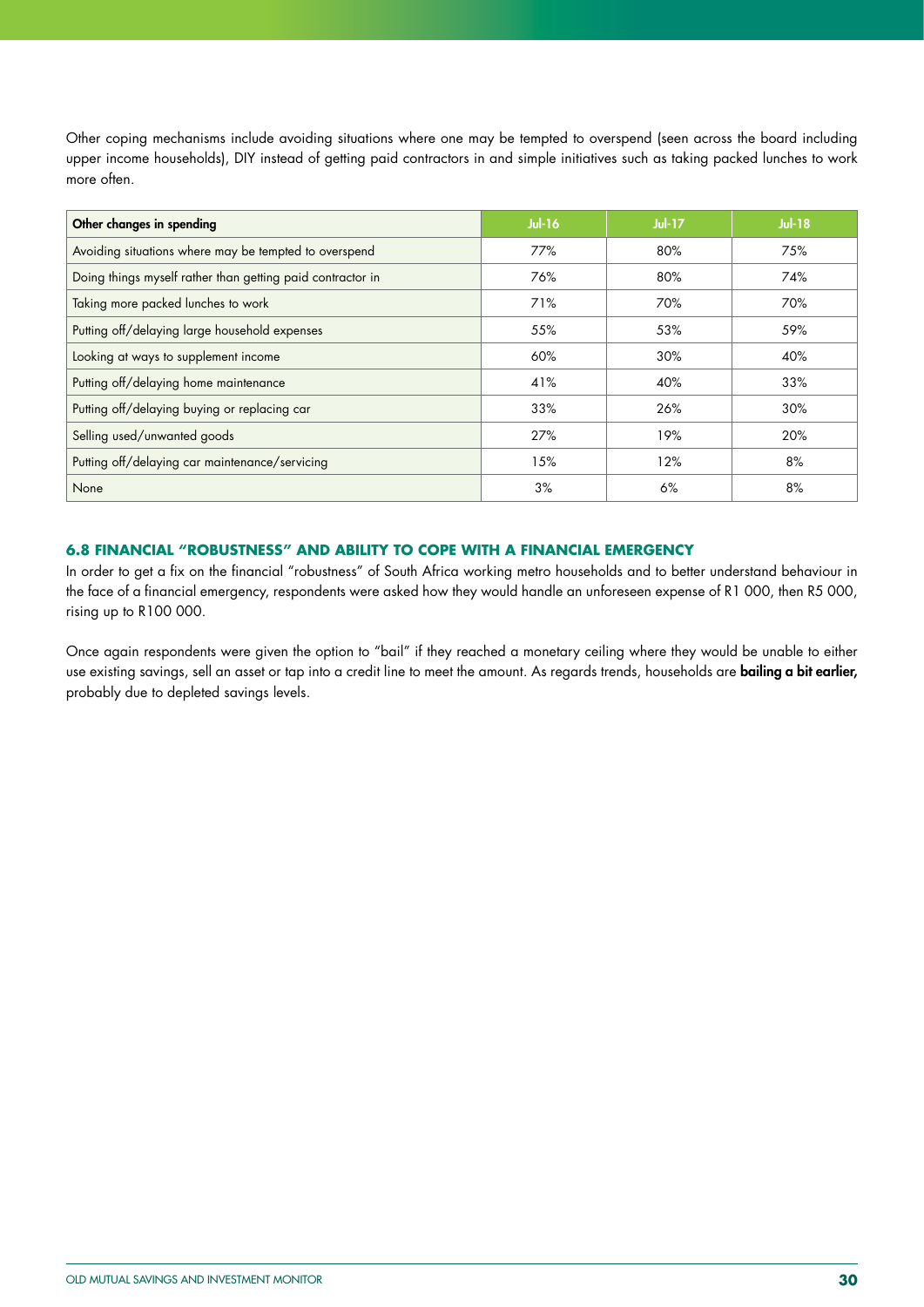Other coping mechanisms include avoiding situations where one may be tempted to overspend (seen across the board including upper income households), DIY instead of getting paid contractors in and simple initiatives such as taking packed lunches to work more often.

| Other changes in spending | Jul-16 | Jul-17 | Jul-18 |
|---|---|---|---|
| Avoiding situations where may be tempted to overspend | 77% | 80% | 75% |
| Doing things myself rather than getting paid contractor in | 76% | 80% | 74% |
| Taking more packed lunches to work | 71% | 70% | 70% |
| Putting off/delaying large household expenses | 55% | 53% | 59% |
| Looking at ways to supplement income | 60% | 30% | 40% |
| Putting off/delaying home maintenance | 41% | 40% | 33% |
| Putting off/delaying buying or replacing car | 33% | 26% | 30% |
| Selling used/unwanted goods | 27% | 19% | 20% |
| Putting off/delaying car maintenance/servicing | 15% | 12% | 8% |
| None | 3% | 6% | 8% |

### 6.8 FINANCIAL "ROBUSTNESS" AND ABILITY TO COPE WITH A FINANCIAL EMERGENCY

In order to get a fix on the financial "robustness" of South Africa working metro households and to better understand behaviour in the face of a financial emergency, respondents were asked how they would handle an unforeseen expense of R1 000, then R5 000, rising up to R100 000.

Once again respondents were given the option to "bail" if they reached a monetary ceiling where they would be unable to either use existing savings, sell an asset or tap into a credit line to meet the amount. As regards trends, households are **bailing a bit earlier,** probably due to depleted savings levels.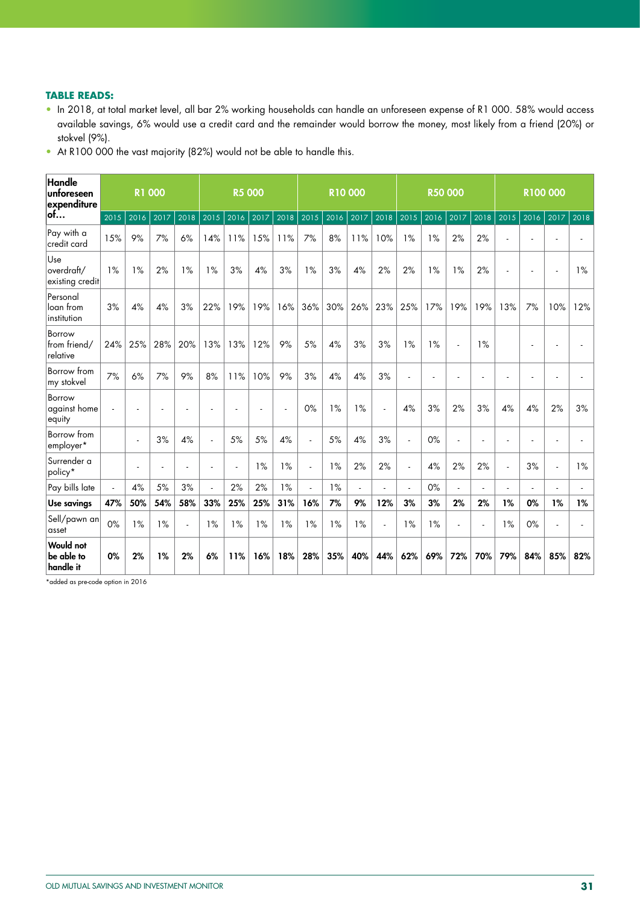**TABLE READS:**

- In 2018, at total market level, all bar 2% working households can handle an unforeseen expense of R1 000. 58% would access available savings, 6% would use a credit card and the remainder would borrow the money, most likely from a friend (20%) or stokvel (9%).
- At R100 000 the vast majority (82%) would not be able to handle this.

| Handle unforeseen expenditure of… | R1 000 | | | | R5 000 | | | | R10 000 | | | | R50 000 | | | | R100 000 | | | |
|---|---|---|---|---|---|---|---|---|---|---|---|---|---|---|---|---|---|---|---|---|
| | 2015 | 2016 | 2017 | 2018 | 2015 | 2016 | 2017 | 2018 | 2015 | 2016 | 2017 | 2018 | 2015 | 2016 | 2017 | 2018 | 2015 | 2016 | 2017 | 2018 |
| Pay with a credit card | 15% | 9% | 7% | 6% | 14% | 11% | 15% | 11% | 7% | 8% | 11% | 10% | 1% | 1% | 2% | 2% | - | - | - | - |
| Use overdraft/ existing credit | 1% | 1% | 2% | 1% | 1% | 3% | 4% | 3% | 1% | 3% | 4% | 2% | 2% | 1% | 1% | 2% | - | - | - | 1% |
| Personal loan from institution | 3% | 4% | 4% | 3% | 22% | 19% | 19% | 16% | 36% | 30% | 26% | 23% | 25% | 17% | 19% | 19% | 13% | 7% | 10% | 12% |
| Borrow from friend/ relative | 24% | 25% | 28% | 20% | 13% | 13% | 12% | 9% | 5% | 4% | 3% | 3% | 1% | 1% | - | 1% | | - | - | - |
| Borrow from my stokvel | 7% | 6% | 7% | 9% | 8% | 11% | 10% | 9% | 3% | 4% | 4% | 3% | - | - | - | - | - | - | - | - |
| Borrow against home equity | - | - | - | - | - | - | - | - | 0% | 1% | 1% | - | 4% | 3% | 2% | 3% | 4% | 4% | 2% | 3% |
| Borrow from employer* | | - | 3% | 4% | - | 5% | 5% | 4% | - | 5% | 4% | 3% | - | 0% | - | - | - | - | - | - |
| Surrender a policy* | | - | - | - | - | - | 1% | 1% | - | 1% | 2% | 2% | - | 4% | 2% | 2% | - | 3% | - | 1% |
| Pay bills late | - | 4% | 5% | 3% | - | 2% | 2% | 1% | - | 1% | - | - | - | 0% | - | - | - | - | - | - |
| **Use savings** | **47%** | **50%** | **54%** | **58%** | **33%** | **25%** | **25%** | **31%** | **16%** | **7%** | **9%** | **12%** | **3%** | **3%** | **2%** | **2%** | **1%** | **0%** | **1%** | **1%** |
| Sell/pawn an asset | 0% | 1% | 1% | - | 1% | 1% | 1% | 1% | 1% | 1% | 1% | - | 1% | 1% | - | - | 1% | 0% | - | - |
| **Would not be able to handle it** | **0%** | **2%** | **1%** | **2%** | **6%** | **11%** | **16%** | **18%** | **28%** | **35%** | **40%** | **44%** | **62%** | **69%** | **72%** | **70%** | **79%** | **84%** | **85%** | **82%** |

*added as pre-code option in 2016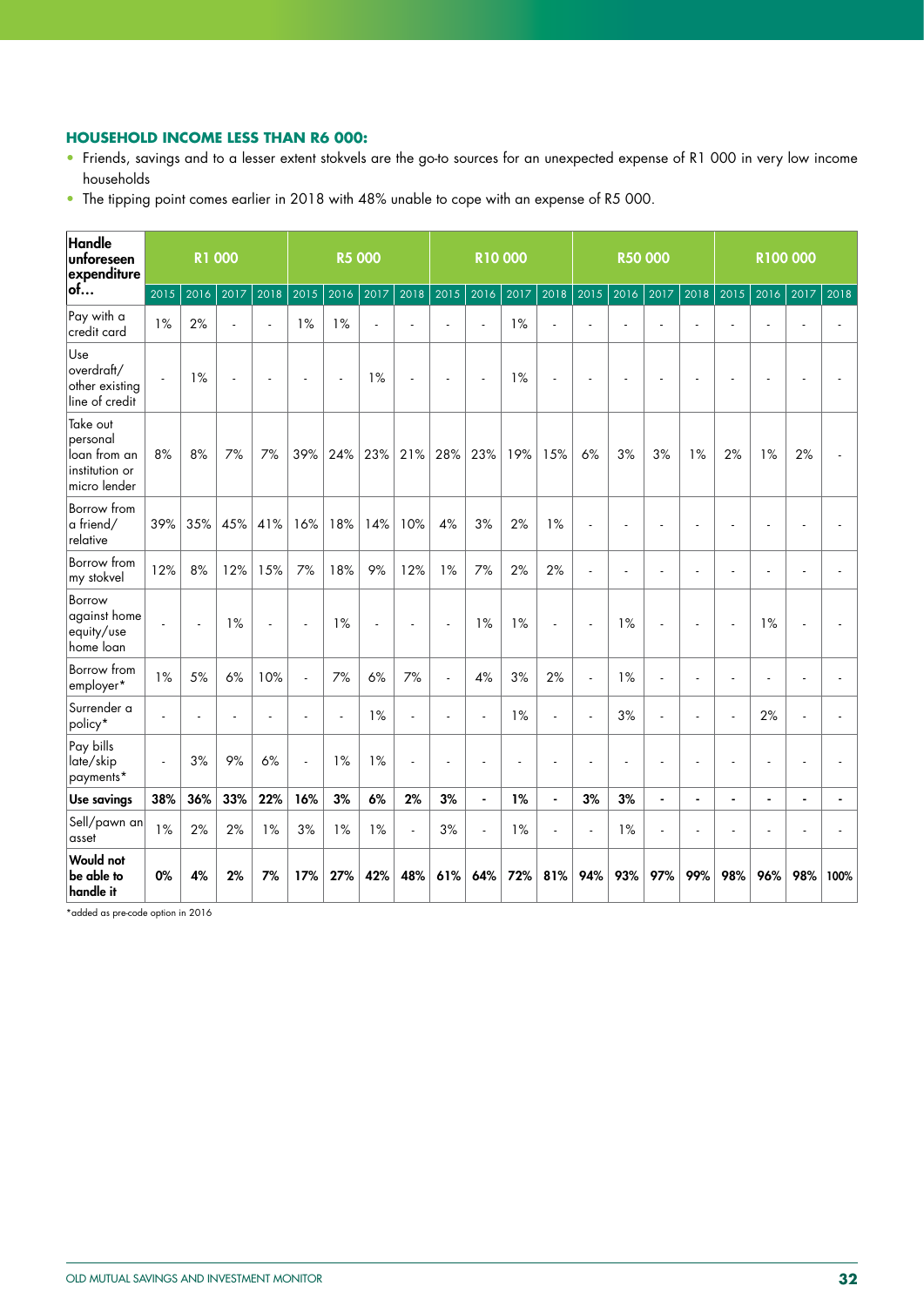### HOUSEHOLD INCOME LESS THAN R6 000:

- Friends, savings and to a lesser extent stokvels are the go-to sources for an unexpected expense of R1 000 in very low income households
- The tipping point comes earlier in 2018 with 48% unable to cope with an expense of R5 000.

| Handle unforeseen expenditure of… | R1 000 | | | | R5 000 | | | | R10 000 | | | | R50 000 | | | | R100 000 | | | |
|---|---|---|---|---|---|---|---|---|---|---|---|---|---|---|---|---|---|---|---|---|
| | 2015 | 2016 | 2017 | 2018 | 2015 | 2016 | 2017 | 2018 | 2015 | 2016 | 2017 | 2018 | 2015 | 2016 | 2017 | 2018 | 2015 | 2016 | 2017 | 2018 |
| Pay with a credit card | 1% | 2% | - | - | 1% | 1% | - | - | - | - | 1% | - | - | - | - | - | - | - | - | - |
| Use overdraft/ other existing line of credit | - | 1% | - | - | - | - | 1% | - | - | - | 1% | - | - | - | - | - | - | - | - | - |
| Take out personal loan from an institution or micro lender | 8% | 8% | 7% | 7% | 39% | 24% | 23% | 21% | 28% | 23% | 19% | 15% | 6% | 3% | 3% | 1% | 2% | 1% | 2% | - |
| Borrow from a friend/ relative | 39% | 35% | 45% | 41% | 16% | 18% | 14% | 10% | 4% | 3% | 2% | 1% | - | - | - | - | - | - | - | - |
| Borrow from my stokvel | 12% | 8% | 12% | 15% | 7% | 18% | 9% | 12% | 1% | 7% | 2% | 2% | - | - | - | - | - | - | - | - |
| Borrow against home equity/use home loan | - | - | 1% | - | - | 1% | - | - | - | 1% | 1% | - | - | 1% | - | - | - | 1% | - | - |
| Borrow from employer* | 1% | 5% | 6% | 10% | - | 7% | 6% | 7% | - | 4% | 3% | 2% | - | 1% | - | - | - | - | - | - |
| Surrender a policy* | - | - | - | - | - | - | 1% | - | - | - | 1% | - | - | 3% | - | - | - | 2% | - | - |
| Pay bills late/skip payments* | - | 3% | 9% | 6% | - | 1% | 1% | - | - | - | - | - | - | - | - | - | - | - | - | - |
| **Use savings** | **38%** | **36%** | **33%** | **22%** | **16%** | **3%** | **6%** | **2%** | **3%** | **-** | **1%** | **-** | **3%** | **3%** | **-** | **-** | **-** | **-** | **-** | **-** |
| Sell/pawn an asset | 1% | 2% | 2% | 1% | 3% | 1% | 1% | - | 3% | - | 1% | - | - | 1% | - | - | - | - | - | - |
| **Would not be able to handle it** | **0%** | **4%** | **2%** | **7%** | **17%** | **27%** | **42%** | **48%** | **61%** | **64%** | **72%** | **81%** | **94%** | **93%** | **97%** | **99%** | **98%** | **96%** | **98%** | **100%** |

*added as pre-code option in 2016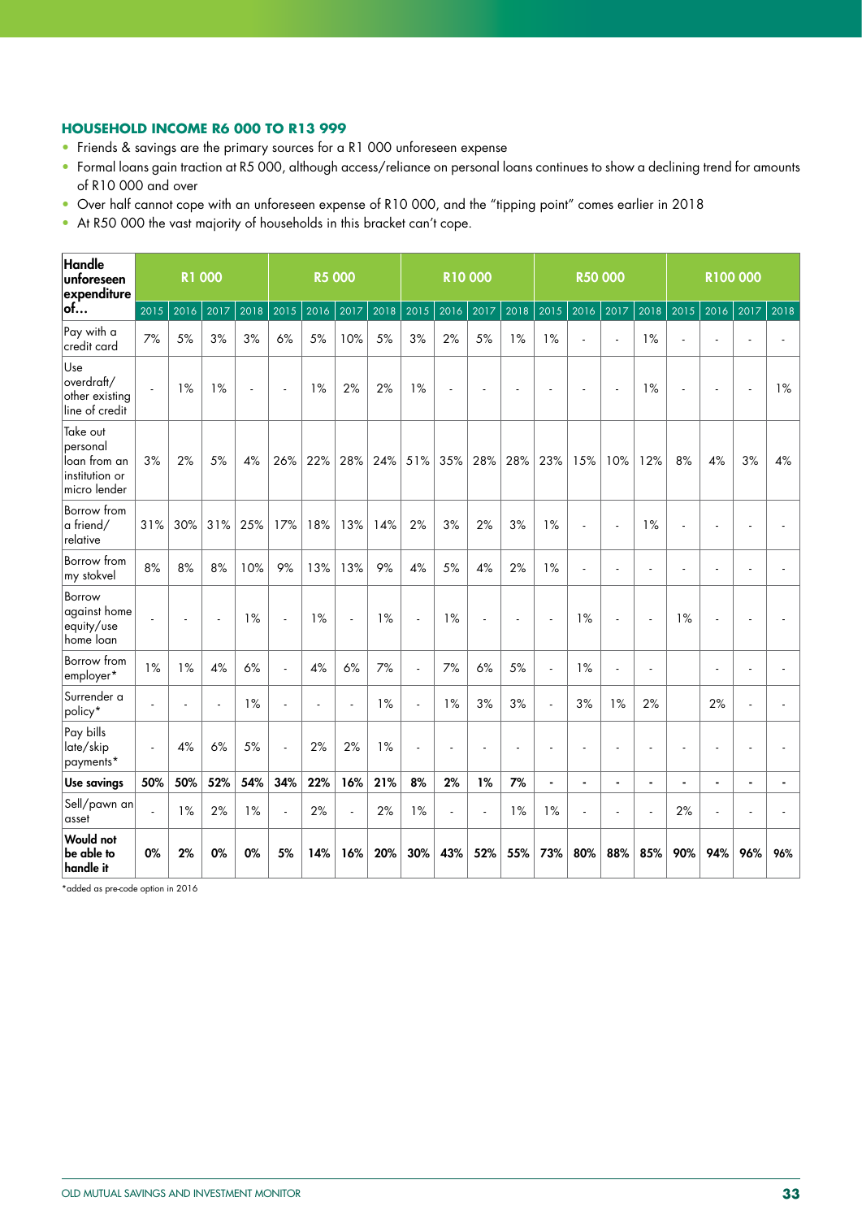### HOUSEHOLD INCOME R6 000 TO R13 999

- Friends & savings are the primary sources for a R1 000 unforeseen expense
- Formal loans gain traction at R5 000, although access/reliance on personal loans continues to show a declining trend for amounts of R10 000 and over
- Over half cannot cope with an unforeseen expense of R10 000, and the "tipping point" comes earlier in 2018
- At R50 000 the vast majority of households in this bracket can't cope.

| Handle unforeseen expenditure of… | R1 000 | | | | R5 000 | | | | R10 000 | | | | R50 000 | | | | R100 000 | | | |
|---|---|---|---|---|---|---|---|---|---|---|---|---|---|---|---|---|---|---|---|---|
| | 2015 | 2016 | 2017 | 2018 | 2015 | 2016 | 2017 | 2018 | 2015 | 2016 | 2017 | 2018 | 2015 | 2016 | 2017 | 2018 | 2015 | 2016 | 2017 | 2018 |
| Pay with a credit card | 7% | 5% | 3% | 3% | 6% | 5% | 10% | 5% | 3% | 2% | 5% | 1% | 1% | - | - | 1% | - | - | - | - |
| Use overdraft/ other existing line of credit | - | 1% | 1% | - | - | 1% | 2% | 2% | 1% | - | - | - | - | - | - | 1% | - | - | - | 1% |
| Take out personal loan from an institution or micro lender | 3% | 2% | 5% | 4% | 26% | 22% | 28% | 24% | 51% | 35% | 28% | 28% | 23% | 15% | 10% | 12% | 8% | 4% | 3% | 4% |
| Borrow from a friend/ relative | 31% | 30% | 31% | 25% | 17% | 18% | 13% | 14% | 2% | 3% | 2% | 3% | 1% | - | - | 1% | - | - | - | - |
| Borrow from my stokvel | 8% | 8% | 8% | 10% | 9% | 13% | 13% | 9% | 4% | 5% | 4% | 2% | 1% | - | - | - | - | - | - | - |
| Borrow against home equity/use home loan | - | - | - | 1% | - | 1% | - | 1% | - | 1% | - | - | - | 1% | - | - | 1% | - | - | - |
| Borrow from employer* | 1% | 1% | 4% | 6% | - | 4% | 6% | 7% | - | 7% | 6% | 5% | - | 1% | - | - | | - | - | - |
| Surrender a policy* | - | - | - | 1% | - | - | - | 1% | - | 1% | 3% | 3% | - | 3% | 1% | 2% | | 2% | - | - |
| Pay bills late/skip payments* | - | 4% | 6% | 5% | - | 2% | 2% | 1% | - | - | - | - | - | - | - | - | - | - | - | - |
| **Use savings** | **50%** | **50%** | **52%** | **54%** | **34%** | **22%** | **16%** | **21%** | **8%** | **2%** | **1%** | **7%** | **-** | **-** | **-** | **-** | **-** | **-** | **-** | **-** |
| Sell/pawn an asset | - | 1% | 2% | 1% | - | 2% | - | 2% | 1% | - | - | 1% | 1% | - | - | - | 2% | - | - | - |
| **Would not be able to handle it** | **0%** | **2%** | **0%** | **0%** | **5%** | **14%** | **16%** | **20%** | **30%** | **43%** | **52%** | **55%** | **73%** | **80%** | **88%** | **85%** | **90%** | **94%** | **96%** | **96%** |

*added as pre-code option in 2016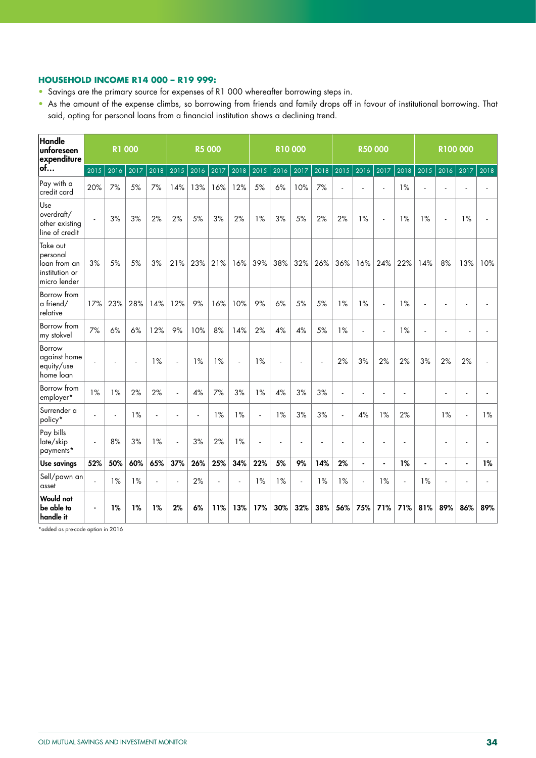### HOUSEHOLD INCOME R14 000 – R19 999:

- Savings are the primary source for expenses of R1 000 whereafter borrowing steps in.
- As the amount of the expense climbs, so borrowing from friends and family drops off in favour of institutional borrowing. That said, opting for personal loans from a financial institution shows a declining trend.

| Handle unforeseen expenditure of… | R1 000 | | | | R5 000 | | | | R10 000 | | | | R50 000 | | | | R100 000 | | | |
|---|---|---|---|---|---|---|---|---|---|---|---|---|---|---|---|---|---|---|---|---|
| | 2015 | 2016 | 2017 | 2018 | 2015 | 2016 | 2017 | 2018 | 2015 | 2016 | 2017 | 2018 | 2015 | 2016 | 2017 | 2018 | 2015 | 2016 | 2017 | 2018 |
| Pay with a credit card | 20% | 7% | 5% | 7% | 14% | 13% | 16% | 12% | 5% | 6% | 10% | 7% | - | - | - | 1% | - | - | - | - |
| Use overdraft/ other existing line of credit | - | 3% | 3% | 2% | 2% | 5% | 3% | 2% | 1% | 3% | 5% | 2% | 2% | 1% | - | 1% | 1% | - | 1% | - |
| Take out personal loan from an institution or micro lender | 3% | 5% | 5% | 3% | 21% | 23% | 21% | 16% | 39% | 38% | 32% | 26% | 36% | 16% | 24% | 22% | 14% | 8% | 13% | 10% |
| Borrow from a friend/ relative | 17% | 23% | 28% | 14% | 12% | 9% | 16% | 10% | 9% | 6% | 5% | 5% | 1% | 1% | - | 1% | - | - | - | - |
| Borrow from my stokvel | 7% | 6% | 6% | 12% | 9% | 10% | 8% | 14% | 2% | 4% | 4% | 5% | 1% | - | - | 1% | - | - | - | - |
| Borrow against home equity/use home loan | - | - | - | 1% | - | 1% | 1% | - | 1% | - | - | - | 2% | 3% | 2% | 2% | 3% | 2% | 2% | - |
| Borrow from employer* | 1% | 1% | 2% | 2% | - | 4% | 7% | 3% | 1% | 4% | 3% | 3% | - | - | - | - | | - | - | - |
| Surrender a policy* | - | - | 1% | - | - | - | 1% | 1% | - | 1% | 3% | 3% | - | 4% | 1% | 2% | | 1% | - | 1% |
| Pay bills late/skip payments* | - | 8% | 3% | 1% | - | 3% | 2% | 1% | - | - | - | - | - | - | - | - | | - | - | - |
| **Use savings** | **52%** | **50%** | **60%** | **65%** | **37%** | **26%** | **25%** | **34%** | **22%** | **5%** | **9%** | **14%** | **2%** | **-** | **-** | **1%** | **-** | **-** | **-** | **1%** |
| Sell/pawn an asset | - | 1% | 1% | - | - | 2% | - | - | 1% | 1% | - | 1% | 1% | - | 1% | - | 1% | - | - | - |
| **Would not be able to handle it** | **-** | **1%** | **1%** | **1%** | **2%** | **6%** | **11%** | **13%** | **17%** | **30%** | **32%** | **38%** | **56%** | **75%** | **71%** | **71%** | **81%** | **89%** | **86%** | **89%** |

*added as pre-code option in 2016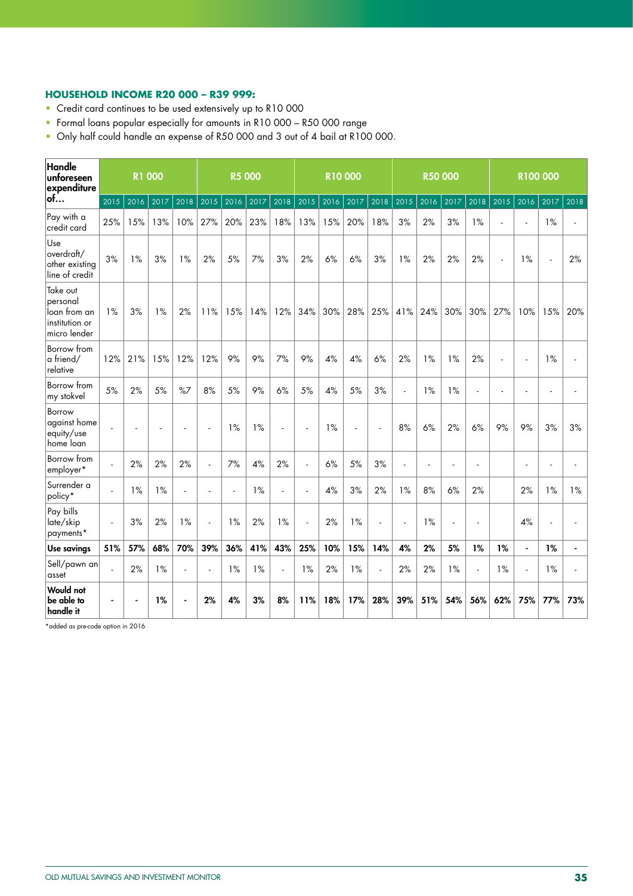### HOUSEHOLD INCOME R20 000 – R39 999:

- Credit card continues to be used extensively up to R10 000
- Formal loans popular especially for amounts in R10 000 – R50 000 range
- Only half could handle an expense of R50 000 and 3 out of 4 bail at R100 000.

| Handle unforeseen expenditure of… | R1 000 | | | | R5 000 | | | | R10 000 | | | | R50 000 | | | | R100 000 | | | |
|---|---|---|---|---|---|---|---|---|---|---|---|---|---|---|---|---|---|---|---|---|
| | 2015 | 2016 | 2017 | 2018 | 2015 | 2016 | 2017 | 2018 | 2015 | 2016 | 2017 | 2018 | 2015 | 2016 | 2017 | 2018 | 2015 | 2016 | 2017 | 2018 |
| Pay with a credit card | 25% | 15% | 13% | 10% | 27% | 20% | 23% | 18% | 13% | 15% | 20% | 18% | 3% | 2% | 3% | 1% | - | - | 1% | - |
| Use overdraft/ other existing line of credit | 3% | 1% | 3% | 1% | 2% | 5% | 7% | 3% | 2% | 6% | 6% | 3% | 1% | 2% | 2% | 2% | - | 1% | - | 2% |
| Take out personal loan from an institution or micro lender | 1% | 3% | 1% | 2% | 11% | 15% | 14% | 12% | 34% | 30% | 28% | 25% | 41% | 24% | 30% | 30% | 27% | 10% | 15% | 20% |
| Borrow from a friend/ relative | 12% | 21% | 15% | 12% | 12% | 9% | 9% | 7% | 9% | 4% | 4% | 6% | 2% | 1% | 1% | 2% | - | - | 1% | - |
| Borrow from my stokvel | 5% | 2% | 5% | %7 | 8% | 5% | 9% | 6% | 5% | 4% | 5% | 3% | - | 1% | 1% | - | - | - | - | - |
| Borrow against home equity/use home loan | - | - | - | - | - | 1% | 1% | - | - | 1% | - | - | 8% | 6% | 2% | 6% | 9% | 9% | 3% | 3% |
| Borrow from employer* | - | 2% | 2% | 2% | - | 7% | 4% | 2% | - | 6% | 5% | 3% | - | - | - | - | | - | - | - |
| Surrender a policy* | - | 1% | 1% | - | - | - | 1% | - | - | 4% | 3% | 2% | 1% | 8% | 6% | 2% | | 2% | 1% | 1% |
| Pay bills late/skip payments* | - | 3% | 2% | 1% | - | 1% | 2% | 1% | - | 2% | 1% | - | - | 1% | - | - | | 4% | - | - |
| **Use savings** | **51%** | **57%** | **68%** | **70%** | **39%** | **36%** | **41%** | **43%** | **25%** | **10%** | **15%** | **14%** | **4%** | **2%** | **5%** | **1%** | **1%** | **-** | **1%** | **-** |
| Sell/pawn an asset | - | 2% | 1% | - | - | 1% | 1% | - | 1% | 2% | 1% | - | 2% | 2% | 1% | - | 1% | - | 1% | - |
| **Would not be able to handle it** | **-** | **-** | **1%** | **-** | **2%** | **4%** | **3%** | **8%** | **11%** | **18%** | **17%** | **28%** | **39%** | **51%** | **54%** | **56%** | **62%** | **75%** | **77%** | **73%** |

*added as pre-code option in 2016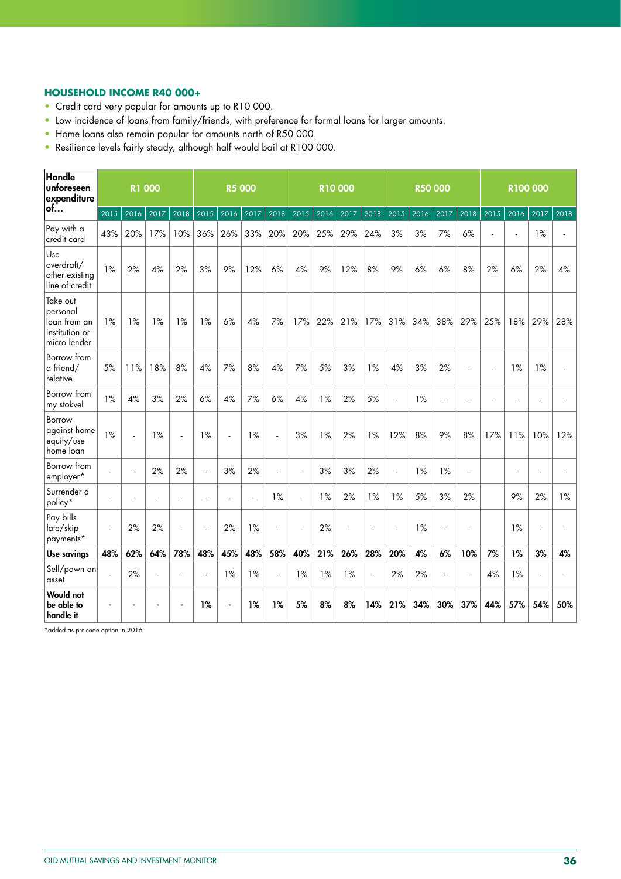### HOUSEHOLD INCOME R40 000+

- Credit card very popular for amounts up to R10 000.
- Low incidence of loans from family/friends, with preference for formal loans for larger amounts.
- Home loans also remain popular for amounts north of R50 000.
- Resilience levels fairly steady, although half would bail at R100 000.

| Handle unforeseen expenditure of… | R1 000 | | | | R5 000 | | | | R10 000 | | | | R50 000 | | | | R100 000 | | | |
|---|---|---|---|---|---|---|---|---|---|---|---|---|---|---|---|---|---|---|---|---|
| | 2015 | 2016 | 2017 | 2018 | 2015 | 2016 | 2017 | 2018 | 2015 | 2016 | 2017 | 2018 | 2015 | 2016 | 2017 | 2018 | 2015 | 2016 | 2017 | 2018 |
| Pay with a credit card | 43% | 20% | 17% | 10% | 36% | 26% | 33% | 20% | 20% | 25% | 29% | 24% | 3% | 3% | 7% | 6% | - | - | 1% | - |
| Use overdraft/ other existing line of credit | 1% | 2% | 4% | 2% | 3% | 9% | 12% | 6% | 4% | 9% | 12% | 8% | 9% | 6% | 6% | 8% | 2% | 6% | 2% | 4% |
| Take out personal loan from an institution or micro lender | 1% | 1% | 1% | 1% | 1% | 6% | 4% | 7% | 17% | 22% | 21% | 17% | 31% | 34% | 38% | 29% | 25% | 18% | 29% | 28% |
| Borrow from a friend/ relative | 5% | 11% | 18% | 8% | 4% | 7% | 8% | 4% | 7% | 5% | 3% | 1% | 4% | 3% | 2% | - | - | 1% | 1% | - |
| Borrow from my stokvel | 1% | 4% | 3% | 2% | 6% | 4% | 7% | 6% | 4% | 1% | 2% | 5% | - | 1% | - | - | - | - | - | - |
| Borrow against home equity/use home loan | 1% | - | 1% | - | 1% | - | 1% | - | 3% | 1% | 2% | 1% | 12% | 8% | 9% | 8% | 17% | 11% | 10% | 12% |
| Borrow from employer* | - | - | 2% | 2% | - | 3% | 2% | - | - | 3% | 3% | 2% | - | 1% | 1% | - | | - | - | - |
| Surrender a policy* | - | - | - | - | - | - | - | 1% | - | 1% | 2% | 1% | 1% | 5% | 3% | 2% | | 9% | 2% | 1% |
| Pay bills late/skip payments* | - | 2% | 2% | - | - | 2% | 1% | - | - | 2% | - | - | - | 1% | - | - | | 1% | - | - |
| **Use savings** | **48%** | **62%** | **64%** | **78%** | **48%** | **45%** | **48%** | **58%** | **40%** | **21%** | **26%** | **28%** | **20%** | **4%** | **6%** | **10%** | **7%** | **1%** | **3%** | **4%** |
| Sell/pawn an asset | - | 2% | - | - | - | 1% | 1% | - | 1% | 1% | 1% | - | 2% | 2% | - | - | 4% | 1% | - | - |
| **Would not be able to handle it** | **-** | **-** | **-** | **-** | **1%** | **-** | **1%** | **1%** | **5%** | **8%** | **8%** | **14%** | **21%** | **34%** | **30%** | **37%** | **44%** | **57%** | **54%** | **50%** |

*added as pre-code option in 2016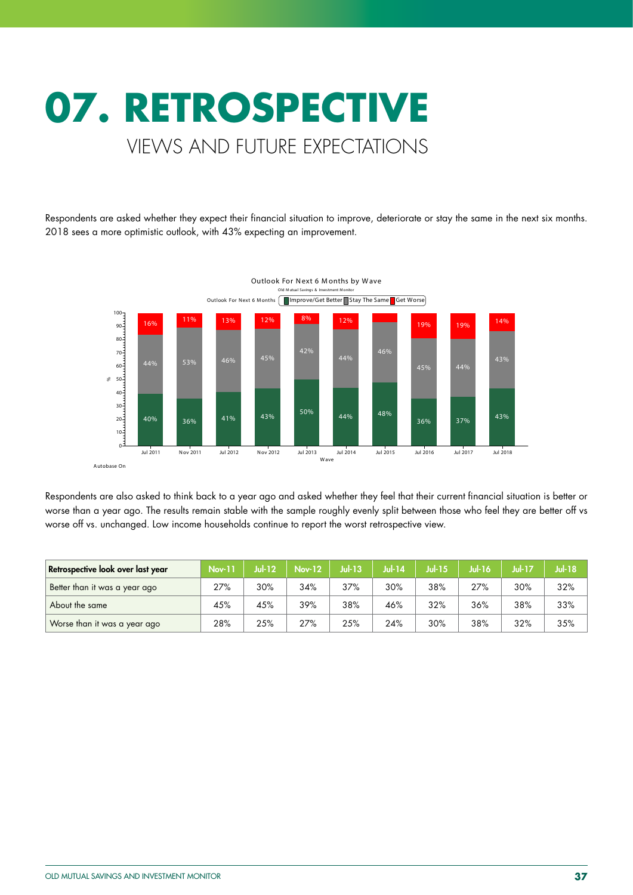# 07. RETROSPECTIVE

## VIEWS AND FUTURE EXPECTATIONS

Respondents are asked whether they expect their financial situation to improve, deteriorate or stay the same in the next six months. 2018 sees a more optimistic outlook, with 43% expecting an improvement.

**Outlook For Next 6 Months by Wave**

Old Mutual Savings & Investment Monitor

| Wave | Improve/Get Better | Stay The Same | Get Worse |
|---|---|---|---|
| Jul 2011 | 40% | 44% | 16% |
| Nov 2011 | 36% | 53% | 11% |
| Jul 2012 | 41% | 46% | 13% |
| Nov 2012 | 43% | 45% | 12% |
| Jul 2013 | 50% | 42% | 8% |
| Jul 2014 | 44% | 44% | 12% |
| Jul 2015 | 48% | 46% | |
| Jul 2016 | 36% | 45% | 19% |
| Jul 2017 | 37% | 44% | 19% |
| Jul 2018 | 43% | 43% | 14% |

Autobase On

Respondents are also asked to think back to a year ago and asked whether they feel that their current financial situation is better or worse than a year ago. The results remain stable with the sample roughly evenly split between those who feel they are better off vs worse off vs. unchanged. Low income households continue to report the worst retrospective view.

| Retrospective look over last year | Nov-11 | Jul-12 | Nov-12 | Jul-13 | Jul-14 | Jul-15 | Jul-16 | Jul-17 | Jul-18 |
|---|---|---|---|---|---|---|---|---|---|
| Better than it was a year ago | 27% | 30% | 34% | 37% | 30% | 38% | 27% | 30% | 32% |
| About the same | 45% | 45% | 39% | 38% | 46% | 32% | 36% | 38% | 33% |
| Worse than it was a year ago | 28% | 25% | 27% | 25% | 24% | 30% | 38% | 32% | 35% |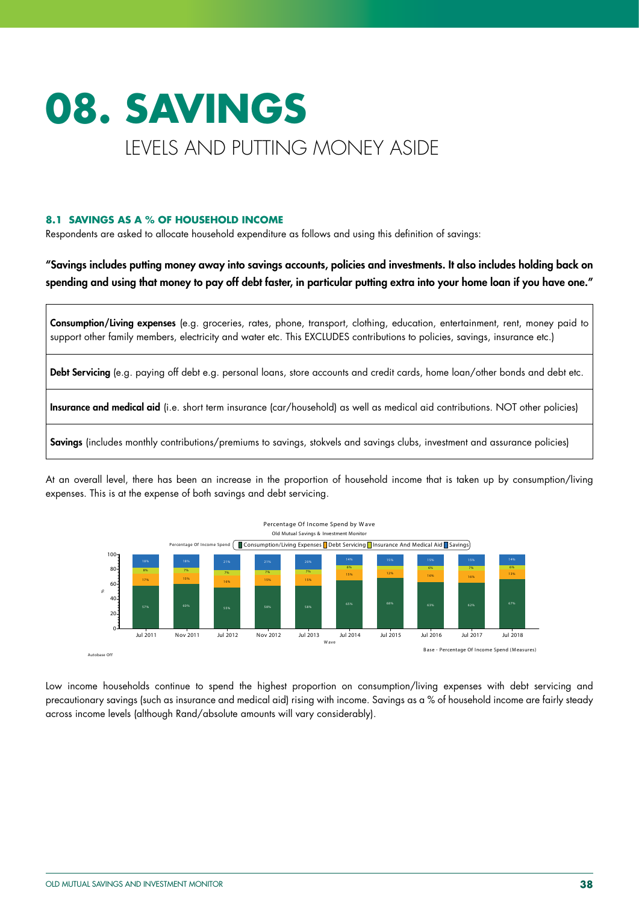# 08. SAVINGS

## LEVELS AND PUTTING MONEY ASIDE

### 8.1 SAVINGS AS A % OF HOUSEHOLD INCOME

Respondents are asked to allocate household expenditure as follows and using this definition of savings:

**"Savings includes putting money away into savings accounts, policies and investments. It also includes holding back on spending and using that money to pay off debt faster, in particular putting extra into your home loan if you have one."**

| |
|---|
| **Consumption/Living expenses** (e.g. groceries, rates, phone, transport, clothing, education, entertainment, rent, money paid to support other family members, electricity and water etc. This EXCLUDES contributions to policies, savings, insurance etc.) |
| **Debt Servicing** (e.g. paying off debt e.g. personal loans, store accounts and credit cards, home loan/other bonds and debt etc. |
| **Insurance and medical aid** (i.e. short term insurance (car/household) as well as medical aid contributions. NOT other policies) |
| **Savings** (includes monthly contributions/premiums to savings, stokvels and savings clubs, investment and assurance policies) |

At an overall level, there has been an increase in the proportion of household income that is taken up by consumption/living expenses. This is at the expense of both savings and debt servicing.

Percentage Of Income Spend by Wave

Old Mutual Savings & Investment Monitor

| Wave | Consumption/Living Expenses | Debt Servicing | Insurance And Medical Aid | Savings |
|---|---|---|---|---|
| Jul 2011 | 57% | 17% | 8% | 18% |
| Nov 2011 | 60% | 15% | 7% | 18% |
| Jul 2012 | 55% | 16% | 7% | 21% |
| Nov 2012 | 59% | 15% | 7% | 21% |
| Jul 2013 | 58% | 15% | 7% | 20% |
| Jul 2014 | 65% | 15% | 6% | 14% |
| Jul 2015 | 68% | 12% | | 15% |
| Jul 2016 | 63% | 16% | 6% | 15% |
| Jul 2017 | 62% | 16% | 7% | 15% |
| Jul 2018 | 67% | 13% | 6% | 14% |

Base - Percentage Of Income Spend (Measures)

Low income households continue to spend the highest proportion on consumption/living expenses with debt servicing and precautionary savings (such as insurance and medical aid) rising with income. Savings as a % of household income are fairly steady across income levels (although Rand/absolute amounts will vary considerably).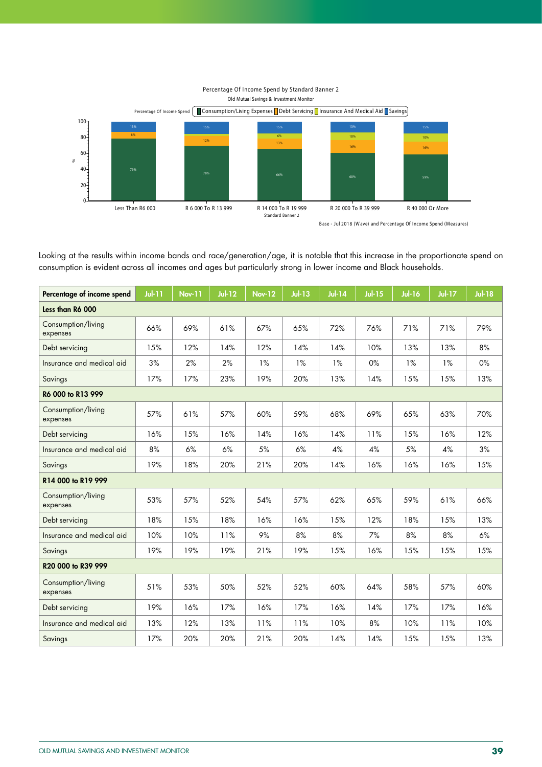Percentage Of Income Spend by Standard Banner 2

Old Mutual Savings & Investment Monitor

| Standard Banner 2 | Consumption/Living Expenses | Debt Servicing | Insurance And Medical Aid | Savings |
|---|---|---|---|---|
| Less Than R6 000 | 79% | 8% | | 13% |
| R 6 000 To R 13 999 | 70% | 12% | | 15% |
| R 14 000 To R 19 999 | 66% | 13% | 6% | 15% |
| R 20 000 To R 39 999 | 60% | 16% | 10% | 13% |
| R 40 000 Or More | 59% | 16% | 10% | 15% |

Base - Jul 2018 (Wave) and Percentage Of Income Spend (Measures)

Looking at the results within income bands and race/generation/age, it is notable that this increase in the proportionate spend on consumption is evident across all incomes and ages but particularly strong in lower income and Black households.

| Percentage of income spend | Jul-11 | Nov-11 | Jul-12 | Nov-12 | Jul-13 | Jul-14 | Jul-15 | Jul-16 | Jul-17 | Jul-18 |
|---|---|---|---|---|---|---|---|---|---|---|
| **Less than R6 000** | | | | | | | | | | |
| Consumption/living expenses | 66% | 69% | 61% | 67% | 65% | 72% | 76% | 71% | 71% | 79% |
| Debt servicing | 15% | 12% | 14% | 12% | 14% | 14% | 10% | 13% | 13% | 8% |
| Insurance and medical aid | 3% | 2% | 2% | 1% | 1% | 1% | 0% | 1% | 1% | 0% |
| Savings | 17% | 17% | 23% | 19% | 20% | 13% | 14% | 15% | 15% | 13% |
| **R6 000 to R13 999** | | | | | | | | | | |
| Consumption/living expenses | 57% | 61% | 57% | 60% | 59% | 68% | 69% | 65% | 63% | 70% |
| Debt servicing | 16% | 15% | 16% | 14% | 16% | 14% | 11% | 15% | 16% | 12% |
| Insurance and medical aid | 8% | 6% | 6% | 5% | 6% | 4% | 4% | 5% | 4% | 3% |
| Savings | 19% | 18% | 20% | 21% | 20% | 14% | 16% | 16% | 16% | 15% |
| **R14 000 to R19 999** | | | | | | | | | | |
| Consumption/living expenses | 53% | 57% | 52% | 54% | 57% | 62% | 65% | 59% | 61% | 66% |
| Debt servicing | 18% | 15% | 18% | 16% | 16% | 15% | 12% | 18% | 15% | 13% |
| Insurance and medical aid | 10% | 10% | 11% | 9% | 8% | 8% | 7% | 8% | 8% | 6% |
| Savings | 19% | 19% | 19% | 21% | 19% | 15% | 16% | 15% | 15% | 15% |
| **R20 000 to R39 999** | | | | | | | | | | |
| Consumption/living expenses | 51% | 53% | 50% | 52% | 52% | 60% | 64% | 58% | 57% | 60% |
| Debt servicing | 19% | 16% | 17% | 16% | 17% | 16% | 14% | 17% | 17% | 16% |
| Insurance and medical aid | 13% | 12% | 13% | 11% | 11% | 10% | 8% | 10% | 11% | 10% |
| Savings | 17% | 20% | 20% | 21% | 20% | 14% | 14% | 15% | 15% | 13% |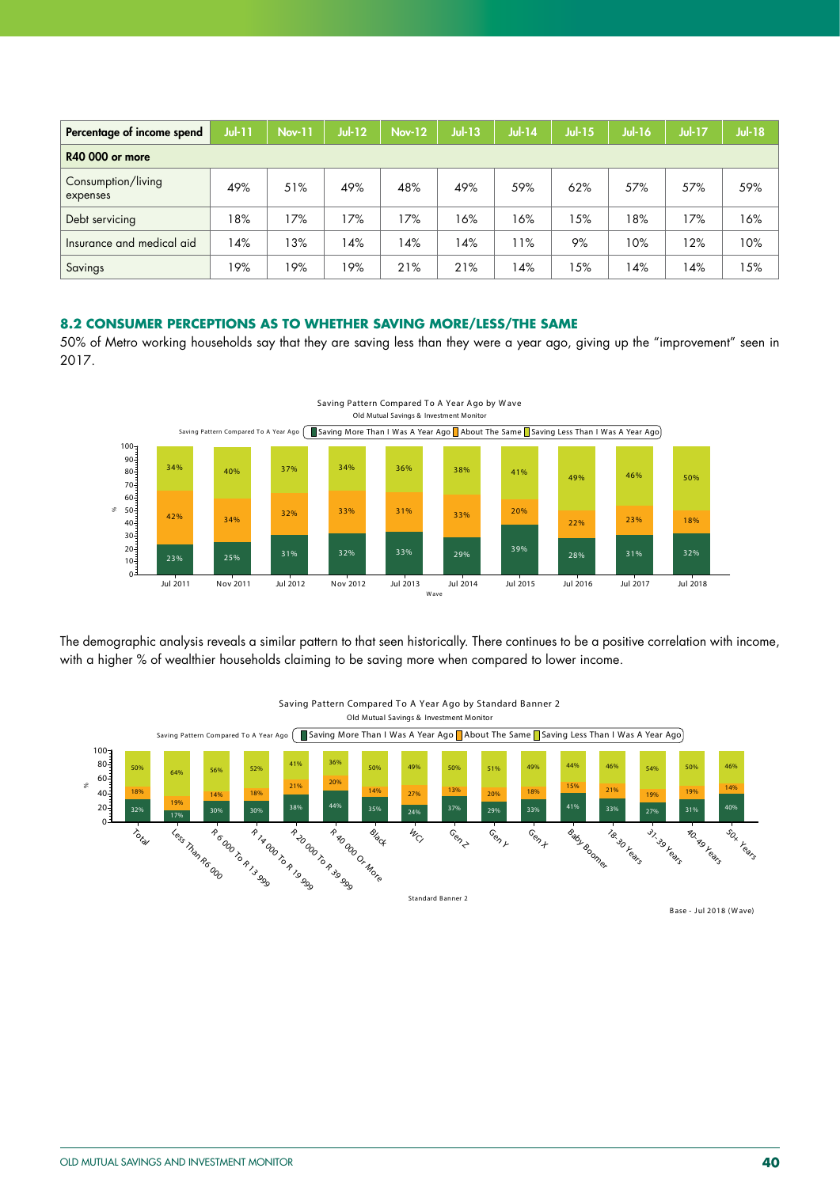| Percentage of income spend | Jul-11 | Nov-11 | Jul-12 | Nov-12 | Jul-13 | Jul-14 | Jul-15 | Jul-16 | Jul-17 | Jul-18 |
|---|---|---|---|---|---|---|---|---|---|---|
| **R40 000 or more** | | | | | | | | | | |
| Consumption/living expenses | 49% | 51% | 49% | 48% | 49% | 59% | 62% | 57% | 57% | 59% |
| Debt servicing | 18% | 17% | 17% | 17% | 16% | 16% | 15% | 18% | 17% | 16% |
| Insurance and medical aid | 14% | 13% | 14% | 14% | 14% | 11% | 9% | 10% | 12% | 10% |
| Savings | 19% | 19% | 19% | 21% | 21% | 14% | 15% | 14% | 14% | 15% |

### 8.2 CONSUMER PERCEPTIONS AS TO WHETHER SAVING MORE/LESS/THE SAME

50% of Metro working households say that they are saving less than they were a year ago, giving up the "improvement" seen in 2017.

Saving Pattern Compared To A Year Ago by Wave
Old Mutual Savings & Investment Monitor

| Saving Pattern Compared To A Year Ago | Jul 2011 | Nov 2011 | Jul 2012 | Nov 2012 | Jul 2013 | Jul 2014 | Jul 2015 | Jul 2016 | Jul 2017 | Jul 2018 |
|---|---|---|---|---|---|---|---|---|---|---|
| Saving More Than I Was A Year Ago | 23% | 25% | 31% | 32% | 33% | 29% | 39% | 28% | 31% | 32% |
| About The Same | 42% | 34% | 32% | 33% | 31% | 33% | 20% | 22% | 23% | 18% |
| Saving Less Than I Was A Year Ago | 34% | 40% | 37% | 34% | 36% | 38% | 41% | 49% | 46% | 50% |

The demographic analysis reveals a similar pattern to that seen historically. There continues to be a positive correlation with income, with a higher % of wealthier households claiming to be saving more when compared to lower income.

Saving Pattern Compared To A Year Ago by Standard Banner 2
Old Mutual Savings & Investment Monitor

| Saving Pattern Compared To A Year Ago | Total | Less Than R6 000 | R 6 000 To R 13 999 | R 14 000 To R 19 999 | R 20 000 To R 39 999 | R 40 000 Or More | Black | WCI | Gen Z | Gen Y | Gen X | Baby Boomer | 18-30 Years | 31-39 Years | 40-49 Years | 50+ Years |
|---|---|---|---|---|---|---|---|---|---|---|---|---|---|---|---|---|
| Saving More Than I Was A Year Ago | 32% | 17% | 30% | 30% | 38% | 44% | 35% | 24% | 37% | 29% | 33% | 41% | 33% | 27% | 31% | 40% |
| About The Same | 18% | 19% | 14% | 18% | 21% | 20% | 14% | 27% | 13% | 20% | 18% | 15% | 21% | 19% | 19% | 14% |
| Saving Less Than I Was A Year Ago | 50% | 64% | 56% | 52% | 41% | 36% | 50% | 49% | 50% | 51% | 49% | 44% | 46% | 54% | 50% | 46% |

Base - Jul 2018 (Wave)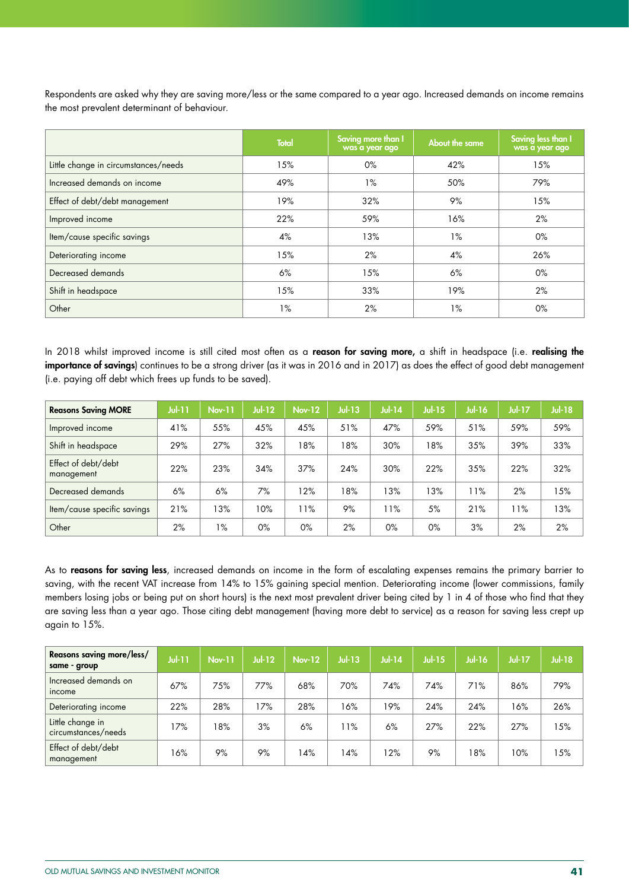Respondents are asked why they are saving more/less or the same compared to a year ago. Increased demands on income remains the most prevalent determinant of behaviour.

| | Total | Saving more than I was a year ago | About the same | Saving less than I was a year ago |
|---|---|---|---|---|
| Little change in circumstances/needs | 15% | 0% | 42% | 15% |
| Increased demands on income | 49% | 1% | 50% | 79% |
| Effect of debt/debt management | 19% | 32% | 9% | 15% |
| Improved income | 22% | 59% | 16% | 2% |
| Item/cause specific savings | 4% | 13% | 1% | 0% |
| Deteriorating income | 15% | 2% | 4% | 26% |
| Decreased demands | 6% | 15% | 6% | 0% |
| Shift in headspace | 15% | 33% | 19% | 2% |
| Other | 1% | 2% | 1% | 0% |

In 2018 whilst improved income is still cited most often as a **reason for saving more,** a shift in headspace (i.e. **realising the importance of savings**) continues to be a strong driver (as it was in 2016 and in 2017) as does the effect of good debt management (i.e. paying off debt which frees up funds to be saved).

| Reasons Saving MORE | Jul-11 | Nov-11 | Jul-12 | Nov-12 | Jul-13 | Jul-14 | Jul-15 | Jul-16 | Jul-17 | Jul-18 |
|---|---|---|---|---|---|---|---|---|---|---|
| Improved income | 41% | 55% | 45% | 45% | 51% | 47% | 59% | 51% | 59% | 59% |
| Shift in headspace | 29% | 27% | 32% | 18% | 18% | 30% | 18% | 35% | 39% | 33% |
| Effect of debt/debt management | 22% | 23% | 34% | 37% | 24% | 30% | 22% | 35% | 22% | 32% |
| Decreased demands | 6% | 6% | 7% | 12% | 18% | 13% | 13% | 11% | 2% | 15% |
| Item/cause specific savings | 21% | 13% | 10% | 11% | 9% | 11% | 5% | 21% | 11% | 13% |
| Other | 2% | 1% | 0% | 0% | 2% | 0% | 0% | 3% | 2% | 2% |

As to **reasons for saving less**, increased demands on income in the form of escalating expenses remains the primary barrier to saving, with the recent VAT increase from 14% to 15% gaining special mention. Deteriorating income (lower commissions, family members losing jobs or being put on short hours) is the next most prevalent driver being cited by 1 in 4 of those who find that they are saving less than a year ago. Those citing debt management (having more debt to service) as a reason for saving less crept up again to 15%.

| Reasons saving more/less/ same - group | Jul-11 | Nov-11 | Jul-12 | Nov-12 | Jul-13 | Jul-14 | Jul-15 | Jul-16 | Jul-17 | Jul-18 |
|---|---|---|---|---|---|---|---|---|---|---|
| Increased demands on income | 67% | 75% | 77% | 68% | 70% | 74% | 74% | 71% | 86% | 79% |
| Deteriorating income | 22% | 28% | 17% | 28% | 16% | 19% | 24% | 24% | 16% | 26% |
| Little change in circumstances/needs | 17% | 18% | 3% | 6% | 11% | 6% | 27% | 22% | 27% | 15% |
| Effect of debt/debt management | 16% | 9% | 9% | 14% | 14% | 12% | 9% | 18% | 10% | 15% |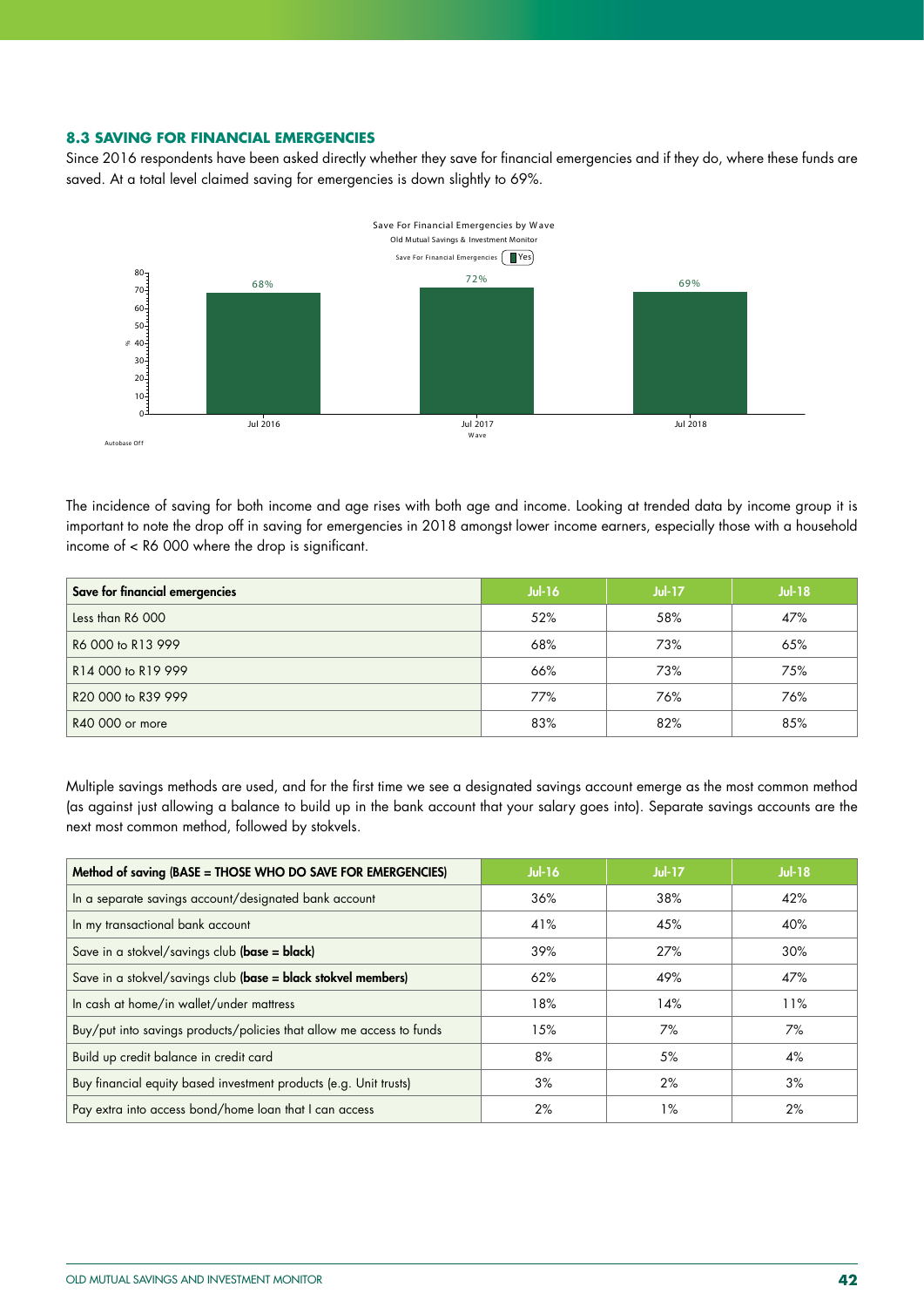### 8.3 SAVING FOR FINANCIAL EMERGENCIES

Since 2016 respondents have been asked directly whether they save for financial emergencies and if they do, where these funds are saved. At a total level claimed saving for emergencies is down slightly to 69%.

Save For Financial Emergencies by Wave
Old Mutual Savings & Investment Monitor

| Wave | Save For Financial Emergencies: Yes (%) |
|---|---|
| Jul 2016 | 68% |
| Jul 2017 | 72% |
| Jul 2018 | 69% |

Autobase Off

The incidence of saving for both income and age rises with both age and income. Looking at trended data by income group it is important to note the drop off in saving for emergencies in 2018 amongst lower income earners, especially those with a household income of < R6 000 where the drop is significant.

| Save for financial emergencies | Jul-16 | Jul-17 | Jul-18 |
|---|---|---|---|
| Less than R6 000 | 52% | 58% | 47% |
| R6 000 to R13 999 | 68% | 73% | 65% |
| R14 000 to R19 999 | 66% | 73% | 75% |
| R20 000 to R39 999 | 77% | 76% | 76% |
| R40 000 or more | 83% | 82% | 85% |

Multiple savings methods are used, and for the first time we see a designated savings account emerge as the most common method (as against just allowing a balance to build up in the bank account that your salary goes into). Separate savings accounts are the next most common method, followed by stokvels.

| Method of saving (BASE = THOSE WHO DO SAVE FOR EMERGENCIES) | Jul-16 | Jul-17 | Jul-18 |
|---|---|---|---|
| In a separate savings account/designated bank account | 36% | 38% | 42% |
| In my transactional bank account | 41% | 45% | 40% |
| Save in a stokvel/savings club **(base = black)** | 39% | 27% | 30% |
| Save in a stokvel/savings club **(base = black stokvel members)** | 62% | 49% | 47% |
| In cash at home/in wallet/under mattress | 18% | 14% | 11% |
| Buy/put into savings products/policies that allow me access to funds | 15% | 7% | 7% |
| Build up credit balance in credit card | 8% | 5% | 4% |
| Buy financial equity based investment products (e.g. Unit trusts) | 3% | 2% | 3% |
| Pay extra into access bond/home loan that I can access | 2% | 1% | 2% |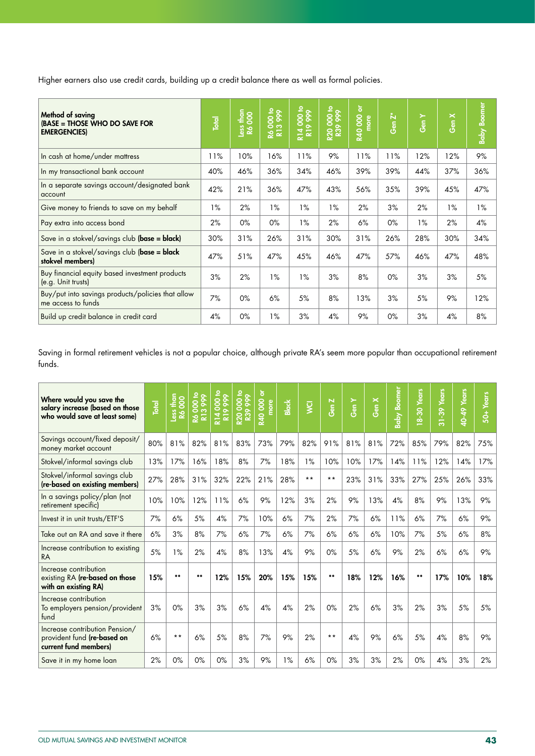Higher earners also use credit cards, building up a credit balance there as well as formal policies.

| **Method of saving (BASE = THOSE WHO DO SAVE FOR EMERGENCIES)** | Total | Less than R6 000 | R6 000 to R13 999 | R14 000 to R19 999 | R20 000 to R39 999 | R40 000 or more | Gen Z* | Gen Y | Gen X | Baby Boomer |
|---|---|---|---|---|---|---|---|---|---|---|
| In cash at home/under mattress | 11% | 10% | 16% | 11% | 9% | 11% | 11% | 12% | 12% | 9% |
| In my transactional bank account | 40% | 46% | 36% | 34% | 46% | 39% | 39% | 44% | 37% | 36% |
| In a separate savings account/designated bank account | 42% | 21% | 36% | 47% | 43% | 56% | 35% | 39% | 45% | 47% |
| Give money to friends to save on my behalf | 1% | 2% | 1% | 1% | 1% | 2% | 3% | 2% | 1% | 1% |
| Pay extra into access bond | 2% | 0% | 0% | 1% | 2% | 6% | 0% | 1% | 2% | 4% |
| Save in a stokvel/savings club **(base = black)** | 30% | 31% | 26% | 31% | 30% | 31% | 26% | 28% | 30% | 34% |
| Save in a stokvel/savings club **(base = black stokvel members)** | 47% | 51% | 47% | 45% | 46% | 47% | 57% | 46% | 47% | 48% |
| Buy financial equity based investment products (e.g. Unit trusts) | 3% | 2% | 1% | 1% | 3% | 8% | 0% | 3% | 3% | 5% |
| Buy/put into savings products/policies that allow me access to funds | 7% | 0% | 6% | 5% | 8% | 13% | 3% | 5% | 9% | 12% |
| Build up credit balance in credit card | 4% | 0% | 1% | 3% | 4% | 9% | 0% | 3% | 4% | 8% |

Saving in formal retirement vehicles is not a popular choice, although private RA's seem more popular than occupational retirement funds.

| **Where would you save the salary increase (based on those who would save at least some)** | Total | Less than R6 000 | R6 000 to R13 999 | R14 000 to R19 999 | R20 000 to R39 999 | R40 000 or more | Black | WCI | Gen Z | Gen Y | Gen X | Baby Boomer | 18-30 Years | 31-39 Years | 40-49 Years | 50+ Years |
|---|---|---|---|---|---|---|---|---|---|---|---|---|---|---|---|---|
| Savings account/fixed deposit/ money market account | 80% | 81% | 82% | 81% | 83% | 73% | 79% | 82% | 91% | 81% | 81% | 72% | 85% | 79% | 82% | 75% |
| Stokvel/informal savings club | 13% | 17% | 16% | 18% | 8% | 7% | 18% | 1% | 10% | 10% | 17% | 14% | 11% | 12% | 14% | 17% |
| Stokvel/informal savings club **(re-based on existing members)** | 27% | 28% | 31% | 32% | 22% | 21% | 28% | ** | ** | 23% | 31% | 33% | 27% | 25% | 26% | 33% |
| In a savings policy/plan (not retirement specific) | 10% | 10% | 12% | 11% | 6% | 9% | 12% | 3% | 2% | 9% | 13% | 4% | 8% | 9% | 13% | 9% |
| Invest it in unit trusts/ETF'S | 7% | 6% | 5% | 4% | 7% | 10% | 6% | 7% | 2% | 7% | 6% | 11% | 6% | 7% | 6% | 9% |
| Take out an RA and save it there | 6% | 3% | 8% | 7% | 6% | 7% | 6% | 7% | 6% | 6% | 6% | 10% | 7% | 5% | 6% | 8% |
| Increase contribution to existing RA | 5% | 1% | 2% | 4% | 8% | 13% | 4% | 9% | 0% | 5% | 6% | 9% | 2% | 6% | 6% | 9% |
| Increase contribution existing RA **(re-based on those with an existing RA)** | **15%** | ** | ** | **12%** | **15%** | **20%** | **15%** | **15%** | ** | **18%** | **12%** | **16%** | ** | **17%** | **10%** | **18%** |
| Increase contribution To employers pension/provident fund | 3% | 0% | 3% | 3% | 6% | 4% | 4% | 2% | 0% | 2% | 6% | 3% | 2% | 3% | 5% | 5% |
| Increase contribution Pension/ provident fund **(re-based on current fund members)** | 6% | ** | 6% | 5% | 8% | 7% | 9% | 2% | ** | 4% | 9% | 6% | 5% | 4% | 8% | 9% |
| Save it in my home loan | 2% | 0% | 0% | 0% | 3% | 9% | 1% | 6% | 0% | 3% | 3% | 2% | 0% | 4% | 3% | 2% |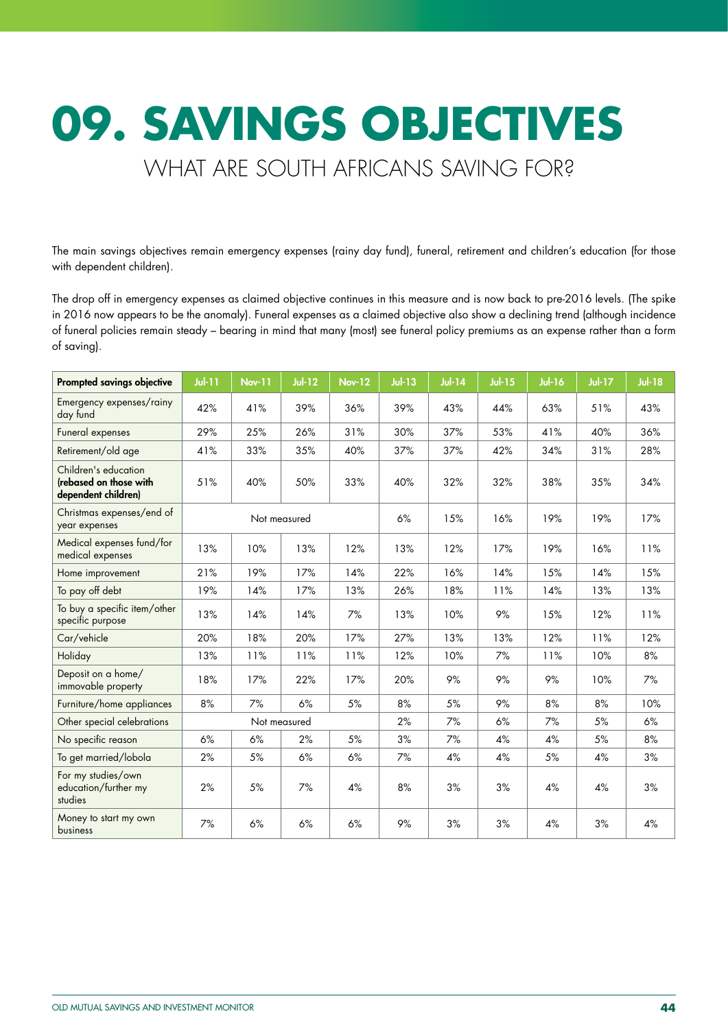# 09. SAVINGS OBJECTIVES

## WHAT ARE SOUTH AFRICANS SAVING FOR?

The main savings objectives remain emergency expenses (rainy day fund), funeral, retirement and children's education (for those with dependent children).

The drop off in emergency expenses as claimed objective continues in this measure and is now back to pre-2016 levels. (The spike in 2016 now appears to be the anomaly). Funeral expenses as a claimed objective also show a declining trend (although incidence of funeral policies remain steady – bearing in mind that many (most) see funeral policy premiums as an expense rather than a form of saving).

| Prompted savings objective | Jul-11 | Nov-11 | Jul-12 | Nov-12 | Jul-13 | Jul-14 | Jul-15 | Jul-16 | Jul-17 | Jul-18 |
|---|---|---|---|---|---|---|---|---|---|---|
| Emergency expenses/rainy day fund | 42% | 41% | 39% | 36% | 39% | 43% | 44% | 63% | 51% | 43% |
| Funeral expenses | 29% | 25% | 26% | 31% | 30% | 37% | 53% | 41% | 40% | 36% |
| Retirement/old age | 41% | 33% | 35% | 40% | 37% | 37% | 42% | 34% | 31% | 28% |
| Children's education **(rebased on those with dependent children)** | 51% | 40% | 50% | 33% | 40% | 32% | 32% | 38% | 35% | 34% |
| Christmas expenses/end of year expenses | Not measured | | | | 6% | 15% | 16% | 19% | 19% | 17% |
| Medical expenses fund/for medical expenses | 13% | 10% | 13% | 12% | 13% | 12% | 17% | 19% | 16% | 11% |
| Home improvement | 21% | 19% | 17% | 14% | 22% | 16% | 14% | 15% | 14% | 15% |
| To pay off debt | 19% | 14% | 17% | 13% | 26% | 18% | 11% | 14% | 13% | 13% |
| To buy a specific item/other specific purpose | 13% | 14% | 14% | 7% | 13% | 10% | 9% | 15% | 12% | 11% |
| Car/vehicle | 20% | 18% | 20% | 17% | 27% | 13% | 13% | 12% | 11% | 12% |
| Holiday | 13% | 11% | 11% | 11% | 12% | 10% | 7% | 11% | 10% | 8% |
| Deposit on a home/immovable property | 18% | 17% | 22% | 17% | 20% | 9% | 9% | 9% | 10% | 7% |
| Furniture/home appliances | 8% | 7% | 6% | 5% | 8% | 5% | 9% | 8% | 8% | 10% |
| Other special celebrations | Not measured | | | | 2% | 7% | 6% | 7% | 5% | 6% |
| No specific reason | 6% | 6% | 2% | 5% | 3% | 7% | 4% | 4% | 5% | 8% |
| To get married/lobola | 2% | 5% | 6% | 6% | 7% | 4% | 4% | 5% | 4% | 3% |
| For my studies/own education/further my studies | 2% | 5% | 7% | 4% | 8% | 3% | 3% | 4% | 4% | 3% |
| Money to start my own business | 7% | 6% | 6% | 6% | 9% | 3% | 3% | 4% | 3% | 4% |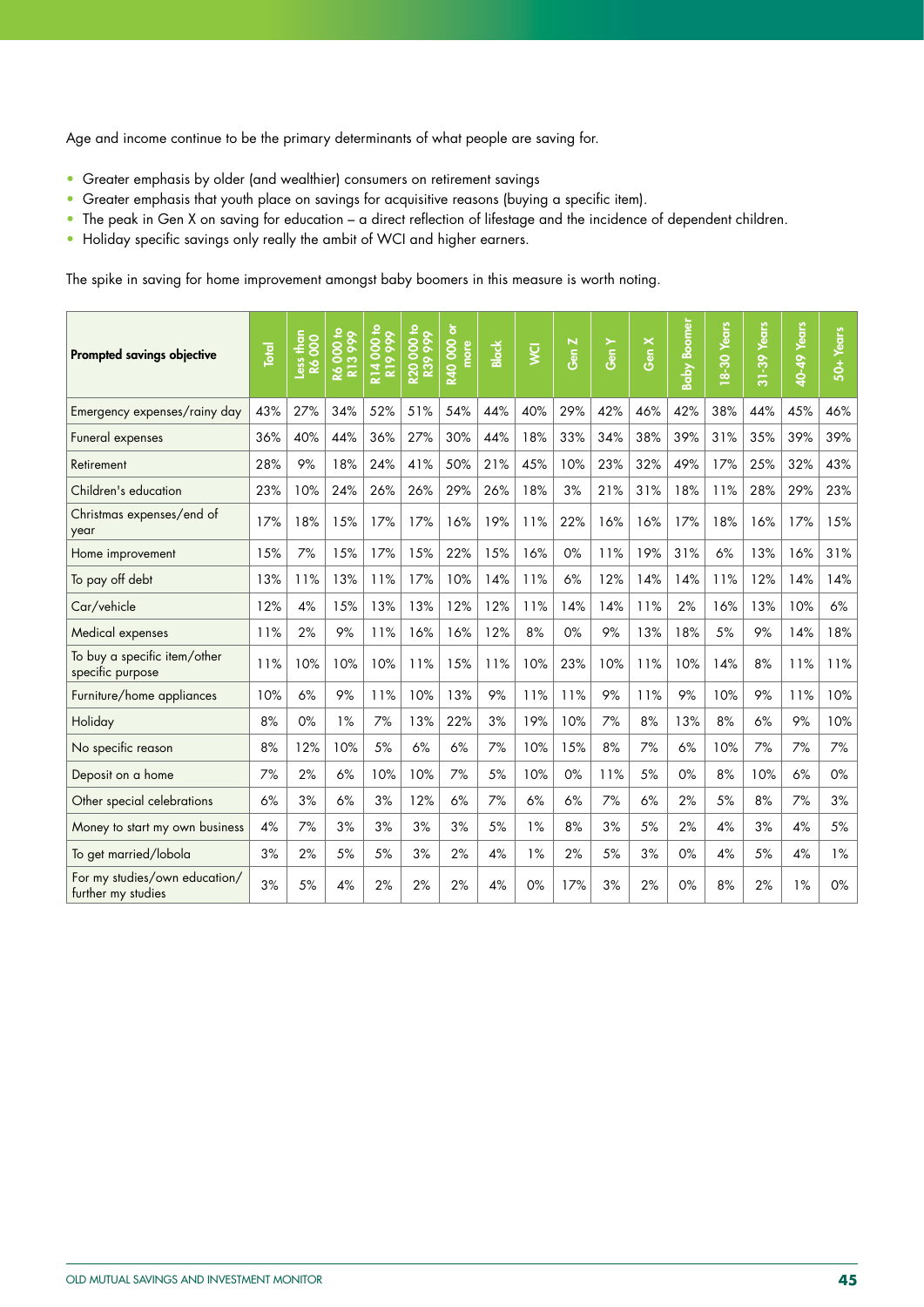Age and income continue to be the primary determinants of what people are saving for.

- Greater emphasis by older (and wealthier) consumers on retirement savings
- Greater emphasis that youth place on savings for acquisitive reasons (buying a specific item).
- The peak in Gen X on saving for education – a direct reflection of lifestage and the incidence of dependent children.
- Holiday specific savings only really the ambit of WCI and higher earners.

The spike in saving for home improvement amongst baby boomers in this measure is worth noting.

| Prompted savings objective | Total | Less than R6 000 | R6 000 to R13 999 | R14 000 to R19 999 | R20 000 to R39 999 | R40 000 or more | Black | WCI | Gen Z | Gen Y | Gen X | Baby Boomer | 18-30 Years | 31-39 Years | 40-49 Years | 50+ Years |
|---|---|---|---|---|---|---|---|---|---|---|---|---|---|---|---|---|
| Emergency expenses/rainy day | 43% | 27% | 34% | 52% | 51% | 54% | 44% | 40% | 29% | 42% | 46% | 42% | 38% | 44% | 45% | 46% |
| Funeral expenses | 36% | 40% | 44% | 36% | 27% | 30% | 44% | 18% | 33% | 34% | 38% | 39% | 31% | 35% | 39% | 39% |
| Retirement | 28% | 9% | 18% | 24% | 41% | 50% | 21% | 45% | 10% | 23% | 32% | 49% | 17% | 25% | 32% | 43% |
| Children's education | 23% | 10% | 24% | 26% | 26% | 29% | 26% | 18% | 3% | 21% | 31% | 18% | 11% | 28% | 29% | 23% |
| Christmas expenses/end of year | 17% | 18% | 15% | 17% | 17% | 16% | 19% | 11% | 22% | 16% | 16% | 17% | 18% | 16% | 17% | 15% |
| Home improvement | 15% | 7% | 15% | 17% | 15% | 22% | 15% | 16% | 0% | 11% | 19% | 31% | 6% | 13% | 16% | 31% |
| To pay off debt | 13% | 11% | 13% | 11% | 17% | 10% | 14% | 11% | 6% | 12% | 14% | 14% | 11% | 12% | 14% | 14% |
| Car/vehicle | 12% | 4% | 15% | 13% | 13% | 12% | 12% | 11% | 14% | 14% | 11% | 2% | 16% | 13% | 10% | 6% |
| Medical expenses | 11% | 2% | 9% | 11% | 16% | 16% | 12% | 8% | 0% | 9% | 13% | 18% | 5% | 9% | 14% | 18% |
| To buy a specific item/other specific purpose | 11% | 10% | 10% | 10% | 11% | 15% | 11% | 10% | 23% | 10% | 11% | 10% | 14% | 8% | 11% | 11% |
| Furniture/home appliances | 10% | 6% | 9% | 11% | 10% | 13% | 9% | 11% | 11% | 9% | 11% | 9% | 10% | 9% | 11% | 10% |
| Holiday | 8% | 0% | 1% | 7% | 13% | 22% | 3% | 19% | 10% | 7% | 8% | 13% | 8% | 6% | 9% | 10% |
| No specific reason | 8% | 12% | 10% | 5% | 6% | 6% | 7% | 10% | 15% | 8% | 7% | 6% | 10% | 7% | 7% | 7% |
| Deposit on a home | 7% | 2% | 6% | 10% | 10% | 7% | 5% | 10% | 0% | 11% | 5% | 0% | 8% | 10% | 6% | 0% |
| Other special celebrations | 6% | 3% | 6% | 3% | 12% | 6% | 7% | 6% | 6% | 7% | 6% | 2% | 5% | 8% | 7% | 3% |
| Money to start my own business | 4% | 7% | 3% | 3% | 3% | 3% | 5% | 1% | 8% | 3% | 5% | 2% | 4% | 3% | 4% | 5% |
| To get married/lobola | 3% | 2% | 5% | 5% | 3% | 2% | 4% | 1% | 2% | 5% | 3% | 0% | 4% | 5% | 4% | 1% |
| For my studies/own education/ further my studies | 3% | 5% | 4% | 2% | 2% | 2% | 4% | 0% | 17% | 3% | 2% | 0% | 8% | 2% | 1% | 0% |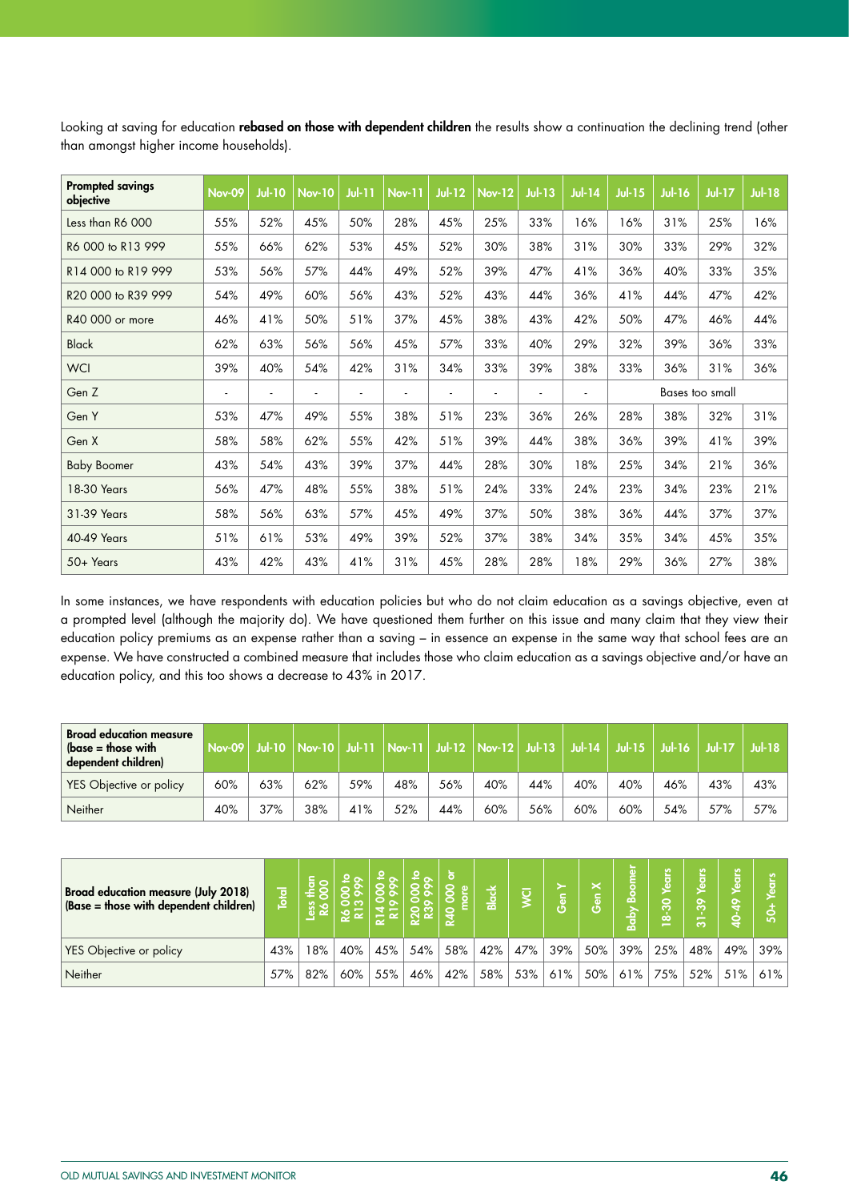Looking at saving for education **rebased on those with dependent children** the results show a continuation the declining trend (other than amongst higher income households).

| Prompted savings objective | Nov-09 | Jul-10 | Nov-10 | Jul-11 | Nov-11 | Jul-12 | Nov-12 | Jul-13 | Jul-14 | Jul-15 | Jul-16 | Jul-17 | Jul-18 |
|---|---|---|---|---|---|---|---|---|---|---|---|---|---|
| Less than R6 000 | 55% | 52% | 45% | 50% | 28% | 45% | 25% | 33% | 16% | 16% | 31% | 25% | 16% |
| R6 000 to R13 999 | 55% | 66% | 62% | 53% | 45% | 52% | 30% | 38% | 31% | 30% | 33% | 29% | 32% |
| R14 000 to R19 999 | 53% | 56% | 57% | 44% | 49% | 52% | 39% | 47% | 41% | 36% | 40% | 33% | 35% |
| R20 000 to R39 999 | 54% | 49% | 60% | 56% | 43% | 52% | 43% | 44% | 36% | 41% | 44% | 47% | 42% |
| R40 000 or more | 46% | 41% | 50% | 51% | 37% | 45% | 38% | 43% | 42% | 50% | 47% | 46% | 44% |
| Black | 62% | 63% | 56% | 56% | 45% | 57% | 33% | 40% | 29% | 32% | 39% | 36% | 33% |
| WCI | 39% | 40% | 54% | 42% | 31% | 34% | 33% | 39% | 38% | 33% | 36% | 31% | 36% |
| Gen Z | - | - | - | - | - | - | - | - | - | Bases too small | | | |
| Gen Y | 53% | 47% | 49% | 55% | 38% | 51% | 23% | 36% | 26% | 28% | 38% | 32% | 31% |
| Gen X | 58% | 58% | 62% | 55% | 42% | 51% | 39% | 44% | 38% | 36% | 39% | 41% | 39% |
| Baby Boomer | 43% | 54% | 43% | 39% | 37% | 44% | 28% | 30% | 18% | 25% | 34% | 21% | 36% |
| 18-30 Years | 56% | 47% | 48% | 55% | 38% | 51% | 24% | 33% | 24% | 23% | 34% | 23% | 21% |
| 31-39 Years | 58% | 56% | 63% | 57% | 45% | 49% | 37% | 50% | 38% | 36% | 44% | 37% | 37% |
| 40-49 Years | 51% | 61% | 53% | 49% | 39% | 52% | 37% | 38% | 34% | 35% | 34% | 45% | 35% |
| 50+ Years | 43% | 42% | 43% | 41% | 31% | 45% | 28% | 28% | 18% | 29% | 36% | 27% | 38% |

In some instances, we have respondents with education policies but who do not claim education as a savings objective, even at a prompted level (although the majority do). We have questioned them further on this issue and many claim that they view their education policy premiums as an expense rather than a saving – in essence an expense in the same way that school fees are an expense. We have constructed a combined measure that includes those who claim education as a savings objective and/or have an education policy, and this too shows a decrease to 43% in 2017.

| Broad education measure (base = those with dependent children) | Nov-09 | Jul-10 | Nov-10 | Jul-11 | Nov-11 | Jul-12 | Nov-12 | Jul-13 | Jul-14 | Jul-15 | Jul-16 | Jul-17 | Jul-18 |
|---|---|---|---|---|---|---|---|---|---|---|---|---|---|
| YES Objective or policy | 60% | 63% | 62% | 59% | 48% | 56% | 40% | 44% | 40% | 40% | 46% | 43% | 43% |
| Neither | 40% | 37% | 38% | 41% | 52% | 44% | 60% | 56% | 60% | 60% | 54% | 57% | 57% |

| Broad education measure (July 2018) (Base = those with dependent children) | Total | Less than R6 000 | R6 000 to R13 999 | R14 000 to R19 999 | R20 000 to R39 999 | R40 000 or more | Black | WCI | Gen Y | Gen X | Baby Boomer | 18-30 Years | 31-39 Years | 40-49 Years | 50+ Years |
|---|---|---|---|---|---|---|---|---|---|---|---|---|---|---|---|
| YES Objective or policy | 43% | 18% | 40% | 45% | 54% | 58% | 42% | 47% | 39% | 50% | 39% | 25% | 48% | 49% | 39% |
| Neither | 57% | 82% | 60% | 55% | 46% | 42% | 58% | 53% | 61% | 50% | 61% | 75% | 52% | 51% | 61% |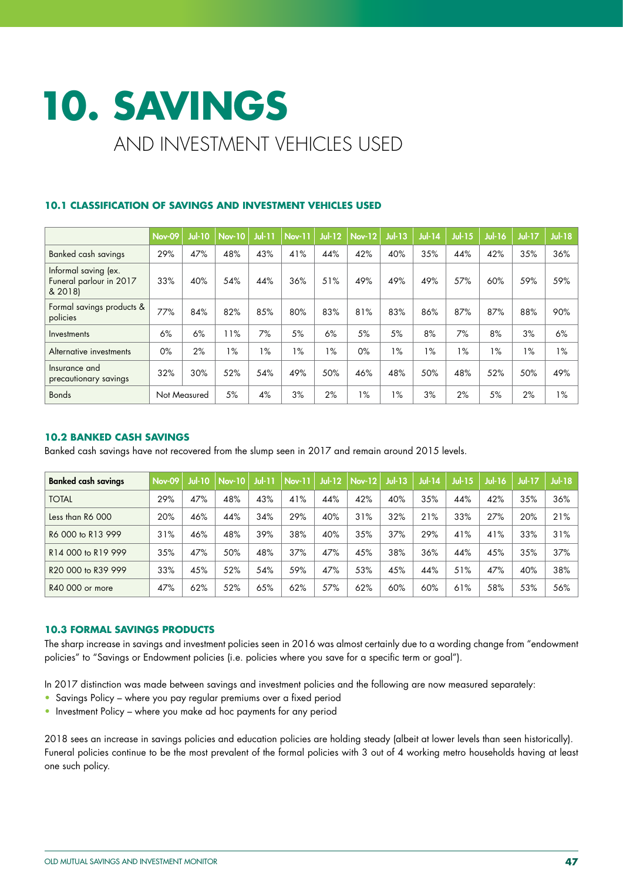# 10. SAVINGS

## AND INVESTMENT VEHICLES USED

### 10.1 CLASSIFICATION OF SAVINGS AND INVESTMENT VEHICLES USED

| | Nov-09 | Jul-10 | Nov-10 | Jul-11 | Nov-11 | Jul-12 | Nov-12 | Jul-13 | Jul-14 | Jul-15 | Jul-16 | Jul-17 | Jul-18 |
|---|---|---|---|---|---|---|---|---|---|---|---|---|---|
| Banked cash savings | 29% | 47% | 48% | 43% | 41% | 44% | 42% | 40% | 35% | 44% | 42% | 35% | 36% |
| Informal saving (ex. Funeral parlour in 2017 & 2018) | 33% | 40% | 54% | 44% | 36% | 51% | 49% | 49% | 49% | 57% | 60% | 59% | 59% |
| Formal savings products & policies | 77% | 84% | 82% | 85% | 80% | 83% | 81% | 83% | 86% | 87% | 87% | 88% | 90% |
| Investments | 6% | 6% | 11% | 7% | 5% | 6% | 5% | 5% | 8% | 7% | 8% | 3% | 6% |
| Alternative investments | 0% | 2% | 1% | 1% | 1% | 1% | 0% | 1% | 1% | 1% | 1% | 1% | 1% |
| Insurance and precautionary savings | 32% | 30% | 52% | 54% | 49% | 50% | 46% | 48% | 50% | 48% | 52% | 50% | 49% |
| Bonds | Not Measured | | 5% | 4% | 3% | 2% | 1% | 1% | 3% | 2% | 5% | 2% | 1% |

### 10.2 BANKED CASH SAVINGS

Banked cash savings have not recovered from the slump seen in 2017 and remain around 2015 levels.

| **Banked cash savings** | Nov-09 | Jul-10 | Nov-10 | Jul-11 | Nov-11 | Jul-12 | Nov-12 | Jul-13 | Jul-14 | Jul-15 | Jul-16 | Jul-17 | Jul-18 |
|---|---|---|---|---|---|---|---|---|---|---|---|---|---|
| TOTAL | 29% | 47% | 48% | 43% | 41% | 44% | 42% | 40% | 35% | 44% | 42% | 35% | 36% |
| Less than R6 000 | 20% | 46% | 44% | 34% | 29% | 40% | 31% | 32% | 21% | 33% | 27% | 20% | 21% |
| R6 000 to R13 999 | 31% | 46% | 48% | 39% | 38% | 40% | 35% | 37% | 29% | 41% | 41% | 33% | 31% |
| R14 000 to R19 999 | 35% | 47% | 50% | 48% | 37% | 47% | 45% | 38% | 36% | 44% | 45% | 35% | 37% |
| R20 000 to R39 999 | 33% | 45% | 52% | 54% | 59% | 47% | 53% | 45% | 44% | 51% | 47% | 40% | 38% |
| R40 000 or more | 47% | 62% | 52% | 65% | 62% | 57% | 62% | 60% | 60% | 61% | 58% | 53% | 56% |

### 10.3 FORMAL SAVINGS PRODUCTS

The sharp increase in savings and investment policies seen in 2016 was almost certainly due to a wording change from "endowment policies" to "Savings or Endowment policies (i.e. policies where you save for a specific term or goal").

In 2017 distinction was made between savings and investment policies and the following are now measured separately:

- Savings Policy – where you pay regular premiums over a fixed period
- Investment Policy – where you make ad hoc payments for any period

2018 sees an increase in savings policies and education policies are holding steady (albeit at lower levels than seen historically). Funeral policies continue to be the most prevalent of the formal policies with 3 out of 4 working metro households having at least one such policy.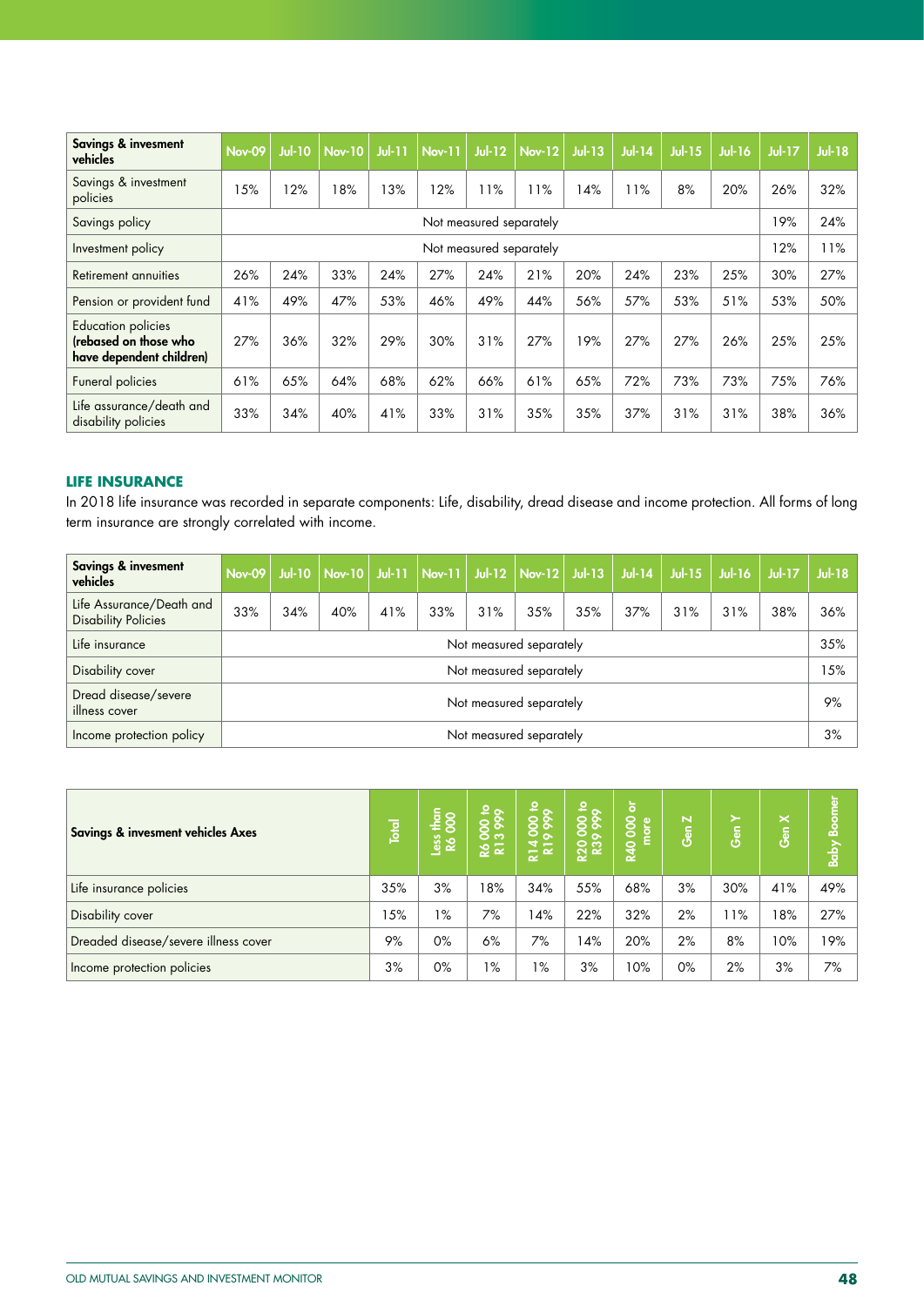| Savings & invesment vehicles | Nov-09 | Jul-10 | Nov-10 | Jul-11 | Nov-11 | Jul-12 | Nov-12 | Jul-13 | Jul-14 | Jul-15 | Jul-16 | Jul-17 | Jul-18 |
|---|---|---|---|---|---|---|---|---|---|---|---|---|---|
| Savings & investment policies | 15% | 12% | 18% | 13% | 12% | 11% | 11% | 14% | 11% | 8% | 20% | 26% | 32% |
| Savings policy | Not measured separately | | | | | | | | | | | 19% | 24% |
| Investment policy | Not measured separately | | | | | | | | | | | 12% | 11% |
| Retirement annuities | 26% | 24% | 33% | 24% | 27% | 24% | 21% | 20% | 24% | 23% | 25% | 30% | 27% |
| Pension or provident fund | 41% | 49% | 47% | 53% | 46% | 49% | 44% | 56% | 57% | 53% | 51% | 53% | 50% |
| Education policies **(rebased on those who have dependent children)** | 27% | 36% | 32% | 29% | 30% | 31% | 27% | 19% | 27% | 27% | 26% | 25% | 25% |
| Funeral policies | 61% | 65% | 64% | 68% | 62% | 66% | 61% | 65% | 72% | 73% | 73% | 75% | 76% |
| Life assurance/death and disability policies | 33% | 34% | 40% | 41% | 33% | 31% | 35% | 35% | 37% | 31% | 31% | 38% | 36% |

## LIFE INSURANCE

In 2018 life insurance was recorded in separate components: Life, disability, dread disease and income protection. All forms of long term insurance are strongly correlated with income.

| Savings & invesment vehicles | Nov-09 | Jul-10 | Nov-10 | Jul-11 | Nov-11 | Jul-12 | Nov-12 | Jul-13 | Jul-14 | Jul-15 | Jul-16 | Jul-17 | Jul-18 |
|---|---|---|---|---|---|---|---|---|---|---|---|---|---|
| Life Assurance/Death and Disability Policies | 33% | 34% | 40% | 41% | 33% | 31% | 35% | 35% | 37% | 31% | 31% | 38% | 36% |
| Life insurance | Not measured separately | | | | | | | | | | | | 35% |
| Disability cover | Not measured separately | | | | | | | | | | | | 15% |
| Dread disease/severe illness cover | Not measured separately | | | | | | | | | | | | 9% |
| Income protection policy | Not measured separately | | | | | | | | | | | | 3% |

| Savings & invesment vehicles Axes | Total | Less than R6 000 | R6 000 to R13 999 | R14 000 to R19 999 | R20 000 to R39 999 | R40 000 or more | Gen Z | Gen Y | Gen X | Baby Boomer |
|---|---|---|---|---|---|---|---|---|---|---|
| Life insurance policies | 35% | 3% | 18% | 34% | 55% | 68% | 3% | 30% | 41% | 49% |
| Disability cover | 15% | 1% | 7% | 14% | 22% | 32% | 2% | 11% | 18% | 27% |
| Dreaded disease/severe illness cover | 9% | 0% | 6% | 7% | 14% | 20% | 2% | 8% | 10% | 19% |
| Income protection policies | 3% | 0% | 1% | 1% | 3% | 10% | 0% | 2% | 3% | 7% |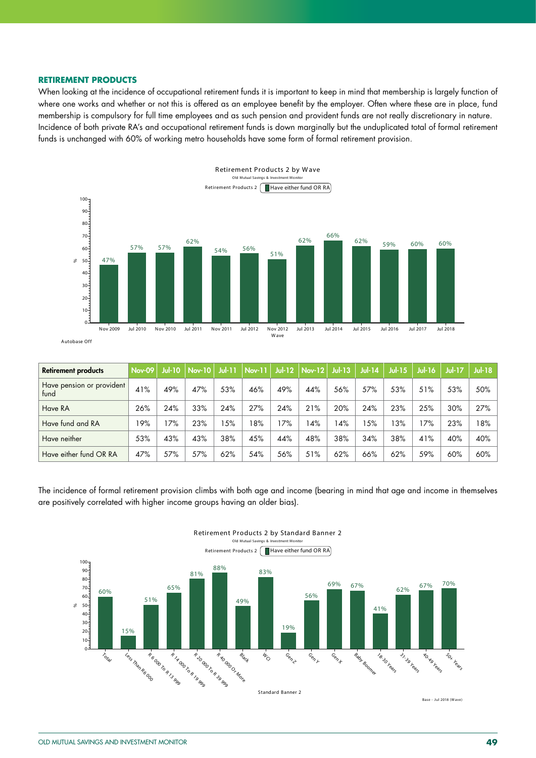## RETIREMENT PRODUCTS

When looking at the incidence of occupational retirement funds it is important to keep in mind that membership is largely function of where one works and whether or not this is offered as an employee benefit by the employer. Often where these are in place, fund membership is compulsory for full time employees and as such pension and provident funds are not really discretionary in nature. Incidence of both private RA's and occupational retirement funds is down marginally but the unduplicated total of formal retirement funds is unchanged with 60% of working metro households have some form of formal retirement provision.

Retirement Products 2 by Wave

Old Mutual Savings & Investment Monitor

Retirement Products 2 — Have either fund OR RA

| Wave | % |
|---|---|
| Nov 2009 | 47% |
| Jul 2010 | 57% |
| Nov 2010 | 57% |
| Jul 2011 | 62% |
| Nov 2011 | 54% |
| Jul 2012 | 56% |
| Nov 2012 | 51% |
| Jul 2013 | 62% |
| Jul 2014 | 66% |
| Jul 2015 | 62% |
| Jul 2016 | 59% |
| Jul 2017 | 60% |
| Jul 2018 | 60% |

Autobase Off

| Retirement products | Nov-09 | Jul-10 | Nov-10 | Jul-11 | Nov-11 | Jul-12 | Nov-12 | Jul-13 | Jul-14 | Jul-15 | Jul-16 | Jul-17 | Jul-18 |
|---|---|---|---|---|---|---|---|---|---|---|---|---|---|
| Have pension or provident fund | 41% | 49% | 47% | 53% | 46% | 49% | 44% | 56% | 57% | 53% | 51% | 53% | 50% |
| Have RA | 26% | 24% | 33% | 24% | 27% | 24% | 21% | 20% | 24% | 23% | 25% | 30% | 27% |
| Have fund and RA | 19% | 17% | 23% | 15% | 18% | 17% | 14% | 14% | 15% | 13% | 17% | 23% | 18% |
| Have neither | 53% | 43% | 43% | 38% | 45% | 44% | 48% | 38% | 34% | 38% | 41% | 40% | 40% |
| Have either fund OR RA | 47% | 57% | 57% | 62% | 54% | 56% | 51% | 62% | 66% | 62% | 59% | 60% | 60% |

The incidence of formal retirement provision climbs with both age and income (bearing in mind that age and income in themselves are positively correlated with higher income groups having an older bias).

Retirement Products 2 by Standard Banner 2

Old Mutual Savings & Investment Monitor

Retirement Products 2 — Have either fund OR RA

| Standard Banner 2 | % |
|---|---|
| Total | 60% |
| Less Than R6 000 | 15% |
| R 6 000 To R 13 999 | 51% |
| R 14 000 To R 19 999 | 65% |
| R 20 000 To R 39 999 | 81% |
| R 40 000 Or More | 88% |
| Black | 49% |
| WCI | 83% |
| Gen Z | 19% |
| Gen Y | 56% |
| Gen X | 69% |
| Baby Boomer | 67% |
| 18-30 Years | 41% |
| 31-39 Years | 62% |
| 40-49 Years | 67% |
| 50+ Years | 70% |

Base - Jul 2018 (Wave)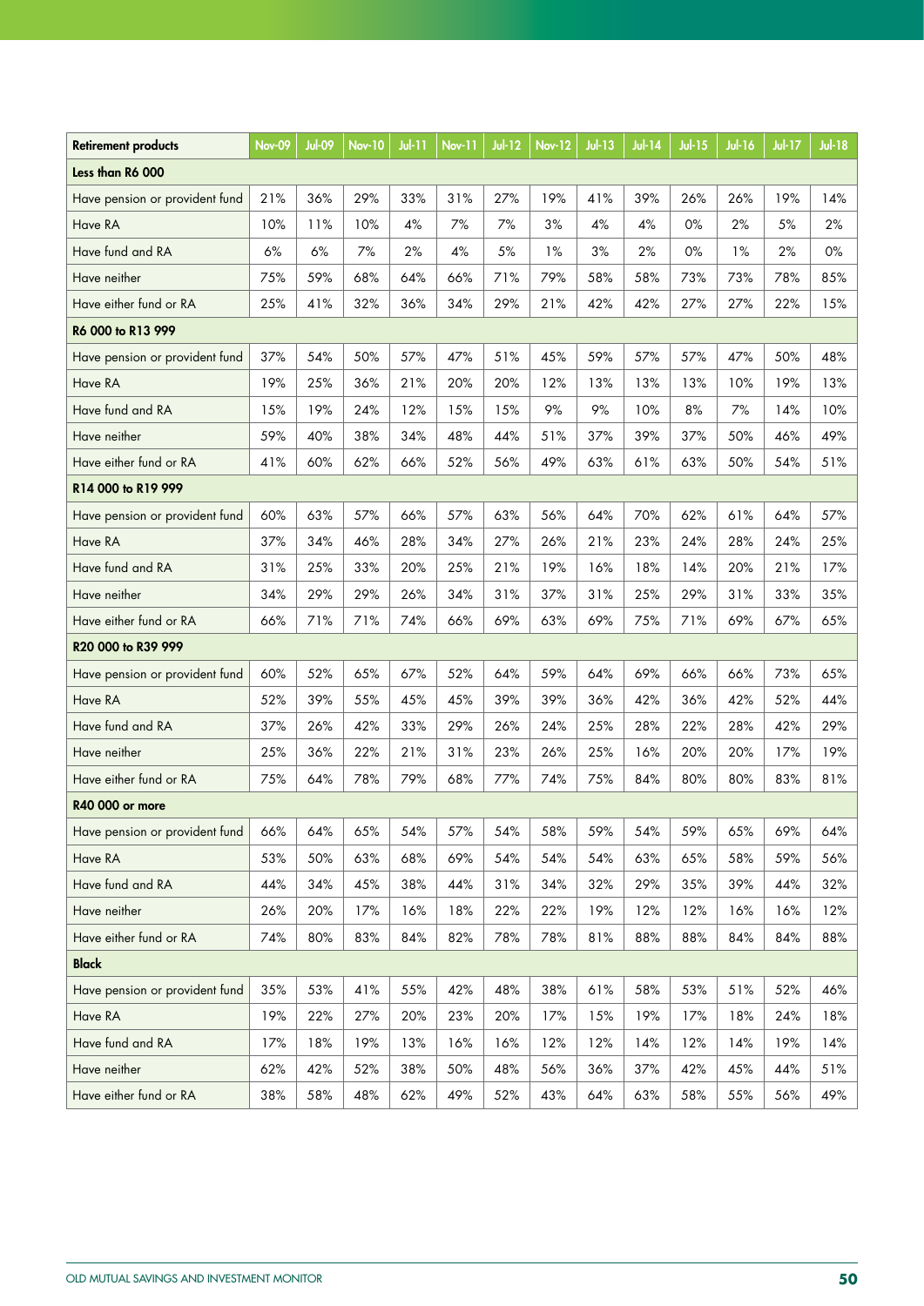| Retirement products | Nov-09 | Jul-09 | Nov-10 | Jul-11 | Nov-11 | Jul-12 | Nov-12 | Jul-13 | Jul-14 | Jul-15 | Jul-16 | Jul-17 | Jul-18 |
|---|---|---|---|---|---|---|---|---|---|---|---|---|---|
| **Less than R6 000** | | | | | | | | | | | | | |
| Have pension or provident fund | 21% | 36% | 29% | 33% | 31% | 27% | 19% | 41% | 39% | 26% | 26% | 19% | 14% |
| Have RA | 10% | 11% | 10% | 4% | 7% | 7% | 3% | 4% | 4% | 0% | 2% | 5% | 2% |
| Have fund and RA | 6% | 6% | 7% | 2% | 4% | 5% | 1% | 3% | 2% | 0% | 1% | 2% | 0% |
| Have neither | 75% | 59% | 68% | 64% | 66% | 71% | 79% | 58% | 58% | 73% | 73% | 78% | 85% |
| Have either fund or RA | 25% | 41% | 32% | 36% | 34% | 29% | 21% | 42% | 42% | 27% | 27% | 22% | 15% |
| **R6 000 to R13 999** | | | | | | | | | | | | | |
| Have pension or provident fund | 37% | 54% | 50% | 57% | 47% | 51% | 45% | 59% | 57% | 57% | 47% | 50% | 48% |
| Have RA | 19% | 25% | 36% | 21% | 20% | 20% | 12% | 13% | 13% | 13% | 10% | 19% | 13% |
| Have fund and RA | 15% | 19% | 24% | 12% | 15% | 15% | 9% | 9% | 10% | 8% | 7% | 14% | 10% |
| Have neither | 59% | 40% | 38% | 34% | 48% | 44% | 51% | 37% | 39% | 37% | 50% | 46% | 49% |
| Have either fund or RA | 41% | 60% | 62% | 66% | 52% | 56% | 49% | 63% | 61% | 63% | 50% | 54% | 51% |
| **R14 000 to R19 999** | | | | | | | | | | | | | |
| Have pension or provident fund | 60% | 63% | 57% | 66% | 57% | 63% | 56% | 64% | 70% | 62% | 61% | 64% | 57% |
| Have RA | 37% | 34% | 46% | 28% | 34% | 27% | 26% | 21% | 23% | 24% | 28% | 24% | 25% |
| Have fund and RA | 31% | 25% | 33% | 20% | 25% | 21% | 19% | 16% | 18% | 14% | 20% | 21% | 17% |
| Have neither | 34% | 29% | 29% | 26% | 34% | 31% | 37% | 31% | 25% | 29% | 31% | 33% | 35% |
| Have either fund or RA | 66% | 71% | 71% | 74% | 66% | 69% | 63% | 69% | 75% | 71% | 69% | 67% | 65% |
| **R20 000 to R39 999** | | | | | | | | | | | | | |
| Have pension or provident fund | 60% | 52% | 65% | 67% | 52% | 64% | 59% | 64% | 69% | 66% | 66% | 73% | 65% |
| Have RA | 52% | 39% | 55% | 45% | 45% | 39% | 39% | 36% | 42% | 36% | 42% | 52% | 44% |
| Have fund and RA | 37% | 26% | 42% | 33% | 29% | 26% | 24% | 25% | 28% | 22% | 28% | 42% | 29% |
| Have neither | 25% | 36% | 22% | 21% | 31% | 23% | 26% | 25% | 16% | 20% | 20% | 17% | 19% |
| Have either fund or RA | 75% | 64% | 78% | 79% | 68% | 77% | 74% | 75% | 84% | 80% | 80% | 83% | 81% |
| **R40 000 or more** | | | | | | | | | | | | | |
| Have pension or provident fund | 66% | 64% | 65% | 54% | 57% | 54% | 58% | 59% | 54% | 59% | 65% | 69% | 64% |
| Have RA | 53% | 50% | 63% | 68% | 69% | 54% | 54% | 54% | 63% | 65% | 58% | 59% | 56% |
| Have fund and RA | 44% | 34% | 45% | 38% | 44% | 31% | 34% | 32% | 29% | 35% | 39% | 44% | 32% |
| Have neither | 26% | 20% | 17% | 16% | 18% | 22% | 22% | 19% | 12% | 12% | 16% | 16% | 12% |
| Have either fund or RA | 74% | 80% | 83% | 84% | 82% | 78% | 78% | 81% | 88% | 88% | 84% | 84% | 88% |
| **Black** | | | | | | | | | | | | | |
| Have pension or provident fund | 35% | 53% | 41% | 55% | 42% | 48% | 38% | 61% | 58% | 53% | 51% | 52% | 46% |
| Have RA | 19% | 22% | 27% | 20% | 23% | 20% | 17% | 15% | 19% | 17% | 18% | 24% | 18% |
| Have fund and RA | 17% | 18% | 19% | 13% | 16% | 16% | 12% | 12% | 14% | 12% | 14% | 19% | 14% |
| Have neither | 62% | 42% | 52% | 38% | 50% | 48% | 56% | 36% | 37% | 42% | 45% | 44% | 51% |
| Have either fund or RA | 38% | 58% | 48% | 62% | 49% | 52% | 43% | 64% | 63% | 58% | 55% | 56% | 49% |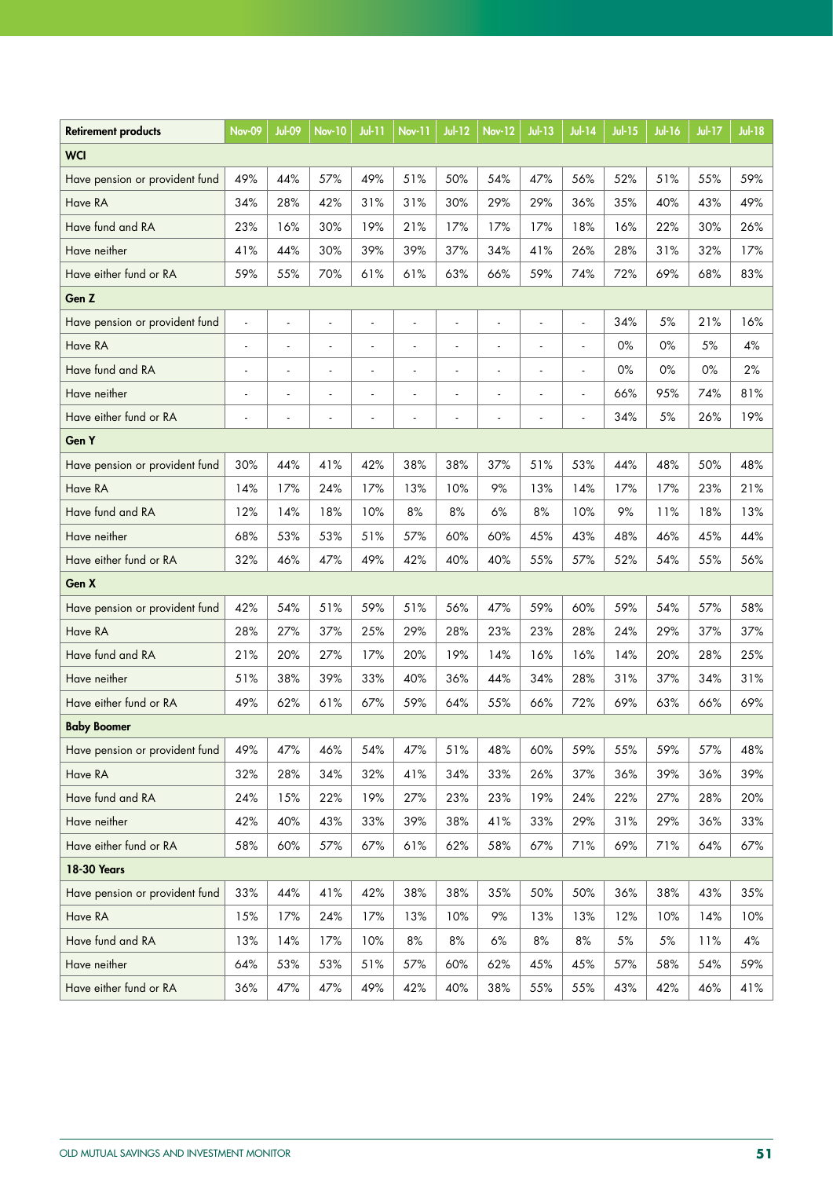| Retirement products | Nov-09 | Jul-09 | Nov-10 | Jul-11 | Nov-11 | Jul-12 | Nov-12 | Jul-13 | Jul-14 | Jul-15 | Jul-16 | Jul-17 | Jul-18 |
|---|---|---|---|---|---|---|---|---|---|---|---|---|---|
| **WCI** | | | | | | | | | | | | | |
| Have pension or provident fund | 49% | 44% | 57% | 49% | 51% | 50% | 54% | 47% | 56% | 52% | 51% | 55% | 59% |
| Have RA | 34% | 28% | 42% | 31% | 31% | 30% | 29% | 29% | 36% | 35% | 40% | 43% | 49% |
| Have fund and RA | 23% | 16% | 30% | 19% | 21% | 17% | 17% | 17% | 18% | 16% | 22% | 30% | 26% |
| Have neither | 41% | 44% | 30% | 39% | 39% | 37% | 34% | 41% | 26% | 28% | 31% | 32% | 17% |
| Have either fund or RA | 59% | 55% | 70% | 61% | 61% | 63% | 66% | 59% | 74% | 72% | 69% | 68% | 83% |
| **Gen Z** | | | | | | | | | | | | | |
| Have pension or provident fund | - | - | - | - | - | - | - | - | - | 34% | 5% | 21% | 16% |
| Have RA | - | - | - | - | - | - | - | - | - | 0% | 0% | 5% | 4% |
| Have fund and RA | - | - | - | - | - | - | - | - | - | 0% | 0% | 0% | 2% |
| Have neither | - | - | - | - | - | - | - | - | - | 66% | 95% | 74% | 81% |
| Have either fund or RA | - | - | - | - | - | - | - | - | - | 34% | 5% | 26% | 19% |
| **Gen Y** | | | | | | | | | | | | | |
| Have pension or provident fund | 30% | 44% | 41% | 42% | 38% | 38% | 37% | 51% | 53% | 44% | 48% | 50% | 48% |
| Have RA | 14% | 17% | 24% | 17% | 13% | 10% | 9% | 13% | 14% | 17% | 17% | 23% | 21% |
| Have fund and RA | 12% | 14% | 18% | 10% | 8% | 8% | 6% | 8% | 10% | 9% | 11% | 18% | 13% |
| Have neither | 68% | 53% | 53% | 51% | 57% | 60% | 60% | 45% | 43% | 48% | 46% | 45% | 44% |
| Have either fund or RA | 32% | 46% | 47% | 49% | 42% | 40% | 40% | 55% | 57% | 52% | 54% | 55% | 56% |
| **Gen X** | | | | | | | | | | | | | |
| Have pension or provident fund | 42% | 54% | 51% | 59% | 51% | 56% | 47% | 59% | 60% | 59% | 54% | 57% | 58% |
| Have RA | 28% | 27% | 37% | 25% | 29% | 28% | 23% | 23% | 28% | 24% | 29% | 37% | 37% |
| Have fund and RA | 21% | 20% | 27% | 17% | 20% | 19% | 14% | 16% | 16% | 14% | 20% | 28% | 25% |
| Have neither | 51% | 38% | 39% | 33% | 40% | 36% | 44% | 34% | 28% | 31% | 37% | 34% | 31% |
| Have either fund or RA | 49% | 62% | 61% | 67% | 59% | 64% | 55% | 66% | 72% | 69% | 63% | 66% | 69% |
| **Baby Boomer** | | | | | | | | | | | | | |
| Have pension or provident fund | 49% | 47% | 46% | 54% | 47% | 51% | 48% | 60% | 59% | 55% | 59% | 57% | 48% |
| Have RA | 32% | 28% | 34% | 32% | 41% | 34% | 33% | 26% | 37% | 36% | 39% | 36% | 39% |
| Have fund and RA | 24% | 15% | 22% | 19% | 27% | 23% | 23% | 19% | 24% | 22% | 27% | 28% | 20% |
| Have neither | 42% | 40% | 43% | 33% | 39% | 38% | 41% | 33% | 29% | 31% | 29% | 36% | 33% |
| Have either fund or RA | 58% | 60% | 57% | 67% | 61% | 62% | 58% | 67% | 71% | 69% | 71% | 64% | 67% |
| **18-30 Years** | | | | | | | | | | | | | |
| Have pension or provident fund | 33% | 44% | 41% | 42% | 38% | 38% | 35% | 50% | 50% | 36% | 38% | 43% | 35% |
| Have RA | 15% | 17% | 24% | 17% | 13% | 10% | 9% | 13% | 13% | 12% | 10% | 14% | 10% |
| Have fund and RA | 13% | 14% | 17% | 10% | 8% | 8% | 6% | 8% | 8% | 5% | 5% | 11% | 4% |
| Have neither | 64% | 53% | 53% | 51% | 57% | 60% | 62% | 45% | 45% | 57% | 58% | 54% | 59% |
| Have either fund or RA | 36% | 47% | 47% | 49% | 42% | 40% | 38% | 55% | 55% | 43% | 42% | 46% | 41% |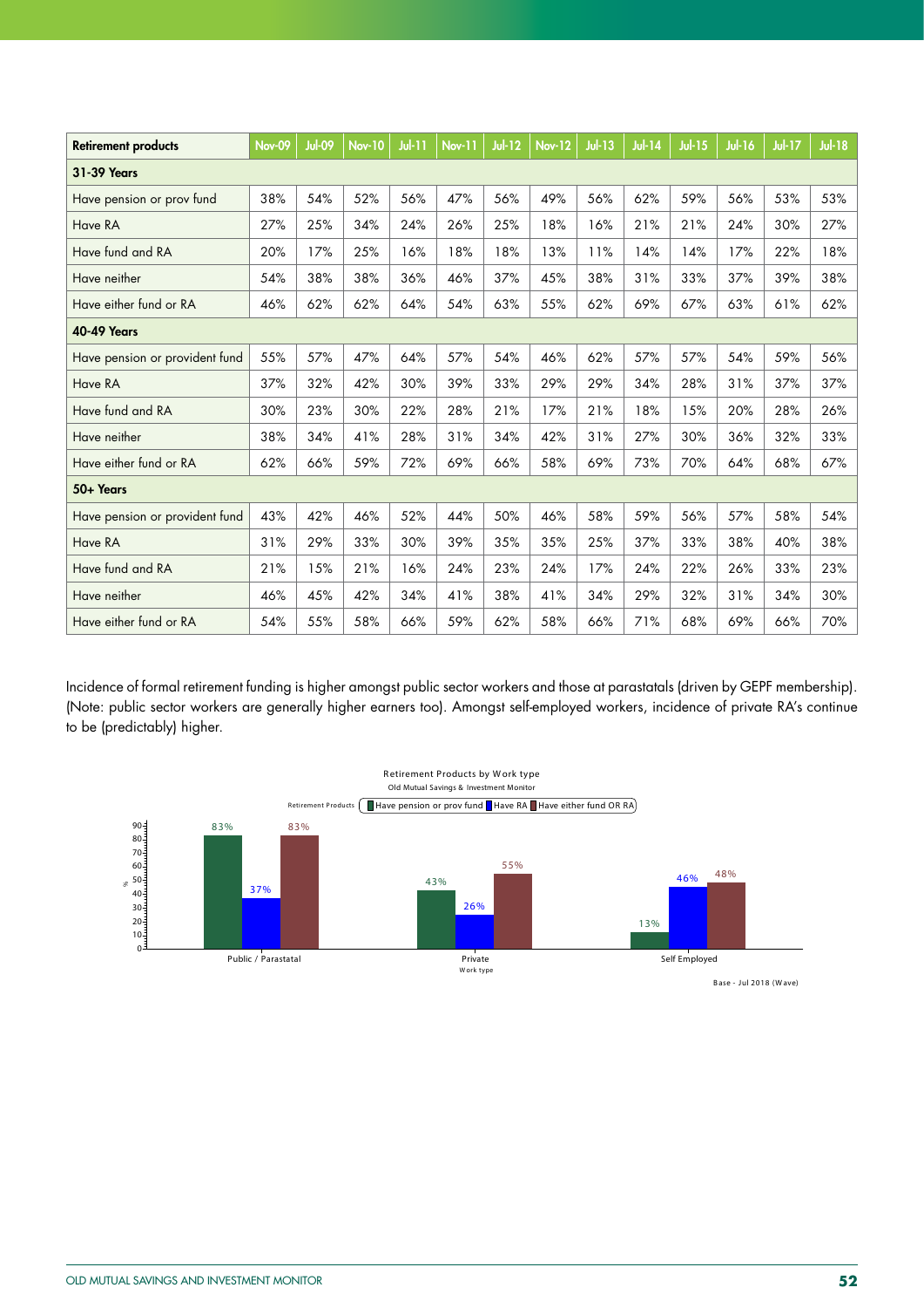| Retirement products | Nov-09 | Jul-09 | Nov-10 | Jul-11 | Nov-11 | Jul-12 | Nov-12 | Jul-13 | Jul-14 | Jul-15 | Jul-16 | Jul-17 | Jul-18 |
|---|---|---|---|---|---|---|---|---|---|---|---|---|---|
| **31-39 Years** | | | | | | | | | | | | | |
| Have pension or prov fund | 38% | 54% | 52% | 56% | 47% | 56% | 49% | 56% | 62% | 59% | 56% | 53% | 53% |
| Have RA | 27% | 25% | 34% | 24% | 26% | 25% | 18% | 16% | 21% | 21% | 24% | 30% | 27% |
| Have fund and RA | 20% | 17% | 25% | 16% | 18% | 18% | 13% | 11% | 14% | 14% | 17% | 22% | 18% |
| Have neither | 54% | 38% | 38% | 36% | 46% | 37% | 45% | 38% | 31% | 33% | 37% | 39% | 38% |
| Have either fund or RA | 46% | 62% | 62% | 64% | 54% | 63% | 55% | 62% | 69% | 67% | 63% | 61% | 62% |
| **40-49 Years** | | | | | | | | | | | | | |
| Have pension or provident fund | 55% | 57% | 47% | 64% | 57% | 54% | 46% | 62% | 57% | 57% | 54% | 59% | 56% |
| Have RA | 37% | 32% | 42% | 30% | 39% | 33% | 29% | 29% | 34% | 28% | 31% | 37% | 37% |
| Have fund and RA | 30% | 23% | 30% | 22% | 28% | 21% | 17% | 21% | 18% | 15% | 20% | 28% | 26% |
| Have neither | 38% | 34% | 41% | 28% | 31% | 34% | 42% | 31% | 27% | 30% | 36% | 32% | 33% |
| Have either fund or RA | 62% | 66% | 59% | 72% | 69% | 66% | 58% | 69% | 73% | 70% | 64% | 68% | 67% |
| **50+ Years** | | | | | | | | | | | | | |
| Have pension or provident fund | 43% | 42% | 46% | 52% | 44% | 50% | 46% | 58% | 59% | 56% | 57% | 58% | 54% |
| Have RA | 31% | 29% | 33% | 30% | 39% | 35% | 35% | 25% | 37% | 33% | 38% | 40% | 38% |
| Have fund and RA | 21% | 15% | 21% | 16% | 24% | 23% | 24% | 17% | 24% | 22% | 26% | 33% | 23% |
| Have neither | 46% | 45% | 42% | 34% | 41% | 38% | 41% | 34% | 29% | 32% | 31% | 34% | 30% |
| Have either fund or RA | 54% | 55% | 58% | 66% | 59% | 62% | 58% | 66% | 71% | 68% | 69% | 66% | 70% |

Incidence of formal retirement funding is higher amongst public sector workers and those at parastatals (driven by GEPF membership). (Note: public sector workers are generally higher earners too). Amongst self-employed workers, incidence of private RA's continue to be (predictably) higher.

**Retirement Products by Work type**
Old Mutual Savings & Investment Monitor

| Work type | Have pension or prov fund | Have RA | Have either fund OR RA |
|---|---|---|---|
| Public / Parastatal | 83% | 37% | 83% |
| Private | 43% | 26% | 55% |
| Self Employed | 13% | 46% | 48% |

Base - Jul 2018 (Wave)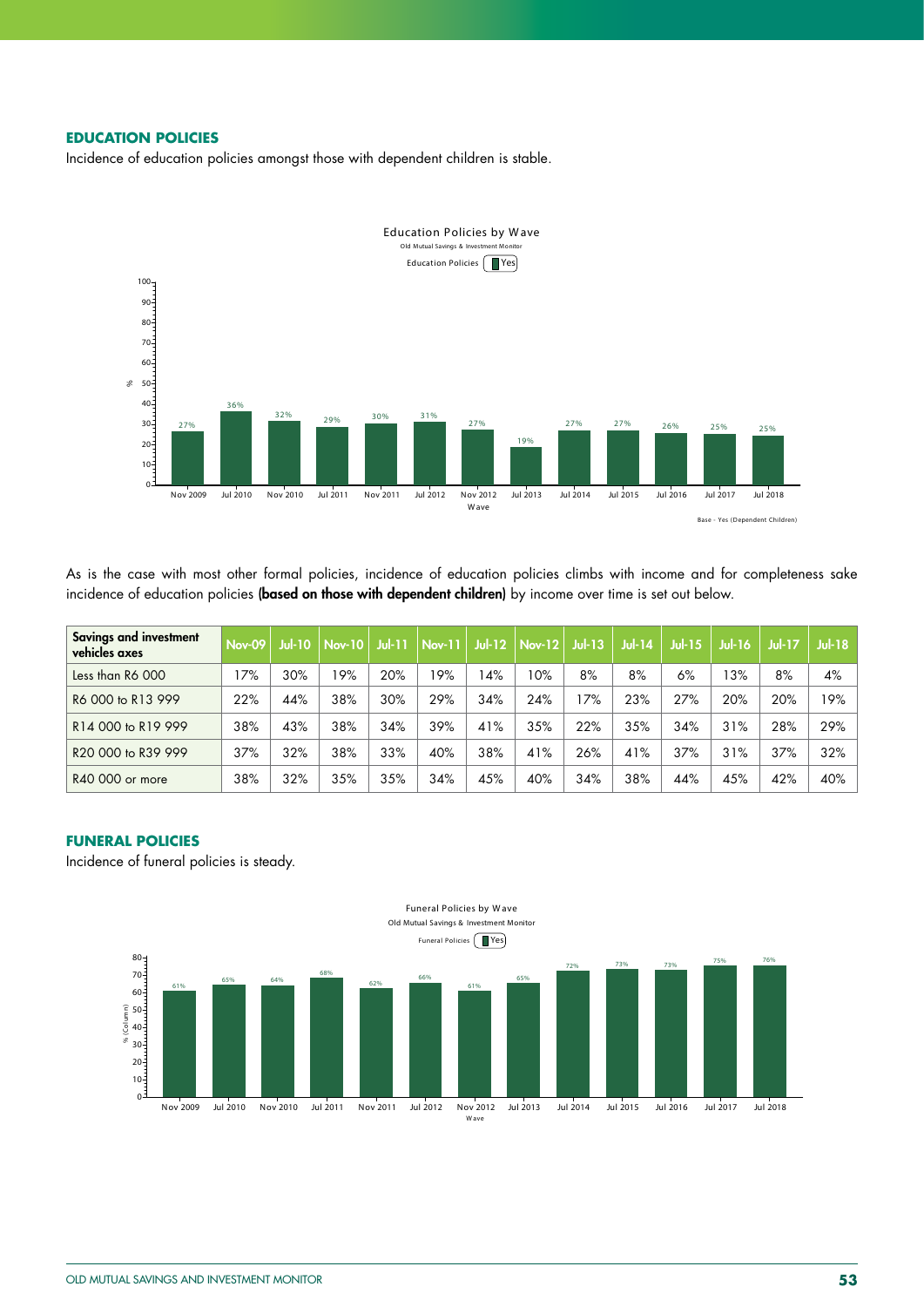### EDUCATION POLICIES

Incidence of education policies amongst those with dependent children is stable.

Education Policies by Wave

Old Mutual Savings & Investment Monitor

Education Policies: Yes

| Wave | % |
|---|---|
| Nov 2009 | 27% |
| Jul 2010 | 36% |
| Nov 2010 | 32% |
| Jul 2011 | 29% |
| Nov 2011 | 30% |
| Jul 2012 | 31% |
| Nov 2012 | 27% |
| Jul 2013 | 19% |
| Jul 2014 | 27% |
| Jul 2015 | 27% |
| Jul 2016 | 26% |
| Jul 2017 | 25% |
| Jul 2018 | 25% |

Base - Yes (Dependent Children)

As is the case with most other formal policies, incidence of education policies climbs with income and for completeness sake incidence of education policies **(based on those with dependent children)** by income over time is set out below.

| Savings and investment vehicles axes | Nov-09 | Jul-10 | Nov-10 | Jul-11 | Nov-11 | Jul-12 | Nov-12 | Jul-13 | Jul-14 | Jul-15 | Jul-16 | Jul-17 | Jul-18 |
|---|---|---|---|---|---|---|---|---|---|---|---|---|---|
| Less than R6 000 | 17% | 30% | 19% | 20% | 19% | 14% | 10% | 8% | 8% | 6% | 13% | 8% | 4% |
| R6 000 to R13 999 | 22% | 44% | 38% | 30% | 29% | 34% | 24% | 17% | 23% | 27% | 20% | 20% | 19% |
| R14 000 to R19 999 | 38% | 43% | 38% | 34% | 39% | 41% | 35% | 22% | 35% | 34% | 31% | 28% | 29% |
| R20 000 to R39 999 | 37% | 32% | 38% | 33% | 40% | 38% | 41% | 26% | 41% | 37% | 31% | 37% | 32% |
| R40 000 or more | 38% | 32% | 35% | 35% | 34% | 45% | 40% | 34% | 38% | 44% | 45% | 42% | 40% |

### FUNERAL POLICIES

Incidence of funeral policies is steady.

Funeral Policies by Wave

Old Mutual Savings & Investment Monitor

Funeral Policies: Yes

| Wave | % (Column) |
|---|---|
| Nov 2009 | 61% |
| Jul 2010 | 65% |
| Nov 2010 | 64% |
| Jul 2011 | 68% |
| Nov 2011 | 62% |
| Jul 2012 | 66% |
| Nov 2012 | 61% |
| Jul 2013 | 65% |
| Jul 2014 | 72% |
| Jul 2015 | 73% |
| Jul 2016 | 73% |
| Jul 2017 | 75% |
| Jul 2018 | 76% |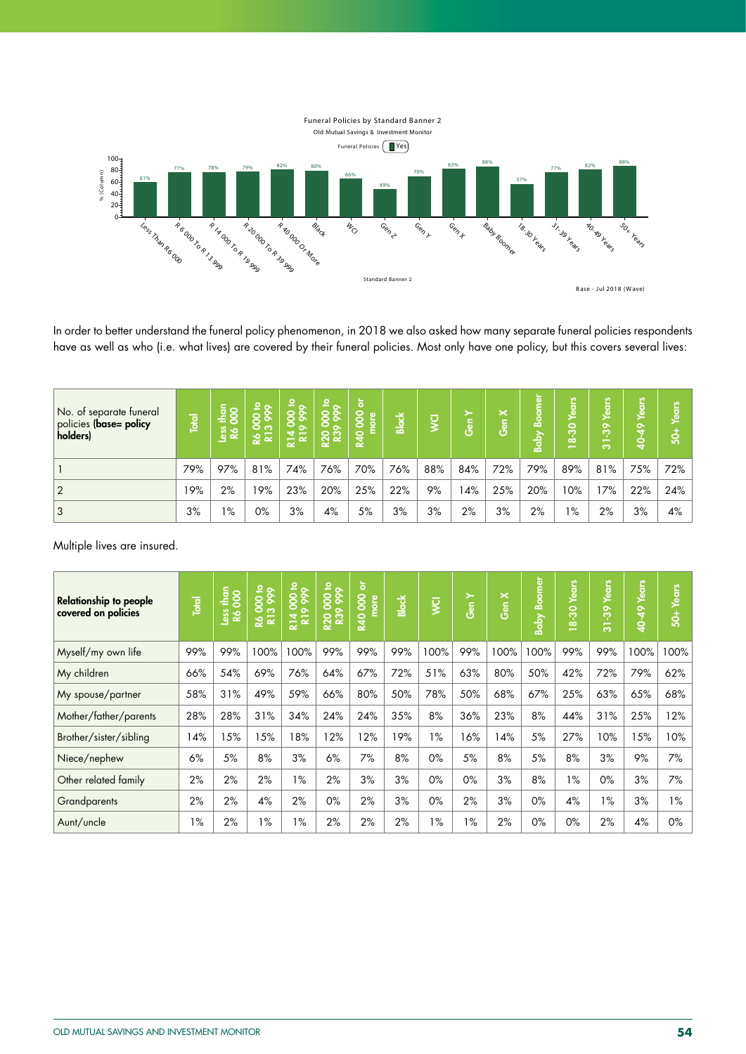Funeral Policies by Standard Banner 2

Old Mutual Savings & Investment Monitor

Funeral Policies: Yes

| Standard Banner 2 | % (Column) |
|---|---|
| Less Than R6 000 | 61% |
| R 6 000 To R 13 999 | 77% |
| R 14 000 To R 19 999 | 78% |
| R 20 000 To R 39 999 | 79% |
| R 40 000 Or More | 82% |
| Black | 80% |
| WCI | 66% |
| Gen Z | 49% |
| Gen Y | 70% |
| Gen X | 83% |
| Baby Boomer | 88% |
| 18-30 Years | 57% |
| 31-39 Years | 77% |
| 40-49 Years | 82% |
| 50+ Years | 88% |

Base - Jul 2018 (Wave)

In order to better understand the funeral policy phenomenon, in 2018 we also asked how many separate funeral policies respondents have as well as who (i.e. what lives) are covered by their funeral policies. Most only have one policy, but this covers several lives:

| No. of separate funeral policies (**base= policy holders**) | Total | Less than R6 000 | R6 000 to R13 999 | R14 000 to R19 999 | R20 000 to R39 999 | R40 000 or more | Black | WCI | Gen Y | Gen X | Baby Boomer | 18-30 Years | 31-39 Years | 40-49 Years | 50+ Years |
|---|---|---|---|---|---|---|---|---|---|---|---|---|---|---|---|
| 1 | 79% | 97% | 81% | 74% | 76% | 70% | 76% | 88% | 84% | 72% | 79% | 89% | 81% | 75% | 72% |
| 2 | 19% | 2% | 19% | 23% | 20% | 25% | 22% | 9% | 14% | 25% | 20% | 10% | 17% | 22% | 24% |
| 3 | 3% | 1% | 0% | 3% | 4% | 5% | 3% | 3% | 2% | 3% | 2% | 1% | 2% | 3% | 4% |

Multiple lives are insured.

| **Relationship to people covered on policies** | Total | Less than R6 000 | R6 000 to R13 999 | R14 000 to R19 999 | R20 000 to R39 999 | R40 000 or more | Black | WCI | Gen Y | Gen X | Baby Boomer | 18-30 Years | 31-39 Years | 40-49 Years | 50+ Years |
|---|---|---|---|---|---|---|---|---|---|---|---|---|---|---|---|
| Myself/my own life | 99% | 99% | 100% | 100% | 99% | 99% | 99% | 100% | 99% | 100% | 100% | 99% | 99% | 100% | 100% |
| My children | 66% | 54% | 69% | 76% | 64% | 67% | 72% | 51% | 63% | 80% | 50% | 42% | 72% | 79% | 62% |
| My spouse/partner | 58% | 31% | 49% | 59% | 66% | 80% | 50% | 78% | 50% | 68% | 67% | 25% | 63% | 65% | 68% |
| Mother/father/parents | 28% | 28% | 31% | 34% | 24% | 24% | 35% | 8% | 36% | 23% | 8% | 44% | 31% | 25% | 12% |
| Brother/sister/sibling | 14% | 15% | 15% | 18% | 12% | 12% | 19% | 1% | 16% | 14% | 5% | 27% | 10% | 15% | 10% |
| Niece/nephew | 6% | 5% | 8% | 3% | 6% | 7% | 8% | 0% | 5% | 8% | 5% | 8% | 3% | 9% | 7% |
| Other related family | 2% | 2% | 2% | 1% | 2% | 3% | 3% | 0% | 0% | 3% | 8% | 1% | 0% | 3% | 7% |
| Grandparents | 2% | 2% | 4% | 2% | 0% | 2% | 3% | 0% | 2% | 3% | 0% | 4% | 1% | 3% | 1% |
| Aunt/uncle | 1% | 2% | 1% | 1% | 2% | 2% | 2% | 1% | 1% | 2% | 0% | 0% | 2% | 4% | 0% |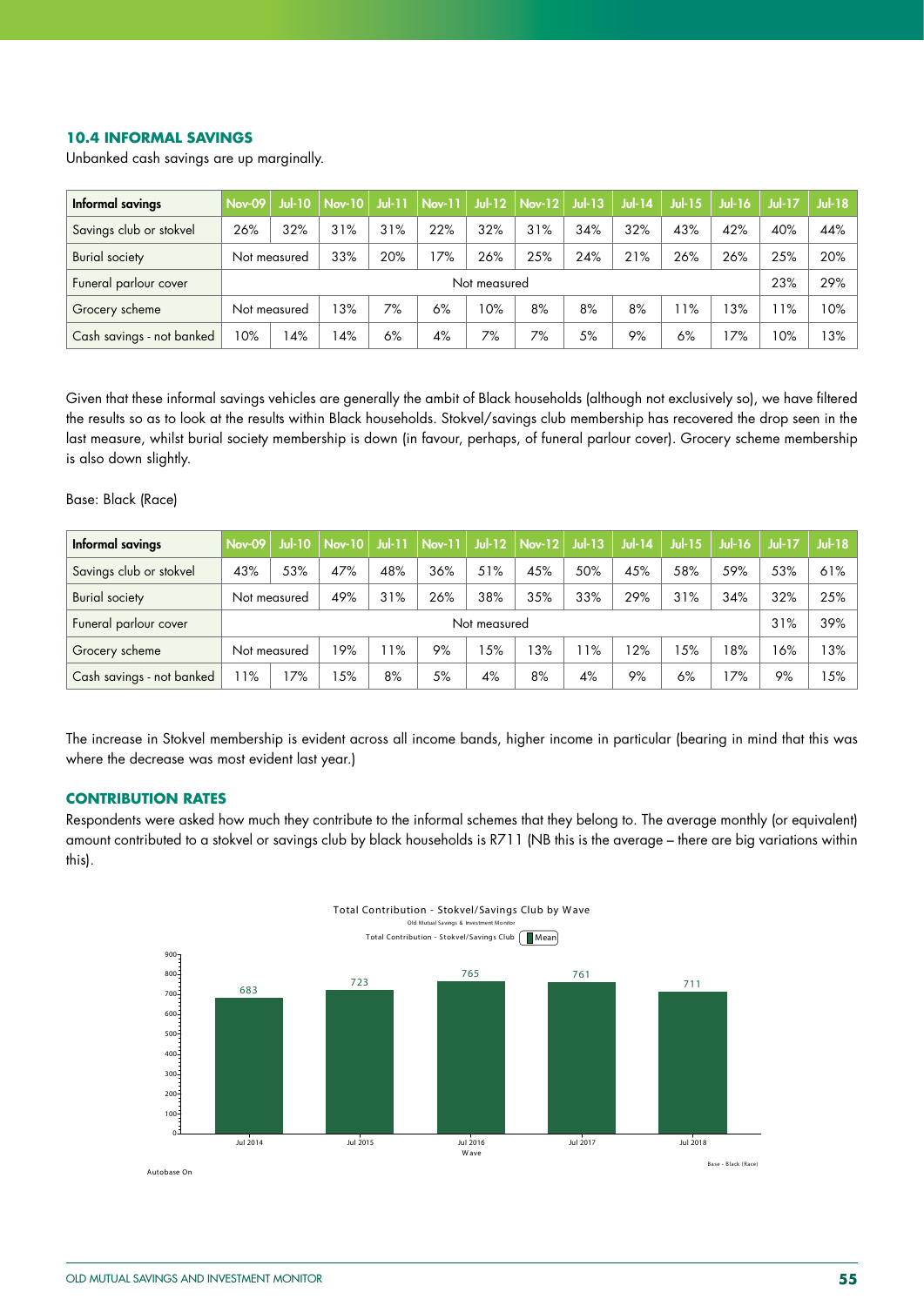### 10.4 INFORMAL SAVINGS

Unbanked cash savings are up marginally.

| Informal savings | Nov-09 | Jul-10 | Nov-10 | Jul-11 | Nov-11 | Jul-12 | Nov-12 | Jul-13 | Jul-14 | Jul-15 | Jul-16 | Jul-17 | Jul-18 |
|---|---|---|---|---|---|---|---|---|---|---|---|---|---|
| Savings club or stokvel | 26% | 32% | 31% | 31% | 22% | 32% | 31% | 34% | 32% | 43% | 42% | 40% | 44% |
| Burial society | Not measured | | 33% | 20% | 17% | 26% | 25% | 24% | 21% | 26% | 26% | 25% | 20% |
| Funeral parlour cover | Not measured | | | | | | | | | | | 23% | 29% |
| Grocery scheme | Not measured | | 13% | 7% | 6% | 10% | 8% | 8% | 8% | 11% | 13% | 11% | 10% |
| Cash savings - not banked | 10% | 14% | 14% | 6% | 4% | 7% | 7% | 5% | 9% | 6% | 17% | 10% | 13% |

Given that these informal savings vehicles are generally the ambit of Black households (although not exclusively so), we have filtered the results so as to look at the results within Black households. Stokvel/savings club membership has recovered the drop seen in the last measure, whilst burial society membership is down (in favour, perhaps, of funeral parlour cover). Grocery scheme membership is also down slightly.

Base: Black (Race)

| Informal savings | Nov-09 | Jul-10 | Nov-10 | Jul-11 | Nov-11 | Jul-12 | Nov-12 | Jul-13 | Jul-14 | Jul-15 | Jul-16 | Jul-17 | Jul-18 |
|---|---|---|---|---|---|---|---|---|---|---|---|---|---|
| Savings club or stokvel | 43% | 53% | 47% | 48% | 36% | 51% | 45% | 50% | 45% | 58% | 59% | 53% | 61% |
| Burial society | Not measured | | 49% | 31% | 26% | 38% | 35% | 33% | 29% | 31% | 34% | 32% | 25% |
| Funeral parlour cover | Not measured | | | | | | | | | | | 31% | 39% |
| Grocery scheme | Not measured | | 19% | 11% | 9% | 15% | 13% | 11% | 12% | 15% | 18% | 16% | 13% |
| Cash savings - not banked | 11% | 17% | 15% | 8% | 5% | 4% | 8% | 4% | 9% | 6% | 17% | 9% | 15% |

The increase in Stokvel membership is evident across all income bands, higher income in particular (bearing in mind that this was where the decrease was most evident last year.)

### CONTRIBUTION RATES

Respondents were asked how much they contribute to the informal schemes that they belong to. The average monthly (or equivalent) amount contributed to a stokvel or savings club by black households is R711 (NB this is the average – there are big variations within this).

Total Contribution - Stokvel/Savings Club by Wave

Old Mutual Savings & Investment Monitor

Total Contribution - Stokvel/Savings Club (Mean)

| Wave | Mean |
|---|---|
| Jul 2014 | 683 |
| Jul 2015 | 723 |
| Jul 2016 | 765 |
| Jul 2017 | 761 |
| Jul 2018 | 711 |

Base - Black (Race)

Autobase On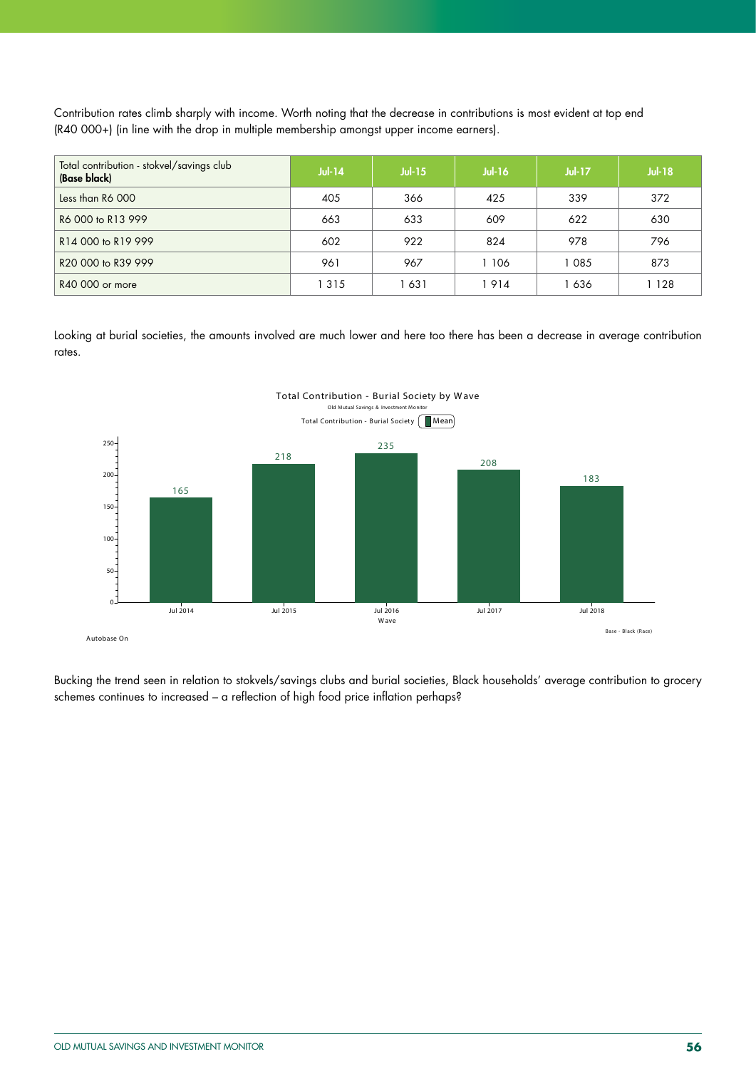Contribution rates climb sharply with income. Worth noting that the decrease in contributions is most evident at top end (R40 000+) (in line with the drop in multiple membership amongst upper income earners).

| Total contribution - stokvel/savings club **(Base black)** | Jul-14 | Jul-15 | Jul-16 | Jul-17 | Jul-18 |
|---|---|---|---|---|---|
| Less than R6 000 | 405 | 366 | 425 | 339 | 372 |
| R6 000 to R13 999 | 663 | 633 | 609 | 622 | 630 |
| R14 000 to R19 999 | 602 | 922 | 824 | 978 | 796 |
| R20 000 to R39 999 | 961 | 967 | 1 106 | 1 085 | 873 |
| R40 000 or more | 1 315 | 1 631 | 1 914 | 1 636 | 1 128 |

Looking at burial societies, the amounts involved are much lower and here too there has been a decrease in average contribution rates.

Total Contribution - Burial Society by Wave

Old Mutual Savings & Investment Monitor

Total Contribution - Burial Society (Mean)

| Wave | Jul 2014 | Jul 2015 | Jul 2016 | Jul 2017 | Jul 2018 |
|---|---|---|---|---|---|
| Mean | 165 | 218 | 235 | 208 | 183 |

Autobase On

Base - Black (Race)

Bucking the trend seen in relation to stokvels/savings clubs and burial societies, Black households' average contribution to grocery schemes continues to increased – a reflection of high food price inflation perhaps?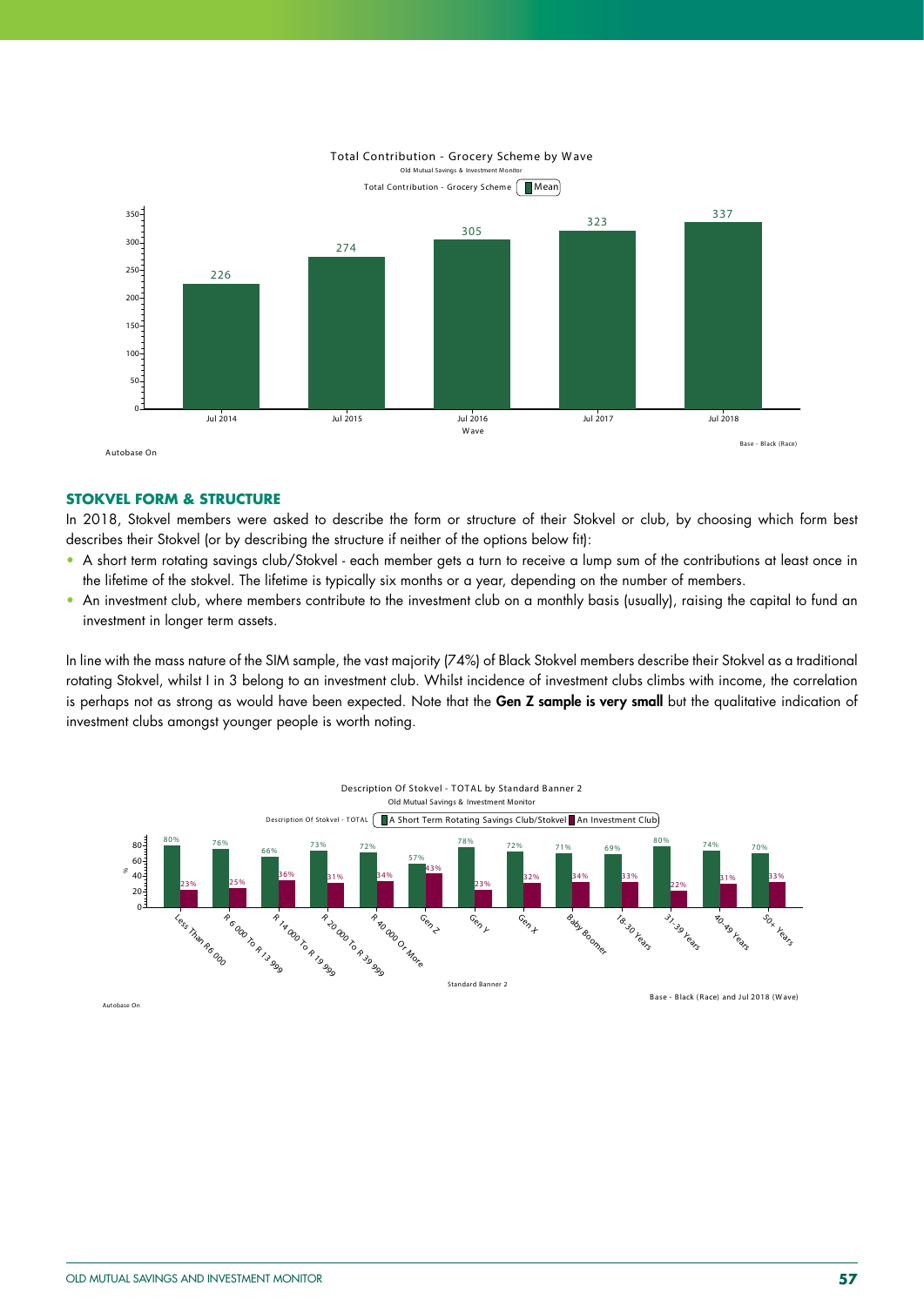Total Contribution - Grocery Scheme by Wave

Old Mutual Savings & Investment Monitor

Total Contribution - Grocery Scheme: Mean

| Wave | Mean |
|---|---|
| Jul 2014 | 226 |
| Jul 2015 | 274 |
| Jul 2016 | 305 |
| Jul 2017 | 323 |
| Jul 2018 | 337 |

Autobase On

Base - Black (Race)

## STOKVEL FORM & STRUCTURE

In 2018, Stokvel members were asked to describe the form or structure of their Stokvel or club, by choosing which form best describes their Stokvel (or by describing the structure if neither of the options below fit):

- A short term rotating savings club/Stokvel - each member gets a turn to receive a lump sum of the contributions at least once in the lifetime of the stokvel. The lifetime is typically six months or a year, depending on the number of members.
- An investment club, where members contribute to the investment club on a monthly basis (usually), raising the capital to fund an investment in longer term assets.

In line with the mass nature of the SIM sample, the vast majority (74%) of Black Stokvel members describe their Stokvel as a traditional rotating Stokvel, whilst I in 3 belong to an investment club. Whilst incidence of investment clubs climbs with income, the correlation is perhaps not as strong as would have been expected. Note that the **Gen Z sample is very small** but the qualitative indication of investment clubs amongst younger people is worth noting.

Description Of Stokvel - TOTAL by Standard Banner 2

Old Mutual Savings & Investment Monitor

| Standard Banner 2 | A Short Term Rotating Savings Club/Stokvel | An Investment Club |
|---|---|---|
| Less Than R6 000 | 80% | 23% |
| R 6 000 To R 13 999 | 76% | 25% |
| R 14 000 To R 19 999 | 66% | 36% |
| R 20 000 To R 39 999 | 73% | 31% |
| R 40 000 Or More | 72% | 34% |
| Gen Z | 57% | 43% |
| Gen Y | 78% | 23% |
| Gen X | 72% | 32% |
| Baby Boomer | 71% | 34% |
| 18-30 Years | 69% | 33% |
| 31-39 Years | 80% | 22% |
| 40-49 Years | 74% | 31% |
| 50+ Years | 70% | 33% |

Autobase On

Base - Black (Race) and Jul 2018 (Wave)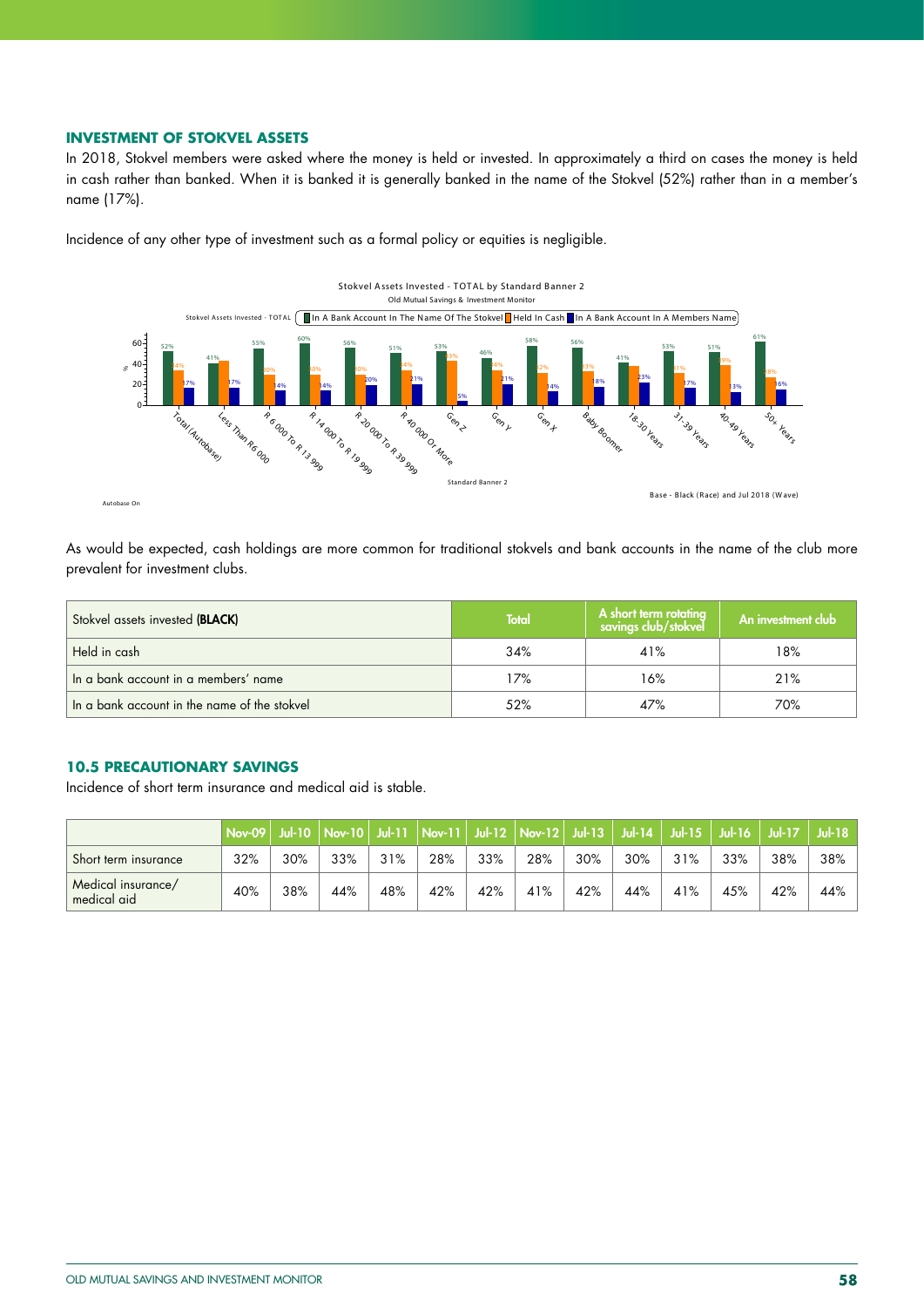### INVESTMENT OF STOKVEL ASSETS

In 2018, Stokvel members were asked where the money is held or invested. In approximately a third on cases the money is held in cash rather than banked. When it is banked it is generally banked in the name of the Stokvel (52%) rather than in a member's name (17%).

Incidence of any other type of investment such as a formal policy or equities is negligible.

Stokvel Assets Invested - TOTAL by Standard Banner 2
Old Mutual Savings & Investment Monitor

| Standard Banner 2 | In A Bank Account In The Name Of The Stokvel | Held In Cash | In A Bank Account In A Members Name |
|---|---|---|---|
| Total (Autobase) | 52% | 34% | 17% |
| Less Than R6 000 | 41% | 43% | 17% |
| R 6 000 To R 13 999 | 55% | 30% | 14% |
| R 14 000 To R 19 999 | 60% | 30% | 14% |
| R 20 000 To R 39 999 | 56% | 30% | 20% |
| R 40 000 Or More | 51% | 34% | 21% |
| Gen Z | 53% | 43% | 5% |
| Gen Y | 46% | 34% | 21% |
| Gen X | 58% | 32% | 14% |
| Baby Boomer | 56% | 33% | 18% |
| 18-30 Years | 41% | 38% | 23% |
| 31-39 Years | 53% | 31% | 17% |
| 40-49 Years | 51% | 39% | 13% |
| 50+ Years | 61% | 28% | 16% |

Base - Black (Race) and Jul 2018 (Wave)

Autobase On

As would be expected, cash holdings are more common for traditional stokvels and bank accounts in the name of the club more prevalent for investment clubs.

| Stokvel assets invested **(BLACK)** | Total | A short term rotating savings club/stokvel | An investment club |
|---|---|---|---|
| Held in cash | 34% | 41% | 18% |
| In a bank account in a members' name | 17% | 16% | 21% |
| In a bank account in the name of the stokvel | 52% | 47% | 70% |

### 10.5 PRECAUTIONARY SAVINGS

Incidence of short term insurance and medical aid is stable.

| | Nov-09 | Jul-10 | Nov-10 | Jul-11 | Nov-11 | Jul-12 | Nov-12 | Jul-13 | Jul-14 | Jul-15 | Jul-16 | Jul-17 | Jul-18 |
|---|---|---|---|---|---|---|---|---|---|---|---|---|---|
| Short term insurance | 32% | 30% | 33% | 31% | 28% | 33% | 28% | 30% | 30% | 31% | 33% | 38% | 38% |
| Medical insurance/ medical aid | 40% | 38% | 44% | 48% | 42% | 42% | 41% | 42% | 44% | 41% | 45% | 42% | 44% |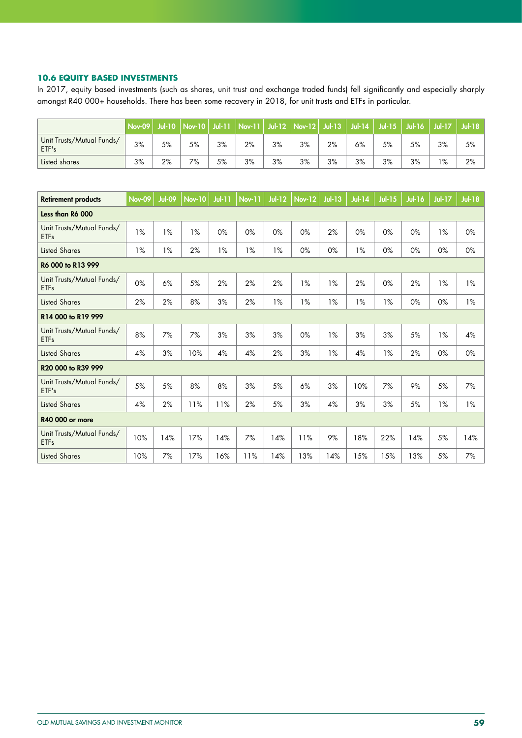### 10.6 EQUITY BASED INVESTMENTS

In 2017, equity based investments (such as shares, unit trust and exchange traded funds) fell significantly and especially sharply amongst R40 000+ households. There has been some recovery in 2018, for unit trusts and ETFs in particular.

| | Nov-09 | Jul-10 | Nov-10 | Jul-11 | Nov-11 | Jul-12 | Nov-12 | Jul-13 | Jul-14 | Jul-15 | Jul-16 | Jul-17 | Jul-18 |
|---|---|---|---|---|---|---|---|---|---|---|---|---|---|
| Unit Trusts/Mutual Funds/ ETF's | 3% | 5% | 5% | 3% | 2% | 3% | 3% | 2% | 6% | 5% | 5% | 3% | 5% |
| Listed shares | 3% | 2% | 7% | 5% | 3% | 3% | 3% | 3% | 3% | 3% | 3% | 1% | 2% |

| **Retirement products** | Nov-09 | Jul-09 | Nov-10 | Jul-11 | Nov-11 | Jul-12 | Nov-12 | Jul-13 | Jul-14 | Jul-15 | Jul-16 | Jul-17 | Jul-18 |
|---|---|---|---|---|---|---|---|---|---|---|---|---|---|
| **Less than R6 000** | | | | | | | | | | | | | |
| Unit Trusts/Mutual Funds/ ETFs | 1% | 1% | 1% | 0% | 0% | 0% | 0% | 2% | 0% | 0% | 0% | 1% | 0% |
| Listed Shares | 1% | 1% | 2% | 1% | 1% | 1% | 0% | 0% | 1% | 0% | 0% | 0% | 0% |
| **R6 000 to R13 999** | | | | | | | | | | | | | |
| Unit Trusts/Mutual Funds/ ETFs | 0% | 6% | 5% | 2% | 2% | 2% | 1% | 1% | 2% | 0% | 2% | 1% | 1% |
| Listed Shares | 2% | 2% | 8% | 3% | 2% | 1% | 1% | 1% | 1% | 1% | 0% | 0% | 1% |
| **R14 000 to R19 999** | | | | | | | | | | | | | |
| Unit Trusts/Mutual Funds/ ETFs | 8% | 7% | 7% | 3% | 3% | 3% | 0% | 1% | 3% | 3% | 5% | 1% | 4% |
| Listed Shares | 4% | 3% | 10% | 4% | 4% | 2% | 3% | 1% | 4% | 1% | 2% | 0% | 0% |
| **R20 000 to R39 999** | | | | | | | | | | | | | |
| Unit Trusts/Mutual Funds/ ETF's | 5% | 5% | 8% | 8% | 3% | 5% | 6% | 3% | 10% | 7% | 9% | 5% | 7% |
| Listed Shares | 4% | 2% | 11% | 11% | 2% | 5% | 3% | 4% | 3% | 3% | 5% | 1% | 1% |
| **R40 000 or more** | | | | | | | | | | | | | |
| Unit Trusts/Mutual Funds/ ETFs | 10% | 14% | 17% | 14% | 7% | 14% | 11% | 9% | 18% | 22% | 14% | 5% | 14% |
| Listed Shares | 10% | 7% | 17% | 16% | 11% | 14% | 13% | 14% | 15% | 15% | 13% | 5% | 7% |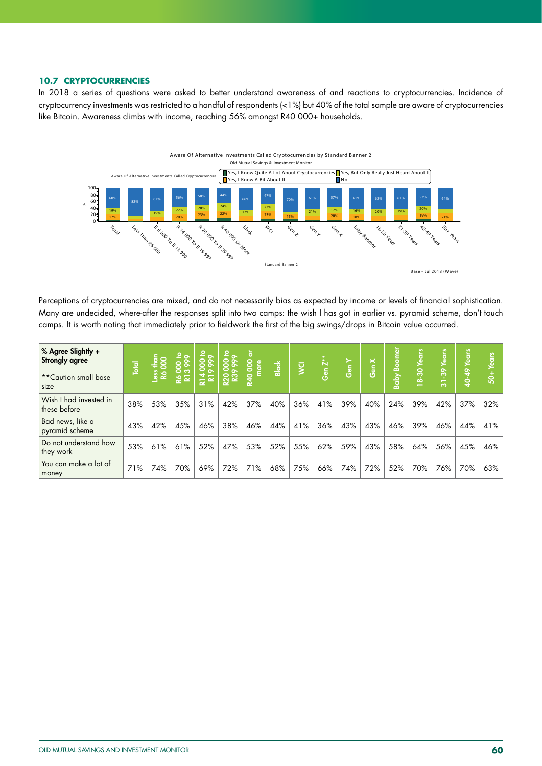### 10.7 CRYPTOCURRENCIES

In 2018 a series of questions were asked to better understand awareness of and reactions to cryptocurrencies. Incidence of cryptocurrency investments was restricted to a handful of respondents (<1%) but 40% of the total sample are aware of cryptocurrencies like Bitcoin. Awareness climbs with income, reaching 56% amongst R40 000+ households.

Aware Of Alternative Investments Called Cryptocurrencies by Standard Banner 2

Old Mutual Savings & Investment Monitor

Aware Of Alternative Investments Called Cryptocurrencies: Yes, I Know Quite A Lot About Cryptocurrencies | Yes, But Only Really Just Heard About It | Yes, I Know A Bit About It | No

| | Total | Less Than R6 000 | R 6 000 To R 13 999 | R 14 000 To R 19 999 | R 20 000 To R 39 999 | R 40 000 Or More | Black | WCI | Gen Z | Gen Y | Gen X | Baby Boomer | 18-30 Years | 31-39 Years | 40-49 Years | 50+ Years |
|---|---|---|---|---|---|---|---|---|---|---|---|---|---|---|---|---|
| No | 60% | 82% | 67% | 56% | 50% | 44% | 66% | 47% | 70% | 61% | 57% | 61% | 62% | 61% | 53% | 64% |
| Yes, But Only Really Just Heard About It | 19% | | 19% | 22% | 20% | 24% | 17% | 23% | | 21% | 17% | 16% | 20% | 19% | 20% | |
| Yes, I Know A Bit About It | 17% | | | 20% | 23% | 22% | | 23% | 15% | | 20% | 18% | | | 19% | 21% |

Standard Banner 2

Base - Jul 2018 (Wave)

Perceptions of cryptocurrencies are mixed, and do not necessarily bias as expected by income or levels of financial sophistication. Many are undecided, where-after the responses split into two camps: the wish I has got in earlier vs. pyramid scheme, don't touch camps. It is worth noting that immediately prior to fieldwork the first of the big swings/drops in Bitcoin value occurred.

| **% Agree Slightly + Strongly agree** <br> **Caution small base size | Total | Less than R6 000 | R6 000 to R13 999 | R14 000 to R19 999 | R20 000 to R39 999 | R40 000 or more | Black | WCI | Gen Z** | Gen Y | Gen X | Baby Boomer | 18-30 Years | 31-39 Years | 40-49 Years | 50+ Years |
|---|---|---|---|---|---|---|---|---|---|---|---|---|---|---|---|---|
| Wish I had invested in these before | 38% | 53% | 35% | 31% | 42% | 37% | 40% | 36% | 41% | 39% | 40% | 24% | 39% | 42% | 37% | 32% |
| Bad news, like a pyramid scheme | 43% | 42% | 45% | 46% | 38% | 46% | 44% | 41% | 36% | 43% | 43% | 46% | 39% | 46% | 44% | 41% |
| Do not understand how they work | 53% | 61% | 61% | 52% | 47% | 53% | 52% | 55% | 62% | 59% | 43% | 58% | 64% | 56% | 45% | 46% |
| You can make a lot of money | 71% | 74% | 70% | 69% | 72% | 71% | 68% | 75% | 66% | 74% | 72% | 52% | 70% | 76% | 70% | 63% |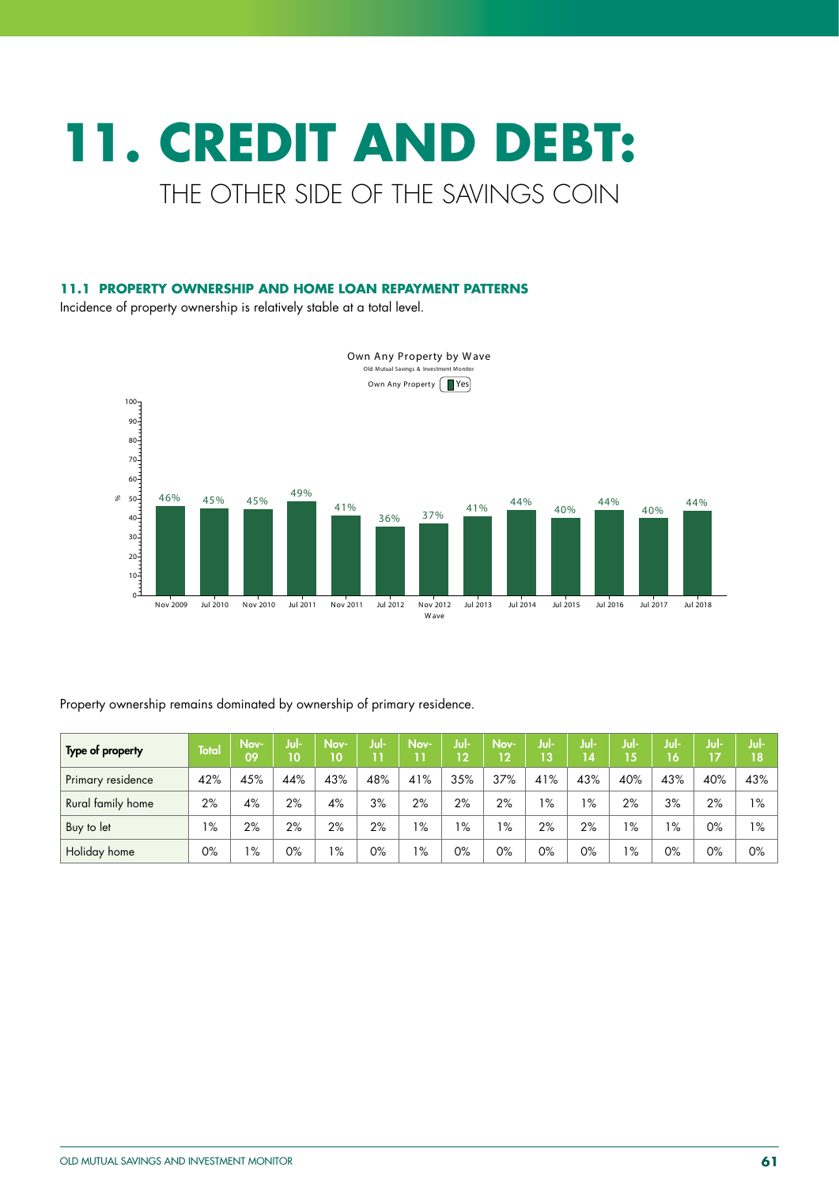# 11. CREDIT AND DEBT:

## THE OTHER SIDE OF THE SAVINGS COIN

### 11.1 PROPERTY OWNERSHIP AND HOME LOAN REPAYMENT PATTERNS

Incidence of property ownership is relatively stable at a total level.

Own Any Property by Wave

Old Mutual Savings & Investment Monitor

Own Any Property: Yes

| Wave | % |
|---|---|
| Nov 2009 | 46% |
| Jul 2010 | 45% |
| Nov 2010 | 45% |
| Jul 2011 | 49% |
| Nov 2011 | 41% |
| Jul 2012 | 36% |
| Nov 2012 | 37% |
| Jul 2013 | 41% |
| Jul 2014 | 44% |
| Jul 2015 | 40% |
| Jul 2016 | 44% |
| Jul 2017 | 40% |
| Jul 2018 | 44% |

Property ownership remains dominated by ownership of primary residence.

| Type of property | Total | Nov-09 | Jul-10 | Nov-10 | Jul-11 | Nov-11 | Jul-12 | Nov-12 | Jul-13 | Jul-14 | Jul-15 | Jul-16 | Jul-17 | Jul-18 |
|---|---|---|---|---|---|---|---|---|---|---|---|---|---|---|
| Primary residence | 42% | 45% | 44% | 43% | 48% | 41% | 35% | 37% | 41% | 43% | 40% | 43% | 40% | 43% |
| Rural family home | 2% | 4% | 2% | 4% | 3% | 2% | 2% | 2% | 1% | 1% | 2% | 3% | 2% | 1% |
| Buy to let | 1% | 2% | 2% | 2% | 2% | 1% | 1% | 1% | 2% | 2% | 1% | 1% | 0% | 1% |
| Holiday home | 0% | 1% | 0% | 1% | 0% | 1% | 0% | 0% | 0% | 0% | 1% | 0% | 0% | 0% |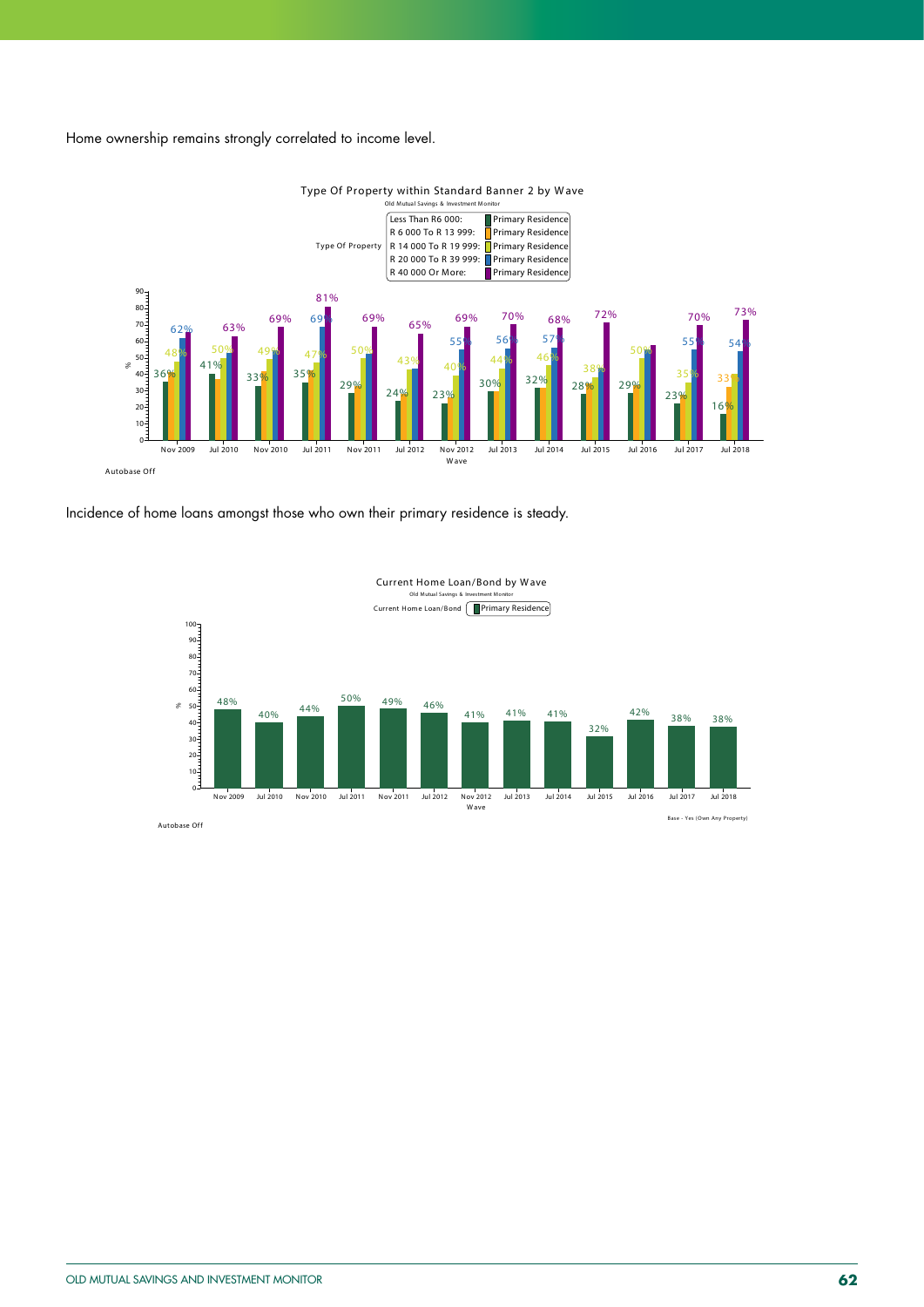Home ownership remains strongly correlated to income level.

**Type Of Property within Standard Banner 2 by Wave**

Old Mutual Savings & Investment Monitor

Type Of Property — Primary Residence

| Wave | Less Than R6 000 | R 6 000 To R 13 999 | R 14 000 To R 19 999 | R 20 000 To R 39 999 | R 40 000 Or More |
|---|---|---|---|---|---|
| Nov 2009 | 36% | | 48% | 62% | |
| Jul 2010 | 41% | | 50% | | 63% |
| Nov 2010 | 33% | | 49% | | 69% |
| Jul 2011 | 35% | | 47% | 69% | 81% |
| Nov 2011 | 29% | | 50% | | 69% |
| Jul 2012 | 24% | | 43% | | 65% |
| Nov 2012 | 23% | | 40% | 55% | 69% |
| Jul 2013 | 30% | | 44% | 56% | 70% |
| Jul 2014 | 32% | | 46% | 57% | 68% |
| Jul 2015 | 28% | | 38% | | 72% |
| Jul 2016 | 29% | | 50% | | |
| Jul 2017 | 23% | | 35% | 55% | 70% |
| Jul 2018 | 16% | 33% | | 54% | 73% |

Autobase Off

Incidence of home loans amongst those who own their primary residence is steady.

**Current Home Loan/Bond by Wave**

Old Mutual Savings & Investment Monitor

Current Home Loan/Bond — Primary Residence

| Wave | Primary Residence |
|---|---|
| Nov 2009 | 48% |
| Jul 2010 | 40% |
| Nov 2010 | 44% |
| Jul 2011 | 50% |
| Nov 2011 | 49% |
| Jul 2012 | 46% |
| Nov 2012 | 41% |
| Jul 2013 | 41% |
| Jul 2014 | 41% |
| Jul 2015 | 32% |
| Jul 2016 | 42% |
| Jul 2017 | 38% |
| Jul 2018 | 38% |

Autobase Off

Base - Yes (Own Any Property)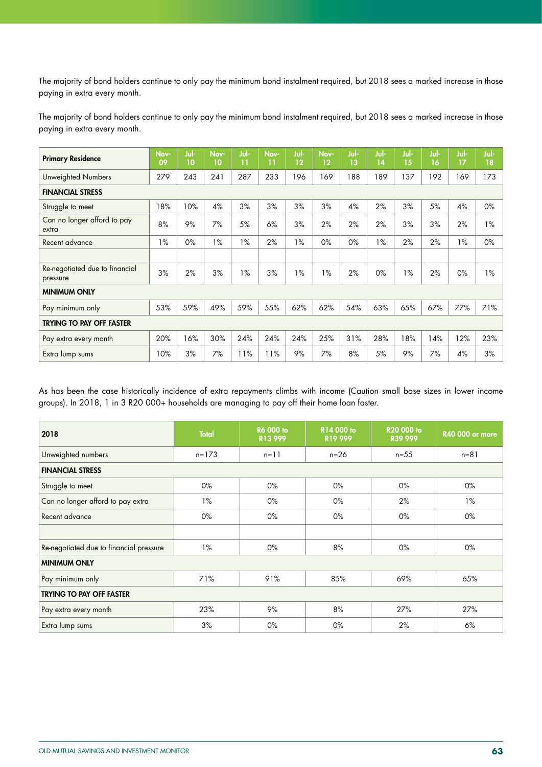The majority of bond holders continue to only pay the minimum bond instalment required, but 2018 sees a marked increase in those paying in extra every month.

The majority of bond holders continue to only pay the minimum bond instalment required, but 2018 sees a marked increase in those paying in extra every month.

| Primary Residence | Nov-09 | Jul-10 | Nov-10 | Jul-11 | Nov-11 | Jul-12 | Nov-12 | Jul-13 | Jul-14 | Jul-15 | Jul-16 | Jul-17 | Jul-18 |
|---|---|---|---|---|---|---|---|---|---|---|---|---|---|
| Unweighted Numbers | 279 | 243 | 241 | 287 | 233 | 196 | 169 | 188 | 189 | 137 | 192 | 169 | 173 |
| **FINANCIAL STRESS** | | | | | | | | | | | | | |
| Struggle to meet | 18% | 10% | 4% | 3% | 3% | 3% | 3% | 4% | 2% | 3% | 5% | 4% | 0% |
| Can no longer afford to pay extra | 8% | 9% | 7% | 5% | 6% | 3% | 2% | 2% | 2% | 3% | 3% | 2% | 1% |
| Recent advance | 1% | 0% | 1% | 1% | 2% | 1% | 0% | 0% | 1% | 2% | 2% | 1% | 0% |
| | | | | | | | | | | | | | |
| Re-negotiated due to financial pressure | 3% | 2% | 3% | 1% | 3% | 1% | 1% | 2% | 0% | 1% | 2% | 0% | 1% |
| **MINIMUM ONLY** | | | | | | | | | | | | | |
| Pay minimum only | 53% | 59% | 49% | 59% | 55% | 62% | 62% | 54% | 63% | 65% | 67% | 77% | 71% |
| **TRYING TO PAY OFF FASTER** | | | | | | | | | | | | | |
| Pay extra every month | 20% | 16% | 30% | 24% | 24% | 24% | 25% | 31% | 28% | 18% | 14% | 12% | 23% |
| Extra lump sums | 10% | 3% | 7% | 11% | 11% | 9% | 7% | 8% | 5% | 9% | 7% | 4% | 3% |

As has been the case historically incidence of extra repayments climbs with income (Caution small base sizes in lower income groups). In 2018, 1 in 3 R20 000+ households are managing to pay off their home loan faster.

| 2018 | Total | R6 000 to R13 999 | R14 000 to R19 999 | R20 000 to R39 999 | R40 000 or more |
|---|---|---|---|---|---|
| Unweighted numbers | n=173 | n=11 | n=26 | n=55 | n=81 |
| **FINANCIAL STRESS** | | | | | |
| Struggle to meet | 0% | 0% | 0% | 0% | 0% |
| Can no longer afford to pay extra | 1% | 0% | 0% | 2% | 1% |
| Recent advance | 0% | 0% | 0% | 0% | 0% |
| | | | | | |
| Re-negotiated due to financial pressure | 1% | 0% | 8% | 0% | 0% |
| **MINIMUM ONLY** | | | | | |
| Pay minimum only | 71% | 91% | 85% | 69% | 65% |
| **TRYING TO PAY OFF FASTER** | | | | | |
| Pay extra every month | 23% | 9% | 8% | 27% | 27% |
| Extra lump sums | 3% | 0% | 0% | 2% | 6% |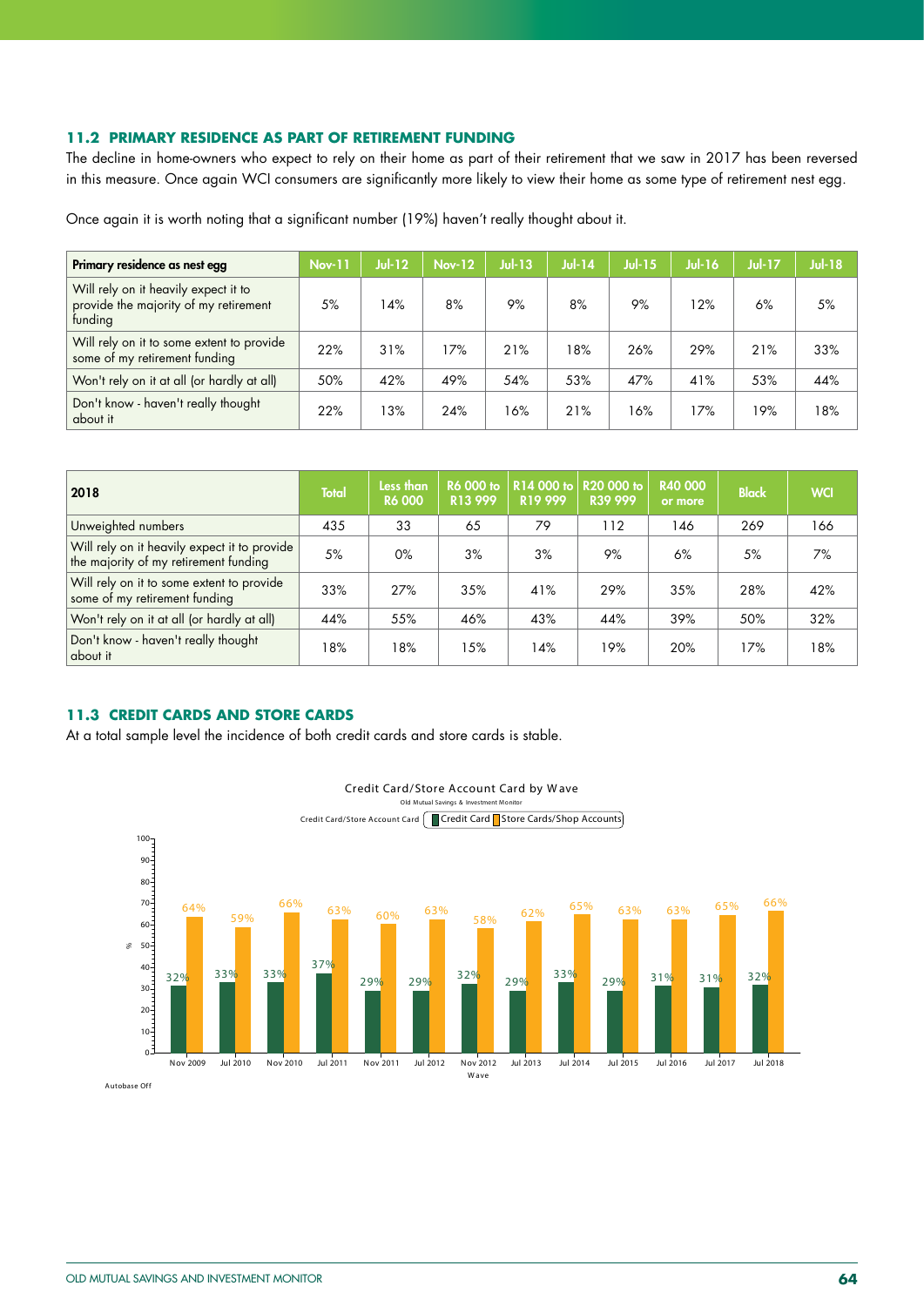### 11.2 PRIMARY RESIDENCE AS PART OF RETIREMENT FUNDING

The decline in home-owners who expect to rely on their home as part of their retirement that we saw in 2017 has been reversed in this measure. Once again WCI consumers are significantly more likely to view their home as some type of retirement nest egg.

Once again it is worth noting that a significant number (19%) haven't really thought about it.

| Primary residence as nest egg | Nov-11 | Jul-12 | Nov-12 | Jul-13 | Jul-14 | Jul-15 | Jul-16 | Jul-17 | Jul-18 |
|---|---|---|---|---|---|---|---|---|---|
| Will rely on it heavily expect it to provide the majority of my retirement funding | 5% | 14% | 8% | 9% | 8% | 9% | 12% | 6% | 5% |
| Will rely on it to some extent to provide some of my retirement funding | 22% | 31% | 17% | 21% | 18% | 26% | 29% | 21% | 33% |
| Won't rely on it at all (or hardly at all) | 50% | 42% | 49% | 54% | 53% | 47% | 41% | 53% | 44% |
| Don't know - haven't really thought about it | 22% | 13% | 24% | 16% | 21% | 16% | 17% | 19% | 18% |

| 2018 | Total | Less than R6 000 | R6 000 to R13 999 | R14 000 to R19 999 | R20 000 to R39 999 | R40 000 or more | Black | WCI |
|---|---|---|---|---|---|---|---|---|
| Unweighted numbers | 435 | 33 | 65 | 79 | 112 | 146 | 269 | 166 |
| Will rely on it heavily expect it to provide the majority of my retirement funding | 5% | 0% | 3% | 3% | 9% | 6% | 5% | 7% |
| Will rely on it to some extent to provide some of my retirement funding | 33% | 27% | 35% | 41% | 29% | 35% | 28% | 42% |
| Won't rely on it at all (or hardly at all) | 44% | 55% | 46% | 43% | 44% | 39% | 50% | 32% |
| Don't know - haven't really thought about it | 18% | 18% | 15% | 14% | 19% | 20% | 17% | 18% |

### 11.3 CREDIT CARDS AND STORE CARDS

At a total sample level the incidence of both credit cards and store cards is stable.

Credit Card/Store Account Card by Wave

Old Mutual Savings & Investment Monitor

| Wave | Credit Card | Store Cards/Shop Accounts |
|---|---|---|
| Nov 2009 | 32% | 64% |
| Jul 2010 | 33% | 59% |
| Nov 2010 | 33% | 66% |
| Jul 2011 | 37% | 63% |
| Nov 2011 | 29% | 60% |
| Jul 2012 | 29% | 63% |
| Nov 2012 | 32% | 58% |
| Jul 2013 | 29% | 62% |
| Jul 2014 | 33% | 65% |
| Jul 2015 | 29% | 63% |
| Jul 2016 | 31% | 63% |
| Jul 2017 | 31% | 65% |
| Jul 2018 | 32% | 66% |

Autobase Off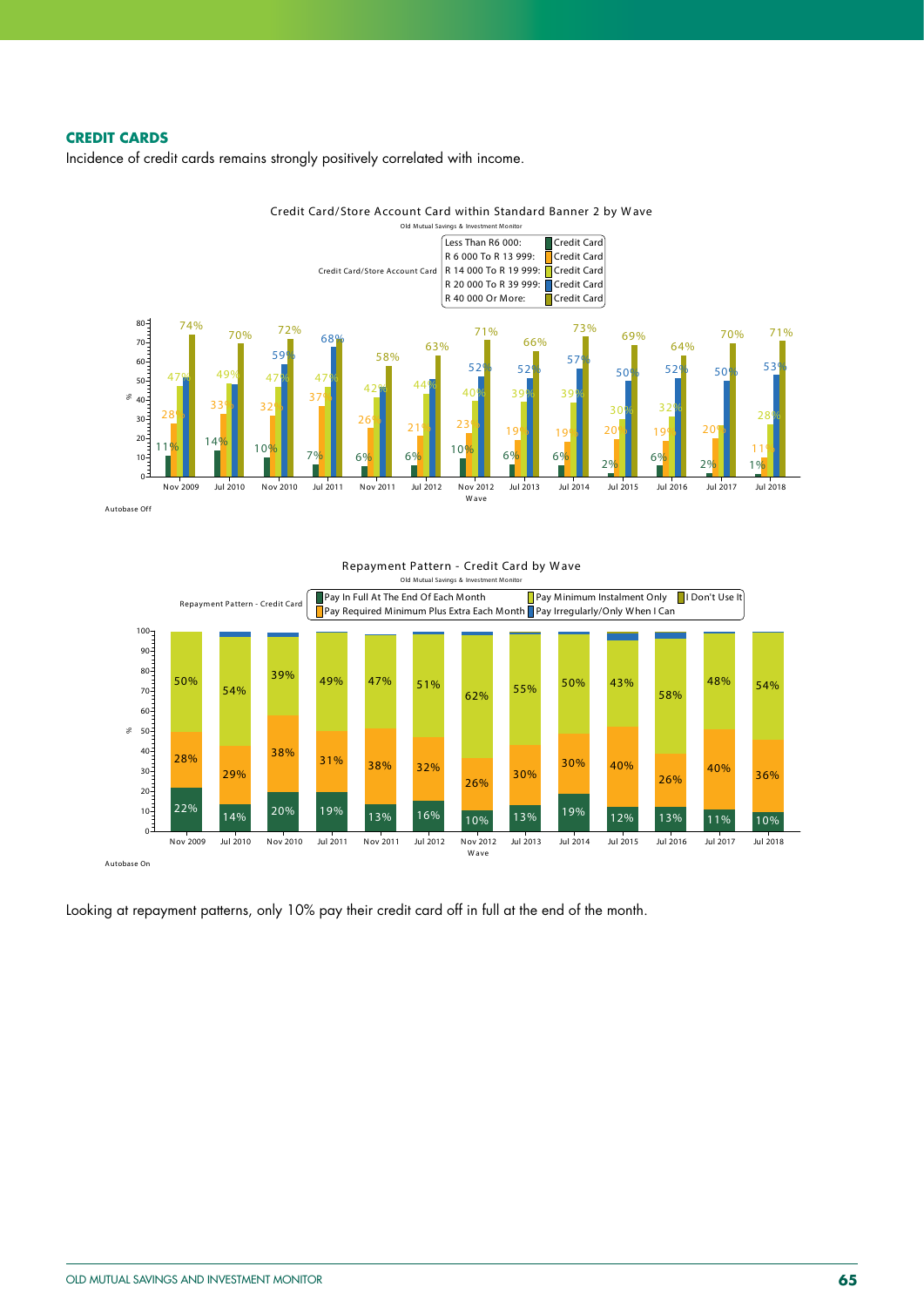## CREDIT CARDS

Incidence of credit cards remains strongly positively correlated with income.

**Credit Card/Store Account Card within Standard Banner 2 by Wave**

Old Mutual Savings & Investment Monitor

| Wave | Less Than R6 000 | R 6 000 To R 13 999 | R 14 000 To R 19 999 | R 20 000 To R 39 999 | R 40 000 Or More |
|---|---|---|---|---|---|
| Nov 2009 | 11% | 28% | 47% |  | 74% |
| Jul 2010 | 14% | 33% | 49% |  | 70% |
| Nov 2010 | 10% | 32% | 47% | 59% | 72% |
| Jul 2011 | 7% | 37% | 47% | 68% |  |
| Nov 2011 | 6% | 26% | 42% |  | 58% |
| Jul 2012 | 6% | 21% | 44% |  | 63% |
| Nov 2012 | 10% | 23% | 40% | 52% | 71% |
| Jul 2013 | 6% | 19% | 39% | 52% | 66% |
| Jul 2014 | 6% | 19% | 39% | 57% | 73% |
| Jul 2015 | 2% | 20% | 30% | 50% | 69% |
| Jul 2016 | 6% | 19% | 32% | 52% | 64% |
| Jul 2017 | 2% | 20% |  | 50% | 70% |
| Jul 2018 | 1% | 11% | 28% | 53% | 71% |

Autobase Off

**Repayment Pattern - Credit Card by Wave**

Old Mutual Savings & Investment Monitor

| Wave | Pay In Full At The End Of Each Month | Pay Required Minimum Plus Extra Each Month | Pay Minimum Instalment Only |
|---|---|---|---|
| Nov 2009 | 22% | 28% | 50% |
| Jul 2010 | 14% | 29% | 54% |
| Nov 2010 | 20% | 38% | 39% |
| Jul 2011 | 19% | 31% | 49% |
| Nov 2011 | 13% | 38% | 47% |
| Jul 2012 | 16% | 32% | 51% |
| Nov 2012 | 10% | 26% | 62% |
| Jul 2013 | 13% | 30% | 55% |
| Jul 2014 | 19% | 30% | 50% |
| Jul 2015 | 12% | 40% | 43% |
| Jul 2016 | 13% | 26% | 58% |
| Jul 2017 | 11% | 40% | 48% |
| Jul 2018 | 10% | 36% | 54% |

Autobase On

Looking at repayment patterns, only 10% pay their credit card off in full at the end of the month.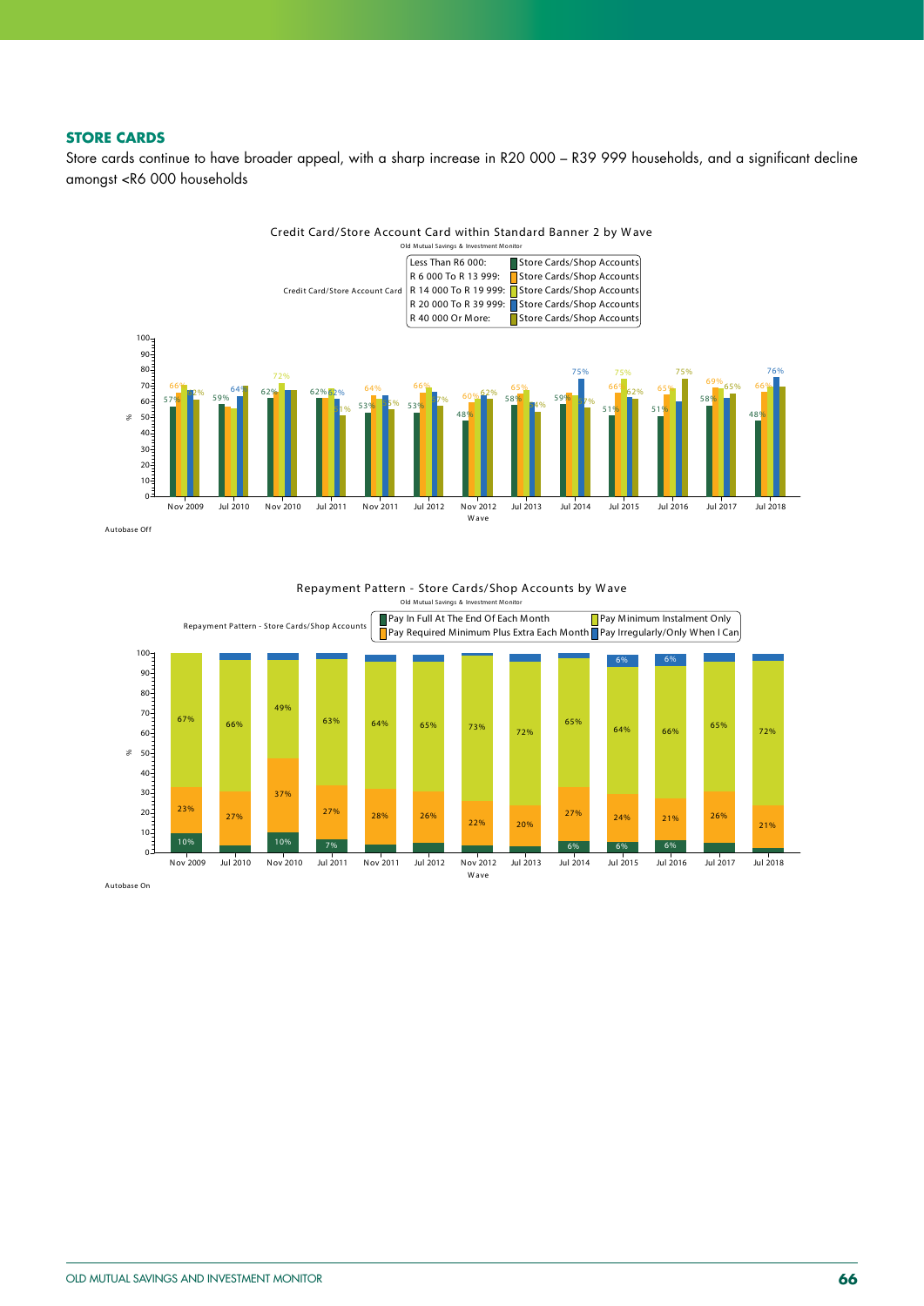## STORE CARDS

Store cards continue to have broader appeal, with a sharp increase in R20 000 – R39 999 households, and a significant decline amongst <R6 000 households

Credit Card/Store Account Card within Standard Banner 2 by Wave

Old Mutual Savings & Investment Monitor

Credit Card/Store Account Card

| Income | Series |
| --- | --- |
| Less Than R6 000: | Store Cards/Shop Accounts |
| R 6 000 To R 13 999: | Store Cards/Shop Accounts |
| R 14 000 To R 19 999: | Store Cards/Shop Accounts |
| R 20 000 To R 39 999: | Store Cards/Shop Accounts |
| R 40 000 Or More: | Store Cards/Shop Accounts |

| Wave | Less Than R6 000 | R 6 000 To R 13 999 | R 14 000 To R 19 999 | R 20 000 To R 39 999 | R 40 000 Or More |
| --- | --- | --- | --- | --- | --- |
| Nov 2009 | 57% | 66% | | 62% | |
| Jul 2010 | 59% | | | 64% | |
| Nov 2010 | 62% | | 72% | | |
| Jul 2011 | 62% | | | 62% | 51% |
| Nov 2011 | 53% | 64% | | | 55% |
| Jul 2012 | 53% | 66% | | | 57% |
| Nov 2012 | 48% | 60% | | 62% | |
| Jul 2013 | 58% | | 65% | | 54% |
| Jul 2014 | 59% | | | 75% | 57% |
| Jul 2015 | 51% | 66% | 75% | 62% | |
| Jul 2016 | 51% | 65% | | | 75% |
| Jul 2017 | 58% | 69% | | | 65% |
| Jul 2018 | 48% | 66% | | 76% | |

Wave

Autobase Off

Repayment Pattern - Store Cards/Shop Accounts by Wave

Old Mutual Savings & Investment Monitor

| Wave | Pay In Full At The End Of Each Month | Pay Required Minimum Plus Extra Each Month | Pay Minimum Instalment Only | Pay Irregularly/Only When I Can |
| --- | --- | --- | --- | --- |
| Nov 2009 | 10% | 23% | 67% | |
| Jul 2010 | | 27% | 66% | |
| Nov 2010 | 10% | 37% | 49% | |
| Jul 2011 | 7% | 27% | 63% | |
| Nov 2011 | | 28% | 64% | |
| Jul 2012 | | 26% | 65% | |
| Nov 2012 | | 22% | 73% | |
| Jul 2013 | | 20% | 72% | |
| Jul 2014 | 6% | 27% | 65% | |
| Jul 2015 | 6% | 24% | 64% | 6% |
| Jul 2016 | 6% | 21% | 66% | 6% |
| Jul 2017 | | 26% | 65% | |
| Jul 2018 | | 21% | 72% | |

Wave

Autobase On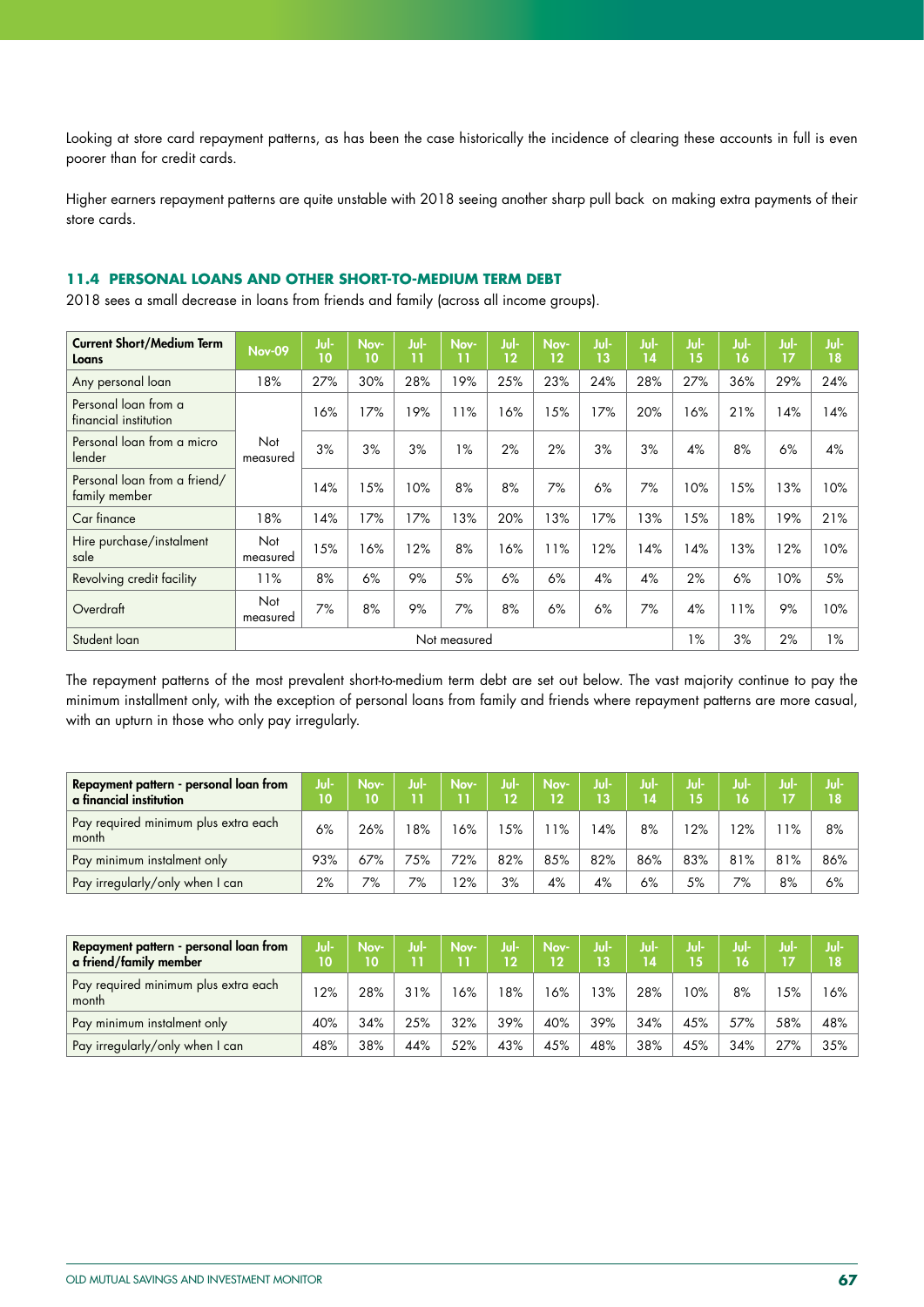Looking at store card repayment patterns, as has been the case historically the incidence of clearing these accounts in full is even poorer than for credit cards.

Higher earners repayment patterns are quite unstable with 2018 seeing another sharp pull back on making extra payments of their store cards.

### 11.4 PERSONAL LOANS AND OTHER SHORT-TO-MEDIUM TERM DEBT

2018 sees a small decrease in loans from friends and family (across all income groups).

| Current Short/Medium Term Loans | Nov-09 | Jul-10 | Nov-10 | Jul-11 | Nov-11 | Jul-12 | Nov-12 | Jul-13 | Jul-14 | Jul-15 | Jul-16 | Jul-17 | Jul-18 |
|---|---|---|---|---|---|---|---|---|---|---|---|---|---|
| Any personal loan | 18% | 27% | 30% | 28% | 19% | 25% | 23% | 24% | 28% | 27% | 36% | 29% | 24% |
| Personal loan from a financial institution | Not measured | 16% | 17% | 19% | 11% | 16% | 15% | 17% | 20% | 16% | 21% | 14% | 14% |
| Personal loan from a micro lender | | 3% | 3% | 3% | 1% | 2% | 2% | 3% | 3% | 4% | 8% | 6% | 4% |
| Personal loan from a friend/ family member | | 14% | 15% | 10% | 8% | 8% | 7% | 6% | 7% | 10% | 15% | 13% | 10% |
| Car finance | 18% | 14% | 17% | 17% | 13% | 20% | 13% | 17% | 13% | 15% | 18% | 19% | 21% |
| Hire purchase/instalment sale | Not measured | 15% | 16% | 12% | 8% | 16% | 11% | 12% | 14% | 14% | 13% | 12% | 10% |
| Revolving credit facility | 11% | 8% | 6% | 9% | 5% | 6% | 6% | 4% | 4% | 2% | 6% | 10% | 5% |
| Overdraft | Not measured | 7% | 8% | 9% | 7% | 8% | 6% | 6% | 7% | 4% | 11% | 9% | 10% |
| Student loan | Not measured | | | | | | | | | 1% | 3% | 2% | 1% |

The repayment patterns of the most prevalent short-to-medium term debt are set out below. The vast majority continue to pay the minimum installment only, with the exception of personal loans from family and friends where repayment patterns are more casual, with an upturn in those who only pay irregularly.

| Repayment pattern - personal loan from a financial institution | Jul-10 | Nov-10 | Jul-11 | Nov-11 | Jul-12 | Nov-12 | Jul-13 | Jul-14 | Jul-15 | Jul-16 | Jul-17 | Jul-18 |
|---|---|---|---|---|---|---|---|---|---|---|---|---|
| Pay required minimum plus extra each month | 6% | 26% | 18% | 16% | 15% | 11% | 14% | 8% | 12% | 12% | 11% | 8% |
| Pay minimum instalment only | 93% | 67% | 75% | 72% | 82% | 85% | 82% | 86% | 83% | 81% | 81% | 86% |
| Pay irregularly/only when I can | 2% | 7% | 7% | 12% | 3% | 4% | 4% | 6% | 5% | 7% | 8% | 6% |

| Repayment pattern - personal loan from a friend/family member | Jul-10 | Nov-10 | Jul-11 | Nov-11 | Jul-12 | Nov-12 | Jul-13 | Jul-14 | Jul-15 | Jul-16 | Jul-17 | Jul-18 |
|---|---|---|---|---|---|---|---|---|---|---|---|---|
| Pay required minimum plus extra each month | 12% | 28% | 31% | 16% | 18% | 16% | 13% | 28% | 10% | 8% | 15% | 16% |
| Pay minimum instalment only | 40% | 34% | 25% | 32% | 39% | 40% | 39% | 34% | 45% | 57% | 58% | 48% |
| Pay irregularly/only when I can | 48% | 38% | 44% | 52% | 43% | 45% | 48% | 38% | 45% | 34% | 27% | 35% |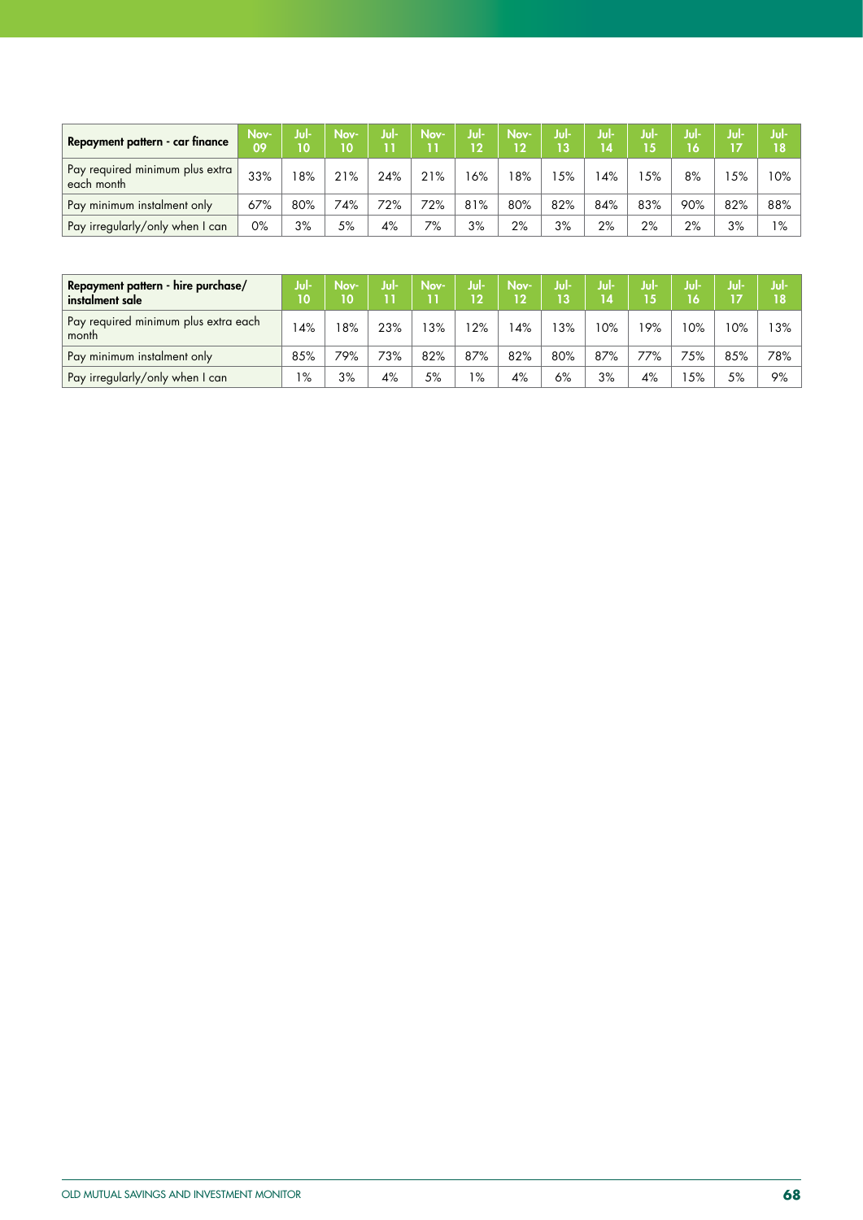| Repayment pattern - car finance | Nov-09 | Jul-10 | Nov-10 | Jul-11 | Nov-11 | Jul-12 | Nov-12 | Jul-13 | Jul-14 | Jul-15 | Jul-16 | Jul-17 | Jul-18 |
|---|---|---|---|---|---|---|---|---|---|---|---|---|---|
| Pay required minimum plus extra each month | 33% | 18% | 21% | 24% | 21% | 16% | 18% | 15% | 14% | 15% | 8% | 15% | 10% |
| Pay minimum instalment only | 67% | 80% | 74% | 72% | 72% | 81% | 80% | 82% | 84% | 83% | 90% | 82% | 88% |
| Pay irregularly/only when I can | 0% | 3% | 5% | 4% | 7% | 3% | 2% | 3% | 2% | 2% | 2% | 3% | 1% |

| Repayment pattern - hire purchase/ instalment sale | Jul-10 | Nov-10 | Jul-11 | Nov-11 | Jul-12 | Nov-12 | Jul-13 | Jul-14 | Jul-15 | Jul-16 | Jul-17 | Jul-18 |
|---|---|---|---|---|---|---|---|---|---|---|---|---|
| Pay required minimum plus extra each month | 14% | 18% | 23% | 13% | 12% | 14% | 13% | 10% | 19% | 10% | 10% | 13% |
| Pay minimum instalment only | 85% | 79% | 73% | 82% | 87% | 82% | 80% | 87% | 77% | 75% | 85% | 78% |
| Pay irregularly/only when I can | 1% | 3% | 4% | 5% | 1% | 4% | 6% | 3% | 4% | 15% | 5% | 9% |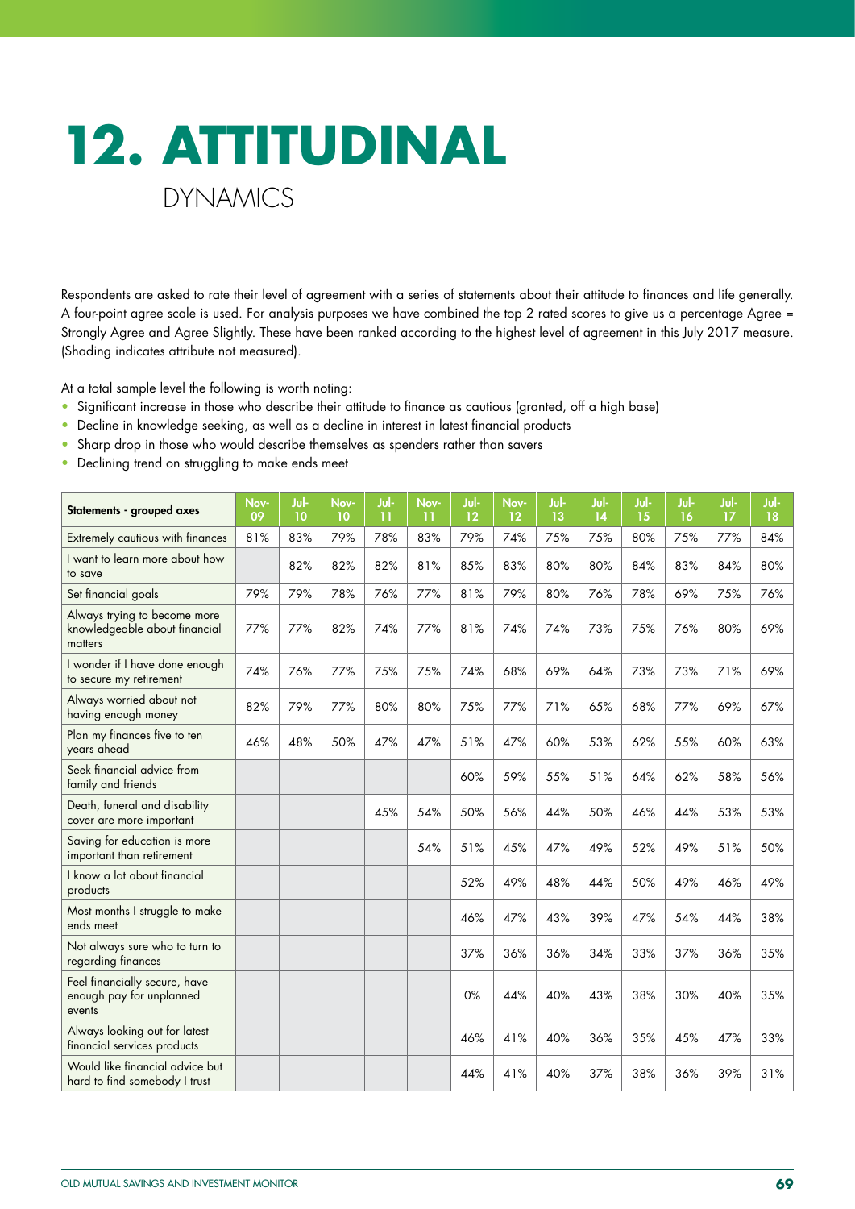# 12. ATTITUDINAL

## DYNAMICS

Respondents are asked to rate their level of agreement with a series of statements about their attitude to finances and life generally. A four-point agree scale is used. For analysis purposes we have combined the top 2 rated scores to give us a percentage Agree = Strongly Agree and Agree Slightly. These have been ranked according to the highest level of agreement in this July 2017 measure. (Shading indicates attribute not measured).

At a total sample level the following is worth noting:

- Significant increase in those who describe their attitude to finance as cautious (granted, off a high base)
- Decline in knowledge seeking, as well as a decline in interest in latest financial products
- Sharp drop in those who would describe themselves as spenders rather than savers
- Declining trend on struggling to make ends meet

| Statements - grouped axes | Nov-09 | Jul-10 | Nov-10 | Jul-11 | Nov-11 | Jul-12 | Nov-12 | Jul-13 | Jul-14 | Jul-15 | Jul-16 | Jul-17 | Jul-18 |
|---|---|---|---|---|---|---|---|---|---|---|---|---|---|
| Extremely cautious with finances | 81% | 83% | 79% | 78% | 83% | 79% | 74% | 75% | 75% | 80% | 75% | 77% | 84% |
| I want to learn more about how to save | | 82% | 82% | 82% | 81% | 85% | 83% | 80% | 80% | 84% | 83% | 84% | 80% |
| Set financial goals | 79% | 79% | 78% | 76% | 77% | 81% | 79% | 80% | 76% | 78% | 69% | 75% | 76% |
| Always trying to become more knowledgeable about financial matters | 77% | 77% | 82% | 74% | 77% | 81% | 74% | 74% | 73% | 75% | 76% | 80% | 69% |
| I wonder if I have done enough to secure my retirement | 74% | 76% | 77% | 75% | 75% | 74% | 68% | 69% | 64% | 73% | 73% | 71% | 69% |
| Always worried about not having enough money | 82% | 79% | 77% | 80% | 80% | 75% | 77% | 71% | 65% | 68% | 77% | 69% | 67% |
| Plan my finances five to ten years ahead | 46% | 48% | 50% | 47% | 47% | 51% | 47% | 60% | 53% | 62% | 55% | 60% | 63% |
| Seek financial advice from family and friends | | | | | | 60% | 59% | 55% | 51% | 64% | 62% | 58% | 56% |
| Death, funeral and disability cover are more important | | | | 45% | 54% | 50% | 56% | 44% | 50% | 46% | 44% | 53% | 53% |
| Saving for education is more important than retirement | | | | | 54% | 51% | 45% | 47% | 49% | 52% | 49% | 51% | 50% |
| I know a lot about financial products | | | | | | 52% | 49% | 48% | 44% | 50% | 49% | 46% | 49% |
| Most months I struggle to make ends meet | | | | | | 46% | 47% | 43% | 39% | 47% | 54% | 44% | 38% |
| Not always sure who to turn to regarding finances | | | | | | 37% | 36% | 36% | 34% | 33% | 37% | 36% | 35% |
| Feel financially secure, have enough pay for unplanned events | | | | | | 0% | 44% | 40% | 43% | 38% | 30% | 40% | 35% |
| Always looking out for latest financial services products | | | | | | 46% | 41% | 40% | 36% | 35% | 45% | 47% | 33% |
| Would like financial advice but hard to find somebody I trust | | | | | | 44% | 41% | 40% | 37% | 38% | 36% | 39% | 31% |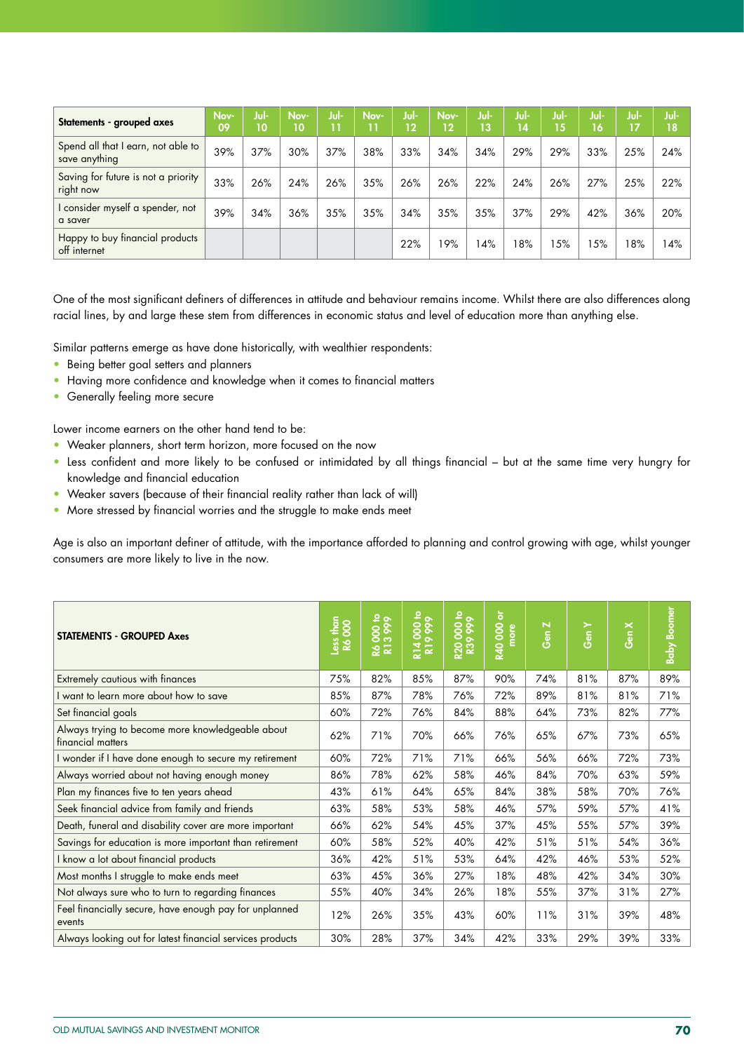| Statements - grouped axes | Nov-09 | Jul-10 | Nov-10 | Jul-11 | Nov-11 | Jul-12 | Nov-12 | Jul-13 | Jul-14 | Jul-15 | Jul-16 | Jul-17 | Jul-18 |
|---|---|---|---|---|---|---|---|---|---|---|---|---|---|
| Spend all that I earn, not able to save anything | 39% | 37% | 30% | 37% | 38% | 33% | 34% | 34% | 29% | 29% | 33% | 25% | 24% |
| Saving for future is not a priority right now | 33% | 26% | 24% | 26% | 35% | 26% | 26% | 22% | 24% | 26% | 27% | 25% | 22% |
| I consider myself a spender, not a saver | 39% | 34% | 36% | 35% | 35% | 34% | 35% | 35% | 37% | 29% | 42% | 36% | 20% |
| Happy to buy financial products off internet | | | | | | 22% | 19% | 14% | 18% | 15% | 15% | 18% | 14% |

One of the most significant definers of differences in attitude and behaviour remains income. Whilst there are also differences along racial lines, by and large these stem from differences in economic status and level of education more than anything else.

Similar patterns emerge as have done historically, with wealthier respondents:

- Being better goal setters and planners
- Having more confidence and knowledge when it comes to financial matters
- Generally feeling more secure

Lower income earners on the other hand tend to be:

- Weaker planners, short term horizon, more focused on the now
- Less confident and more likely to be confused or intimidated by all things financial – but at the same time very hungry for knowledge and financial education
- Weaker savers (because of their financial reality rather than lack of will)
- More stressed by financial worries and the struggle to make ends meet

Age is also an important definer of attitude, with the importance afforded to planning and control growing with age, whilst younger consumers are more likely to live in the now.

| STATEMENTS - GROUPED Axes | Less than R6 000 | R6 000 to R13 999 | R14 000 to R19 999 | R20 000 to R39 999 | R40 000 or more | Gen Z | Gen Y | Gen X | Baby Boomer |
|---|---|---|---|---|---|---|---|---|---|
| Extremely cautious with finances | 75% | 82% | 85% | 87% | 90% | 74% | 81% | 87% | 89% |
| I want to learn more about how to save | 85% | 87% | 78% | 76% | 72% | 89% | 81% | 81% | 71% |
| Set financial goals | 60% | 72% | 76% | 84% | 88% | 64% | 73% | 82% | 77% |
| Always trying to become more knowledgeable about financial matters | 62% | 71% | 70% | 66% | 76% | 65% | 67% | 73% | 65% |
| I wonder if I have done enough to secure my retirement | 60% | 72% | 71% | 71% | 66% | 56% | 66% | 72% | 73% |
| Always worried about not having enough money | 86% | 78% | 62% | 58% | 46% | 84% | 70% | 63% | 59% |
| Plan my finances five to ten years ahead | 43% | 61% | 64% | 65% | 84% | 38% | 58% | 70% | 76% |
| Seek financial advice from family and friends | 63% | 58% | 53% | 58% | 46% | 57% | 59% | 57% | 41% |
| Death, funeral and disability cover are more important | 66% | 62% | 54% | 45% | 37% | 45% | 55% | 57% | 39% |
| Savings for education is more important than retirement | 60% | 58% | 52% | 40% | 42% | 51% | 51% | 54% | 36% |
| I know a lot about financial products | 36% | 42% | 51% | 53% | 64% | 42% | 46% | 53% | 52% |
| Most months I struggle to make ends meet | 63% | 45% | 36% | 27% | 18% | 48% | 42% | 34% | 30% |
| Not always sure who to turn to regarding finances | 55% | 40% | 34% | 26% | 18% | 55% | 37% | 31% | 27% |
| Feel financially secure, have enough pay for unplanned events | 12% | 26% | 35% | 43% | 60% | 11% | 31% | 39% | 48% |
| Always looking out for latest financial services products | 30% | 28% | 37% | 34% | 42% | 33% | 29% | 39% | 33% |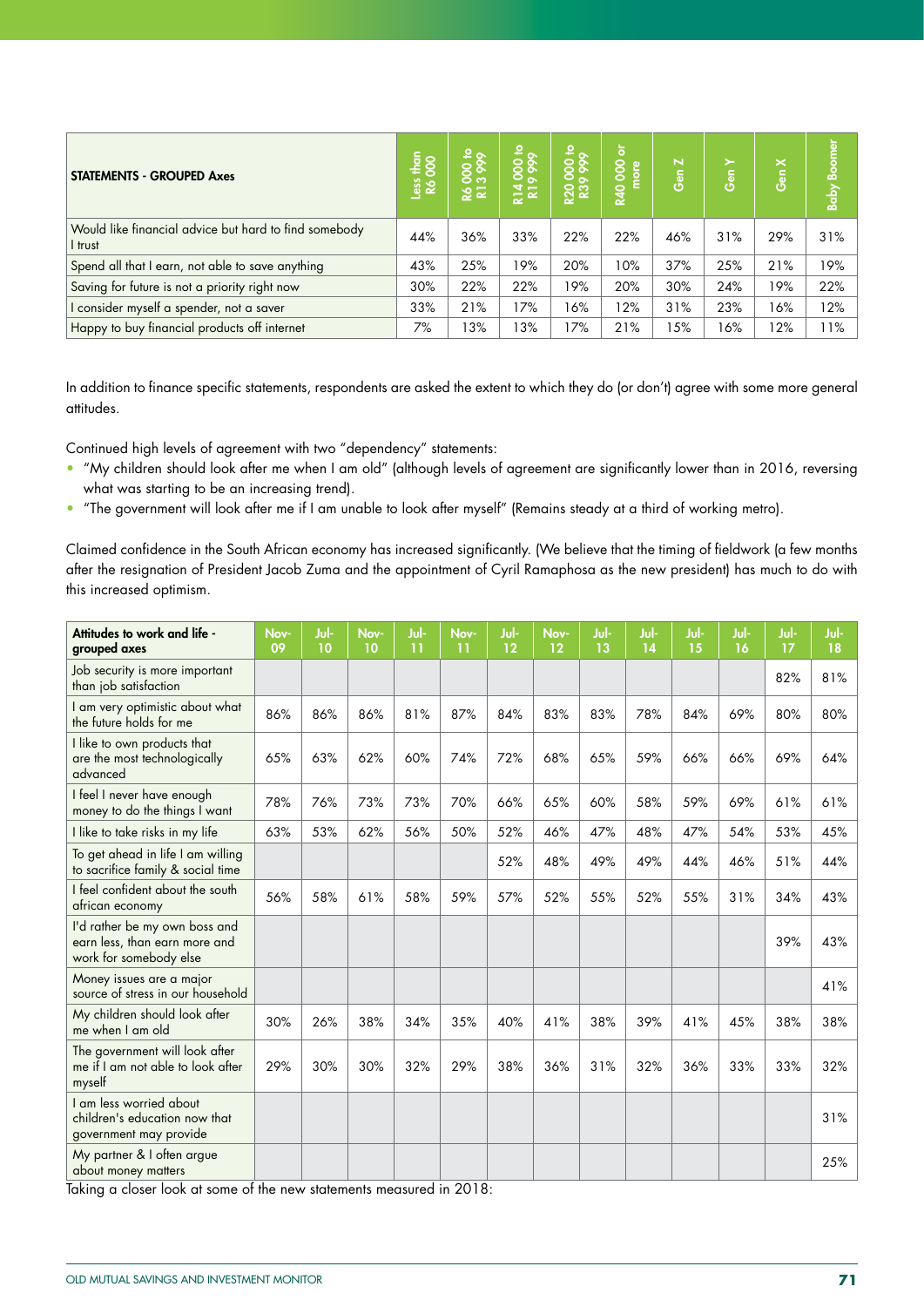| STATEMENTS - GROUPED Axes | Less than R6 000 | R6 000 to R13 999 | R14 000 to R19 999 | R20 000 to R39 999 | R40 000 or more | Gen Z | Gen Y | Gen X | Baby Boomer |
|---|---|---|---|---|---|---|---|---|---|
| Would like financial advice but hard to find somebody I trust | 44% | 36% | 33% | 22% | 22% | 46% | 31% | 29% | 31% |
| Spend all that I earn, not able to save anything | 43% | 25% | 19% | 20% | 10% | 37% | 25% | 21% | 19% |
| Saving for future is not a priority right now | 30% | 22% | 22% | 19% | 20% | 30% | 24% | 19% | 22% |
| I consider myself a spender, not a saver | 33% | 21% | 17% | 16% | 12% | 31% | 23% | 16% | 12% |
| Happy to buy financial products off internet | 7% | 13% | 13% | 17% | 21% | 15% | 16% | 12% | 11% |

In addition to finance specific statements, respondents are asked the extent to which they do (or don't) agree with some more general attitudes.

Continued high levels of agreement with two "dependency" statements:

- "My children should look after me when I am old" (although levels of agreement are significantly lower than in 2016, reversing what was starting to be an increasing trend).
- "The government will look after me if I am unable to look after myself" (Remains steady at a third of working metro).

Claimed confidence in the South African economy has increased significantly. (We believe that the timing of fieldwork (a few months after the resignation of President Jacob Zuma and the appointment of Cyril Ramaphosa as the new president) has much to do with this increased optimism.

| Attitudes to work and life - grouped axes | Nov-09 | Jul-10 | Nov-10 | Jul-11 | Nov-11 | Jul-12 | Nov-12 | Jul-13 | Jul-14 | Jul-15 | Jul-16 | Jul-17 | Jul-18 |
|---|---|---|---|---|---|---|---|---|---|---|---|---|---|
| Job security is more important than job satisfaction | | | | | | | | | | | | 82% | 81% |
| I am very optimistic about what the future holds for me | 86% | 86% | 86% | 81% | 87% | 84% | 83% | 83% | 78% | 84% | 69% | 80% | 80% |
| I like to own products that are the most technologically advanced | 65% | 63% | 62% | 60% | 74% | 72% | 68% | 65% | 59% | 66% | 66% | 69% | 64% |
| I feel I never have enough money to do the things I want | 78% | 76% | 73% | 73% | 70% | 66% | 65% | 60% | 58% | 59% | 69% | 61% | 61% |
| I like to take risks in my life | 63% | 53% | 62% | 56% | 50% | 52% | 46% | 47% | 48% | 47% | 54% | 53% | 45% |
| To get ahead in life I am willing to sacrifice family & social time | | | | | | 52% | 48% | 49% | 49% | 44% | 46% | 51% | 44% |
| I feel confident about the south african economy | 56% | 58% | 61% | 58% | 59% | 57% | 52% | 55% | 52% | 55% | 31% | 34% | 43% |
| I'd rather be my own boss and earn less, than earn more and work for somebody else | | | | | | | | | | | | 39% | 43% |
| Money issues are a major source of stress in our household | | | | | | | | | | | | | 41% |
| My children should look after me when I am old | 30% | 26% | 38% | 34% | 35% | 40% | 41% | 38% | 39% | 41% | 45% | 38% | 38% |
| The government will look after me if I am not able to look after myself | 29% | 30% | 30% | 32% | 29% | 38% | 36% | 31% | 32% | 36% | 33% | 33% | 32% |
| I am less worried about children's education now that government may provide | | | | | | | | | | | | | 31% |
| My partner & I often argue about money matters | | | | | | | | | | | | | 25% |

Taking a closer look at some of the new statements measured in 2018: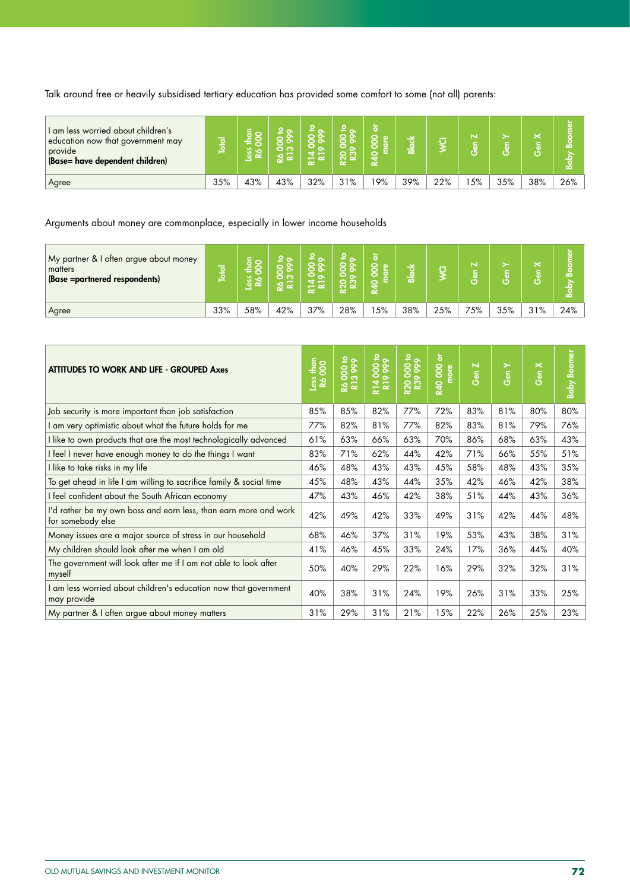Talk around free or heavily subsidised tertiary education has provided some comfort to some (not all) parents:

| I am less worried about children's education now that government may provide **(Base= have dependent children)** | Total | Less than R6 000 | R6 000 to R13 999 | R14 000 to R19 999 | R20 000 to R39 999 | R40 000 or more | Black | WCI | Gen Z | Gen Y | Gen X | Baby Boomer |
|---|---|---|---|---|---|---|---|---|---|---|---|---|
| Agree | 35% | 43% | 43% | 32% | 31% | 19% | 39% | 22% | 15% | 35% | 38% | 26% |

Arguments about money are commonplace, especially in lower income households

| My partner & I often argue about money matters **(Base =partnered respondents)** | Total | Less than R6 000 | R6 000 to R13 999 | R14 000 to R19 999 | R20 000 to R39 999 | R40 000 or more | Black | WCI | Gen Z | Gen Y | Gen X | Baby Boomer |
|---|---|---|---|---|---|---|---|---|---|---|---|---|
| Agree | 33% | 58% | 42% | 37% | 28% | 15% | 38% | 25% | 75% | 35% | 31% | 24% |

| **ATTITUDES TO WORK AND LIFE - GROUPED Axes** | Less than R6 000 | R6 000 to R13 999 | R14 000 to R19 999 | R20 000 to R39 999 | R40 000 or more | Gen Z | Gen Y | Gen X | Baby Boomer |
|---|---|---|---|---|---|---|---|---|---|
| Job security is more important than job satisfaction | 85% | 85% | 82% | 77% | 72% | 83% | 81% | 80% | 80% |
| I am very optimistic about what the future holds for me | 77% | 82% | 81% | 77% | 82% | 83% | 81% | 79% | 76% |
| I like to own products that are the most technologically advanced | 61% | 63% | 66% | 63% | 70% | 86% | 68% | 63% | 43% |
| I feel I never have enough money to do the things I want | 83% | 71% | 62% | 44% | 42% | 71% | 66% | 55% | 51% |
| I like to take risks in my life | 46% | 48% | 43% | 43% | 45% | 58% | 48% | 43% | 35% |
| To get ahead in life I am willing to sacrifice family & social time | 45% | 48% | 43% | 44% | 35% | 42% | 46% | 42% | 38% |
| I feel confident about the South African economy | 47% | 43% | 46% | 42% | 38% | 51% | 44% | 43% | 36% |
| I'd rather be my own boss and earn less, than earn more and work for somebody else | 42% | 49% | 42% | 33% | 49% | 31% | 42% | 44% | 48% |
| Money issues are a major source of stress in our household | 68% | 46% | 37% | 31% | 19% | 53% | 43% | 38% | 31% |
| My children should look after me when I am old | 41% | 46% | 45% | 33% | 24% | 17% | 36% | 44% | 40% |
| The government will look after me if I am not able to look after myself | 50% | 40% | 29% | 22% | 16% | 29% | 32% | 32% | 31% |
| I am less worried about children's education now that government may provide | 40% | 38% | 31% | 24% | 19% | 26% | 31% | 33% | 25% |
| My partner & I often argue about money matters | 31% | 29% | 31% | 21% | 15% | 22% | 26% | 25% | 23% |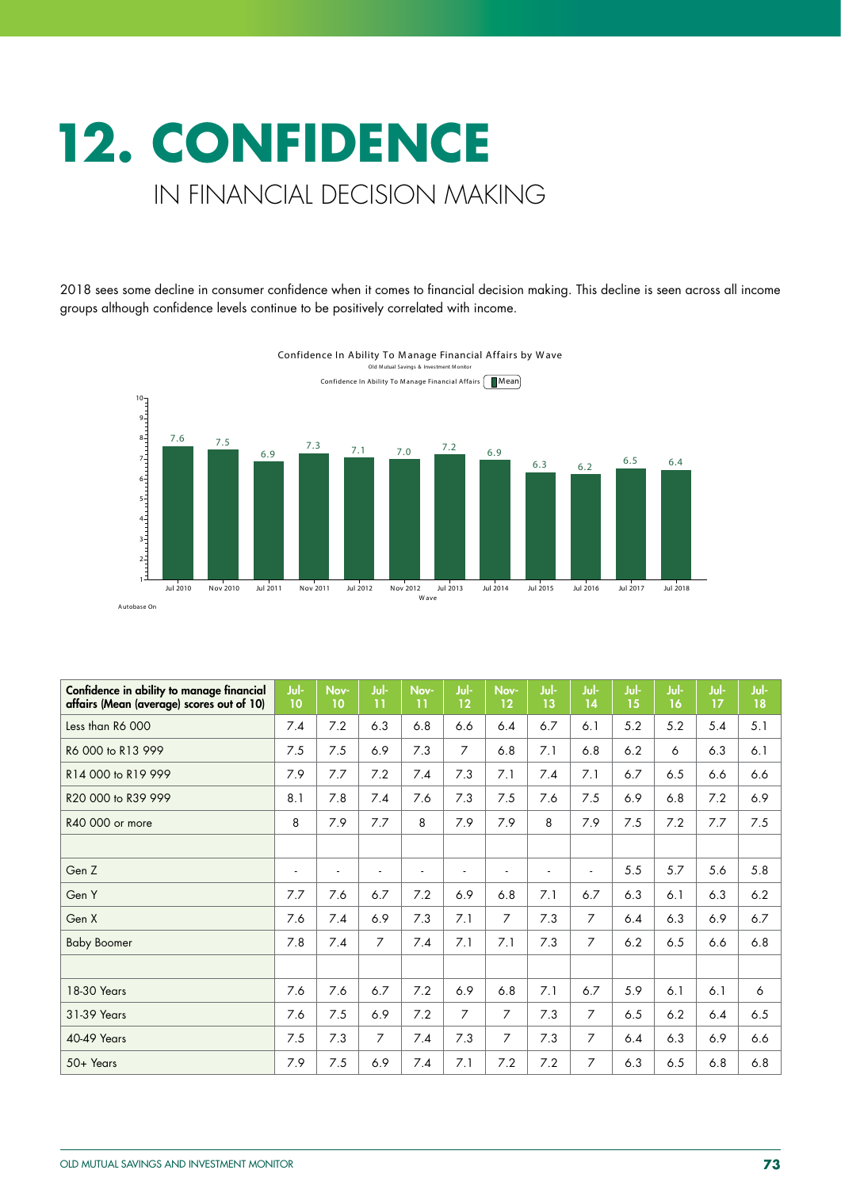# 12. CONFIDENCE

## IN FINANCIAL DECISION MAKING

2018 sees some decline in consumer confidence when it comes to financial decision making. This decline is seen across all income groups although confidence levels continue to be positively correlated with income.

Confidence In Ability To Manage Financial Affairs by Wave

Old Mutual Savings & Investment Monitor

Confidence In Ability To Manage Financial Affairs — Mean

| Wave | Jul 2010 | Nov 2010 | Jul 2011 | Nov 2011 | Jul 2012 | Nov 2012 | Jul 2013 | Jul 2014 | Jul 2015 | Jul 2016 | Jul 2017 | Jul 2018 |
|---|---|---|---|---|---|---|---|---|---|---|---|---|
| Mean | 7.6 | 7.5 | 6.9 | 7.3 | 7.1 | 7.0 | 7.2 | 6.9 | 6.3 | 6.2 | 6.5 | 6.4 |

Autobase On

| Confidence in ability to manage financial affairs (Mean (average) scores out of 10) | Jul-10 | Nov-10 | Jul-11 | Nov-11 | Jul-12 | Nov-12 | Jul-13 | Jul-14 | Jul-15 | Jul-16 | Jul-17 | Jul-18 |
|---|---|---|---|---|---|---|---|---|---|---|---|---|
| Less than R6 000 | 7.4 | 7.2 | 6.3 | 6.8 | 6.6 | 6.4 | 6.7 | 6.1 | 5.2 | 5.2 | 5.4 | 5.1 |
| R6 000 to R13 999 | 7.5 | 7.5 | 6.9 | 7.3 | 7 | 6.8 | 7.1 | 6.8 | 6.2 | 6 | 6.3 | 6.1 |
| R14 000 to R19 999 | 7.9 | 7.7 | 7.2 | 7.4 | 7.3 | 7.1 | 7.4 | 7.1 | 6.7 | 6.5 | 6.6 | 6.6 |
| R20 000 to R39 999 | 8.1 | 7.8 | 7.4 | 7.6 | 7.3 | 7.5 | 7.6 | 7.5 | 6.9 | 6.8 | 7.2 | 6.9 |
| R40 000 or more | 8 | 7.9 | 7.7 | 8 | 7.9 | 7.9 | 8 | 7.9 | 7.5 | 7.2 | 7.7 | 7.5 |
| | | | | | | | | | | | | |
| Gen Z | - | - | - | - | - | - | - | - | 5.5 | 5.7 | 5.6 | 5.8 |
| Gen Y | 7.7 | 7.6 | 6.7 | 7.2 | 6.9 | 6.8 | 7.1 | 6.7 | 6.3 | 6.1 | 6.3 | 6.2 |
| Gen X | 7.6 | 7.4 | 6.9 | 7.3 | 7.1 | 7 | 7.3 | 7 | 6.4 | 6.3 | 6.9 | 6.7 |
| Baby Boomer | 7.8 | 7.4 | 7 | 7.4 | 7.1 | 7.1 | 7.3 | 7 | 6.2 | 6.5 | 6.6 | 6.8 |
| | | | | | | | | | | | | |
| 18-30 Years | 7.6 | 7.6 | 6.7 | 7.2 | 6.9 | 6.8 | 7.1 | 6.7 | 5.9 | 6.1 | 6.1 | 6 |
| 31-39 Years | 7.6 | 7.5 | 6.9 | 7.2 | 7 | 7 | 7.3 | 7 | 6.5 | 6.2 | 6.4 | 6.5 |
| 40-49 Years | 7.5 | 7.3 | 7 | 7.4 | 7.3 | 7 | 7.3 | 7 | 6.4 | 6.3 | 6.9 | 6.6 |
| 50+ Years | 7.9 | 7.5 | 6.9 | 7.4 | 7.1 | 7.2 | 7.2 | 7 | 6.3 | 6.5 | 6.8 | 6.8 |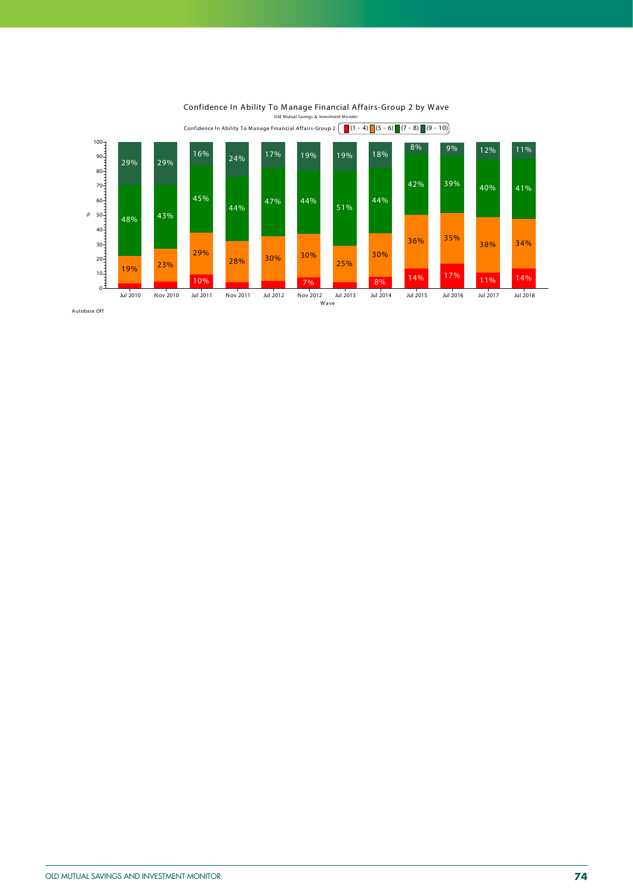## Confidence In Ability To Manage Financial Affairs-Group 2 by Wave

Old Mutual Savings & Investment Monitor

Confidence In Ability To Manage Financial Affairs-Group 2: (1 - 4) (5 - 6) (7 - 8) (9 - 10)

| Wave | (1 - 4) | (5 - 6) | (7 - 8) | (9 - 10) |
|---|---|---|---|---|
| Jul 2010 | | 19% | 48% | 29% |
| Nov 2010 | | 23% | 43% | 29% |
| Jul 2011 | 10% | 29% | 45% | 16% |
| Nov 2011 | | 28% | 44% | 24% |
| Jul 2012 | | 30% | 47% | 17% |
| Nov 2012 | 7% | 30% | 44% | 19% |
| Jul 2013 | | 25% | 51% | 19% |
| Jul 2014 | 8% | 30% | 44% | 18% |
| Jul 2015 | 14% | 36% | 42% | 8% |
| Jul 2016 | 17% | 35% | 39% | 9% |
| Jul 2017 | 11% | 38% | 40% | 12% |
| Jul 2018 | 14% | 34% | 41% | 11% |

Autobase Off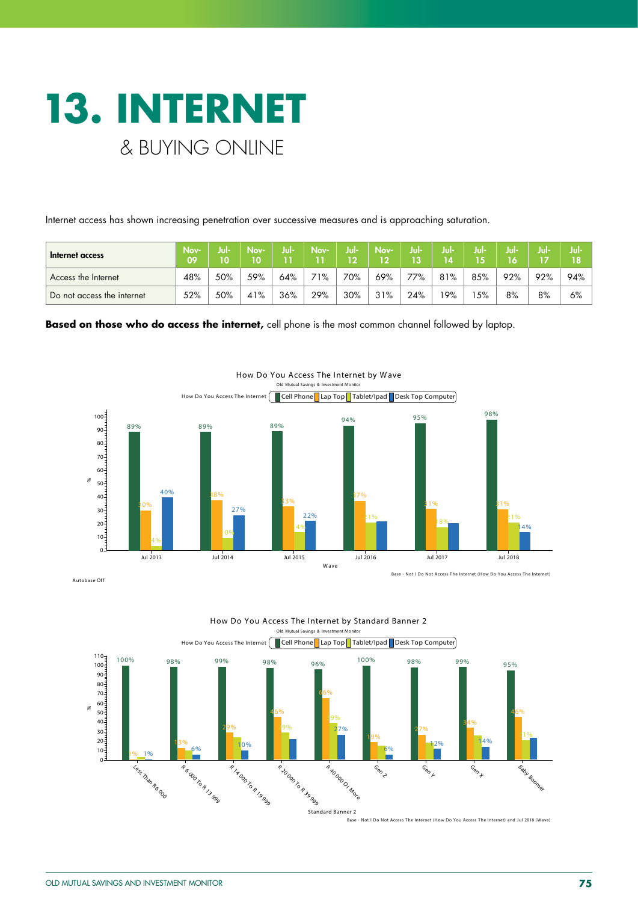# 13. INTERNET

## & BUYING ONLINE

Internet access has shown increasing penetration over successive measures and is approaching saturation.

| Internet access | Nov-09 | Jul-10 | Nov-10 | Jul-11 | Nov-11 | Jul-12 | Nov-12 | Jul-13 | Jul-14 | Jul-15 | Jul-16 | Jul-17 | Jul-18 |
|---|---|---|---|---|---|---|---|---|---|---|---|---|---|
| Access the Internet | 48% | 50% | 59% | 64% | 71% | 70% | 69% | 77% | 81% | 85% | 92% | 92% | 94% |
| Do not access the internet | 52% | 50% | 41% | 36% | 29% | 30% | 31% | 24% | 19% | 15% | 8% | 8% | 6% |

**Based on those who do access the internet,** cell phone is the most common channel followed by laptop.

How Do You Access The Internet by Wave

Old Mutual Savings & Investment Monitor

How Do You Access The Internet: Cell Phone, Lap Top, Tablet/Ipad, Desk Top Computer

| Wave | Cell Phone | Lap Top | Tablet/Ipad | Desk Top Computer |
|---|---|---|---|---|
| Jul 2013 | 89% | 30% | 4% | 40% |
| Jul 2014 | 89% | 38% | 10% | 27% |
| Jul 2015 | 89% | 33% | 14% | 22% |
| Jul 2016 | 94% | 37% | 21% | |
| Jul 2017 | 95% | 31% | 18% | |
| Jul 2018 | 98% | 31% | 21% | 14% |

Base - Not I Do Not Access The Internet (How Do You Access The Internet)

Autobase Off

How Do You Access The Internet by Standard Banner 2

Old Mutual Savings & Investment Monitor

How Do You Access The Internet: Cell Phone, Lap Top, Tablet/Ipad, Desk Top Computer

| Standard Banner 2 | Cell Phone | Lap Top | Tablet/Ipad | Desk Top Computer |
|---|---|---|---|---|
| Less Than R6 000 | 100% | 1% | | 1% |
| R 6 000 To R 13 999 | 98% | 13% | | 6% |
| R 14 000 To R 19 999 | 99% | 29% | | 10% |
| R 20 000 To R 39 999 | 98% | 46% | 29% | |
| R 40 000 Or More | 96% | 66% | 39% | 27% |
| Gen Z | 100% | 19% | | 6% |
| Gen Y | 98% | 27% | | 12% |
| Gen X | 99% | 34% | | 14% |
| Baby Boomer | 95% | 46% | 21% | |

Base - Not I Do Not Access The Internet (How Do You Access The Internet) and Jul 2018 (Wave)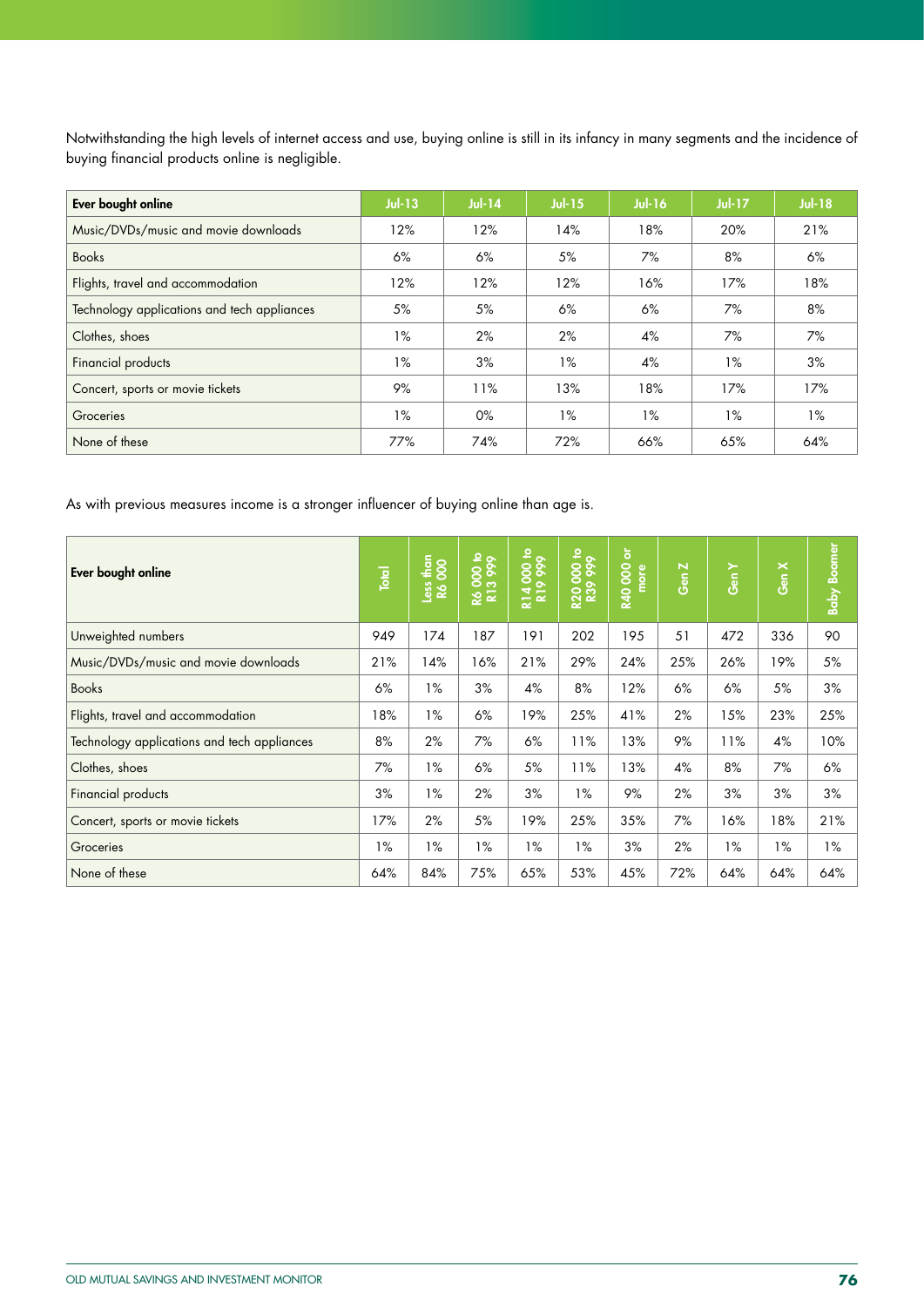Notwithstanding the high levels of internet access and use, buying online is still in its infancy in many segments and the incidence of buying financial products online is negligible.

| Ever bought online | Jul-13 | Jul-14 | Jul-15 | Jul-16 | Jul-17 | Jul-18 |
|---|---|---|---|---|---|---|
| Music/DVDs/music and movie downloads | 12% | 12% | 14% | 18% | 20% | 21% |
| Books | 6% | 6% | 5% | 7% | 8% | 6% |
| Flights, travel and accommodation | 12% | 12% | 12% | 16% | 17% | 18% |
| Technology applications and tech appliances | 5% | 5% | 6% | 6% | 7% | 8% |
| Clothes, shoes | 1% | 2% | 2% | 4% | 7% | 7% |
| Financial products | 1% | 3% | 1% | 4% | 1% | 3% |
| Concert, sports or movie tickets | 9% | 11% | 13% | 18% | 17% | 17% |
| Groceries | 1% | 0% | 1% | 1% | 1% | 1% |
| None of these | 77% | 74% | 72% | 66% | 65% | 64% |

As with previous measures income is a stronger influencer of buying online than age is.

| Ever bought online | Total | Less than R6 000 | R6 000 to R13 999 | R14 000 to R19 999 | R20 000 to R39 999 | R40 000 or more | Gen Z | Gen Y | Gen X | Baby Boomer |
|---|---|---|---|---|---|---|---|---|---|---|
| Unweighted numbers | 949 | 174 | 187 | 191 | 202 | 195 | 51 | 472 | 336 | 90 |
| Music/DVDs/music and movie downloads | 21% | 14% | 16% | 21% | 29% | 24% | 25% | 26% | 19% | 5% |
| Books | 6% | 1% | 3% | 4% | 8% | 12% | 6% | 6% | 5% | 3% |
| Flights, travel and accommodation | 18% | 1% | 6% | 19% | 25% | 41% | 2% | 15% | 23% | 25% |
| Technology applications and tech appliances | 8% | 2% | 7% | 6% | 11% | 13% | 9% | 11% | 4% | 10% |
| Clothes, shoes | 7% | 1% | 6% | 5% | 11% | 13% | 4% | 8% | 7% | 6% |
| Financial products | 3% | 1% | 2% | 3% | 1% | 9% | 2% | 3% | 3% | 3% |
| Concert, sports or movie tickets | 17% | 2% | 5% | 19% | 25% | 35% | 7% | 16% | 18% | 21% |
| Groceries | 1% | 1% | 1% | 1% | 1% | 3% | 2% | 1% | 1% | 1% |
| None of these | 64% | 84% | 75% | 65% | 53% | 45% | 72% | 64% | 64% | 64% |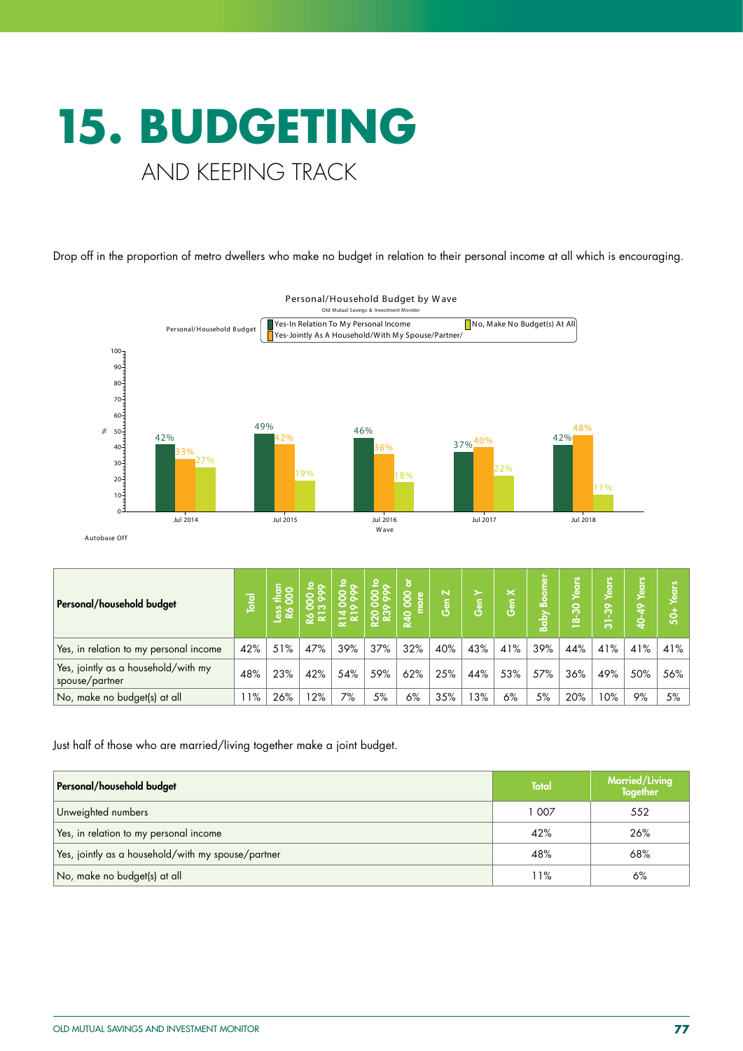# 15. BUDGETING

## AND KEEPING TRACK

Drop off in the proportion of metro dwellers who make no budget in relation to their personal income at all which is encouraging.

Personal/Household Budget by Wave

Old Mutual Savings & Investment Monitor

| Wave | Yes-In Relation To My Personal Income | Yes-Jointly As A Household/With My Spouse/Partner/ | No, Make No Budget(s) At All |
|---|---|---|---|
| Jul 2014 | 42% | 33% | 27% |
| Jul 2015 | 49% | 42% | 19% |
| Jul 2016 | 46% | 36% | 18% |
| Jul 2017 | 37% | 40% | 22% |
| Jul 2018 | 42% | 48% | 11% |

Autobase Off

| Personal/household budget | Total | Less than R6 000 | R6 000 to R13 999 | R14 000 to R19 999 | R20 000 to R39 999 | R40 000 or more | Gen Z | Gen Y | Gen X | Baby Boomer | 18-30 Years | 31-39 Years | 40-49 Years | 50+ Years |
|---|---|---|---|---|---|---|---|---|---|---|---|---|---|---|
| Yes, in relation to my personal income | 42% | 51% | 47% | 39% | 37% | 32% | 40% | 43% | 41% | 39% | 44% | 41% | 41% | 41% |
| Yes, jointly as a household/with my spouse/partner | 48% | 23% | 42% | 54% | 59% | 62% | 25% | 44% | 53% | 57% | 36% | 49% | 50% | 56% |
| No, make no budget(s) at all | 11% | 26% | 12% | 7% | 5% | 6% | 35% | 13% | 6% | 5% | 20% | 10% | 9% | 5% |

Just half of those who are married/living together make a joint budget.

| Personal/household budget | Total | Married/Living Together |
|---|---|---|
| Unweighted numbers | 1 007 | 552 |
| Yes, in relation to my personal income | 42% | 26% |
| Yes, jointly as a household/with my spouse/partner | 48% | 68% |
| No, make no budget(s) at all | 11% | 6% |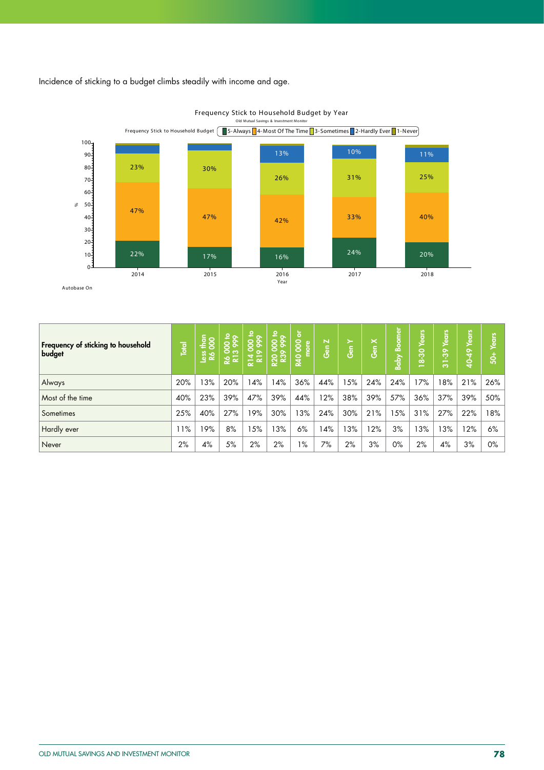Incidence of sticking to a budget climbs steadily with income and age.

Frequency Stick to Household Budget by Year

Old Mutual Savings & Investment Monitor

Frequency Stick to Household Budget: 5-Always, 4-Most Of The Time, 3-Sometimes, 2-Hardly Ever, 1-Never

| Year | 5-Always | 4-Most Of The Time | 3-Sometimes | 2-Hardly Ever |
|---|---|---|---|---|
| 2014 | 22% | 47% | 23% | |
| 2015 | 17% | 47% | 30% | |
| 2016 | 16% | 42% | 26% | 13% |
| 2017 | 24% | 33% | 31% | 10% |
| 2018 | 20% | 40% | 25% | 11% |

Autobase On

| Frequency of sticking to household budget | Total | Less than R6 000 | R6 000 to R13 999 | R14 000 to R19 999 | R20 000 to R39 999 | R40 000 or more | Gen Z | Gen Y | Gen X | Baby Boomer | 18-30 Years | 31-39 Years | 40-49 Years | 50+ Years |
|---|---|---|---|---|---|---|---|---|---|---|---|---|---|---|
| Always | 20% | 13% | 20% | 14% | 14% | 36% | 44% | 15% | 24% | 24% | 17% | 18% | 21% | 26% |
| Most of the time | 40% | 23% | 39% | 47% | 39% | 44% | 12% | 38% | 39% | 57% | 36% | 37% | 39% | 50% |
| Sometimes | 25% | 40% | 27% | 19% | 30% | 13% | 24% | 30% | 21% | 15% | 31% | 27% | 22% | 18% |
| Hardly ever | 11% | 19% | 8% | 15% | 13% | 6% | 14% | 13% | 12% | 3% | 13% | 13% | 12% | 6% |
| Never | 2% | 4% | 5% | 2% | 2% | 1% | 7% | 2% | 3% | 0% | 2% | 4% | 3% | 0% |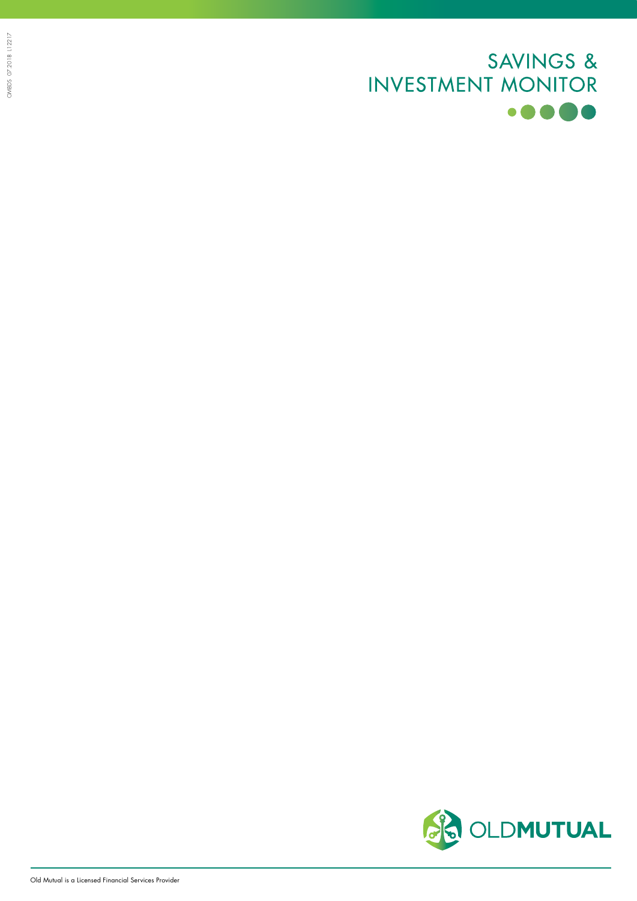# SAVINGS & INVESTMENT MONITOR

OMBDS 07 2018 L12217

OLDMUTUAL

Old Mutual is a Licensed Financial Services Provider